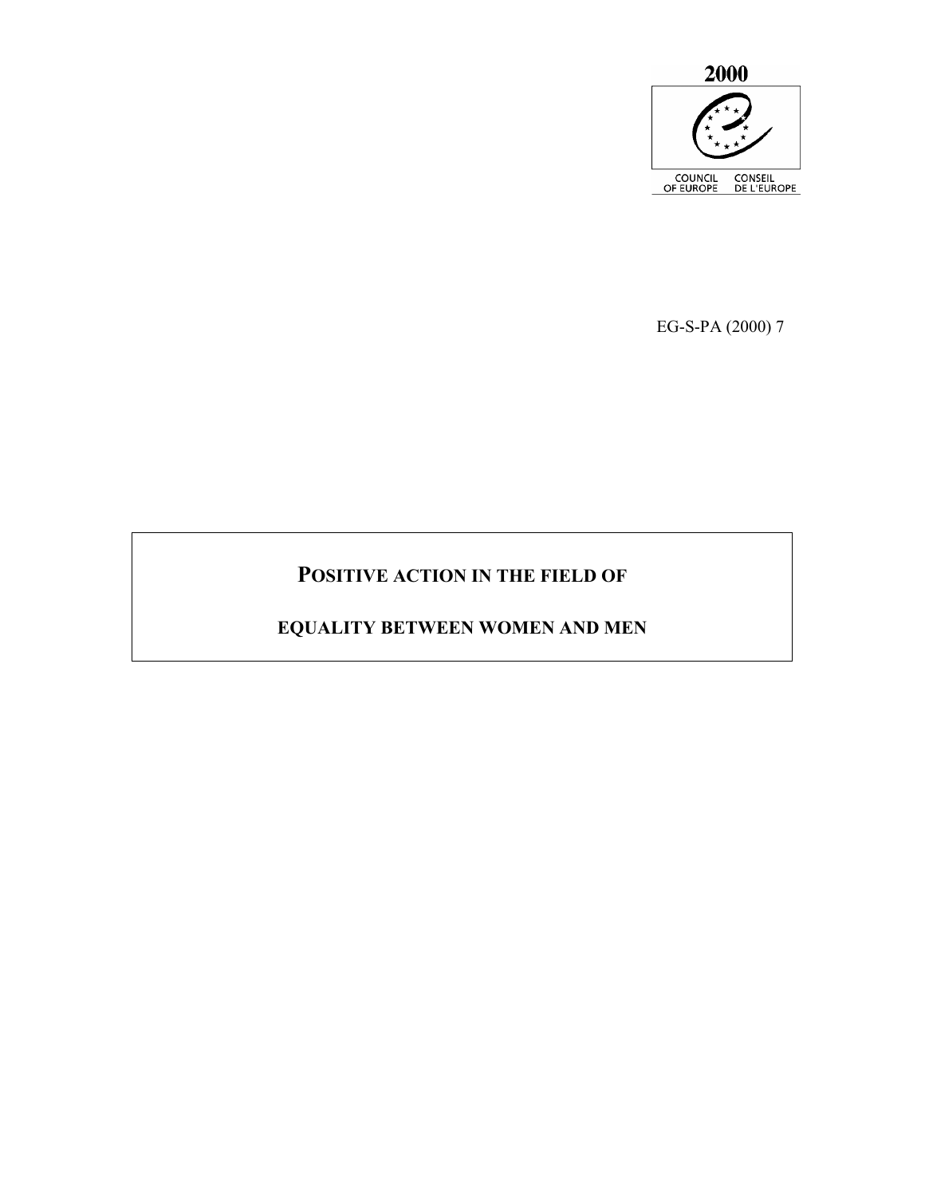2000

COUNCIL OF EUROPE CONSEIL DE L'EUROPE

EG-S-PA (2000) 7

# POSITIVE ACTION IN THE FIELD OF EQUALITY BETWEEN WOMEN AND MEN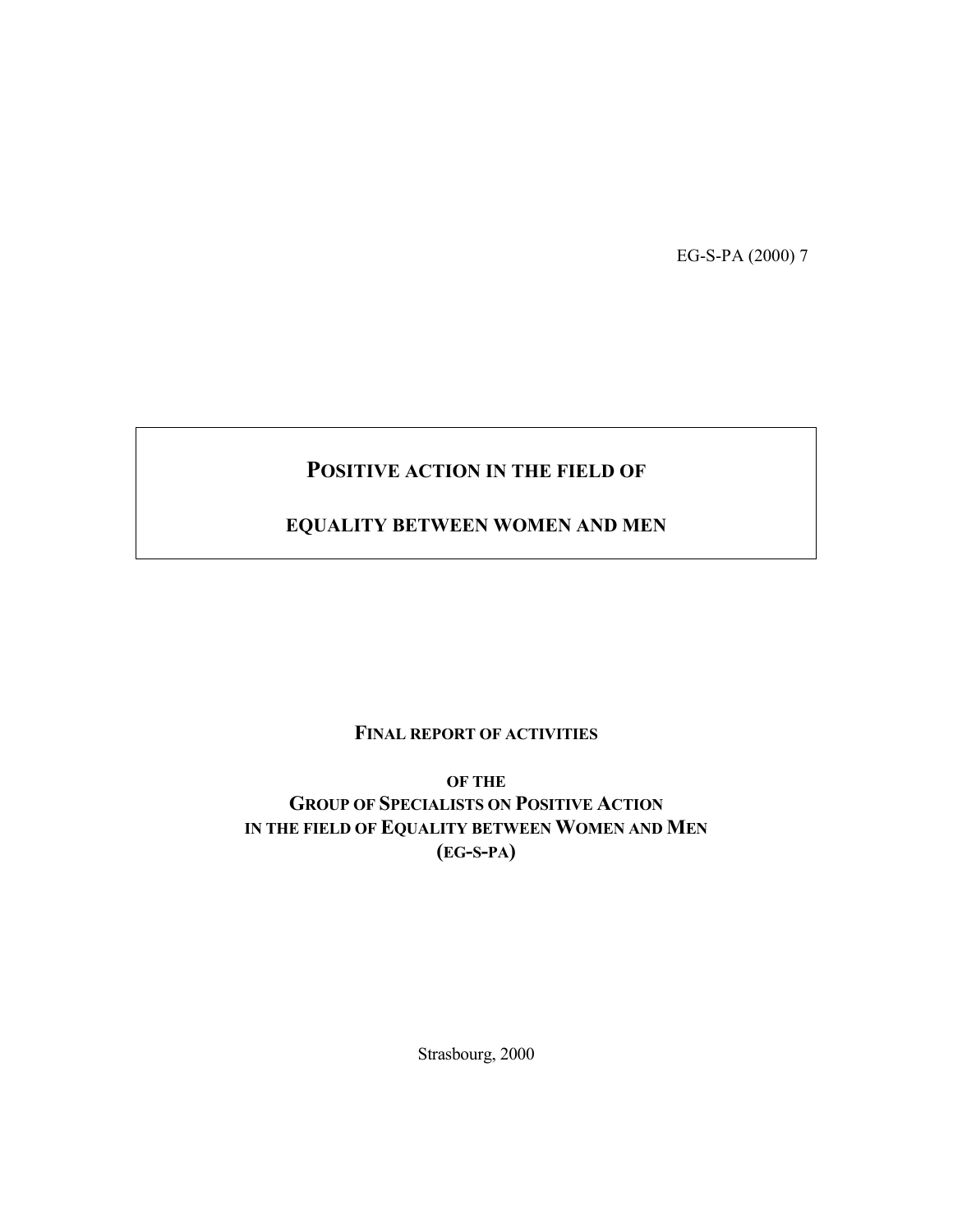EG-S-PA (2000) 7

# POSITIVE ACTION IN THE FIELD OF EQUALITY BETWEEN WOMEN AND MEN

**FINAL REPORT OF ACTIVITIES**

**OF THE**
**GROUP OF SPECIALISTS ON POSITIVE ACTION**
**IN THE FIELD OF EQUALITY BETWEEN WOMEN AND MEN**
**(EG-S-PA)**

Strasbourg, 2000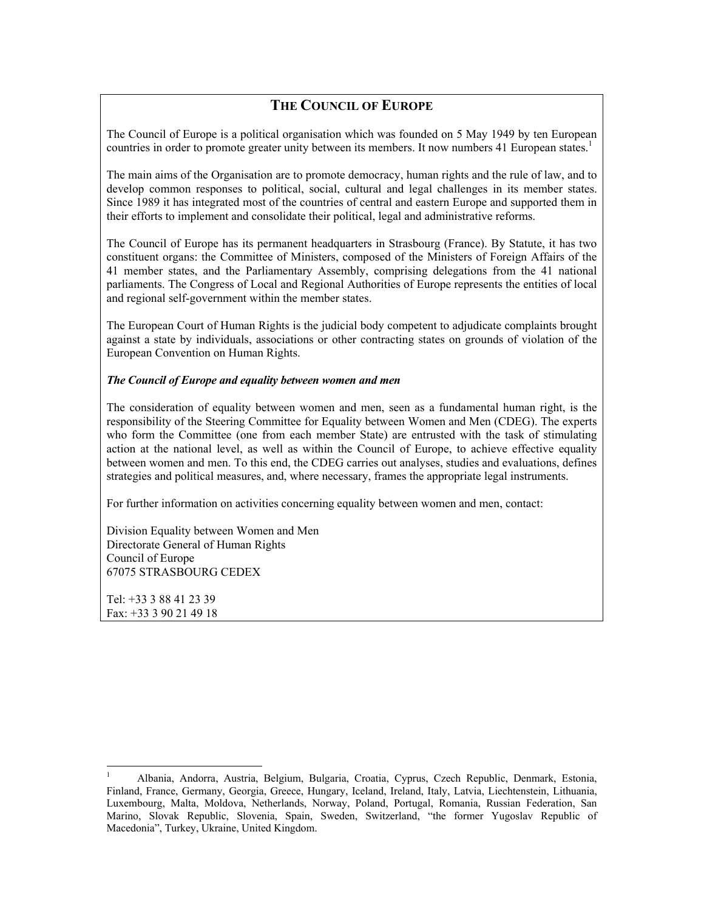## The Council of Europe

The Council of Europe is a political organisation which was founded on 5 May 1949 by ten European countries in order to promote greater unity between its members. It now numbers 41 European states.[1]

The main aims of the Organisation are to promote democracy, human rights and the rule of law, and to develop common responses to political, social, cultural and legal challenges in its member states. Since 1989 it has integrated most of the countries of central and eastern Europe and supported them in their efforts to implement and consolidate their political, legal and administrative reforms.

The Council of Europe has its permanent headquarters in Strasbourg (France). By Statute, it has two constituent organs: the Committee of Ministers, composed of the Ministers of Foreign Affairs of the 41 member states, and the Parliamentary Assembly, comprising delegations from the 41 national parliaments. The Congress of Local and Regional Authorities of Europe represents the entities of local and regional self-government within the member states.

The European Court of Human Rights is the judicial body competent to adjudicate complaints brought against a state by individuals, associations or other contracting states on grounds of violation of the European Convention on Human Rights.

***The Council of Europe and equality between women and men***

The consideration of equality between women and men, seen as a fundamental human right, is the responsibility of the Steering Committee for Equality between Women and Men (CDEG). The experts who form the Committee (one from each member State) are entrusted with the task of stimulating action at the national level, as well as within the Council of Europe, to achieve effective equality between women and men. To this end, the CDEG carries out analyses, studies and evaluations, defines strategies and political measures, and, where necessary, frames the appropriate legal instruments.

For further information on activities concerning equality between women and men, contact:

Division Equality between Women and Men
Directorate General of Human Rights
Council of Europe
67075 STRASBOURG CEDEX

Tel: +33 3 88 41 23 39
Fax: +33 3 90 21 49 18

---

[1] Albania, Andorra, Austria, Belgium, Bulgaria, Croatia, Cyprus, Czech Republic, Denmark, Estonia, Finland, France, Germany, Georgia, Greece, Hungary, Iceland, Ireland, Italy, Latvia, Liechtenstein, Lithuania, Luxembourg, Malta, Moldova, Netherlands, Norway, Poland, Portugal, Romania, Russian Federation, San Marino, Slovak Republic, Slovenia, Spain, Sweden, Switzerland, "the former Yugoslav Republic of Macedonia", Turkey, Ukraine, United Kingdom.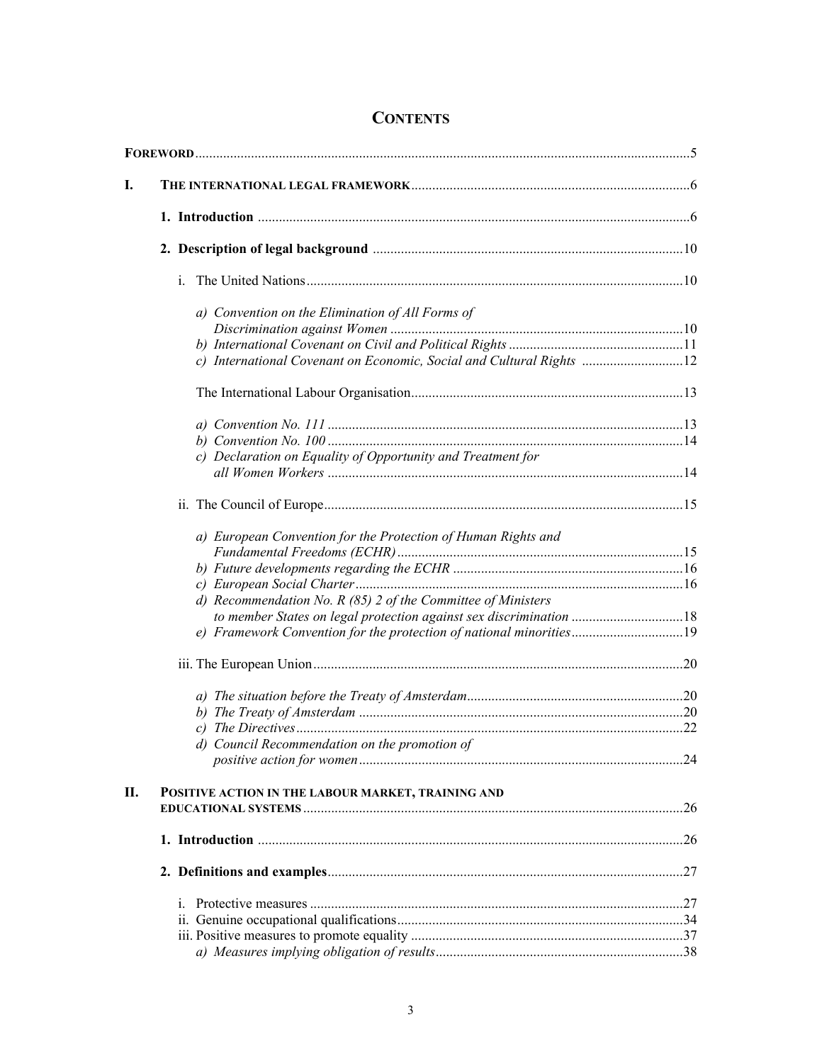# CONTENTS

**FOREWORD** ..... 5

**I. THE INTERNATIONAL LEGAL FRAMEWORK** ..... 6

- **1. Introduction** ..... 6
- **2. Description of legal background** ..... 10
  - i. The United Nations ..... 10
    - *a) Convention on the Elimination of All Forms of Discrimination against Women* ..... 10
    - *b) International Covenant on Civil and Political Rights* ..... 11
    - *c) International Covenant on Economic, Social and Cultural Rights* ..... 12
  - The International Labour Organisation ..... 13
    - *a) Convention No. 111* ..... 13
    - *b) Convention No. 100* ..... 14
    - *c) Declaration on Equality of Opportunity and Treatment for all Women Workers* ..... 14
  - ii. The Council of Europe ..... 15
    - *a) European Convention for the Protection of Human Rights and Fundamental Freedoms (ECHR)* ..... 15
    - *b) Future developments regarding the ECHR* ..... 16
    - *c) European Social Charter* ..... 16
    - *d) Recommendation No. R (85) 2 of the Committee of Ministers to member States on legal protection against sex discrimination* ..... 18
    - *e) Framework Convention for the protection of national minorities* ..... 19
  - iii. The European Union ..... 20
    - *a) The situation before the Treaty of Amsterdam* ..... 20
    - *b) The Treaty of Amsterdam* ..... 20
    - *c) The Directives* ..... 22
    - *d) Council Recommendation on the promotion of positive action for women* ..... 24

**II. POSITIVE ACTION IN THE LABOUR MARKET, TRAINING AND EDUCATIONAL SYSTEMS** ..... 26

- **1. Introduction** ..... 26
- **2. Definitions and examples** ..... 27
  - i. Protective measures ..... 27
  - ii. Genuine occupational qualifications ..... 34
  - iii. Positive measures to promote equality ..... 37
    - *a) Measures implying obligation of results* ..... 38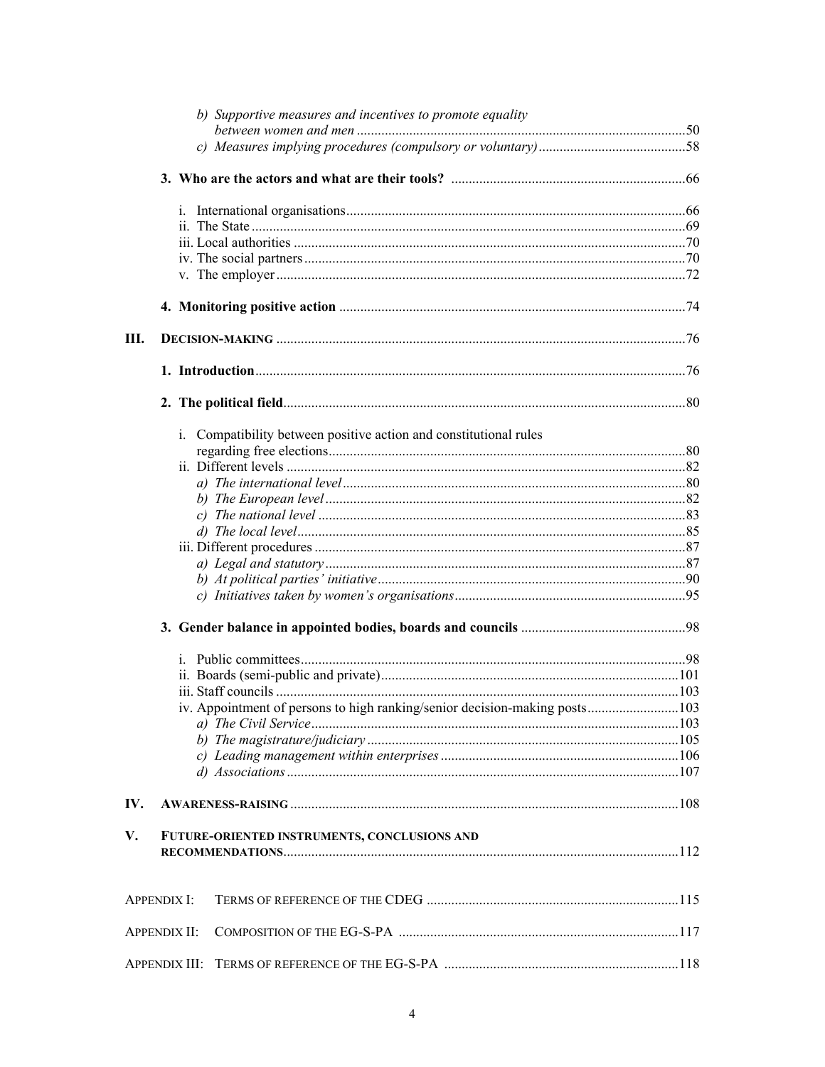*b) Supportive measures and incentives to promote equality between women and men* .....50
*c) Measures implying procedures (compulsory or voluntary)* .....58

**3. Who are the actors and what are their tools?** .....66

i. International organisations .....66
ii. The State .....69
iii. Local authorities .....70
iv. The social partners .....70
v. The employer .....72

**4. Monitoring positive action** .....74

**III. DECISION-MAKING** .....76

**1. Introduction** .....76

**2. The political field** .....80

i. Compatibility between positive action and constitutional rules regarding free elections .....80
ii. Different levels .....82
*a) The international level* .....80
*b) The European level* .....82
*c) The national level* .....83
*d) The local level* .....85
iii. Different procedures .....87
*a) Legal and statutory* .....87
*b) At political parties' initiative* .....90
*c) Initiatives taken by women's organisations* .....95

**3. Gender balance in appointed bodies, boards and councils** .....98

i. Public committees .....98
ii. Boards (semi-public and private) .....101
iii. Staff councils .....103
iv. Appointment of persons to high ranking/senior decision-making posts .....103
*a) The Civil Service* .....103
*b) The magistrature/judiciary* .....105
*c) Leading management within enterprises* .....106
*d) Associations* .....107

**IV. AWARENESS-RAISING** .....108

**V. FUTURE-ORIENTED INSTRUMENTS, CONCLUSIONS AND RECOMMENDATIONS** .....112

APPENDIX I: TERMS OF REFERENCE OF THE CDEG .....115

APPENDIX II: COMPOSITION OF THE EG-S-PA .....117

APPENDIX III: TERMS OF REFERENCE OF THE EG-S-PA .....118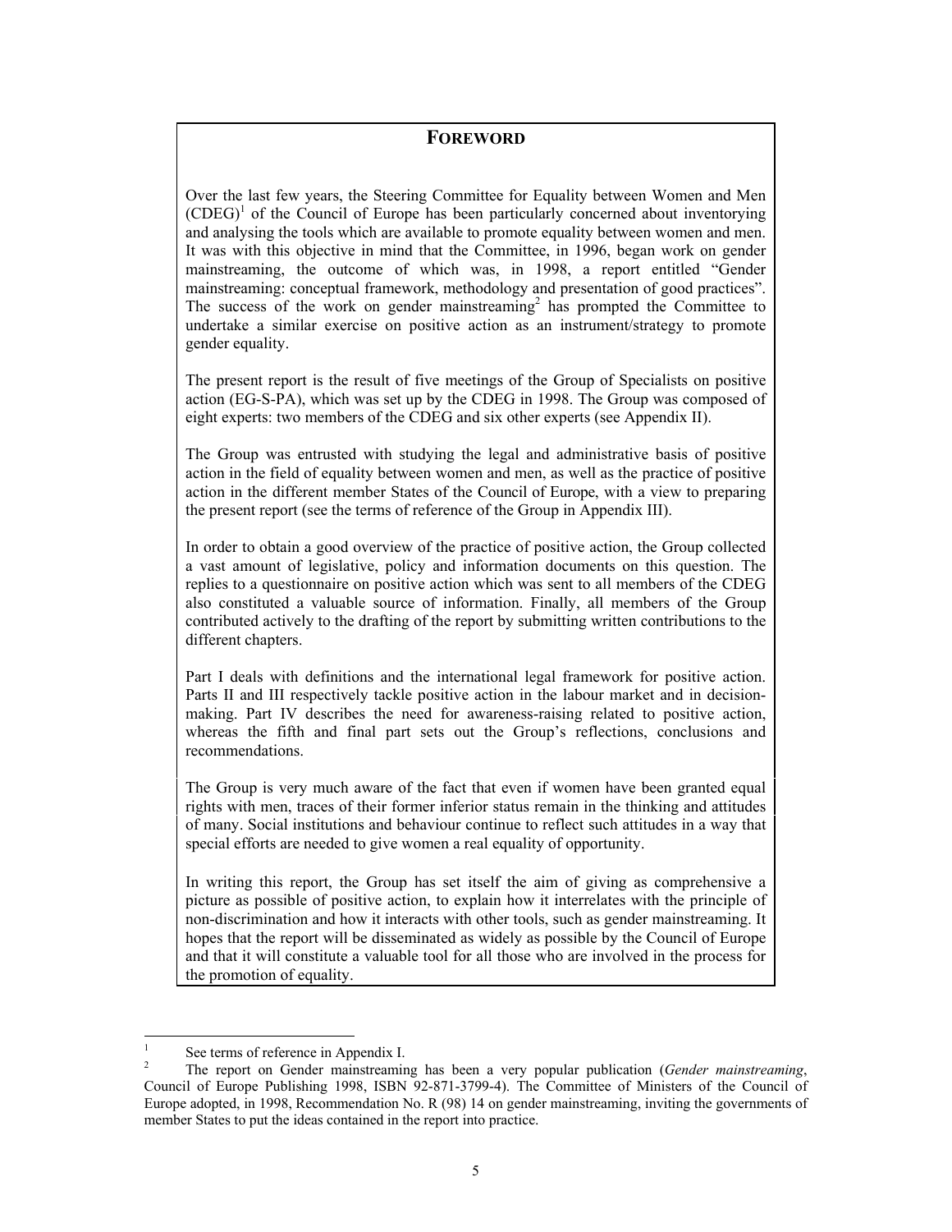# FOREWORD

Over the last few years, the Steering Committee for Equality between Women and Men (CDEG)[1] of the Council of Europe has been particularly concerned about inventorying and analysing the tools which are available to promote equality between women and men. It was with this objective in mind that the Committee, in 1996, began work on gender mainstreaming, the outcome of which was, in 1998, a report entitled "Gender mainstreaming: conceptual framework, methodology and presentation of good practices". The success of the work on gender mainstreaming[2] has prompted the Committee to undertake a similar exercise on positive action as an instrument/strategy to promote gender equality.

The present report is the result of five meetings of the Group of Specialists on positive action (EG-S-PA), which was set up by the CDEG in 1998. The Group was composed of eight experts: two members of the CDEG and six other experts (see Appendix II).

The Group was entrusted with studying the legal and administrative basis of positive action in the field of equality between women and men, as well as the practice of positive action in the different member States of the Council of Europe, with a view to preparing the present report (see the terms of reference of the Group in Appendix III).

In order to obtain a good overview of the practice of positive action, the Group collected a vast amount of legislative, policy and information documents on this question. The replies to a questionnaire on positive action which was sent to all members of the CDEG also constituted a valuable source of information. Finally, all members of the Group contributed actively to the drafting of the report by submitting written contributions to the different chapters.

Part I deals with definitions and the international legal framework for positive action. Parts II and III respectively tackle positive action in the labour market and in decision-making. Part IV describes the need for awareness-raising related to positive action, whereas the fifth and final part sets out the Group's reflections, conclusions and recommendations.

The Group is very much aware of the fact that even if women have been granted equal rights with men, traces of their former inferior status remain in the thinking and attitudes of many. Social institutions and behaviour continue to reflect such attitudes in a way that special efforts are needed to give women a real equality of opportunity.

In writing this report, the Group has set itself the aim of giving as comprehensive a picture as possible of positive action, to explain how it interrelates with the principle of non-discrimination and how it interacts with other tools, such as gender mainstreaming. It hopes that the report will be disseminated as widely as possible by the Council of Europe and that it will constitute a valuable tool for all those who are involved in the process for the promotion of equality.

---

[1] See terms of reference in Appendix I.

[2] The report on Gender mainstreaming has been a very popular publication (*Gender mainstreaming*, Council of Europe Publishing 1998, ISBN 92-871-3799-4). The Committee of Ministers of the Council of Europe adopted, in 1998, Recommendation No. R (98) 14 on gender mainstreaming, inviting the governments of member States to put the ideas contained in the report into practice.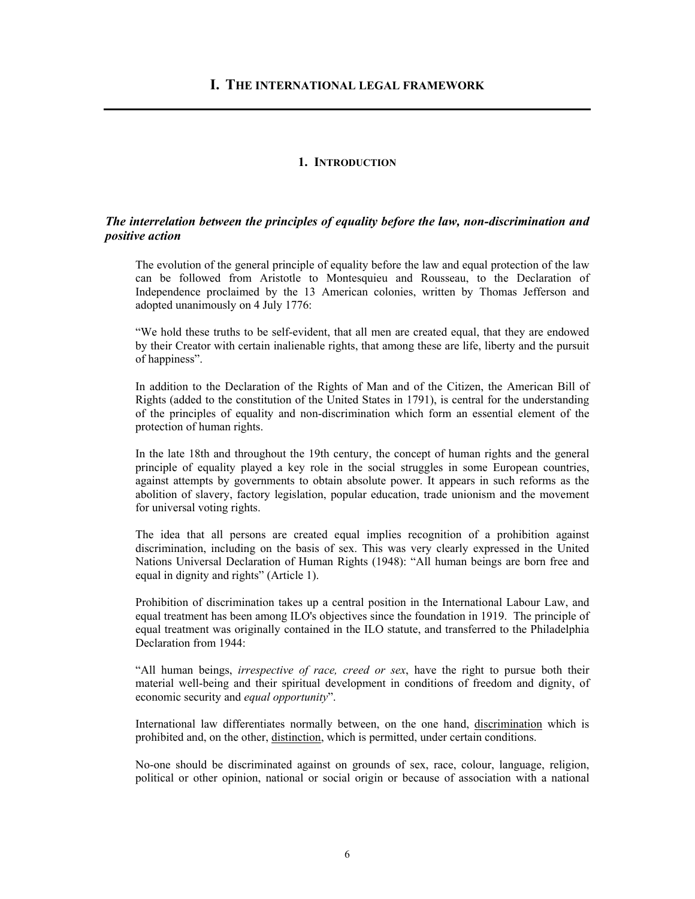# I. THE INTERNATIONAL LEGAL FRAMEWORK

## 1. INTRODUCTION

### *The interrelation between the principles of equality before the law, non-discrimination and positive action*

The evolution of the general principle of equality before the law and equal protection of the law can be followed from Aristotle to Montesquieu and Rousseau, to the Declaration of Independence proclaimed by the 13 American colonies, written by Thomas Jefferson and adopted unanimously on 4 July 1776:

"We hold these truths to be self-evident, that all men are created equal, that they are endowed by their Creator with certain inalienable rights, that among these are life, liberty and the pursuit of happiness".

In addition to the Declaration of the Rights of Man and of the Citizen, the American Bill of Rights (added to the constitution of the United States in 1791), is central for the understanding of the principles of equality and non-discrimination which form an essential element of the protection of human rights.

In the late 18th and throughout the 19th century, the concept of human rights and the general principle of equality played a key role in the social struggles in some European countries, against attempts by governments to obtain absolute power. It appears in such reforms as the abolition of slavery, factory legislation, popular education, trade unionism and the movement for universal voting rights.

The idea that all persons are created equal implies recognition of a prohibition against discrimination, including on the basis of sex. This was very clearly expressed in the United Nations Universal Declaration of Human Rights (1948): "All human beings are born free and equal in dignity and rights" (Article 1).

Prohibition of discrimination takes up a central position in the International Labour Law, and equal treatment has been among ILO's objectives since the foundation in 1919. The principle of equal treatment was originally contained in the ILO statute, and transferred to the Philadelphia Declaration from 1944:

"All human beings, *irrespective of race, creed or sex*, have the right to pursue both their material well-being and their spiritual development in conditions of freedom and dignity, of economic security and *equal opportunity*".

International law differentiates normally between, on the one hand, discrimination which is prohibited and, on the other, distinction, which is permitted, under certain conditions.

No-one should be discriminated against on grounds of sex, race, colour, language, religion, political or other opinion, national or social origin or because of association with a national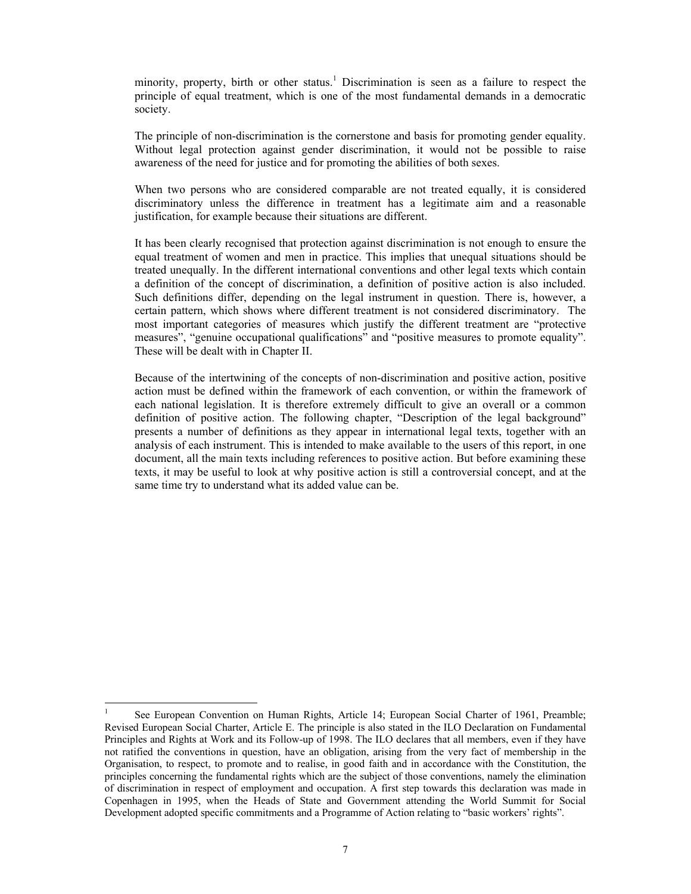minority, property, birth or other status.[1] Discrimination is seen as a failure to respect the principle of equal treatment, which is one of the most fundamental demands in a democratic society.

The principle of non-discrimination is the cornerstone and basis for promoting gender equality. Without legal protection against gender discrimination, it would not be possible to raise awareness of the need for justice and for promoting the abilities of both sexes.

When two persons who are considered comparable are not treated equally, it is considered discriminatory unless the difference in treatment has a legitimate aim and a reasonable justification, for example because their situations are different.

It has been clearly recognised that protection against discrimination is not enough to ensure the equal treatment of women and men in practice. This implies that unequal situations should be treated unequally. In the different international conventions and other legal texts which contain a definition of the concept of discrimination, a definition of positive action is also included. Such definitions differ, depending on the legal instrument in question. There is, however, a certain pattern, which shows where different treatment is not considered discriminatory. The most important categories of measures which justify the different treatment are "protective measures", "genuine occupational qualifications" and "positive measures to promote equality". These will be dealt with in Chapter II.

Because of the intertwining of the concepts of non-discrimination and positive action, positive action must be defined within the framework of each convention, or within the framework of each national legislation. It is therefore extremely difficult to give an overall or a common definition of positive action. The following chapter, "Description of the legal background" presents a number of definitions as they appear in international legal texts, together with an analysis of each instrument. This is intended to make available to the users of this report, in one document, all the main texts including references to positive action. But before examining these texts, it may be useful to look at why positive action is still a controversial concept, and at the same time try to understand what its added value can be.

---

[1] See European Convention on Human Rights, Article 14; European Social Charter of 1961, Preamble; Revised European Social Charter, Article E. The principle is also stated in the ILO Declaration on Fundamental Principles and Rights at Work and its Follow-up of 1998. The ILO declares that all members, even if they have not ratified the conventions in question, have an obligation, arising from the very fact of membership in the Organisation, to respect, to promote and to realise, in good faith and in accordance with the Constitution, the principles concerning the fundamental rights which are the subject of those conventions, namely the elimination of discrimination in respect of employment and occupation. A first step towards this declaration was made in Copenhagen in 1995, when the Heads of State and Government attending the World Summit for Social Development adopted specific commitments and a Programme of Action relating to "basic workers' rights".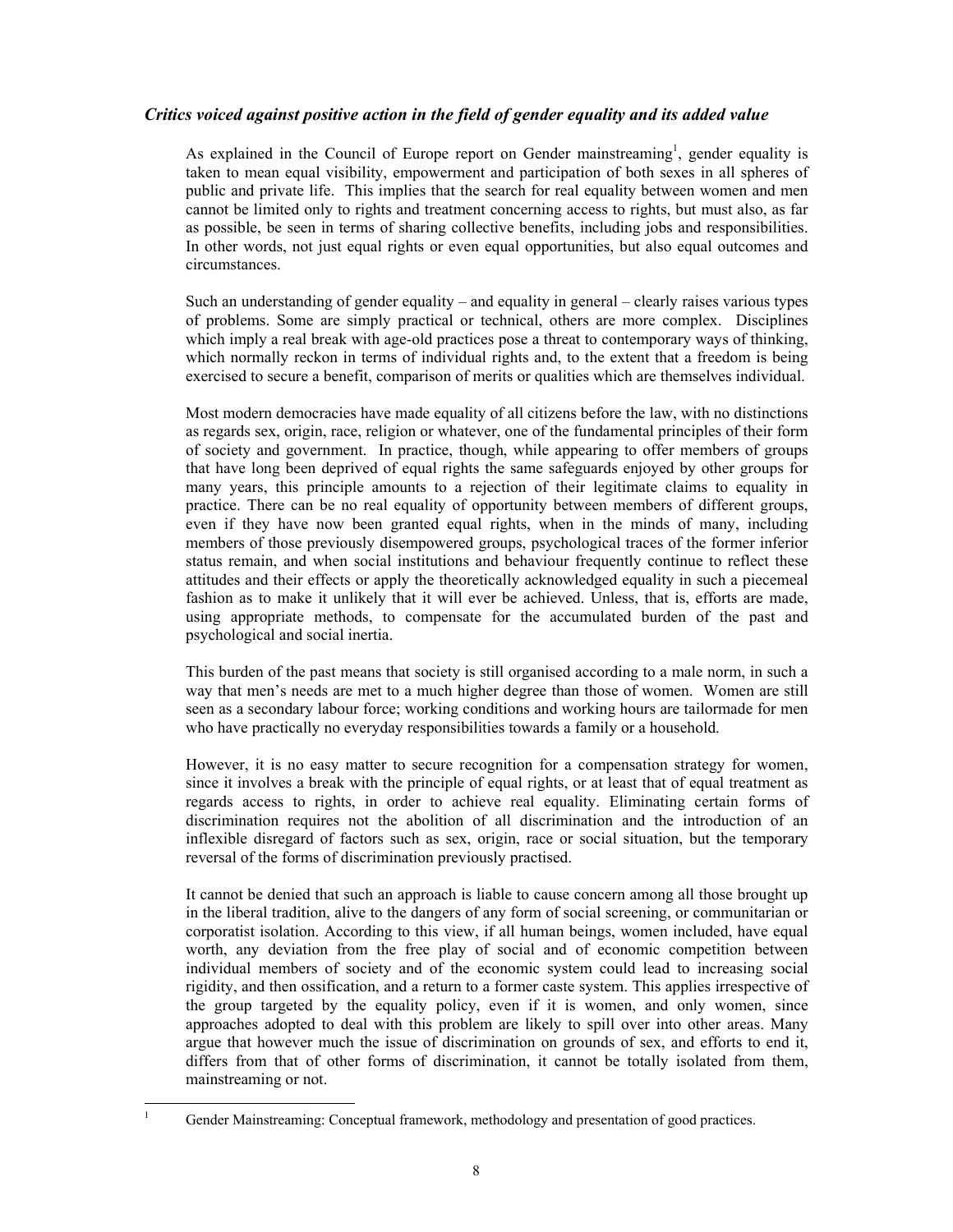### *Critics voiced against positive action in the field of gender equality and its added value*

As explained in the Council of Europe report on Gender mainstreaming[1], gender equality is taken to mean equal visibility, empowerment and participation of both sexes in all spheres of public and private life. This implies that the search for real equality between women and men cannot be limited only to rights and treatment concerning access to rights, but must also, as far as possible, be seen in terms of sharing collective benefits, including jobs and responsibilities. In other words, not just equal rights or even equal opportunities, but also equal outcomes and circumstances.

Such an understanding of gender equality – and equality in general – clearly raises various types of problems. Some are simply practical or technical, others are more complex. Disciplines which imply a real break with age-old practices pose a threat to contemporary ways of thinking, which normally reckon in terms of individual rights and, to the extent that a freedom is being exercised to secure a benefit, comparison of merits or qualities which are themselves individual.

Most modern democracies have made equality of all citizens before the law, with no distinctions as regards sex, origin, race, religion or whatever, one of the fundamental principles of their form of society and government. In practice, though, while appearing to offer members of groups that have long been deprived of equal rights the same safeguards enjoyed by other groups for many years, this principle amounts to a rejection of their legitimate claims to equality in practice. There can be no real equality of opportunity between members of different groups, even if they have now been granted equal rights, when in the minds of many, including members of those previously disempowered groups, psychological traces of the former inferior status remain, and when social institutions and behaviour frequently continue to reflect these attitudes and their effects or apply the theoretically acknowledged equality in such a piecemeal fashion as to make it unlikely that it will ever be achieved. Unless, that is, efforts are made, using appropriate methods, to compensate for the accumulated burden of the past and psychological and social inertia.

This burden of the past means that society is still organised according to a male norm, in such a way that men's needs are met to a much higher degree than those of women. Women are still seen as a secondary labour force; working conditions and working hours are tailormade for men who have practically no everyday responsibilities towards a family or a household.

However, it is no easy matter to secure recognition for a compensation strategy for women, since it involves a break with the principle of equal rights, or at least that of equal treatment as regards access to rights, in order to achieve real equality. Eliminating certain forms of discrimination requires not the abolition of all discrimination and the introduction of an inflexible disregard of factors such as sex, origin, race or social situation, but the temporary reversal of the forms of discrimination previously practised.

It cannot be denied that such an approach is liable to cause concern among all those brought up in the liberal tradition, alive to the dangers of any form of social screening, or communitarian or corporatist isolation. According to this view, if all human beings, women included, have equal worth, any deviation from the free play of social and of economic competition between individual members of society and of the economic system could lead to increasing social rigidity, and then ossification, and a return to a former caste system. This applies irrespective of the group targeted by the equality policy, even if it is women, and only women, since approaches adopted to deal with this problem are likely to spill over into other areas. Many argue that however much the issue of discrimination on grounds of sex, and efforts to end it, differs from that of other forms of discrimination, it cannot be totally isolated from them, mainstreaming or not.

[1] Gender Mainstreaming: Conceptual framework, methodology and presentation of good practices.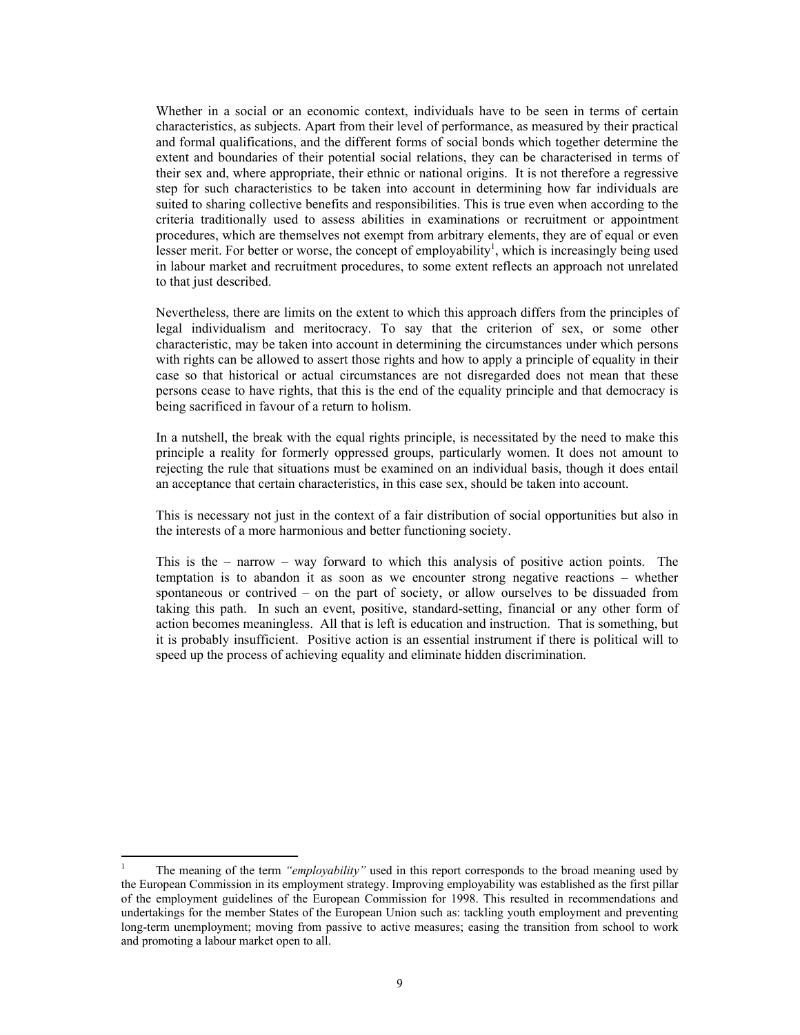Whether in a social or an economic context, individuals have to be seen in terms of certain characteristics, as subjects. Apart from their level of performance, as measured by their practical and formal qualifications, and the different forms of social bonds which together determine the extent and boundaries of their potential social relations, they can be characterised in terms of their sex and, where appropriate, their ethnic or national origins. It is not therefore a regressive step for such characteristics to be taken into account in determining how far individuals are suited to sharing collective benefits and responsibilities. This is true even when according to the criteria traditionally used to assess abilities in examinations or recruitment or appointment procedures, which are themselves not exempt from arbitrary elements, they are of equal or even lesser merit. For better or worse, the concept of employability[1], which is increasingly being used in labour market and recruitment procedures, to some extent reflects an approach not unrelated to that just described.

Nevertheless, there are limits on the extent to which this approach differs from the principles of legal individualism and meritocracy. To say that the criterion of sex, or some other characteristic, may be taken into account in determining the circumstances under which persons with rights can be allowed to assert those rights and how to apply a principle of equality in their case so that historical or actual circumstances are not disregarded does not mean that these persons cease to have rights, that this is the end of the equality principle and that democracy is being sacrificed in favour of a return to holism.

In a nutshell, the break with the equal rights principle, is necessitated by the need to make this principle a reality for formerly oppressed groups, particularly women. It does not amount to rejecting the rule that situations must be examined on an individual basis, though it does entail an acceptance that certain characteristics, in this case sex, should be taken into account.

This is necessary not just in the context of a fair distribution of social opportunities but also in the interests of a more harmonious and better functioning society.

This is the – narrow – way forward to which this analysis of positive action points. The temptation is to abandon it as soon as we encounter strong negative reactions – whether spontaneous or contrived – on the part of society, or allow ourselves to be dissuaded from taking this path. In such an event, positive, standard-setting, financial or any other form of action becomes meaningless. All that is left is education and instruction. That is something, but it is probably insufficient. Positive action is an essential instrument if there is political will to speed up the process of achieving equality and eliminate hidden discrimination.

---

[1] The meaning of the term *"employability"* used in this report corresponds to the broad meaning used by the European Commission in its employment strategy. Improving employability was established as the first pillar of the employment guidelines of the European Commission for 1998. This resulted in recommendations and undertakings for the member States of the European Union such as: tackling youth employment and preventing long-term unemployment; moving from passive to active measures; easing the transition from school to work and promoting a labour market open to all.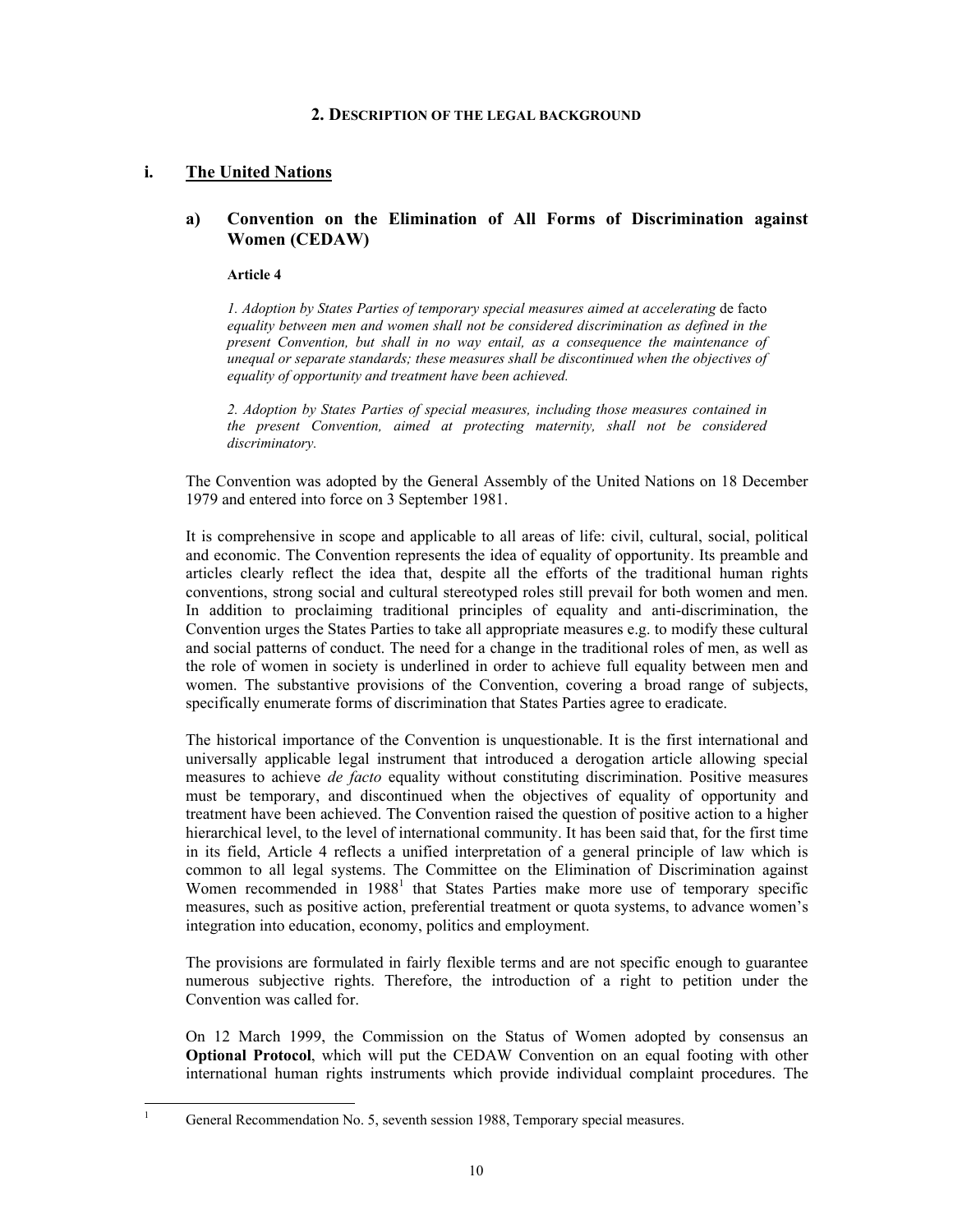## 2. DESCRIPTION OF THE LEGAL BACKGROUND

### i. The United Nations

#### a) Convention on the Elimination of All Forms of Discrimination against Women (CEDAW)

**Article 4**

*1. Adoption by States Parties of temporary special measures aimed at accelerating* de facto *equality between men and women shall not be considered discrimination as defined in the present Convention, but shall in no way entail, as a consequence the maintenance of unequal or separate standards; these measures shall be discontinued when the objectives of equality of opportunity and treatment have been achieved.*

*2. Adoption by States Parties of special measures, including those measures contained in the present Convention, aimed at protecting maternity, shall not be considered discriminatory.*

The Convention was adopted by the General Assembly of the United Nations on 18 December 1979 and entered into force on 3 September 1981.

It is comprehensive in scope and applicable to all areas of life: civil, cultural, social, political and economic. The Convention represents the idea of equality of opportunity. Its preamble and articles clearly reflect the idea that, despite all the efforts of the traditional human rights conventions, strong social and cultural stereotyped roles still prevail for both women and men. In addition to proclaiming traditional principles of equality and anti-discrimination, the Convention urges the States Parties to take all appropriate measures e.g. to modify these cultural and social patterns of conduct. The need for a change in the traditional roles of men, as well as the role of women in society is underlined in order to achieve full equality between men and women. The substantive provisions of the Convention, covering a broad range of subjects, specifically enumerate forms of discrimination that States Parties agree to eradicate.

The historical importance of the Convention is unquestionable. It is the first international and universally applicable legal instrument that introduced a derogation article allowing special measures to achieve *de facto* equality without constituting discrimination. Positive measures must be temporary, and discontinued when the objectives of equality of opportunity and treatment have been achieved. The Convention raised the question of positive action to a higher hierarchical level, to the level of international community. It has been said that, for the first time in its field, Article 4 reflects a unified interpretation of a general principle of law which is common to all legal systems. The Committee on the Elimination of Discrimination against Women recommended in 1988[1] that States Parties make more use of temporary specific measures, such as positive action, preferential treatment or quota systems, to advance women's integration into education, economy, politics and employment.

The provisions are formulated in fairly flexible terms and are not specific enough to guarantee numerous subjective rights. Therefore, the introduction of a right to petition under the Convention was called for.

On 12 March 1999, the Commission on the Status of Women adopted by consensus an **Optional Protocol**, which will put the CEDAW Convention on an equal footing with other international human rights instruments which provide individual complaint procedures. The

[1] General Recommendation No. 5, seventh session 1988, Temporary special measures.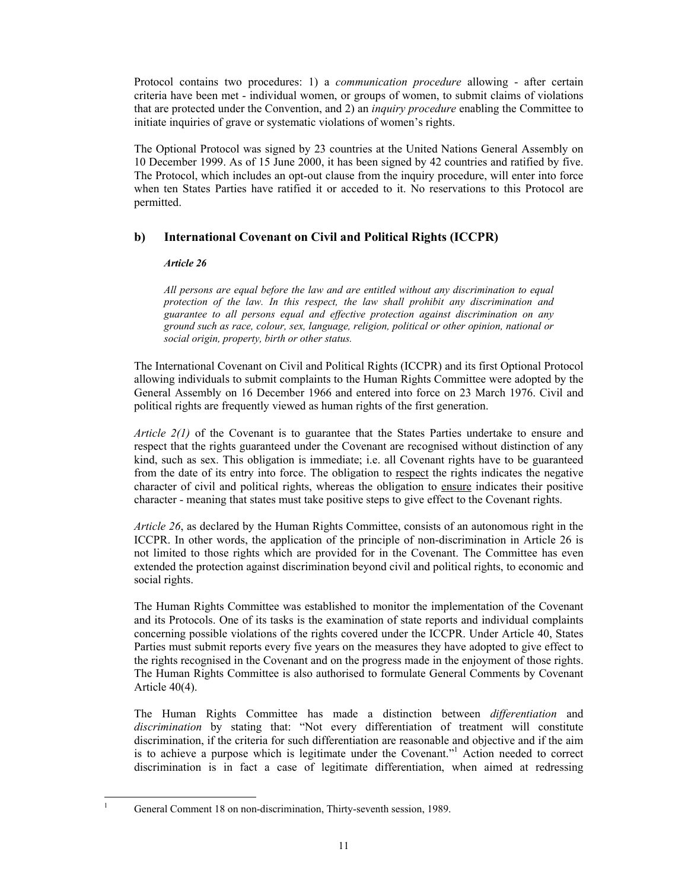Protocol contains two procedures: 1) a *communication procedure* allowing - after certain criteria have been met - individual women, or groups of women, to submit claims of violations that are protected under the Convention, and 2) an *inquiry procedure* enabling the Committee to initiate inquiries of grave or systematic violations of women's rights.

The Optional Protocol was signed by 23 countries at the United Nations General Assembly on 10 December 1999. As of 15 June 2000, it has been signed by 42 countries and ratified by five. The Protocol, which includes an opt-out clause from the inquiry procedure, will enter into force when ten States Parties have ratified it or acceded to it. No reservations to this Protocol are permitted.

### b) International Covenant on Civil and Political Rights (ICCPR)

***Article 26***

*All persons are equal before the law and are entitled without any discrimination to equal protection of the law. In this respect, the law shall prohibit any discrimination and guarantee to all persons equal and effective protection against discrimination on any ground such as race, colour, sex, language, religion, political or other opinion, national or social origin, property, birth or other status.*

The International Covenant on Civil and Political Rights (ICCPR) and its first Optional Protocol allowing individuals to submit complaints to the Human Rights Committee were adopted by the General Assembly on 16 December 1966 and entered into force on 23 March 1976. Civil and political rights are frequently viewed as human rights of the first generation.

*Article 2(1)* of the Covenant is to guarantee that the States Parties undertake to ensure and respect that the rights guaranteed under the Covenant are recognised without distinction of any kind, such as sex. This obligation is immediate; i.e. all Covenant rights have to be guaranteed from the date of its entry into force. The obligation to <u>respect</u> the rights indicates the negative character of civil and political rights, whereas the obligation to <u>ensure</u> indicates their positive character - meaning that states must take positive steps to give effect to the Covenant rights.

*Article 26*, as declared by the Human Rights Committee, consists of an autonomous right in the ICCPR. In other words, the application of the principle of non-discrimination in Article 26 is not limited to those rights which are provided for in the Covenant. The Committee has even extended the protection against discrimination beyond civil and political rights, to economic and social rights.

The Human Rights Committee was established to monitor the implementation of the Covenant and its Protocols. One of its tasks is the examination of state reports and individual complaints concerning possible violations of the rights covered under the ICCPR. Under Article 40, States Parties must submit reports every five years on the measures they have adopted to give effect to the rights recognised in the Covenant and on the progress made in the enjoyment of those rights. The Human Rights Committee is also authorised to formulate General Comments by Covenant Article 40(4).

The Human Rights Committee has made a distinction between *differentiation* and *discrimination* by stating that: "Not every differentiation of treatment will constitute discrimination, if the criteria for such differentiation are reasonable and objective and if the aim is to achieve a purpose which is legitimate under the Covenant."[1] Action needed to correct discrimination is in fact a case of legitimate differentiation, when aimed at redressing

---

[1] General Comment 18 on non-discrimination, Thirty-seventh session, 1989.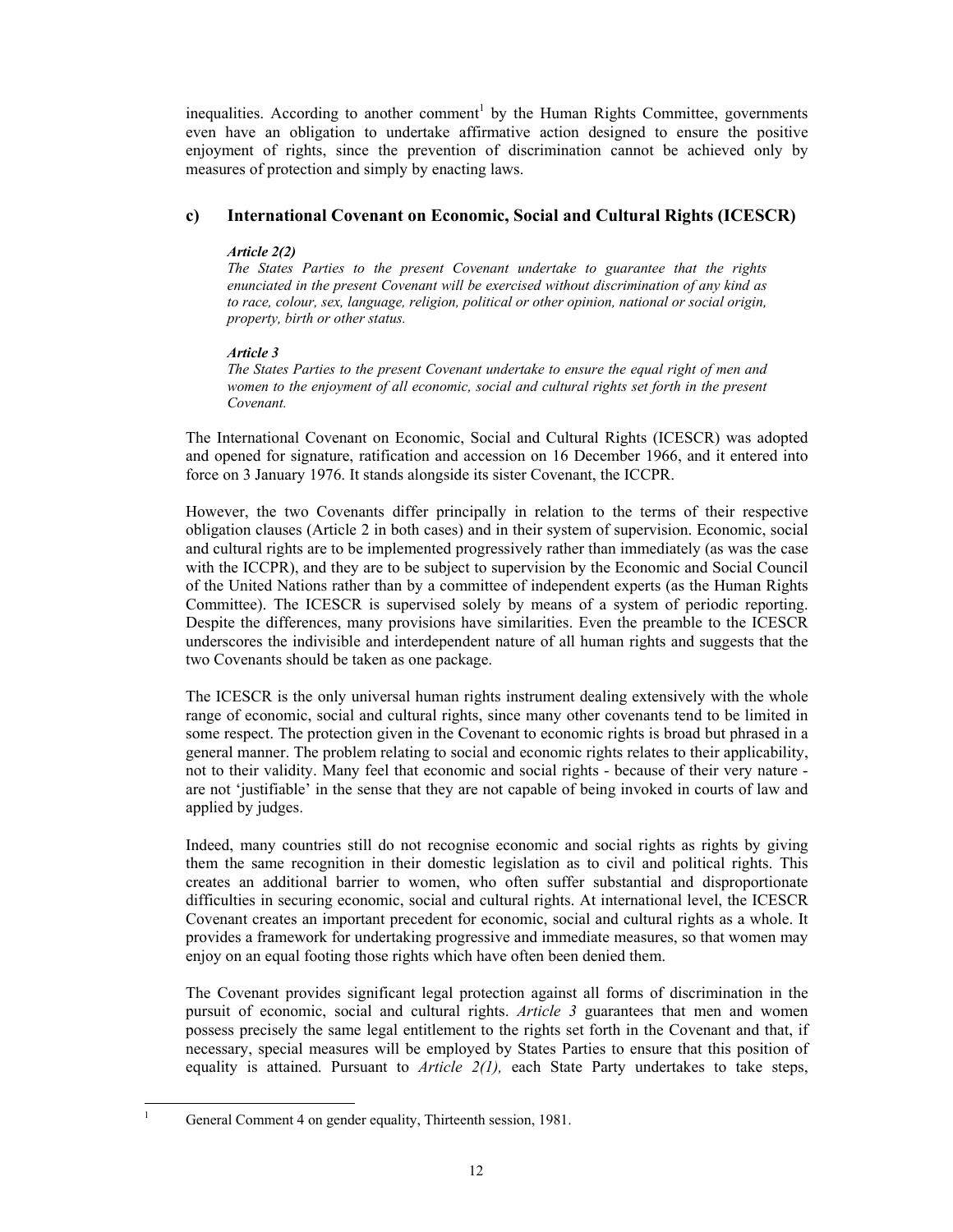inequalities. According to another comment[1] by the Human Rights Committee, governments even have an obligation to undertake affirmative action designed to ensure the positive enjoyment of rights, since the prevention of discrimination cannot be achieved only by measures of protection and simply by enacting laws.

### c) International Covenant on Economic, Social and Cultural Rights (ICESCR)

> ***Article 2(2)***
> *The States Parties to the present Covenant undertake to guarantee that the rights enunciated in the present Covenant will be exercised without discrimination of any kind as to race, colour, sex, language, religion, political or other opinion, national or social origin, property, birth or other status.*
>
> ***Article 3***
> *The States Parties to the present Covenant undertake to ensure the equal right of men and women to the enjoyment of all economic, social and cultural rights set forth in the present Covenant.*

The International Covenant on Economic, Social and Cultural Rights (ICESCR) was adopted and opened for signature, ratification and accession on 16 December 1966, and it entered into force on 3 January 1976. It stands alongside its sister Covenant, the ICCPR.

However, the two Covenants differ principally in relation to the terms of their respective obligation clauses (Article 2 in both cases) and in their system of supervision. Economic, social and cultural rights are to be implemented progressively rather than immediately (as was the case with the ICCPR), and they are to be subject to supervision by the Economic and Social Council of the United Nations rather than by a committee of independent experts (as the Human Rights Committee). The ICESCR is supervised solely by means of a system of periodic reporting. Despite the differences, many provisions have similarities. Even the preamble to the ICESCR underscores the indivisible and interdependent nature of all human rights and suggests that the two Covenants should be taken as one package.

The ICESCR is the only universal human rights instrument dealing extensively with the whole range of economic, social and cultural rights, since many other covenants tend to be limited in some respect. The protection given in the Covenant to economic rights is broad but phrased in a general manner. The problem relating to social and economic rights relates to their applicability, not to their validity. Many feel that economic and social rights - because of their very nature - are not 'justifiable' in the sense that they are not capable of being invoked in courts of law and applied by judges.

Indeed, many countries still do not recognise economic and social rights as rights by giving them the same recognition in their domestic legislation as to civil and political rights. This creates an additional barrier to women, who often suffer substantial and disproportionate difficulties in securing economic, social and cultural rights. At international level, the ICESCR Covenant creates an important precedent for economic, social and cultural rights as a whole. It provides a framework for undertaking progressive and immediate measures, so that women may enjoy on an equal footing those rights which have often been denied them.

The Covenant provides significant legal protection against all forms of discrimination in the pursuit of economic, social and cultural rights. *Article 3* guarantees that men and women possess precisely the same legal entitlement to the rights set forth in the Covenant and that, if necessary, special measures will be employed by States Parties to ensure that this position of equality is attained. Pursuant to *Article 2(1),* each State Party undertakes to take steps,

---

[1] General Comment 4 on gender equality, Thirteenth session, 1981.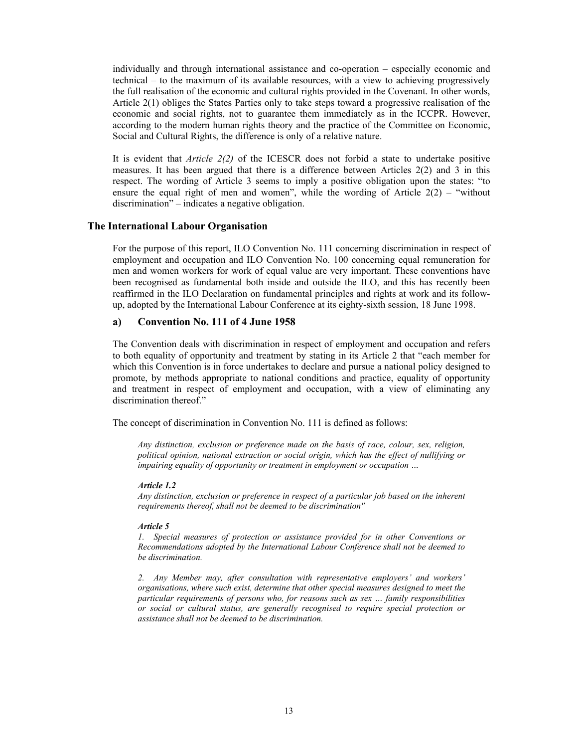individually and through international assistance and co-operation – especially economic and technical – to the maximum of its available resources, with a view to achieving progressively the full realisation of the economic and cultural rights provided in the Covenant. In other words, Article 2(1) obliges the States Parties only to take steps toward a progressive realisation of the economic and social rights, not to guarantee them immediately as in the ICCPR. However, according to the modern human rights theory and the practice of the Committee on Economic, Social and Cultural Rights, the difference is only of a relative nature.

It is evident that *Article 2(2)* of the ICESCR does not forbid a state to undertake positive measures. It has been argued that there is a difference between Articles 2(2) and 3 in this respect. The wording of Article 3 seems to imply a positive obligation upon the states: "to ensure the equal right of men and women", while the wording of Article 2(2) – "without discrimination" – indicates a negative obligation.

## The International Labour Organisation

For the purpose of this report, ILO Convention No. 111 concerning discrimination in respect of employment and occupation and ILO Convention No. 100 concerning equal remuneration for men and women workers for work of equal value are very important. These conventions have been recognised as fundamental both inside and outside the ILO, and this has recently been reaffirmed in the ILO Declaration on fundamental principles and rights at work and its follow-up, adopted by the International Labour Conference at its eighty-sixth session, 18 June 1998.

### a) Convention No. 111 of 4 June 1958

The Convention deals with discrimination in respect of employment and occupation and refers to both equality of opportunity and treatment by stating in its Article 2 that "each member for which this Convention is in force undertakes to declare and pursue a national policy designed to promote, by methods appropriate to national conditions and practice, equality of opportunity and treatment in respect of employment and occupation, with a view of eliminating any discrimination thereof."

The concept of discrimination in Convention No. 111 is defined as follows:

> *Any distinction, exclusion or preference made on the basis of race, colour, sex, religion, political opinion, national extraction or social origin, which has the effect of nullifying or impairing equality of opportunity or treatment in employment or occupation …*
>
> ***Article 1.2***
> *Any distinction, exclusion or preference in respect of a particular job based on the inherent requirements thereof, shall not be deemed to be discrimination"*
>
> ***Article 5***
> *1. Special measures of protection or assistance provided for in other Conventions or Recommendations adopted by the International Labour Conference shall not be deemed to be discrimination.*
>
> *2. Any Member may, after consultation with representative employers' and workers' organisations, where such exist, determine that other special measures designed to meet the particular requirements of persons who, for reasons such as sex … family responsibilities or social or cultural status, are generally recognised to require special protection or assistance shall not be deemed to be discrimination.*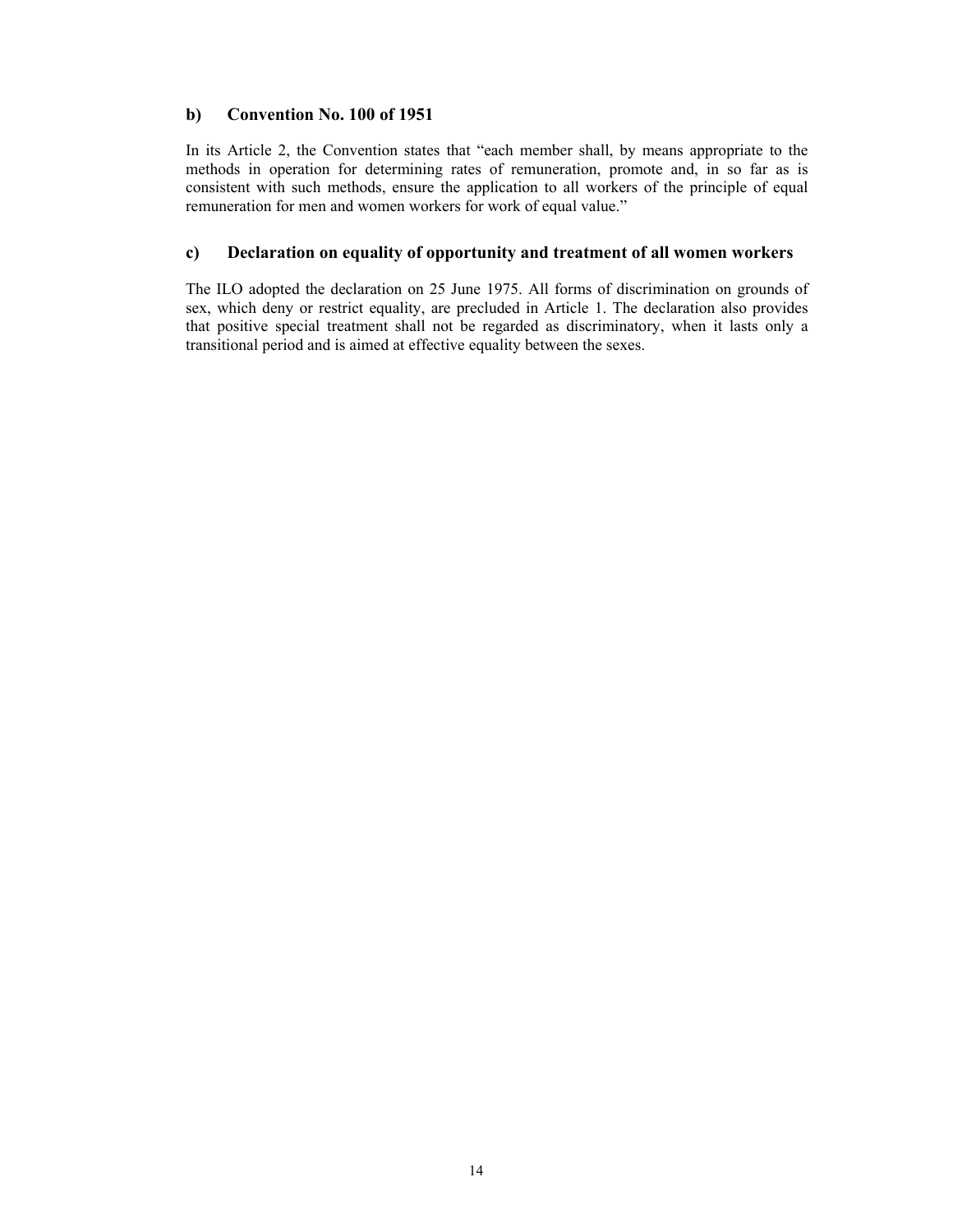### b) Convention No. 100 of 1951

In its Article 2, the Convention states that "each member shall, by means appropriate to the methods in operation for determining rates of remuneration, promote and, in so far as is consistent with such methods, ensure the application to all workers of the principle of equal remuneration for men and women workers for work of equal value."

### c) Declaration on equality of opportunity and treatment of all women workers

The ILO adopted the declaration on 25 June 1975. All forms of discrimination on grounds of sex, which deny or restrict equality, are precluded in Article 1. The declaration also provides that positive special treatment shall not be regarded as discriminatory, when it lasts only a transitional period and is aimed at effective equality between the sexes.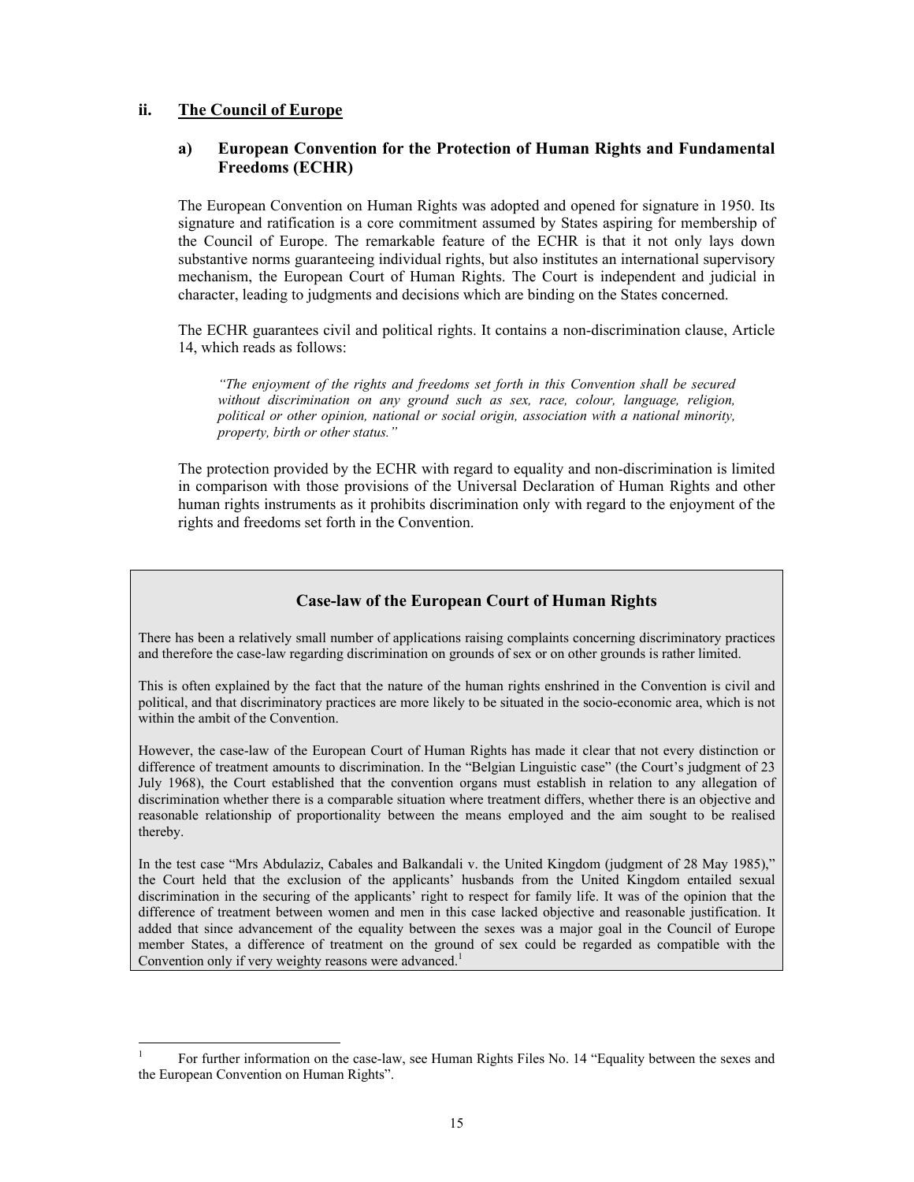### ii. The Council of Europe

#### a) European Convention for the Protection of Human Rights and Fundamental Freedoms (ECHR)

The European Convention on Human Rights was adopted and opened for signature in 1950. Its signature and ratification is a core commitment assumed by States aspiring for membership of the Council of Europe. The remarkable feature of the ECHR is that it not only lays down substantive norms guaranteeing individual rights, but also institutes an international supervisory mechanism, the European Court of Human Rights. The Court is independent and judicial in character, leading to judgments and decisions which are binding on the States concerned.

The ECHR guarantees civil and political rights. It contains a non-discrimination clause, Article 14, which reads as follows:

> *"The enjoyment of the rights and freedoms set forth in this Convention shall be secured without discrimination on any ground such as sex, race, colour, language, religion, political or other opinion, national or social origin, association with a national minority, property, birth or other status."*

The protection provided by the ECHR with regard to equality and non-discrimination is limited in comparison with those provisions of the Universal Declaration of Human Rights and other human rights instruments as it prohibits discrimination only with regard to the enjoyment of the rights and freedoms set forth in the Convention.

**Case-law of the European Court of Human Rights**

There has been a relatively small number of applications raising complaints concerning discriminatory practices and therefore the case-law regarding discrimination on grounds of sex or on other grounds is rather limited.

This is often explained by the fact that the nature of the human rights enshrined in the Convention is civil and political, and that discriminatory practices are more likely to be situated in the socio-economic area, which is not within the ambit of the Convention.

However, the case-law of the European Court of Human Rights has made it clear that not every distinction or difference of treatment amounts to discrimination. In the "Belgian Linguistic case" (the Court's judgment of 23 July 1968), the Court established that the convention organs must establish in relation to any allegation of discrimination whether there is a comparable situation where treatment differs, whether there is an objective and reasonable relationship of proportionality between the means employed and the aim sought to be realised thereby.

In the test case "Mrs Abdulaziz, Cabales and Balkandali v. the United Kingdom (judgment of 28 May 1985)," the Court held that the exclusion of the applicants' husbands from the United Kingdom entailed sexual discrimination in the securing of the applicants' right to respect for family life. It was of the opinion that the difference of treatment between women and men in this case lacked objective and reasonable justification. It added that since advancement of the equality between the sexes was a major goal in the Council of Europe member States, a difference of treatment on the ground of sex could be regarded as compatible with the Convention only if very weighty reasons were advanced.[1]

---

[1] For further information on the case-law, see Human Rights Files No. 14 "Equality between the sexes and the European Convention on Human Rights".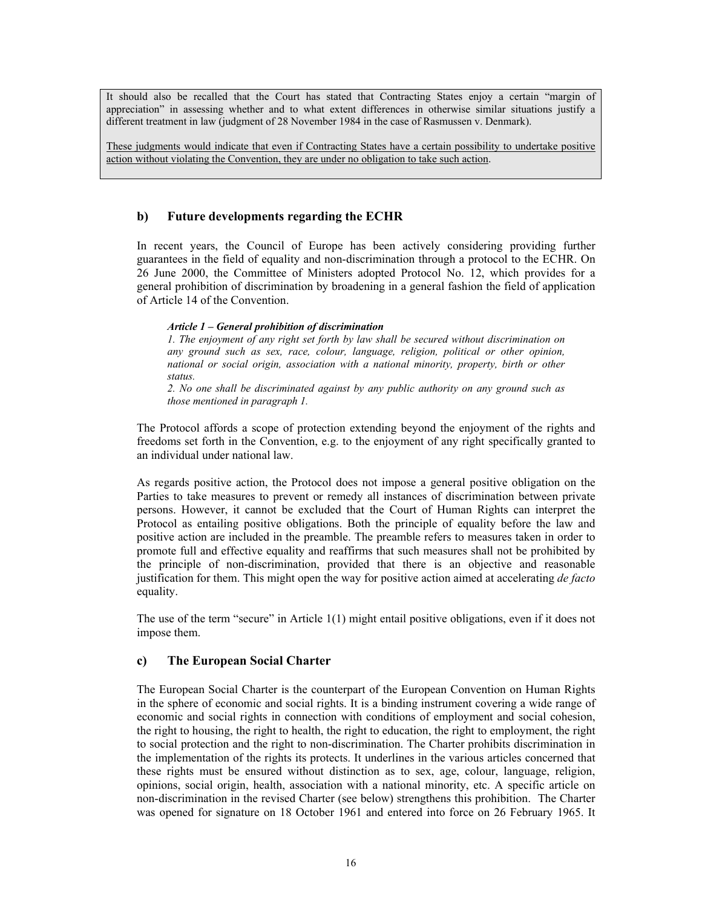It should also be recalled that the Court has stated that Contracting States enjoy a certain "margin of appreciation" in assessing whether and to what extent differences in otherwise similar situations justify a different treatment in law (judgment of 28 November 1984 in the case of Rasmussen v. Denmark).

<u>These judgments would indicate that even if Contracting States have a certain possibility to undertake positive action without violating the Convention, they are under no obligation to take such action</u>.

### b) Future developments regarding the ECHR

In recent years, the Council of Europe has been actively considering providing further guarantees in the field of equality and non-discrimination through a protocol to the ECHR. On 26 June 2000, the Committee of Ministers adopted Protocol No. 12, which provides for a general prohibition of discrimination by broadening in a general fashion the field of application of Article 14 of the Convention.

> ***Article 1 – General prohibition of discrimination***
> *1. The enjoyment of any right set forth by law shall be secured without discrimination on any ground such as sex, race, colour, language, religion, political or other opinion, national or social origin, association with a national minority, property, birth or other status.*
> *2. No one shall be discriminated against by any public authority on any ground such as those mentioned in paragraph 1.*

The Protocol affords a scope of protection extending beyond the enjoyment of the rights and freedoms set forth in the Convention, e.g. to the enjoyment of any right specifically granted to an individual under national law.

As regards positive action, the Protocol does not impose a general positive obligation on the Parties to take measures to prevent or remedy all instances of discrimination between private persons. However, it cannot be excluded that the Court of Human Rights can interpret the Protocol as entailing positive obligations. Both the principle of equality before the law and positive action are included in the preamble. The preamble refers to measures taken in order to promote full and effective equality and reaffirms that such measures shall not be prohibited by the principle of non-discrimination, provided that there is an objective and reasonable justification for them. This might open the way for positive action aimed at accelerating *de facto* equality.

The use of the term "secure" in Article 1(1) might entail positive obligations, even if it does not impose them.

### c) The European Social Charter

The European Social Charter is the counterpart of the European Convention on Human Rights in the sphere of economic and social rights. It is a binding instrument covering a wide range of economic and social rights in connection with conditions of employment and social cohesion, the right to housing, the right to health, the right to education, the right to employment, the right to social protection and the right to non-discrimination. The Charter prohibits discrimination in the implementation of the rights its protects. It underlines in the various articles concerned that these rights must be ensured without distinction as to sex, age, colour, language, religion, opinions, social origin, health, association with a national minority, etc. A specific article on non-discrimination in the revised Charter (see below) strengthens this prohibition. The Charter was opened for signature on 18 October 1961 and entered into force on 26 February 1965. It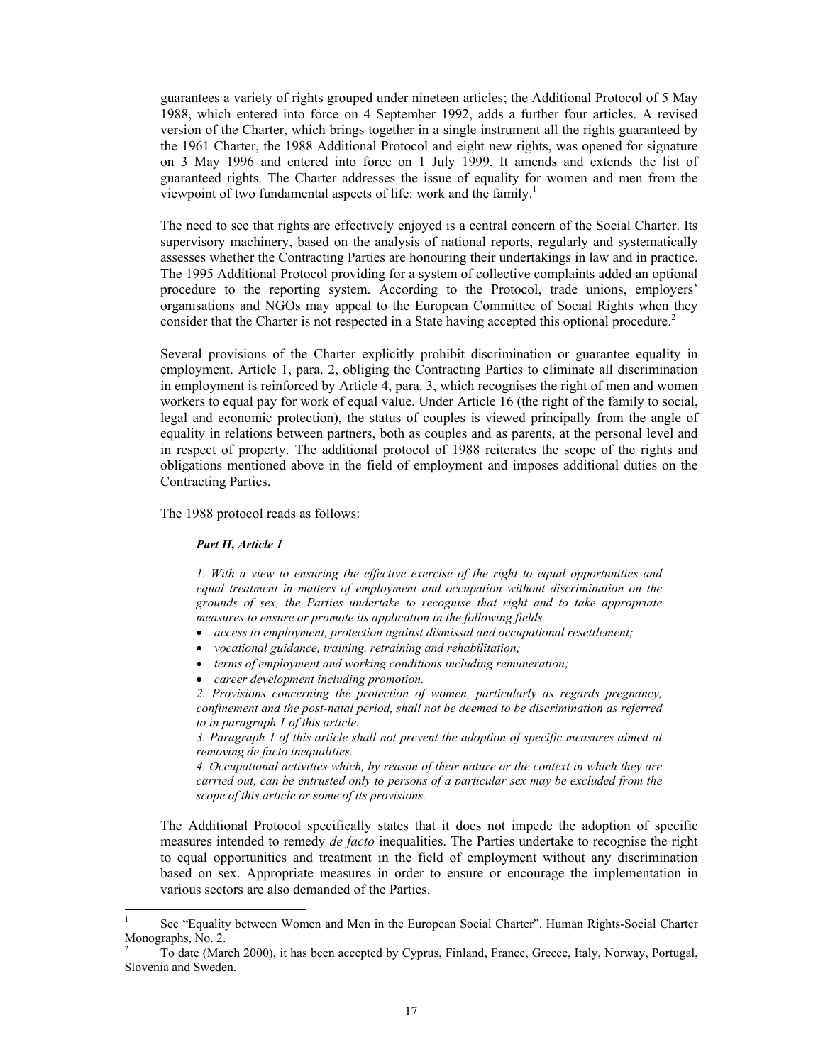guarantees a variety of rights grouped under nineteen articles; the Additional Protocol of 5 May 1988, which entered into force on 4 September 1992, adds a further four articles. A revised version of the Charter, which brings together in a single instrument all the rights guaranteed by the 1961 Charter, the 1988 Additional Protocol and eight new rights, was opened for signature on 3 May 1996 and entered into force on 1 July 1999. It amends and extends the list of guaranteed rights. The Charter addresses the issue of equality for women and men from the viewpoint of two fundamental aspects of life: work and the family.[1]

The need to see that rights are effectively enjoyed is a central concern of the Social Charter. Its supervisory machinery, based on the analysis of national reports, regularly and systematically assesses whether the Contracting Parties are honouring their undertakings in law and in practice. The 1995 Additional Protocol providing for a system of collective complaints added an optional procedure to the reporting system. According to the Protocol, trade unions, employers' organisations and NGOs may appeal to the European Committee of Social Rights when they consider that the Charter is not respected in a State having accepted this optional procedure.[2]

Several provisions of the Charter explicitly prohibit discrimination or guarantee equality in employment. Article 1, para. 2, obliging the Contracting Parties to eliminate all discrimination in employment is reinforced by Article 4, para. 3, which recognises the right of men and women workers to equal pay for work of equal value. Under Article 16 (the right of the family to social, legal and economic protection), the status of couples is viewed principally from the angle of equality in relations between partners, both as couples and as parents, at the personal level and in respect of property. The additional protocol of 1988 reiterates the scope of the rights and obligations mentioned above in the field of employment and imposes additional duties on the Contracting Parties.

The 1988 protocol reads as follows:

> ***Part II, Article 1***
>
> *1. With a view to ensuring the effective exercise of the right to equal opportunities and equal treatment in matters of employment and occupation without discrimination on the grounds of sex, the Parties undertake to recognise that right and to take appropriate measures to ensure or promote its application in the following fields*
>
> - *access to employment, protection against dismissal and occupational resettlement;*
> - *vocational guidance, training, retraining and rehabilitation;*
> - *terms of employment and working conditions including remuneration;*
> - *career development including promotion.*
>
> *2. Provisions concerning the protection of women, particularly as regards pregnancy, confinement and the post-natal period, shall not be deemed to be discrimination as referred to in paragraph 1 of this article.*
>
> *3. Paragraph 1 of this article shall not prevent the adoption of specific measures aimed at removing de facto inequalities.*
>
> *4. Occupational activities which, by reason of their nature or the context in which they are carried out, can be entrusted only to persons of a particular sex may be excluded from the scope of this article or some of its provisions.*

The Additional Protocol specifically states that it does not impede the adoption of specific measures intended to remedy *de facto* inequalities. The Parties undertake to recognise the right to equal opportunities and treatment in the field of employment without any discrimination based on sex. Appropriate measures in order to ensure or encourage the implementation in various sectors are also demanded of the Parties.

[1] See "Equality between Women and Men in the European Social Charter". Human Rights-Social Charter Monographs, No. 2.

[2] To date (March 2000), it has been accepted by Cyprus, Finland, France, Greece, Italy, Norway, Portugal, Slovenia and Sweden.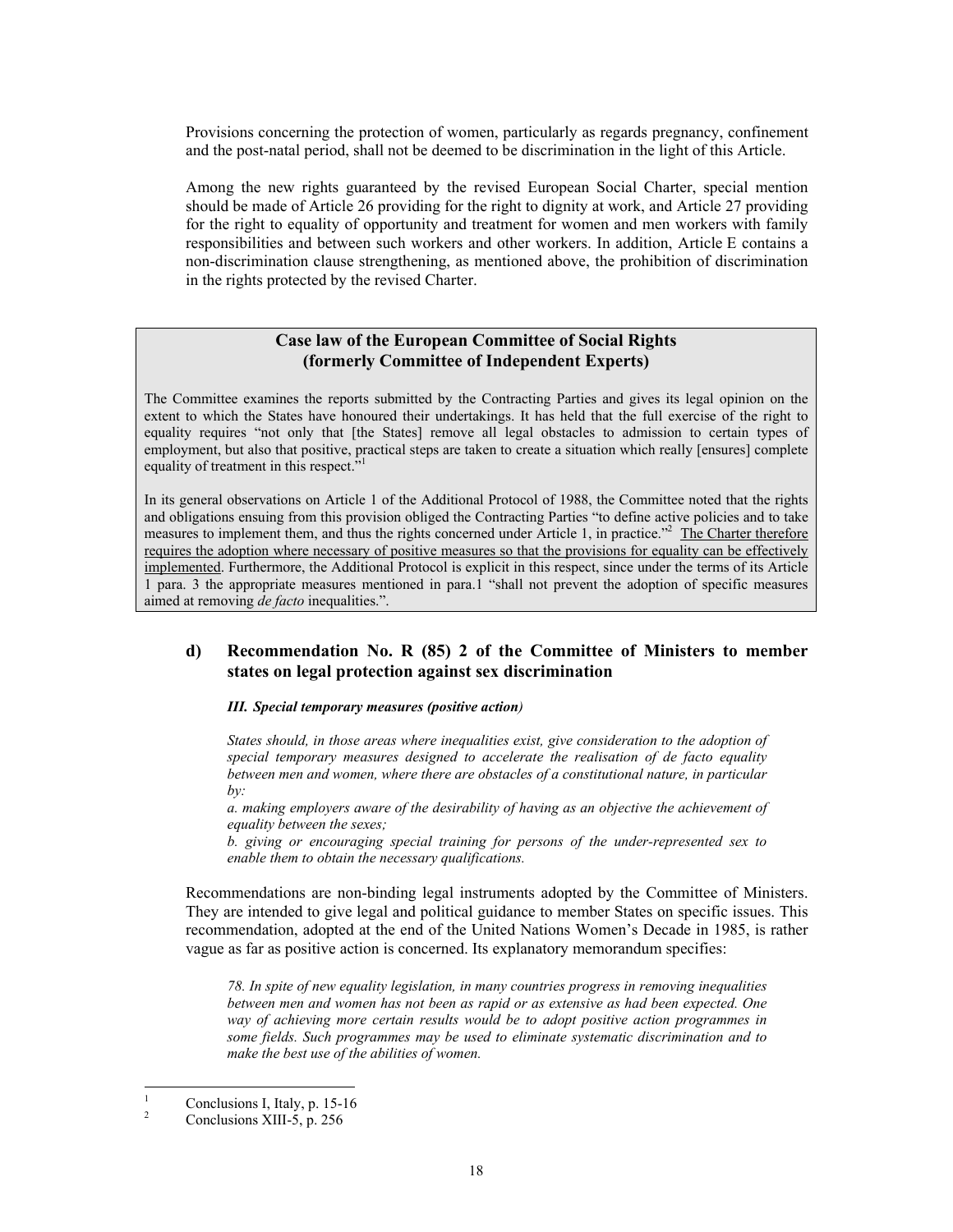Provisions concerning the protection of women, particularly as regards pregnancy, confinement and the post-natal period, shall not be deemed to be discrimination in the light of this Article.

Among the new rights guaranteed by the revised European Social Charter, special mention should be made of Article 26 providing for the right to dignity at work, and Article 27 providing for the right to equality of opportunity and treatment for women and men workers with family responsibilities and between such workers and other workers. In addition, Article E contains a non-discrimination clause strengthening, as mentioned above, the prohibition of discrimination in the rights protected by the revised Charter.

**Case law of the European Committee of Social Rights (formerly Committee of Independent Experts)**

The Committee examines the reports submitted by the Contracting Parties and gives its legal opinion on the extent to which the States have honoured their undertakings. It has held that the full exercise of the right to equality requires "not only that [the States] remove all legal obstacles to admission to certain types of employment, but also that positive, practical steps are taken to create a situation which really [ensures] complete equality of treatment in this respect."[1]

In its general observations on Article 1 of the Additional Protocol of 1988, the Committee noted that the rights and obligations ensuing from this provision obliged the Contracting Parties "to define active policies and to take measures to implement them, and thus the rights concerned under Article 1, in practice."[2] The Charter therefore requires the adoption where necessary of positive measures so that the provisions for equality can be effectively implemented. Furthermore, the Additional Protocol is explicit in this respect, since under the terms of its Article 1 para. 3 the appropriate measures mentioned in para.1 "shall not prevent the adoption of specific measures aimed at removing *de facto* inequalities.".

### d) Recommendation No. R (85) 2 of the Committee of Ministers to member states on legal protection against sex discrimination

***III. Special temporary measures (positive action)***

*States should, in those areas where inequalities exist, give consideration to the adoption of special temporary measures designed to accelerate the realisation of de facto equality between men and women, where there are obstacles of a constitutional nature, in particular by:*

*a. making employers aware of the desirability of having as an objective the achievement of equality between the sexes;*

*b. giving or encouraging special training for persons of the under-represented sex to enable them to obtain the necessary qualifications.*

Recommendations are non-binding legal instruments adopted by the Committee of Ministers. They are intended to give legal and political guidance to member States on specific issues. This recommendation, adopted at the end of the United Nations Women's Decade in 1985, is rather vague as far as positive action is concerned. Its explanatory memorandum specifies:

*78. In spite of new equality legislation, in many countries progress in removing inequalities between men and women has not been as rapid or as extensive as had been expected. One way of achieving more certain results would be to adopt positive action programmes in some fields. Such programmes may be used to eliminate systematic discrimination and to make the best use of the abilities of women.*

---

[1] Conclusions I, Italy, p. 15-16

[2] Conclusions XIII-5, p. 256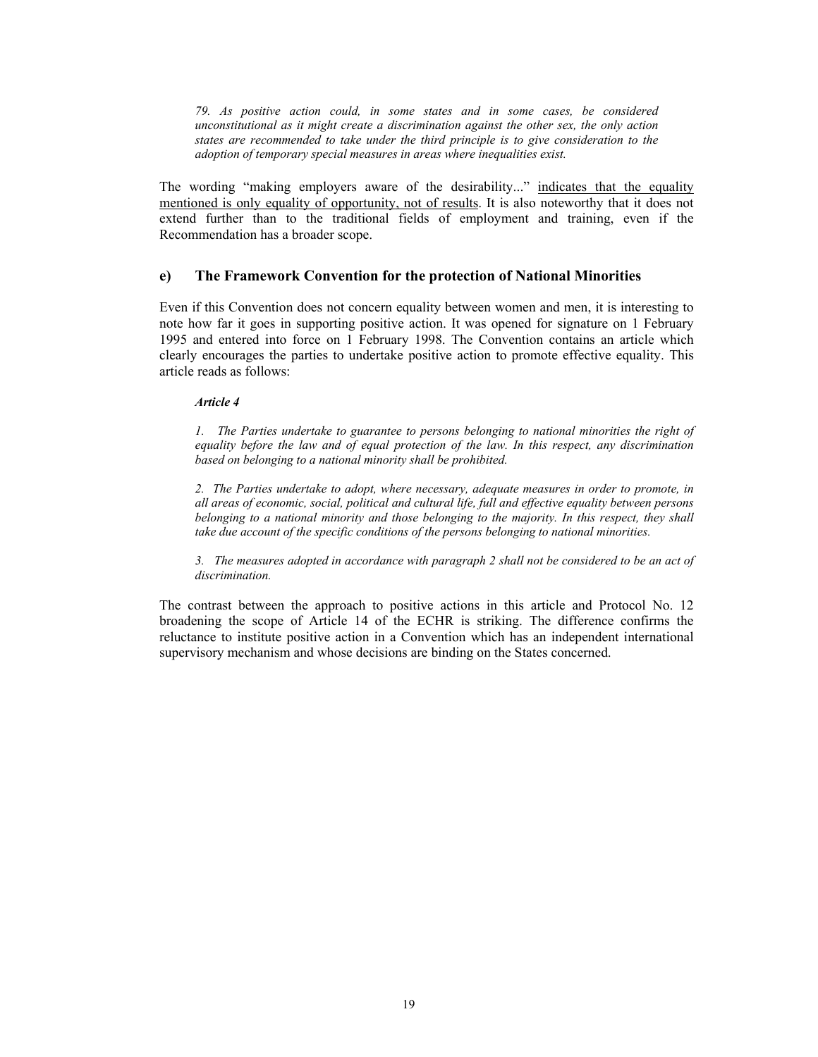> *79. As positive action could, in some states and in some cases, be considered unconstitutional as it might create a discrimination against the other sex, the only action states are recommended to take under the third principle is to give consideration to the adoption of temporary special measures in areas where inequalities exist.*

The wording "making employers aware of the desirability..." <u>indicates that the equality mentioned is only equality of opportunity, not of results</u>. It is also noteworthy that it does not extend further than to the traditional fields of employment and training, even if the Recommendation has a broader scope.

### e) The Framework Convention for the protection of National Minorities

Even if this Convention does not concern equality between women and men, it is interesting to note how far it goes in supporting positive action. It was opened for signature on 1 February 1995 and entered into force on 1 February 1998. The Convention contains an article which clearly encourages the parties to undertake positive action to promote effective equality. This article reads as follows:

> ***Article 4***
>
> *1. The Parties undertake to guarantee to persons belonging to national minorities the right of equality before the law and of equal protection of the law. In this respect, any discrimination based on belonging to a national minority shall be prohibited.*
>
> *2. The Parties undertake to adopt, where necessary, adequate measures in order to promote, in all areas of economic, social, political and cultural life, full and effective equality between persons belonging to a national minority and those belonging to the majority. In this respect, they shall take due account of the specific conditions of the persons belonging to national minorities.*
>
> *3. The measures adopted in accordance with paragraph 2 shall not be considered to be an act of discrimination.*

The contrast between the approach to positive actions in this article and Protocol No. 12 broadening the scope of Article 14 of the ECHR is striking. The difference confirms the reluctance to institute positive action in a Convention which has an independent international supervisory mechanism and whose decisions are binding on the States concerned.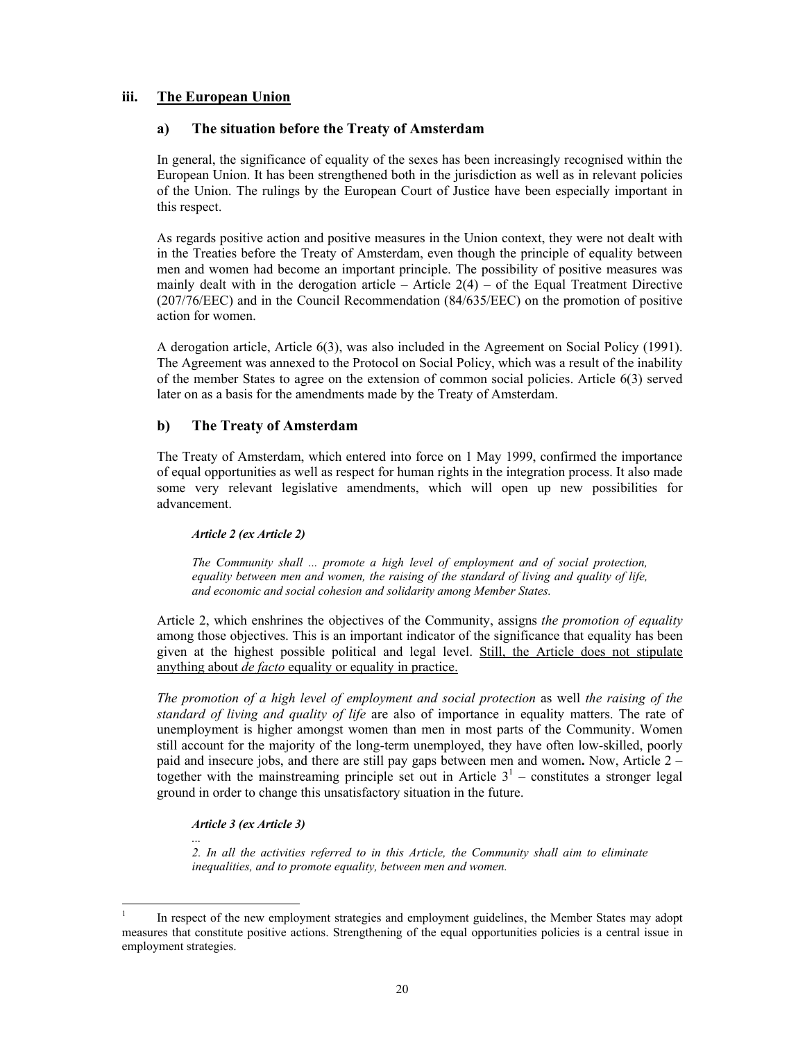## iii. The European Union

### a) The situation before the Treaty of Amsterdam

In general, the significance of equality of the sexes has been increasingly recognised within the European Union. It has been strengthened both in the jurisdiction as well as in relevant policies of the Union. The rulings by the European Court of Justice have been especially important in this respect.

As regards positive action and positive measures in the Union context, they were not dealt with in the Treaties before the Treaty of Amsterdam, even though the principle of equality between men and women had become an important principle. The possibility of positive measures was mainly dealt with in the derogation article – Article 2(4) – of the Equal Treatment Directive (207/76/EEC) and in the Council Recommendation (84/635/EEC) on the promotion of positive action for women.

A derogation article, Article 6(3), was also included in the Agreement on Social Policy (1991). The Agreement was annexed to the Protocol on Social Policy, which was a result of the inability of the member States to agree on the extension of common social policies. Article 6(3) served later on as a basis for the amendments made by the Treaty of Amsterdam.

### b) The Treaty of Amsterdam

The Treaty of Amsterdam, which entered into force on 1 May 1999, confirmed the importance of equal opportunities as well as respect for human rights in the integration process. It also made some very relevant legislative amendments, which will open up new possibilities for advancement.

> ***Article 2 (ex Article 2)***
>
> *The Community shall ... promote a high level of employment and of social protection, equality between men and women, the raising of the standard of living and quality of life, and economic and social cohesion and solidarity among Member States.*

Article 2, which enshrines the objectives of the Community, assigns *the promotion of equality* among those objectives. This is an important indicator of the significance that equality has been given at the highest possible political and legal level. Still, the Article does not stipulate anything about *de facto* equality or equality in practice.

*The promotion of a high level of employment and social protection* as well *the raising of the standard of living and quality of life* are also of importance in equality matters. The rate of unemployment is higher amongst women than men in most parts of the Community. Women still account for the majority of the long-term unemployed, they have often low-skilled, poorly paid and insecure jobs, and there are still pay gaps between men and women**.** Now, Article 2 – together with the mainstreaming principle set out in Article 3[1] – constitutes a stronger legal ground in order to change this unsatisfactory situation in the future.

> ***Article 3 (ex Article 3)***
>
> *...*
>
> *2. In all the activities referred to in this Article, the Community shall aim to eliminate inequalities, and to promote equality, between men and women.*

---

[1] In respect of the new employment strategies and employment guidelines, the Member States may adopt measures that constitute positive actions. Strengthening of the equal opportunities policies is a central issue in employment strategies.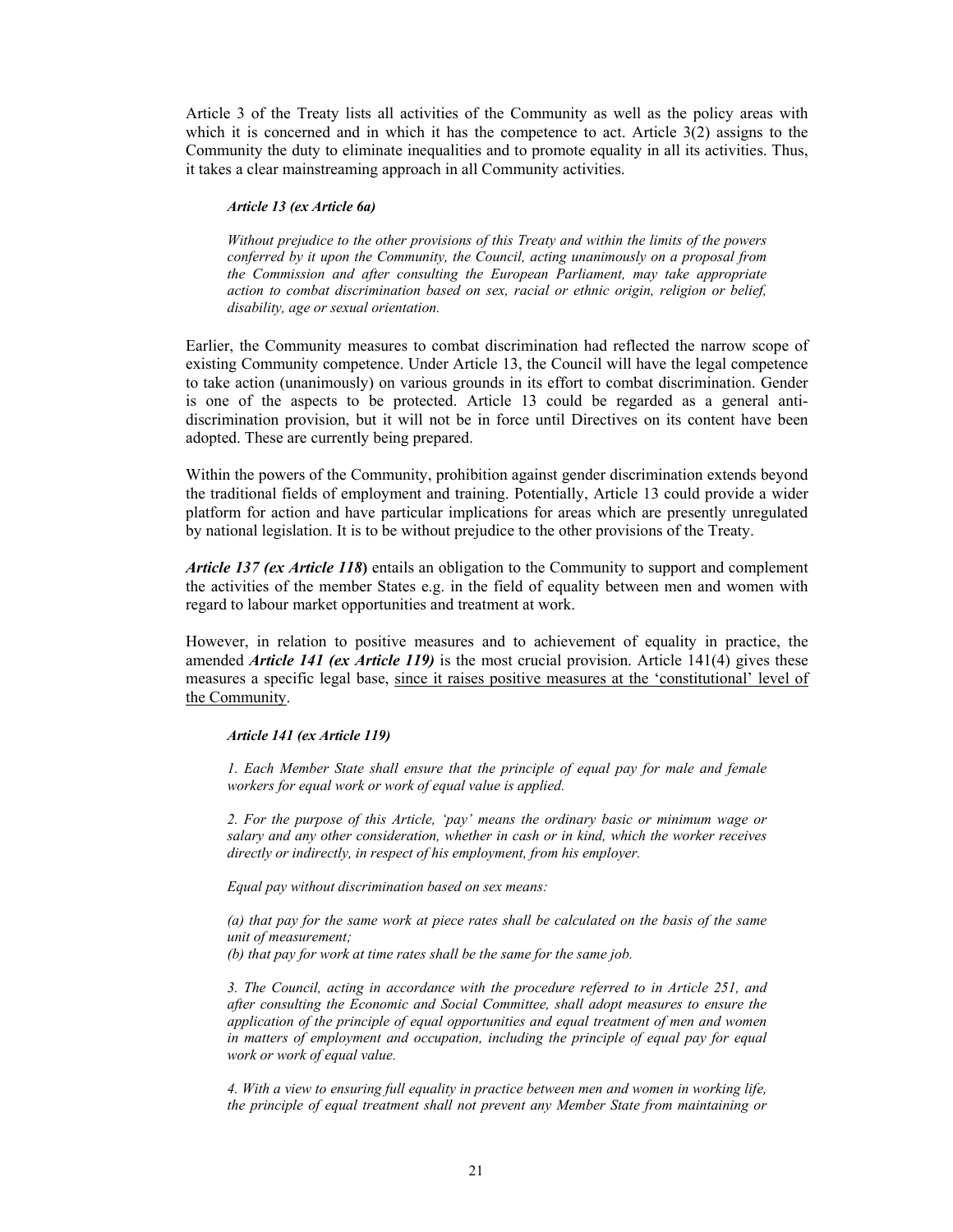Article 3 of the Treaty lists all activities of the Community as well as the policy areas with which it is concerned and in which it has the competence to act. Article 3(2) assigns to the Community the duty to eliminate inequalities and to promote equality in all its activities. Thus, it takes a clear mainstreaming approach in all Community activities.

> ***Article 13 (ex Article 6a)***
>
> *Without prejudice to the other provisions of this Treaty and within the limits of the powers conferred by it upon the Community, the Council, acting unanimously on a proposal from the Commission and after consulting the European Parliament, may take appropriate action to combat discrimination based on sex, racial or ethnic origin, religion or belief, disability, age or sexual orientation.*

Earlier, the Community measures to combat discrimination had reflected the narrow scope of existing Community competence. Under Article 13, the Council will have the legal competence to take action (unanimously) on various grounds in its effort to combat discrimination. Gender is one of the aspects to be protected. Article 13 could be regarded as a general anti-discrimination provision, but it will not be in force until Directives on its content have been adopted. These are currently being prepared.

Within the powers of the Community, prohibition against gender discrimination extends beyond the traditional fields of employment and training. Potentially, Article 13 could provide a wider platform for action and have particular implications for areas which are presently unregulated by national legislation. It is to be without prejudice to the other provisions of the Treaty.

***Article 137 (ex Article 118*)** entails an obligation to the Community to support and complement the activities of the member States e.g. in the field of equality between men and women with regard to labour market opportunities and treatment at work.

However, in relation to positive measures and to achievement of equality in practice, the amended ***Article 141 (ex Article 119)*** is the most crucial provision. Article 141(4) gives these measures a specific legal base, <u>since it raises positive measures at the 'constitutional' level of the Community</u>.

> ***Article 141 (ex Article 119)***
>
> *1. Each Member State shall ensure that the principle of equal pay for male and female workers for equal work or work of equal value is applied.*
>
> *2. For the purpose of this Article, 'pay' means the ordinary basic or minimum wage or salary and any other consideration, whether in cash or in kind, which the worker receives directly or indirectly, in respect of his employment, from his employer.*
>
> *Equal pay without discrimination based on sex means:*
>
> *(a) that pay for the same work at piece rates shall be calculated on the basis of the same unit of measurement;*
> *(b) that pay for work at time rates shall be the same for the same job.*
>
> *3. The Council, acting in accordance with the procedure referred to in Article 251, and after consulting the Economic and Social Committee, shall adopt measures to ensure the application of the principle of equal opportunities and equal treatment of men and women in matters of employment and occupation, including the principle of equal pay for equal work or work of equal value.*
>
> *4. With a view to ensuring full equality in practice between men and women in working life, the principle of equal treatment shall not prevent any Member State from maintaining or*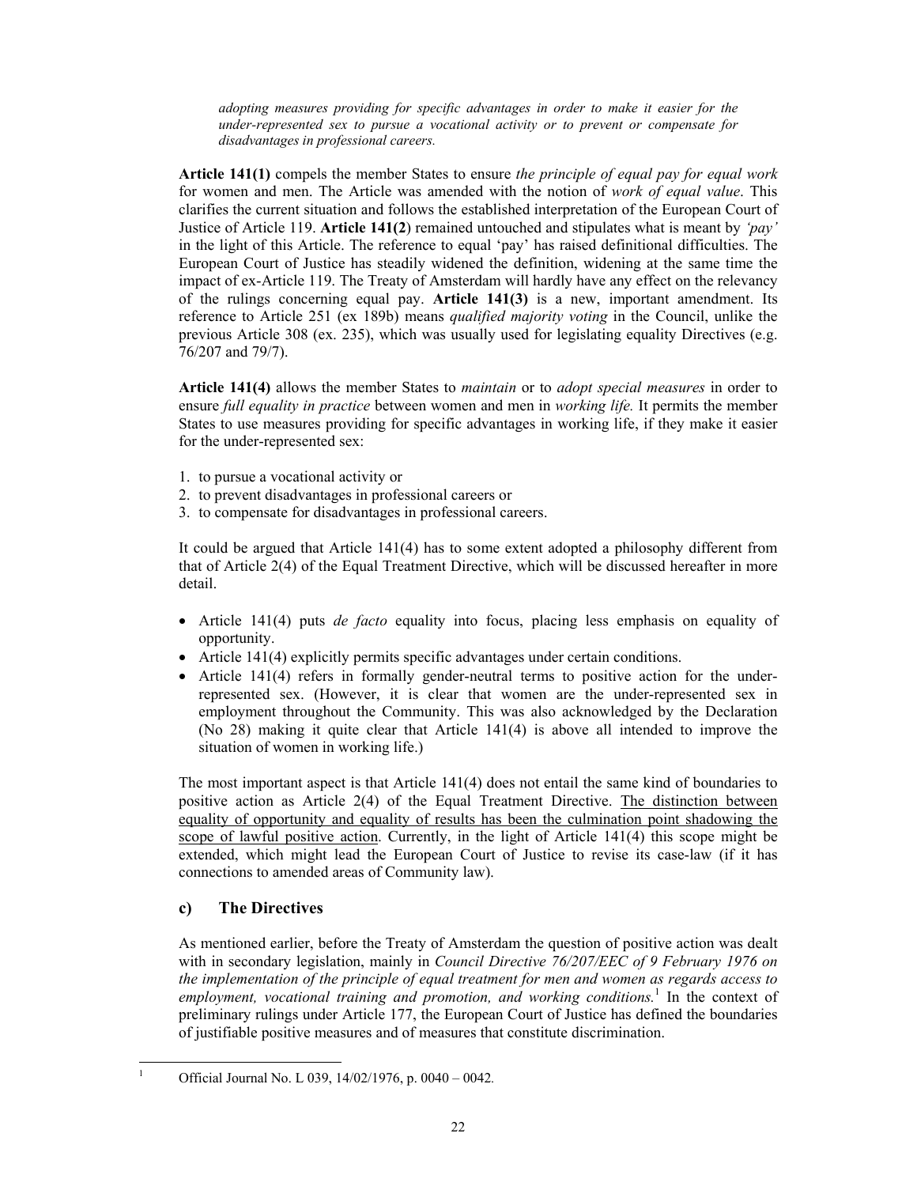*adopting measures providing for specific advantages in order to make it easier for the under-represented sex to pursue a vocational activity or to prevent or compensate for disadvantages in professional careers.*

**Article 141(1)** compels the member States to ensure *the principle of equal pay for equal work* for women and men. The Article was amended with the notion of *work of equal value*. This clarifies the current situation and follows the established interpretation of the European Court of Justice of Article 119. **Article 141(2**) remained untouched and stipulates what is meant by *'pay'* in the light of this Article. The reference to equal 'pay' has raised definitional difficulties. The European Court of Justice has steadily widened the definition, widening at the same time the impact of ex-Article 119. The Treaty of Amsterdam will hardly have any effect on the relevancy of the rulings concerning equal pay. **Article 141(3)** is a new, important amendment. Its reference to Article 251 (ex 189b) means *qualified majority voting* in the Council, unlike the previous Article 308 (ex. 235), which was usually used for legislating equality Directives (e.g. 76/207 and 79/7).

**Article 141(4)** allows the member States to *maintain* or to *adopt special measures* in order to ensure *full equality in practice* between women and men in *working life.* It permits the member States to use measures providing for specific advantages in working life, if they make it easier for the under-represented sex:

1. to pursue a vocational activity or
2. to prevent disadvantages in professional careers or
3. to compensate for disadvantages in professional careers.

It could be argued that Article 141(4) has to some extent adopted a philosophy different from that of Article 2(4) of the Equal Treatment Directive, which will be discussed hereafter in more detail.

- Article 141(4) puts *de facto* equality into focus, placing less emphasis on equality of opportunity.
- Article 141(4) explicitly permits specific advantages under certain conditions.
- Article 141(4) refers in formally gender-neutral terms to positive action for the under-represented sex. (However, it is clear that women are the under-represented sex in employment throughout the Community. This was also acknowledged by the Declaration (No 28) making it quite clear that Article 141(4) is above all intended to improve the situation of women in working life.)

The most important aspect is that Article 141(4) does not entail the same kind of boundaries to positive action as Article 2(4) of the Equal Treatment Directive. <u>The distinction between equality of opportunity and equality of results has been the culmination point shadowing the scope of lawful positive action</u>. Currently, in the light of Article 141(4) this scope might be extended, which might lead the European Court of Justice to revise its case-law (if it has connections to amended areas of Community law).

### c) The Directives

As mentioned earlier, before the Treaty of Amsterdam the question of positive action was dealt with in secondary legislation, mainly in *Council Directive 76/207/EEC of 9 February 1976 on the implementation of the principle of equal treatment for men and women as regards access to employment, vocational training and promotion, and working conditions.*[1] In the context of preliminary rulings under Article 177, the European Court of Justice has defined the boundaries of justifiable positive measures and of measures that constitute discrimination.

[1] Official Journal No. L 039, 14/02/1976, p. 0040 – 0042.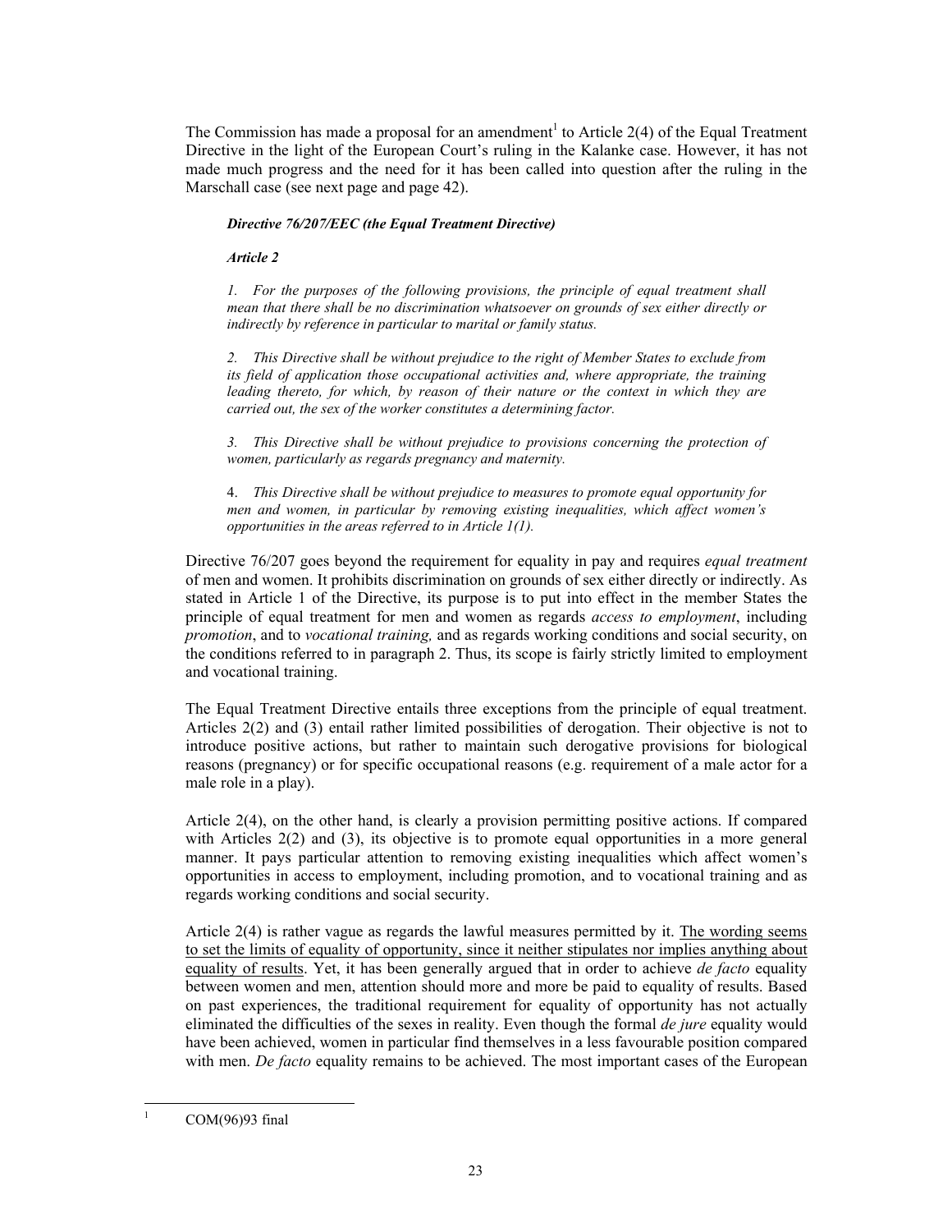The Commission has made a proposal for an amendment[1] to Article 2(4) of the Equal Treatment Directive in the light of the European Court's ruling in the Kalanke case. However, it has not made much progress and the need for it has been called into question after the ruling in the Marschall case (see next page and page 42).

***Directive 76/207/EEC (the Equal Treatment Directive)***

***Article 2***

*1. For the purposes of the following provisions, the principle of equal treatment shall mean that there shall be no discrimination whatsoever on grounds of sex either directly or indirectly by reference in particular to marital or family status.*

*2. This Directive shall be without prejudice to the right of Member States to exclude from its field of application those occupational activities and, where appropriate, the training leading thereto, for which, by reason of their nature or the context in which they are carried out, the sex of the worker constitutes a determining factor.*

*3. This Directive shall be without prejudice to provisions concerning the protection of women, particularly as regards pregnancy and maternity.*

4. *This Directive shall be without prejudice to measures to promote equal opportunity for men and women, in particular by removing existing inequalities, which affect women's opportunities in the areas referred to in Article 1(1).*

Directive 76/207 goes beyond the requirement for equality in pay and requires *equal treatment* of men and women. It prohibits discrimination on grounds of sex either directly or indirectly. As stated in Article 1 of the Directive, its purpose is to put into effect in the member States the principle of equal treatment for men and women as regards *access to employment*, including *promotion*, and to *vocational training,* and as regards working conditions and social security, on the conditions referred to in paragraph 2. Thus, its scope is fairly strictly limited to employment and vocational training.

The Equal Treatment Directive entails three exceptions from the principle of equal treatment. Articles 2(2) and (3) entail rather limited possibilities of derogation. Their objective is not to introduce positive actions, but rather to maintain such derogative provisions for biological reasons (pregnancy) or for specific occupational reasons (e.g. requirement of a male actor for a male role in a play).

Article 2(4), on the other hand, is clearly a provision permitting positive actions. If compared with Articles 2(2) and (3), its objective is to promote equal opportunities in a more general manner. It pays particular attention to removing existing inequalities which affect women's opportunities in access to employment, including promotion, and to vocational training and as regards working conditions and social security.

Article 2(4) is rather vague as regards the lawful measures permitted by it. The wording seems to set the limits of equality of opportunity, since it neither stipulates nor implies anything about equality of results. Yet, it has been generally argued that in order to achieve *de facto* equality between women and men, attention should more and more be paid to equality of results. Based on past experiences, the traditional requirement for equality of opportunity has not actually eliminated the difficulties of the sexes in reality. Even though the formal *de jure* equality would have been achieved, women in particular find themselves in a less favourable position compared with men. *De facto* equality remains to be achieved. The most important cases of the European

[1] COM(96)93 final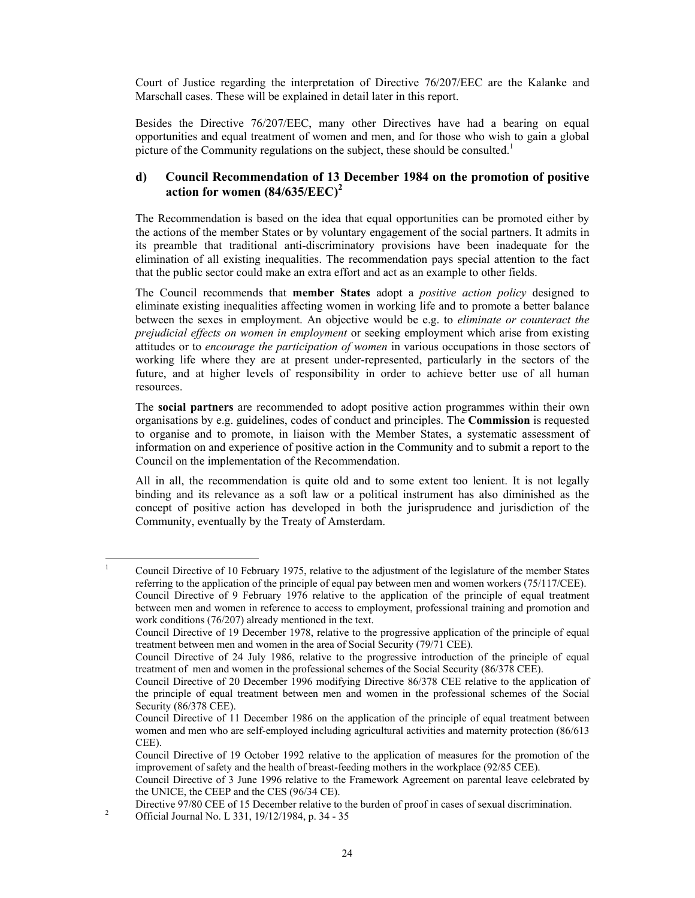Court of Justice regarding the interpretation of Directive 76/207/EEC are the Kalanke and Marschall cases. These will be explained in detail later in this report.

Besides the Directive 76/207/EEC, many other Directives have had a bearing on equal opportunities and equal treatment of women and men, and for those who wish to gain a global picture of the Community regulations on the subject, these should be consulted.[1]

### d) Council Recommendation of 13 December 1984 on the promotion of positive action for women (84/635/EEC)[2]

The Recommendation is based on the idea that equal opportunities can be promoted either by the actions of the member States or by voluntary engagement of the social partners. It admits in its preamble that traditional anti-discriminatory provisions have been inadequate for the elimination of all existing inequalities. The recommendation pays special attention to the fact that the public sector could make an extra effort and act as an example to other fields.

The Council recommends that **member States** adopt a *positive action policy* designed to eliminate existing inequalities affecting women in working life and to promote a better balance between the sexes in employment. An objective would be e.g. to *eliminate or counteract the prejudicial effects on women in employment* or seeking employment which arise from existing attitudes or to *encourage the participation of women* in various occupations in those sectors of working life where they are at present under-represented, particularly in the sectors of the future, and at higher levels of responsibility in order to achieve better use of all human resources.

The **social partners** are recommended to adopt positive action programmes within their own organisations by e.g. guidelines, codes of conduct and principles. The **Commission** is requested to organise and to promote, in liaison with the Member States, a systematic assessment of information on and experience of positive action in the Community and to submit a report to the Council on the implementation of the Recommendation.

All in all, the recommendation is quite old and to some extent too lenient. It is not legally binding and its relevance as a soft law or a political instrument has also diminished as the concept of positive action has developed in both the jurisprudence and jurisdiction of the Community, eventually by the Treaty of Amsterdam.

---

[1] Council Directive of 10 February 1975, relative to the adjustment of the legislature of the member States referring to the application of the principle of equal pay between men and women workers (75/117/CEE).
Council Directive of 9 February 1976 relative to the application of the principle of equal treatment between men and women in reference to access to employment, professional training and promotion and work conditions (76/207) already mentioned in the text.
Council Directive of 19 December 1978, relative to the progressive application of the principle of equal treatment between men and women in the area of Social Security (79/71 CEE).
Council Directive of 24 July 1986, relative to the progressive introduction of the principle of equal treatment of men and women in the professional schemes of the Social Security (86/378 CEE).
Council Directive of 20 December 1996 modifying Directive 86/378 CEE relative to the application of the principle of equal treatment between men and women in the professional schemes of the Social Security (86/378 CEE).
Council Directive of 11 December 1986 on the application of the principle of equal treatment between women and men who are self-employed including agricultural activities and maternity protection (86/613 CEE).
Council Directive of 19 October 1992 relative to the application of measures for the promotion of the improvement of safety and the health of breast-feeding mothers in the workplace (92/85 CEE).
Council Directive of 3 June 1996 relative to the Framework Agreement on parental leave celebrated by the UNICE, the CEEP and the CES (96/34 CE).
Directive 97/80 CEE of 15 December relative to the burden of proof in cases of sexual discrimination.

[2] Official Journal No. L 331, 19/12/1984, p. 34 - 35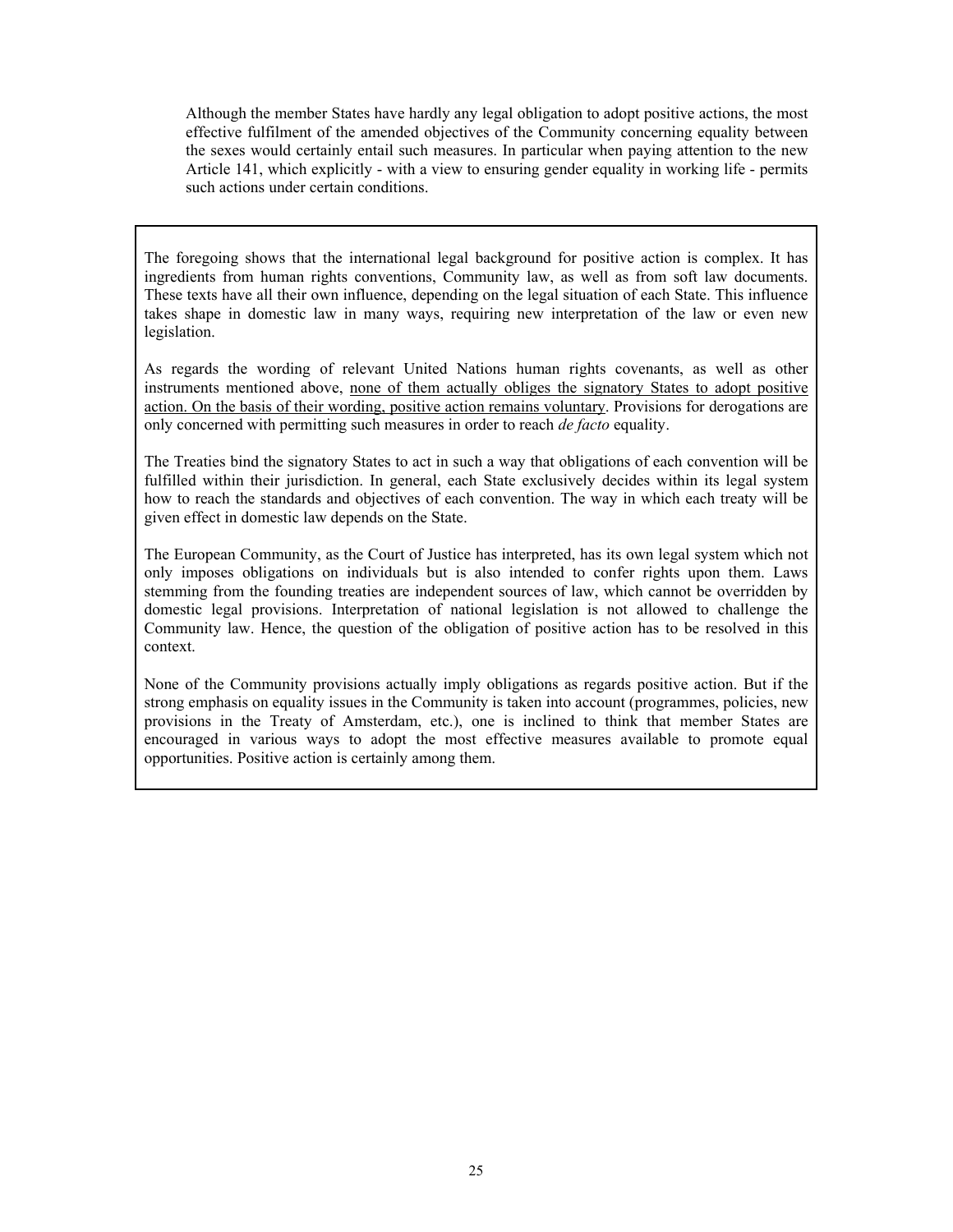> Although the member States have hardly any legal obligation to adopt positive actions, the most effective fulfilment of the amended objectives of the Community concerning equality between the sexes would certainly entail such measures. In particular when paying attention to the new Article 141, which explicitly - with a view to ensuring gender equality in working life - permits such actions under certain conditions.

The foregoing shows that the international legal background for positive action is complex. It has ingredients from human rights conventions, Community law, as well as from soft law documents. These texts have all their own influence, depending on the legal situation of each State. This influence takes shape in domestic law in many ways, requiring new interpretation of the law or even new legislation.

As regards the wording of relevant United Nations human rights covenants, as well as other instruments mentioned above, <u>none of them actually obliges the signatory States to adopt positive action. On the basis of their wording, positive action remains voluntary</u>. Provisions for derogations are only concerned with permitting such measures in order to reach *de facto* equality.

The Treaties bind the signatory States to act in such a way that obligations of each convention will be fulfilled within their jurisdiction. In general, each State exclusively decides within its legal system how to reach the standards and objectives of each convention. The way in which each treaty will be given effect in domestic law depends on the State.

The European Community, as the Court of Justice has interpreted, has its own legal system which not only imposes obligations on individuals but is also intended to confer rights upon them. Laws stemming from the founding treaties are independent sources of law, which cannot be overridden by domestic legal provisions. Interpretation of national legislation is not allowed to challenge the Community law. Hence, the question of the obligation of positive action has to be resolved in this context.

None of the Community provisions actually imply obligations as regards positive action. But if the strong emphasis on equality issues in the Community is taken into account (programmes, policies, new provisions in the Treaty of Amsterdam, etc.), one is inclined to think that member States are encouraged in various ways to adopt the most effective measures available to promote equal opportunities. Positive action is certainly among them.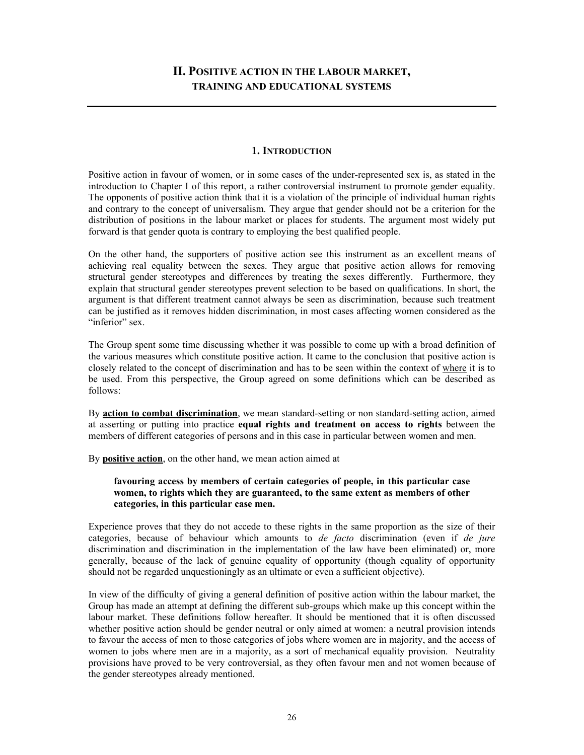# II. Positive action in the labour market, training and educational systems

## 1. Introduction

Positive action in favour of women, or in some cases of the under-represented sex is, as stated in the introduction to Chapter I of this report, a rather controversial instrument to promote gender equality. The opponents of positive action think that it is a violation of the principle of individual human rights and contrary to the concept of universalism. They argue that gender should not be a criterion for the distribution of positions in the labour market or places for students. The argument most widely put forward is that gender quota is contrary to employing the best qualified people.

On the other hand, the supporters of positive action see this instrument as an excellent means of achieving real equality between the sexes. They argue that positive action allows for removing structural gender stereotypes and differences by treating the sexes differently. Furthermore, they explain that structural gender stereotypes prevent selection to be based on qualifications. In short, the argument is that different treatment cannot always be seen as discrimination, because such treatment can be justified as it removes hidden discrimination, in most cases affecting women considered as the "inferior" sex.

The Group spent some time discussing whether it was possible to come up with a broad definition of the various measures which constitute positive action. It came to the conclusion that positive action is closely related to the concept of discrimination and has to be seen within the context of <u>where</u> it is to be used. From this perspective, the Group agreed on some definitions which can be described as follows:

By **<u>action to combat discrimination</u>**, we mean standard-setting or non standard-setting action, aimed at asserting or putting into practice **equal rights and treatment on access to rights** between the members of different categories of persons and in this case in particular between women and men.

By **<u>positive action</u>**, on the other hand, we mean action aimed at

> **favouring access by members of certain categories of people, in this particular case women, to rights which they are guaranteed, to the same extent as members of other categories, in this particular case men.**

Experience proves that they do not accede to these rights in the same proportion as the size of their categories, because of behaviour which amounts to *de facto* discrimination (even if *de jure* discrimination and discrimination in the implementation of the law have been eliminated) or, more generally, because of the lack of genuine equality of opportunity (though equality of opportunity should not be regarded unquestioningly as an ultimate or even a sufficient objective).

In view of the difficulty of giving a general definition of positive action within the labour market, the Group has made an attempt at defining the different sub-groups which make up this concept within the labour market. These definitions follow hereafter. It should be mentioned that it is often discussed whether positive action should be gender neutral or only aimed at women: a neutral provision intends to favour the access of men to those categories of jobs where women are in majority, and the access of women to jobs where men are in a majority, as a sort of mechanical equality provision. Neutrality provisions have proved to be very controversial, as they often favour men and not women because of the gender stereotypes already mentioned.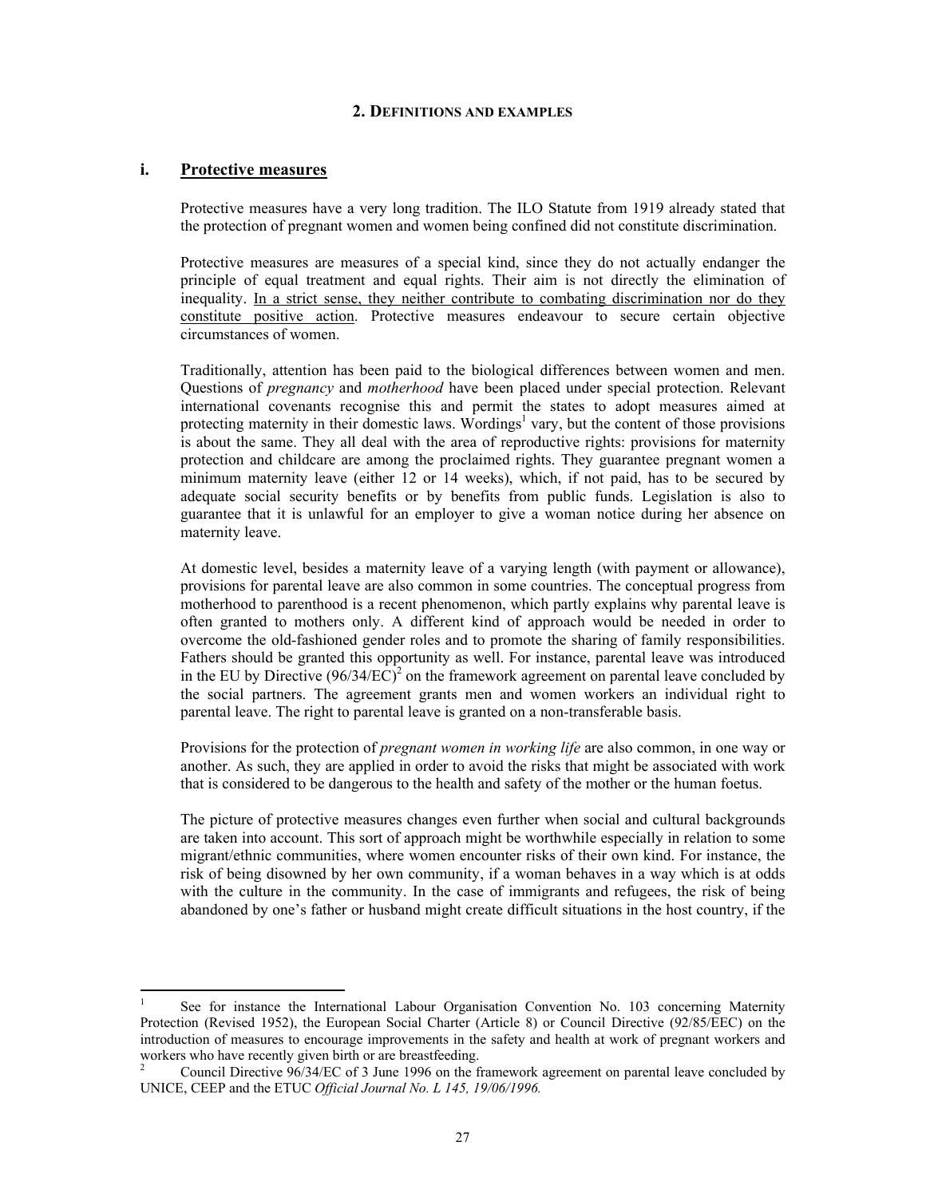## 2. DEFINITIONS AND EXAMPLES

### i. Protective measures

Protective measures have a very long tradition. The ILO Statute from 1919 already stated that the protection of pregnant women and women being confined did not constitute discrimination.

Protective measures are measures of a special kind, since they do not actually endanger the principle of equal treatment and equal rights. Their aim is not directly the elimination of inequality. <u>In a strict sense, they neither contribute to combating discrimination nor do they constitute positive action</u>. Protective measures endeavour to secure certain objective circumstances of women.

Traditionally, attention has been paid to the biological differences between women and men. Questions of *pregnancy* and *motherhood* have been placed under special protection. Relevant international covenants recognise this and permit the states to adopt measures aimed at protecting maternity in their domestic laws. Wordings[1] vary, but the content of those provisions is about the same. They all deal with the area of reproductive rights: provisions for maternity protection and childcare are among the proclaimed rights. They guarantee pregnant women a minimum maternity leave (either 12 or 14 weeks), which, if not paid, has to be secured by adequate social security benefits or by benefits from public funds. Legislation is also to guarantee that it is unlawful for an employer to give a woman notice during her absence on maternity leave.

At domestic level, besides a maternity leave of a varying length (with payment or allowance), provisions for parental leave are also common in some countries. The conceptual progress from motherhood to parenthood is a recent phenomenon, which partly explains why parental leave is often granted to mothers only. A different kind of approach would be needed in order to overcome the old-fashioned gender roles and to promote the sharing of family responsibilities. Fathers should be granted this opportunity as well. For instance, parental leave was introduced in the EU by Directive (96/34/EC)[2] on the framework agreement on parental leave concluded by the social partners. The agreement grants men and women workers an individual right to parental leave. The right to parental leave is granted on a non-transferable basis.

Provisions for the protection of *pregnant women in working life* are also common, in one way or another. As such, they are applied in order to avoid the risks that might be associated with work that is considered to be dangerous to the health and safety of the mother or the human foetus.

The picture of protective measures changes even further when social and cultural backgrounds are taken into account. This sort of approach might be worthwhile especially in relation to some migrant/ethnic communities, where women encounter risks of their own kind. For instance, the risk of being disowned by her own community, if a woman behaves in a way which is at odds with the culture in the community. In the case of immigrants and refugees, the risk of being abandoned by one's father or husband might create difficult situations in the host country, if the

---

[1] See for instance the International Labour Organisation Convention No. 103 concerning Maternity Protection (Revised 1952), the European Social Charter (Article 8) or Council Directive (92/85/EEC) on the introduction of measures to encourage improvements in the safety and health at work of pregnant workers and workers who have recently given birth or are breastfeeding.

[2] Council Directive 96/34/EC of 3 June 1996 on the framework agreement on parental leave concluded by UNICE, CEEP and the ETUC *Official Journal No. L 145, 19/06/1996.*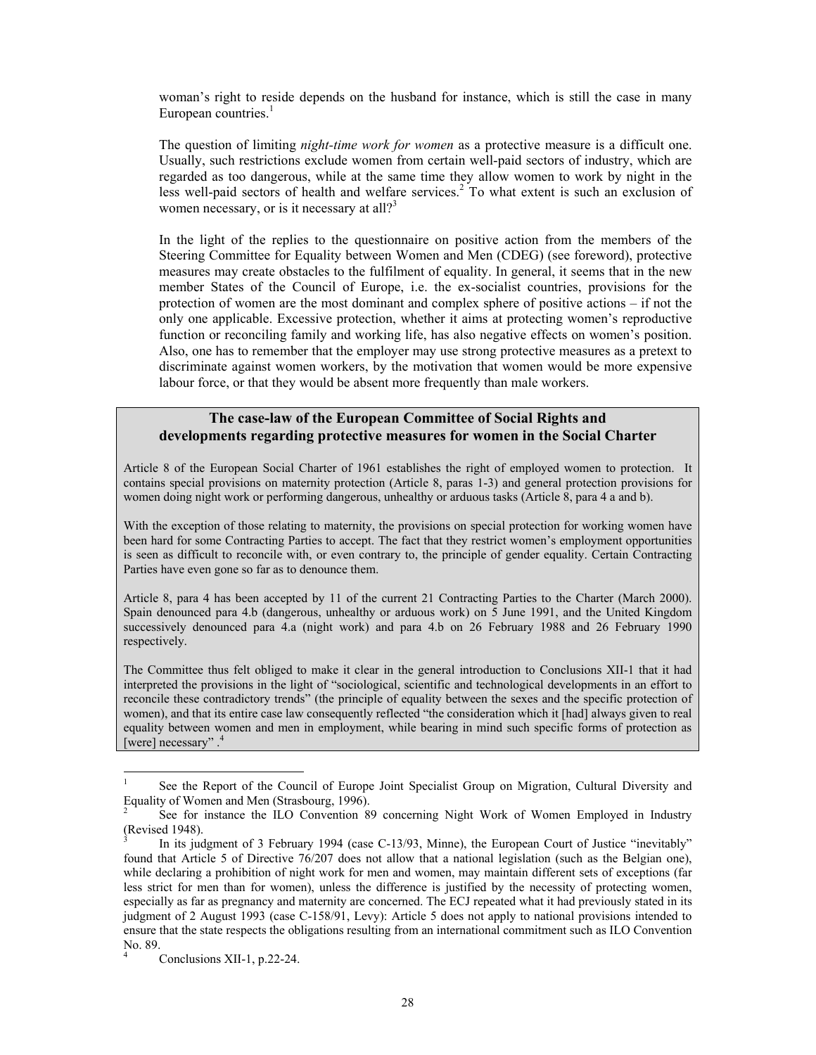woman's right to reside depends on the husband for instance, which is still the case in many European countries.[1]

The question of limiting *night-time work for women* as a protective measure is a difficult one. Usually, such restrictions exclude women from certain well-paid sectors of industry, which are regarded as too dangerous, while at the same time they allow women to work by night in the less well-paid sectors of health and welfare services.[2] To what extent is such an exclusion of women necessary, or is it necessary at all?[3]

In the light of the replies to the questionnaire on positive action from the members of the Steering Committee for Equality between Women and Men (CDEG) (see foreword), protective measures may create obstacles to the fulfilment of equality. In general, it seems that in the new member States of the Council of Europe, i.e. the ex-socialist countries, provisions for the protection of women are the most dominant and complex sphere of positive actions – if not the only one applicable. Excessive protection, whether it aims at protecting women's reproductive function or reconciling family and working life, has also negative effects on women's position. Also, one has to remember that the employer may use strong protective measures as a pretext to discriminate against women workers, by the motivation that women would be more expensive labour force, or that they would be absent more frequently than male workers.

**The case-law of the European Committee of Social Rights and developments regarding protective measures for women in the Social Charter**

Article 8 of the European Social Charter of 1961 establishes the right of employed women to protection. It contains special provisions on maternity protection (Article 8, paras 1-3) and general protection provisions for women doing night work or performing dangerous, unhealthy or arduous tasks (Article 8, para 4 a and b).

With the exception of those relating to maternity, the provisions on special protection for working women have been hard for some Contracting Parties to accept. The fact that they restrict women's employment opportunities is seen as difficult to reconcile with, or even contrary to, the principle of gender equality. Certain Contracting Parties have even gone so far as to denounce them.

Article 8, para 4 has been accepted by 11 of the current 21 Contracting Parties to the Charter (March 2000). Spain denounced para 4.b (dangerous, unhealthy or arduous work) on 5 June 1991, and the United Kingdom successively denounced para 4.a (night work) and para 4.b on 26 February 1988 and 26 February 1990 respectively.

The Committee thus felt obliged to make it clear in the general introduction to Conclusions XII-1 that it had interpreted the provisions in the light of "sociological, scientific and technological developments in an effort to reconcile these contradictory trends" (the principle of equality between the sexes and the specific protection of women), and that its entire case law consequently reflected "the consideration which it [had] always given to real equality between women and men in employment, while bearing in mind such specific forms of protection as [were] necessary".[4]

---

[1] See the Report of the Council of Europe Joint Specialist Group on Migration, Cultural Diversity and Equality of Women and Men (Strasbourg, 1996).

[2] See for instance the ILO Convention 89 concerning Night Work of Women Employed in Industry (Revised 1948).

[3] In its judgment of 3 February 1994 (case C-13/93, Minne), the European Court of Justice "inevitably" found that Article 5 of Directive 76/207 does not allow that a national legislation (such as the Belgian one), while declaring a prohibition of night work for men and women, may maintain different sets of exceptions (far less strict for men than for women), unless the difference is justified by the necessity of protecting women, especially as far as pregnancy and maternity are concerned. The ECJ repeated what it had previously stated in its judgment of 2 August 1993 (case C-158/91, Levy): Article 5 does not apply to national provisions intended to ensure that the state respects the obligations resulting from an international commitment such as ILO Convention No. 89.

[4] Conclusions XII-1, p.22-24.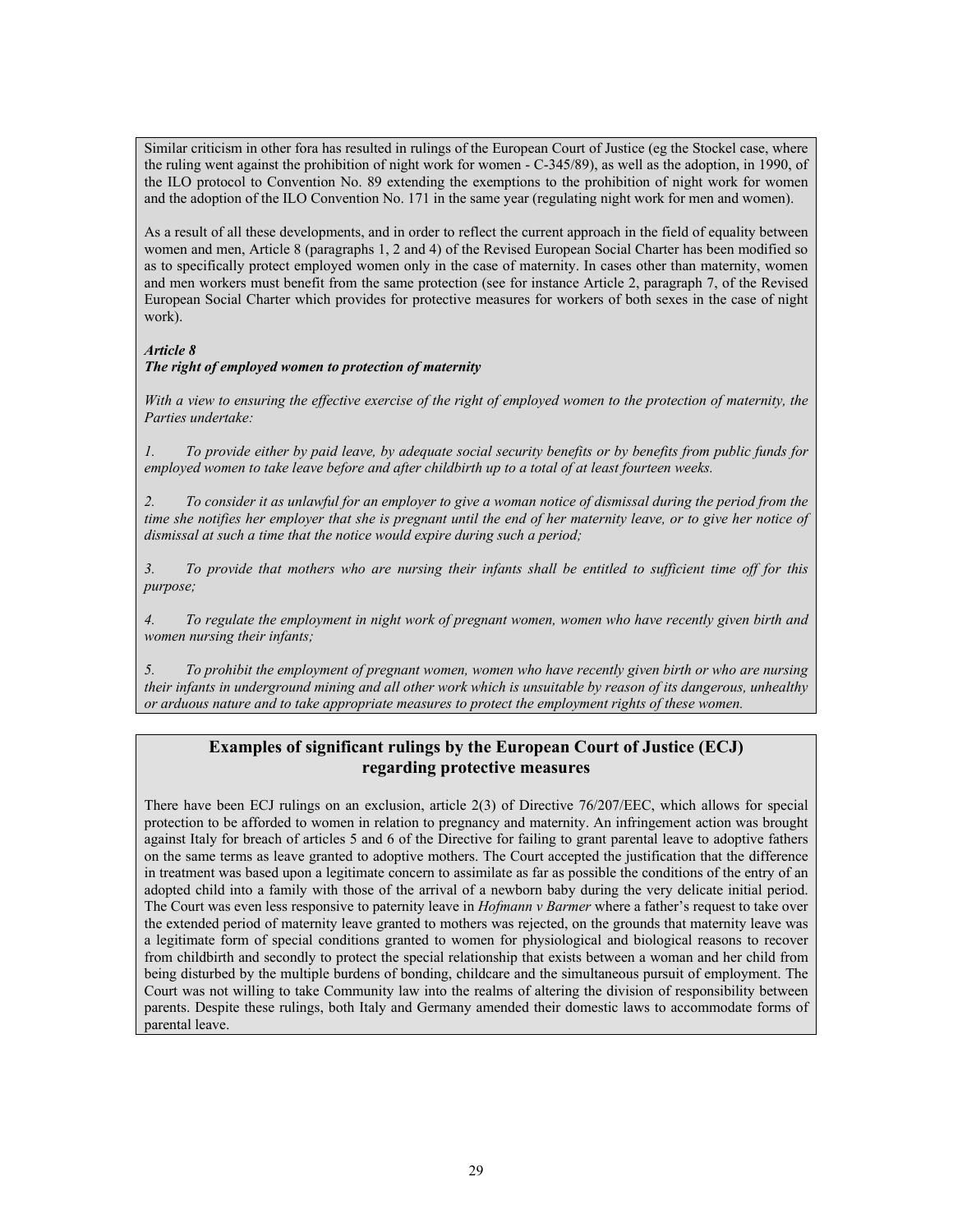Similar criticism in other fora has resulted in rulings of the European Court of Justice (eg the Stockel case, where the ruling went against the prohibition of night work for women - C-345/89), as well as the adoption, in 1990, of the ILO protocol to Convention No. 89 extending the exemptions to the prohibition of night work for women and the adoption of the ILO Convention No. 171 in the same year (regulating night work for men and women).

As a result of all these developments, and in order to reflect the current approach in the field of equality between women and men, Article 8 (paragraphs 1, 2 and 4) of the Revised European Social Charter has been modified so as to specifically protect employed women only in the case of maternity. In cases other than maternity, women and men workers must benefit from the same protection (see for instance Article 2, paragraph 7, of the Revised European Social Charter which provides for protective measures for workers of both sexes in the case of night work).

***Article 8***
***The right of employed women to protection of maternity***

*With a view to ensuring the effective exercise of the right of employed women to the protection of maternity, the Parties undertake:*

*1. To provide either by paid leave, by adequate social security benefits or by benefits from public funds for employed women to take leave before and after childbirth up to a total of at least fourteen weeks.*

*2. To consider it as unlawful for an employer to give a woman notice of dismissal during the period from the time she notifies her employer that she is pregnant until the end of her maternity leave, or to give her notice of dismissal at such a time that the notice would expire during such a period;*

*3. To provide that mothers who are nursing their infants shall be entitled to sufficient time off for this purpose;*

*4. To regulate the employment in night work of pregnant women, women who have recently given birth and women nursing their infants;*

*5. To prohibit the employment of pregnant women, women who have recently given birth or who are nursing their infants in underground mining and all other work which is unsuitable by reason of its dangerous, unhealthy or arduous nature and to take appropriate measures to protect the employment rights of these women.*

## Examples of significant rulings by the European Court of Justice (ECJ) regarding protective measures

There have been ECJ rulings on an exclusion, article 2(3) of Directive 76/207/EEC, which allows for special protection to be afforded to women in relation to pregnancy and maternity. An infringement action was brought against Italy for breach of articles 5 and 6 of the Directive for failing to grant parental leave to adoptive fathers on the same terms as leave granted to adoptive mothers. The Court accepted the justification that the difference in treatment was based upon a legitimate concern to assimilate as far as possible the conditions of the entry of an adopted child into a family with those of the arrival of a newborn baby during the very delicate initial period. The Court was even less responsive to paternity leave in *Hofmann v Barmer* where a father's request to take over the extended period of maternity leave granted to mothers was rejected, on the grounds that maternity leave was a legitimate form of special conditions granted to women for physiological and biological reasons to recover from childbirth and secondly to protect the special relationship that exists between a woman and her child from being disturbed by the multiple burdens of bonding, childcare and the simultaneous pursuit of employment. The Court was not willing to take Community law into the realms of altering the division of responsibility between parents. Despite these rulings, both Italy and Germany amended their domestic laws to accommodate forms of parental leave.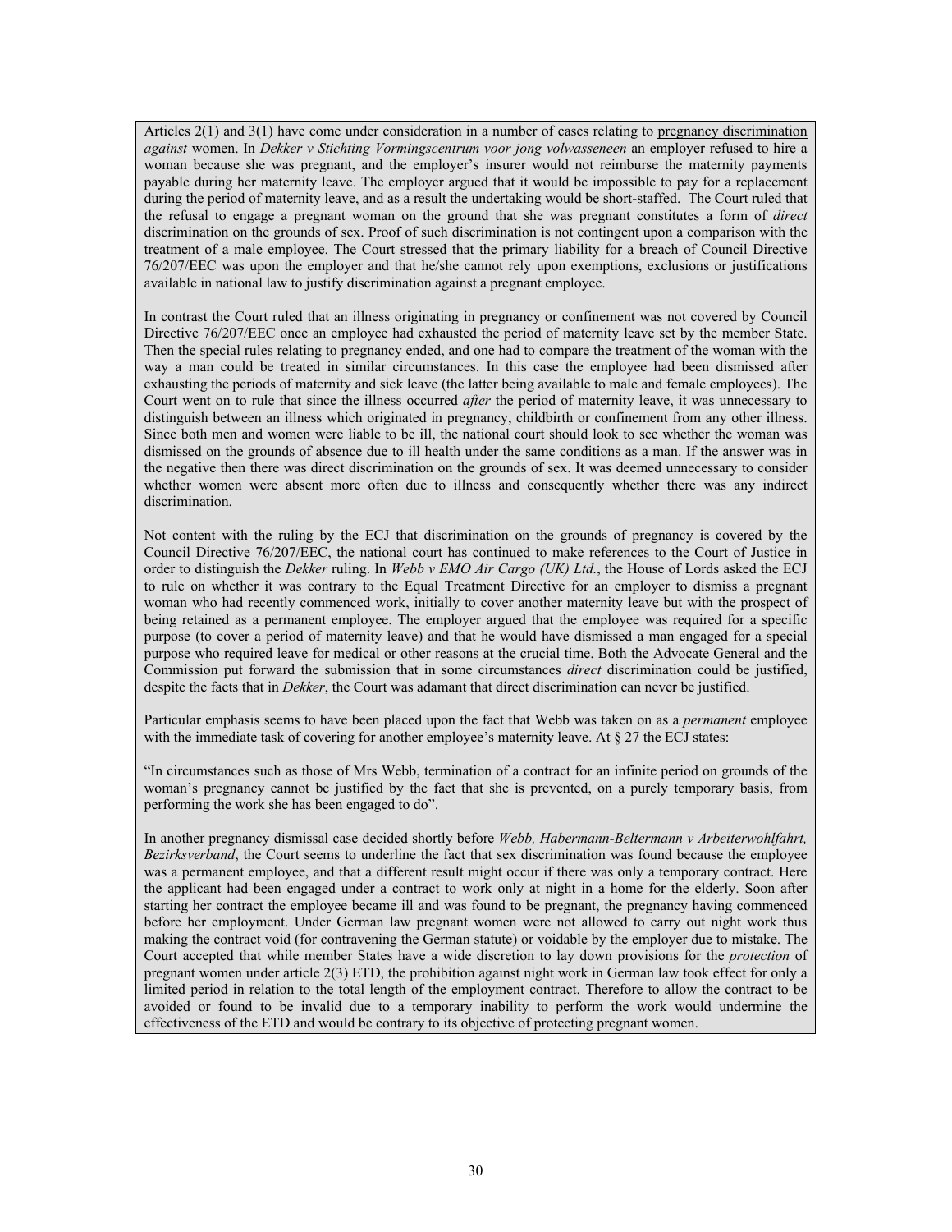Articles 2(1) and 3(1) have come under consideration in a number of cases relating to <u>pregnancy discrimination</u> *against* women. In *Dekker v Stichting Vormingscentrum voor jong volwasseneen* an employer refused to hire a woman because she was pregnant, and the employer's insurer would not reimburse the maternity payments payable during her maternity leave. The employer argued that it would be impossible to pay for a replacement during the period of maternity leave, and as a result the undertaking would be short-staffed. The Court ruled that the refusal to engage a pregnant woman on the ground that she was pregnant constitutes a form of *direct* discrimination on the grounds of sex. Proof of such discrimination is not contingent upon a comparison with the treatment of a male employee. The Court stressed that the primary liability for a breach of Council Directive 76/207/EEC was upon the employer and that he/she cannot rely upon exemptions, exclusions or justifications available in national law to justify discrimination against a pregnant employee.

In contrast the Court ruled that an illness originating in pregnancy or confinement was not covered by Council Directive 76/207/EEC once an employee had exhausted the period of maternity leave set by the member State. Then the special rules relating to pregnancy ended, and one had to compare the treatment of the woman with the way a man could be treated in similar circumstances. In this case the employee had been dismissed after exhausting the periods of maternity and sick leave (the latter being available to male and female employees). The Court went on to rule that since the illness occurred *after* the period of maternity leave, it was unnecessary to distinguish between an illness which originated in pregnancy, childbirth or confinement from any other illness. Since both men and women were liable to be ill, the national court should look to see whether the woman was dismissed on the grounds of absence due to ill health under the same conditions as a man. If the answer was in the negative then there was direct discrimination on the grounds of sex. It was deemed unnecessary to consider whether women were absent more often due to illness and consequently whether there was any indirect discrimination.

Not content with the ruling by the ECJ that discrimination on the grounds of pregnancy is covered by the Council Directive 76/207/EEC, the national court has continued to make references to the Court of Justice in order to distinguish the *Dekker* ruling. In *Webb v EMO Air Cargo (UK) Ltd.*, the House of Lords asked the ECJ to rule on whether it was contrary to the Equal Treatment Directive for an employer to dismiss a pregnant woman who had recently commenced work, initially to cover another maternity leave but with the prospect of being retained as a permanent employee. The employer argued that the employee was required for a specific purpose (to cover a period of maternity leave) and that he would have dismissed a man engaged for a special purpose who required leave for medical or other reasons at the crucial time. Both the Advocate General and the Commission put forward the submission that in some circumstances *direct* discrimination could be justified, despite the facts that in *Dekker*, the Court was adamant that direct discrimination can never be justified.

Particular emphasis seems to have been placed upon the fact that Webb was taken on as a *permanent* employee with the immediate task of covering for another employee's maternity leave. At § 27 the ECJ states:

"In circumstances such as those of Mrs Webb, termination of a contract for an infinite period on grounds of the woman's pregnancy cannot be justified by the fact that she is prevented, on a purely temporary basis, from performing the work she has been engaged to do".

In another pregnancy dismissal case decided shortly before *Webb, Habermann-Beltermann v Arbeiterwohlfahrt, Bezirksverband*, the Court seems to underline the fact that sex discrimination was found because the employee was a permanent employee, and that a different result might occur if there was only a temporary contract. Here the applicant had been engaged under a contract to work only at night in a home for the elderly. Soon after starting her contract the employee became ill and was found to be pregnant, the pregnancy having commenced before her employment. Under German law pregnant women were not allowed to carry out night work thus making the contract void (for contravening the German statute) or voidable by the employer due to mistake. The Court accepted that while member States have a wide discretion to lay down provisions for the *protection* of pregnant women under article 2(3) ETD, the prohibition against night work in German law took effect for only a limited period in relation to the total length of the employment contract. Therefore to allow the contract to be avoided or found to be invalid due to a temporary inability to perform the work would undermine the effectiveness of the ETD and would be contrary to its objective of protecting pregnant women.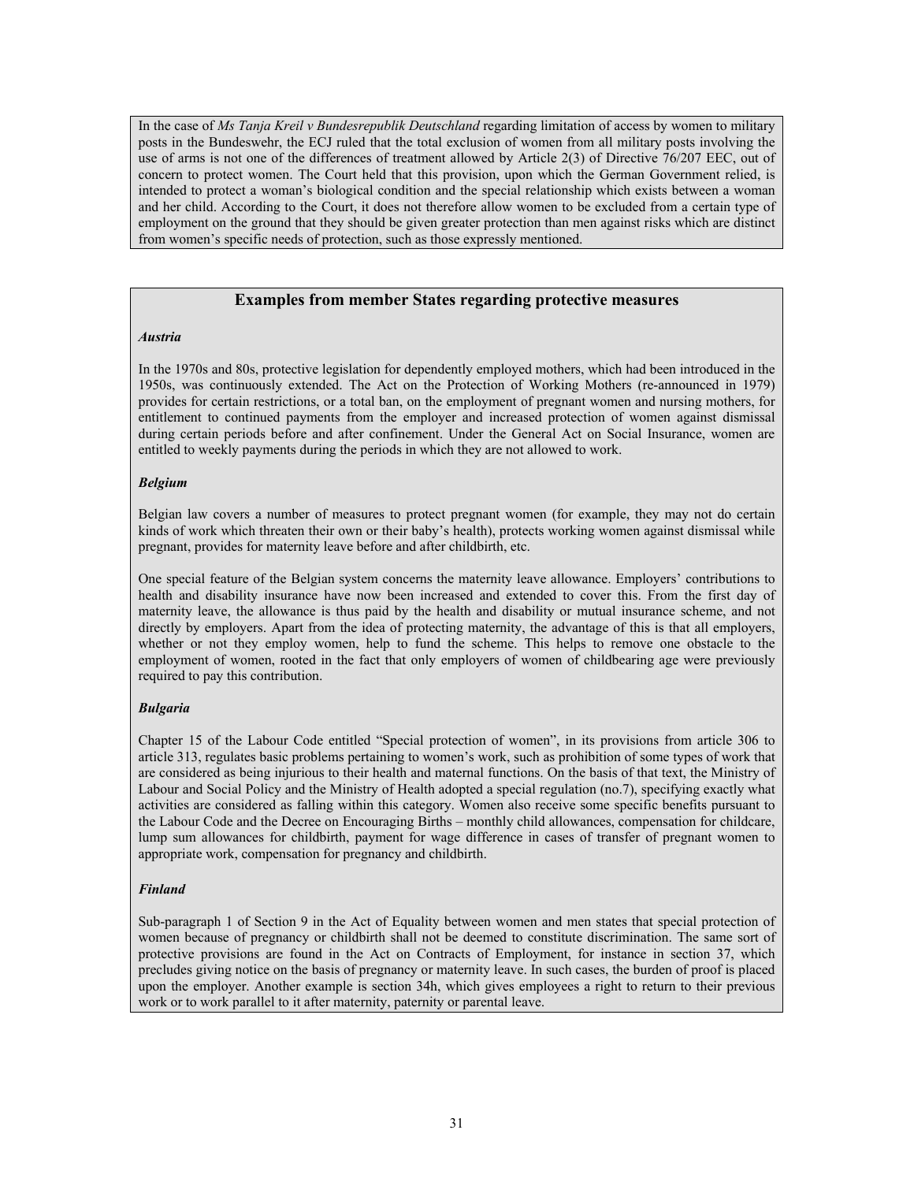In the case of *Ms Tanja Kreil v Bundesrepublik Deutschland* regarding limitation of access by women to military posts in the Bundeswehr, the ECJ ruled that the total exclusion of women from all military posts involving the use of arms is not one of the differences of treatment allowed by Article 2(3) of Directive 76/207 EEC, out of concern to protect women. The Court held that this provision, upon which the German Government relied, is intended to protect a woman's biological condition and the special relationship which exists between a woman and her child. According to the Court, it does not therefore allow women to be excluded from a certain type of employment on the ground that they should be given greater protection than men against risks which are distinct from women's specific needs of protection, such as those expressly mentioned.

## Examples from member States regarding protective measures

***Austria***

In the 1970s and 80s, protective legislation for dependently employed mothers, which had been introduced in the 1950s, was continuously extended. The Act on the Protection of Working Mothers (re-announced in 1979) provides for certain restrictions, or a total ban, on the employment of pregnant women and nursing mothers, for entitlement to continued payments from the employer and increased protection of women against dismissal during certain periods before and after confinement. Under the General Act on Social Insurance, women are entitled to weekly payments during the periods in which they are not allowed to work.

***Belgium***

Belgian law covers a number of measures to protect pregnant women (for example, they may not do certain kinds of work which threaten their own or their baby's health), protects working women against dismissal while pregnant, provides for maternity leave before and after childbirth, etc.

One special feature of the Belgian system concerns the maternity leave allowance. Employers' contributions to health and disability insurance have now been increased and extended to cover this. From the first day of maternity leave, the allowance is thus paid by the health and disability or mutual insurance scheme, and not directly by employers. Apart from the idea of protecting maternity, the advantage of this is that all employers, whether or not they employ women, help to fund the scheme. This helps to remove one obstacle to the employment of women, rooted in the fact that only employers of women of childbearing age were previously required to pay this contribution.

***Bulgaria***

Chapter 15 of the Labour Code entitled "Special protection of women", in its provisions from article 306 to article 313, regulates basic problems pertaining to women's work, such as prohibition of some types of work that are considered as being injurious to their health and maternal functions. On the basis of that text, the Ministry of Labour and Social Policy and the Ministry of Health adopted a special regulation (no.7), specifying exactly what activities are considered as falling within this category. Women also receive some specific benefits pursuant to the Labour Code and the Decree on Encouraging Births – monthly child allowances, compensation for childcare, lump sum allowances for childbirth, payment for wage difference in cases of transfer of pregnant women to appropriate work, compensation for pregnancy and childbirth.

***Finland***

Sub-paragraph 1 of Section 9 in the Act of Equality between women and men states that special protection of women because of pregnancy or childbirth shall not be deemed to constitute discrimination. The same sort of protective provisions are found in the Act on Contracts of Employment, for instance in section 37, which precludes giving notice on the basis of pregnancy or maternity leave. In such cases, the burden of proof is placed upon the employer. Another example is section 34h, which gives employees a right to return to their previous work or to work parallel to it after maternity, paternity or parental leave.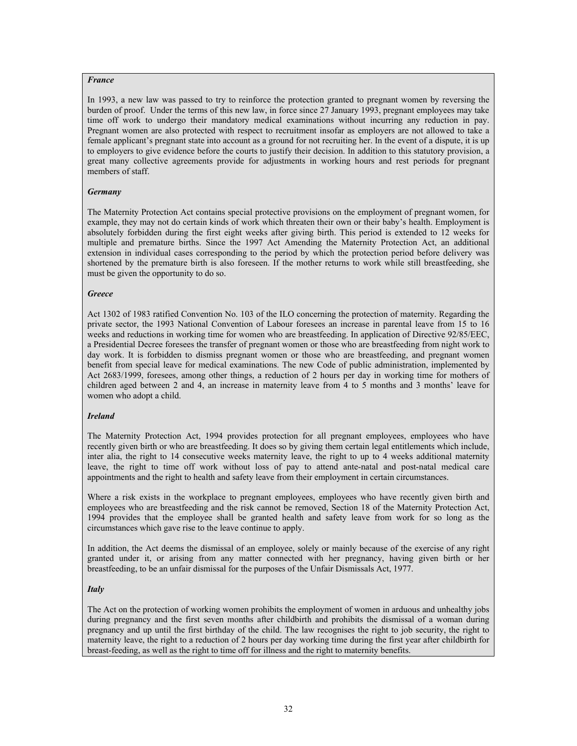***France***

In 1993, a new law was passed to try to reinforce the protection granted to pregnant women by reversing the burden of proof. Under the terms of this new law, in force since 27 January 1993, pregnant employees may take time off work to undergo their mandatory medical examinations without incurring any reduction in pay. Pregnant women are also protected with respect to recruitment insofar as employers are not allowed to take a female applicant's pregnant state into account as a ground for not recruiting her. In the event of a dispute, it is up to employers to give evidence before the courts to justify their decision. In addition to this statutory provision, a great many collective agreements provide for adjustments in working hours and rest periods for pregnant members of staff.

***Germany***

The Maternity Protection Act contains special protective provisions on the employment of pregnant women, for example, they may not do certain kinds of work which threaten their own or their baby's health. Employment is absolutely forbidden during the first eight weeks after giving birth. This period is extended to 12 weeks for multiple and premature births. Since the 1997 Act Amending the Maternity Protection Act, an additional extension in individual cases corresponding to the period by which the protection period before delivery was shortened by the premature birth is also foreseen. If the mother returns to work while still breastfeeding, she must be given the opportunity to do so.

***Greece***

Act 1302 of 1983 ratified Convention No. 103 of the ILO concerning the protection of maternity. Regarding the private sector, the 1993 National Convention of Labour foresees an increase in parental leave from 15 to 16 weeks and reductions in working time for women who are breastfeeding. In application of Directive 92/85/EEC, a Presidential Decree foresees the transfer of pregnant women or those who are breastfeeding from night work to day work. It is forbidden to dismiss pregnant women or those who are breastfeeding, and pregnant women benefit from special leave for medical examinations. The new Code of public administration, implemented by Act 2683/1999, foresees, among other things, a reduction of 2 hours per day in working time for mothers of children aged between 2 and 4, an increase in maternity leave from 4 to 5 months and 3 months' leave for women who adopt a child.

***Ireland***

The Maternity Protection Act, 1994 provides protection for all pregnant employees, employees who have recently given birth or who are breastfeeding. It does so by giving them certain legal entitlements which include, inter alia, the right to 14 consecutive weeks maternity leave, the right to up to 4 weeks additional maternity leave, the right to time off work without loss of pay to attend ante-natal and post-natal medical care appointments and the right to health and safety leave from their employment in certain circumstances.

Where a risk exists in the workplace to pregnant employees, employees who have recently given birth and employees who are breastfeeding and the risk cannot be removed, Section 18 of the Maternity Protection Act, 1994 provides that the employee shall be granted health and safety leave from work for so long as the circumstances which gave rise to the leave continue to apply.

In addition, the Act deems the dismissal of an employee, solely or mainly because of the exercise of any right granted under it, or arising from any matter connected with her pregnancy, having given birth or her breastfeeding, to be an unfair dismissal for the purposes of the Unfair Dismissals Act, 1977.

***Italy***

The Act on the protection of working women prohibits the employment of women in arduous and unhealthy jobs during pregnancy and the first seven months after childbirth and prohibits the dismissal of a woman during pregnancy and up until the first birthday of the child. The law recognises the right to job security, the right to maternity leave, the right to a reduction of 2 hours per day working time during the first year after childbirth for breast-feeding, as well as the right to time off for illness and the right to maternity benefits.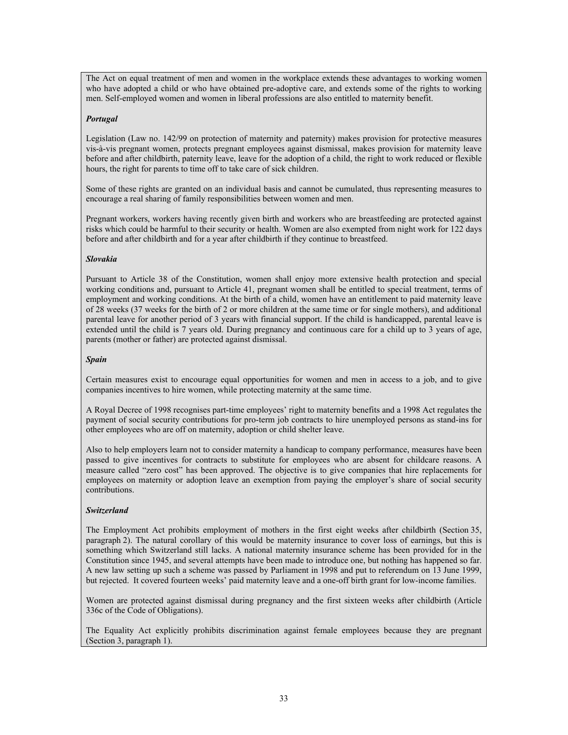The Act on equal treatment of men and women in the workplace extends these advantages to working women who have adopted a child or who have obtained pre-adoptive care, and extends some of the rights to working men. Self-employed women and women in liberal professions are also entitled to maternity benefit.

***Portugal***

Legislation (Law no. 142/99 on protection of maternity and paternity) makes provision for protective measures vis-à-vis pregnant women, protects pregnant employees against dismissal, makes provision for maternity leave before and after childbirth, paternity leave, leave for the adoption of a child, the right to work reduced or flexible hours, the right for parents to time off to take care of sick children.

Some of these rights are granted on an individual basis and cannot be cumulated, thus representing measures to encourage a real sharing of family responsibilities between women and men.

Pregnant workers, workers having recently given birth and workers who are breastfeeding are protected against risks which could be harmful to their security or health. Women are also exempted from night work for 122 days before and after childbirth and for a year after childbirth if they continue to breastfeed.

***Slovakia***

Pursuant to Article 38 of the Constitution, women shall enjoy more extensive health protection and special working conditions and, pursuant to Article 41, pregnant women shall be entitled to special treatment, terms of employment and working conditions. At the birth of a child, women have an entitlement to paid maternity leave of 28 weeks (37 weeks for the birth of 2 or more children at the same time or for single mothers), and additional parental leave for another period of 3 years with financial support. If the child is handicapped, parental leave is extended until the child is 7 years old. During pregnancy and continuous care for a child up to 3 years of age, parents (mother or father) are protected against dismissal.

***Spain***

Certain measures exist to encourage equal opportunities for women and men in access to a job, and to give companies incentives to hire women, while protecting maternity at the same time.

A Royal Decree of 1998 recognises part-time employees' right to maternity benefits and a 1998 Act regulates the payment of social security contributions for pro-term job contracts to hire unemployed persons as stand-ins for other employees who are off on maternity, adoption or child shelter leave.

Also to help employers learn not to consider maternity a handicap to company performance, measures have been passed to give incentives for contracts to substitute for employees who are absent for childcare reasons. A measure called "zero cost" has been approved. The objective is to give companies that hire replacements for employees on maternity or adoption leave an exemption from paying the employer's share of social security contributions.

***Switzerland***

The Employment Act prohibits employment of mothers in the first eight weeks after childbirth (Section 35, paragraph 2). The natural corollary of this would be maternity insurance to cover loss of earnings, but this is something which Switzerland still lacks. A national maternity insurance scheme has been provided for in the Constitution since 1945, and several attempts have been made to introduce one, but nothing has happened so far. A new law setting up such a scheme was passed by Parliament in 1998 and put to referendum on 13 June 1999, but rejected. It covered fourteen weeks' paid maternity leave and a one-off birth grant for low-income families.

Women are protected against dismissal during pregnancy and the first sixteen weeks after childbirth (Article 336c of the Code of Obligations).

The Equality Act explicitly prohibits discrimination against female employees because they are pregnant (Section 3, paragraph 1).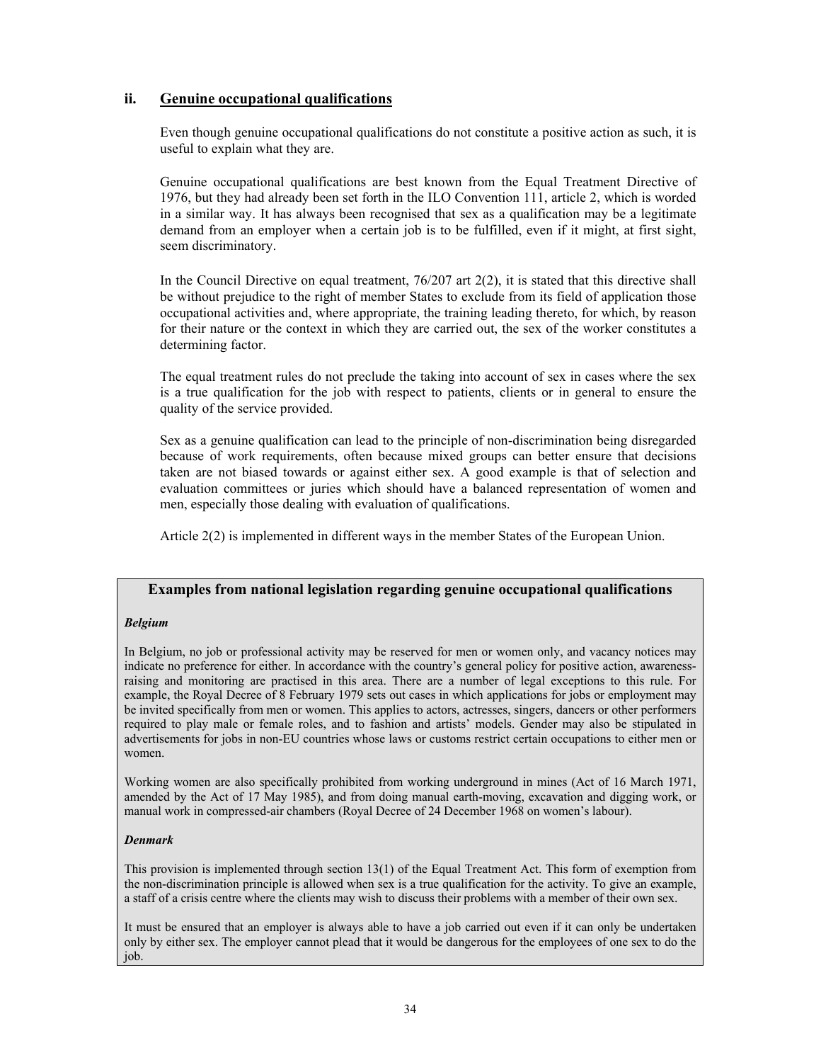## ii. Genuine occupational qualifications

Even though genuine occupational qualifications do not constitute a positive action as such, it is useful to explain what they are.

Genuine occupational qualifications are best known from the Equal Treatment Directive of 1976, but they had already been set forth in the ILO Convention 111, article 2, which is worded in a similar way. It has always been recognised that sex as a qualification may be a legitimate demand from an employer when a certain job is to be fulfilled, even if it might, at first sight, seem discriminatory.

In the Council Directive on equal treatment, 76/207 art 2(2), it is stated that this directive shall be without prejudice to the right of member States to exclude from its field of application those occupational activities and, where appropriate, the training leading thereto, for which, by reason for their nature or the context in which they are carried out, the sex of the worker constitutes a determining factor.

The equal treatment rules do not preclude the taking into account of sex in cases where the sex is a true qualification for the job with respect to patients, clients or in general to ensure the quality of the service provided.

Sex as a genuine qualification can lead to the principle of non-discrimination being disregarded because of work requirements, often because mixed groups can better ensure that decisions taken are not biased towards or against either sex. A good example is that of selection and evaluation committees or juries which should have a balanced representation of women and men, especially those dealing with evaluation of qualifications.

Article 2(2) is implemented in different ways in the member States of the European Union.

### Examples from national legislation regarding genuine occupational qualifications

***Belgium***

In Belgium, no job or professional activity may be reserved for men or women only, and vacancy notices may indicate no preference for either. In accordance with the country's general policy for positive action, awareness-raising and monitoring are practised in this area. There are a number of legal exceptions to this rule. For example, the Royal Decree of 8 February 1979 sets out cases in which applications for jobs or employment may be invited specifically from men or women. This applies to actors, actresses, singers, dancers or other performers required to play male or female roles, and to fashion and artists' models. Gender may also be stipulated in advertisements for jobs in non-EU countries whose laws or customs restrict certain occupations to either men or women.

Working women are also specifically prohibited from working underground in mines (Act of 16 March 1971, amended by the Act of 17 May 1985), and from doing manual earth-moving, excavation and digging work, or manual work in compressed-air chambers (Royal Decree of 24 December 1968 on women's labour).

***Denmark***

This provision is implemented through section 13(1) of the Equal Treatment Act. This form of exemption from the non-discrimination principle is allowed when sex is a true qualification for the activity. To give an example, a staff of a crisis centre where the clients may wish to discuss their problems with a member of their own sex.

It must be ensured that an employer is always able to have a job carried out even if it can only be undertaken only by either sex. The employer cannot plead that it would be dangerous for the employees of one sex to do the job.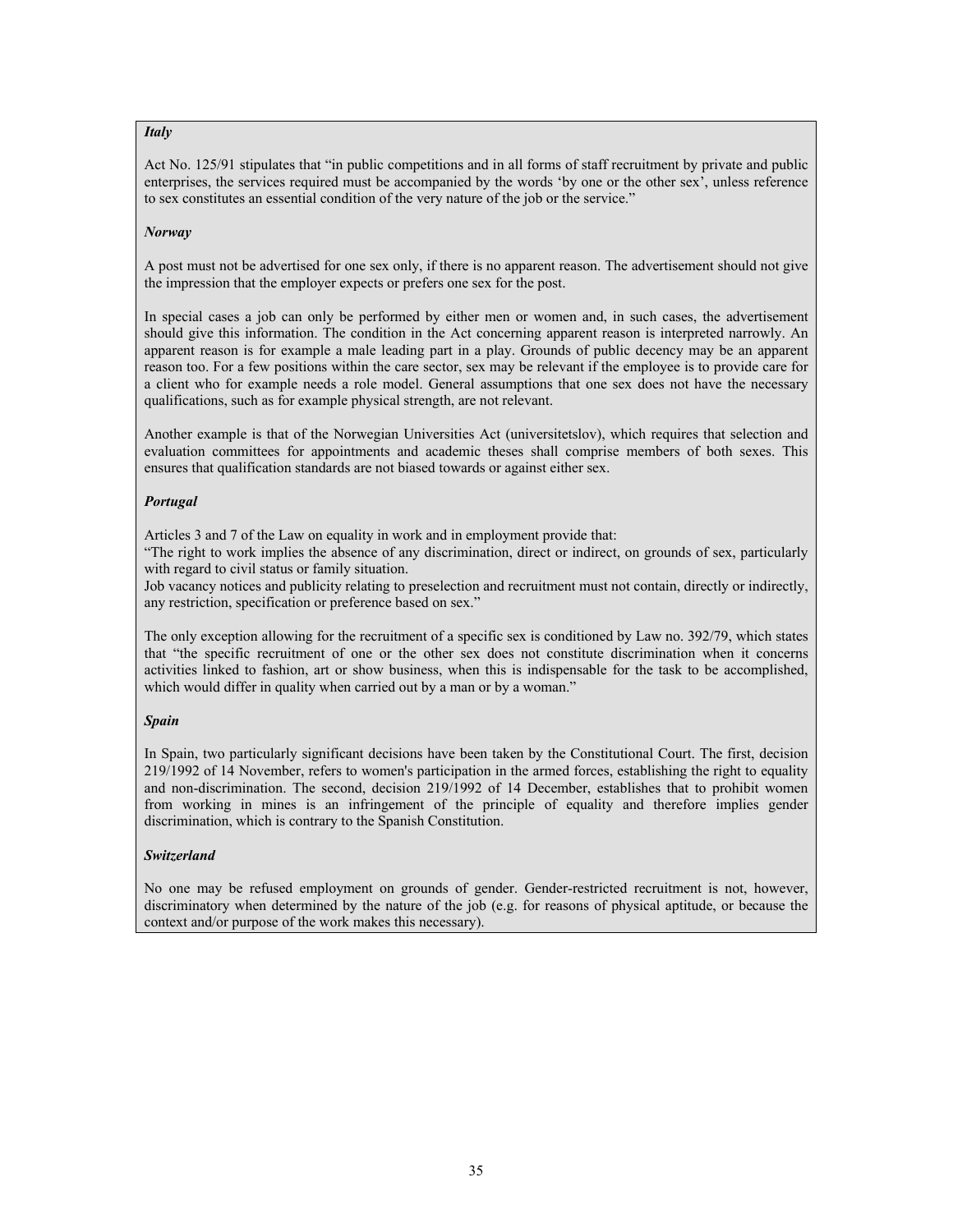***Italy***

Act No. 125/91 stipulates that "in public competitions and in all forms of staff recruitment by private and public enterprises, the services required must be accompanied by the words 'by one or the other sex', unless reference to sex constitutes an essential condition of the very nature of the job or the service."

***Norway***

A post must not be advertised for one sex only, if there is no apparent reason. The advertisement should not give the impression that the employer expects or prefers one sex for the post.

In special cases a job can only be performed by either men or women and, in such cases, the advertisement should give this information. The condition in the Act concerning apparent reason is interpreted narrowly. An apparent reason is for example a male leading part in a play. Grounds of public decency may be an apparent reason too. For a few positions within the care sector, sex may be relevant if the employee is to provide care for a client who for example needs a role model. General assumptions that one sex does not have the necessary qualifications, such as for example physical strength, are not relevant.

Another example is that of the Norwegian Universities Act (universitetslov), which requires that selection and evaluation committees for appointments and academic theses shall comprise members of both sexes. This ensures that qualification standards are not biased towards or against either sex.

***Portugal***

Articles 3 and 7 of the Law on equality in work and in employment provide that:
"The right to work implies the absence of any discrimination, direct or indirect, on grounds of sex, particularly with regard to civil status or family situation.
Job vacancy notices and publicity relating to preselection and recruitment must not contain, directly or indirectly, any restriction, specification or preference based on sex."

The only exception allowing for the recruitment of a specific sex is conditioned by Law no. 392/79, which states that "the specific recruitment of one or the other sex does not constitute discrimination when it concerns activities linked to fashion, art or show business, when this is indispensable for the task to be accomplished, which would differ in quality when carried out by a man or by a woman."

***Spain***

In Spain, two particularly significant decisions have been taken by the Constitutional Court. The first, decision 219/1992 of 14 November, refers to women's participation in the armed forces, establishing the right to equality and non-discrimination. The second, decision 219/1992 of 14 December, establishes that to prohibit women from working in mines is an infringement of the principle of equality and therefore implies gender discrimination, which is contrary to the Spanish Constitution.

***Switzerland***

No one may be refused employment on grounds of gender. Gender-restricted recruitment is not, however, discriminatory when determined by the nature of the job (e.g. for reasons of physical aptitude, or because the context and/or purpose of the work makes this necessary).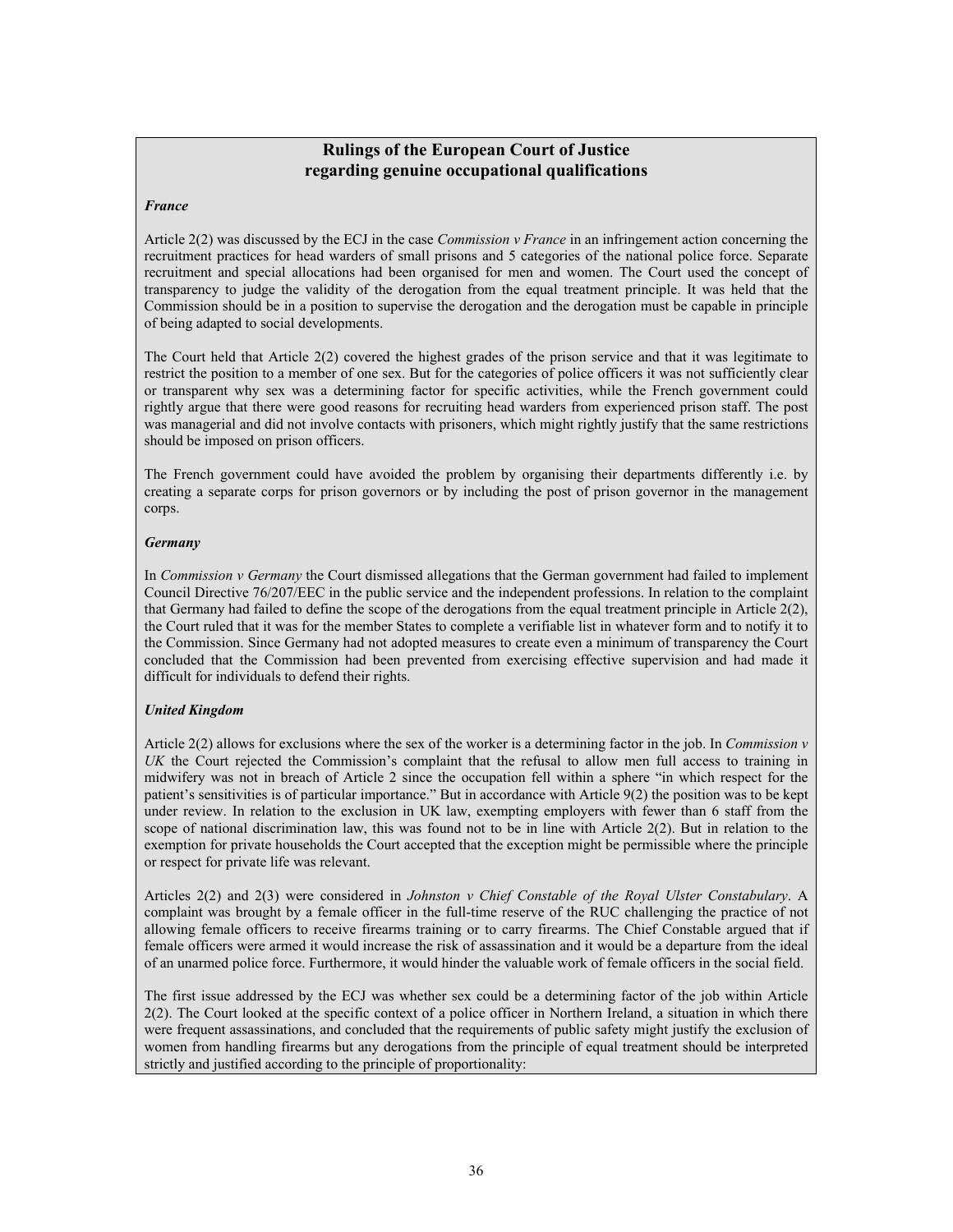## Rulings of the European Court of Justice regarding genuine occupational qualifications

***France***

Article 2(2) was discussed by the ECJ in the case *Commission v France* in an infringement action concerning the recruitment practices for head warders of small prisons and 5 categories of the national police force. Separate recruitment and special allocations had been organised for men and women. The Court used the concept of transparency to judge the validity of the derogation from the equal treatment principle. It was held that the Commission should be in a position to supervise the derogation and the derogation must be capable in principle of being adapted to social developments.

The Court held that Article 2(2) covered the highest grades of the prison service and that it was legitimate to restrict the position to a member of one sex. But for the categories of police officers it was not sufficiently clear or transparent why sex was a determining factor for specific activities, while the French government could rightly argue that there were good reasons for recruiting head warders from experienced prison staff. The post was managerial and did not involve contacts with prisoners, which might rightly justify that the same restrictions should be imposed on prison officers.

The French government could have avoided the problem by organising their departments differently i.e. by creating a separate corps for prison governors or by including the post of prison governor in the management corps.

***Germany***

In *Commission v Germany* the Court dismissed allegations that the German government had failed to implement Council Directive 76/207/EEC in the public service and the independent professions. In relation to the complaint that Germany had failed to define the scope of the derogations from the equal treatment principle in Article 2(2), the Court ruled that it was for the member States to complete a verifiable list in whatever form and to notify it to the Commission. Since Germany had not adopted measures to create even a minimum of transparency the Court concluded that the Commission had been prevented from exercising effective supervision and had made it difficult for individuals to defend their rights.

***United Kingdom***

Article 2(2) allows for exclusions where the sex of the worker is a determining factor in the job. In *Commission v UK* the Court rejected the Commission's complaint that the refusal to allow men full access to training in midwifery was not in breach of Article 2 since the occupation fell within a sphere "in which respect for the patient's sensitivities is of particular importance." But in accordance with Article 9(2) the position was to be kept under review. In relation to the exclusion in UK law, exempting employers with fewer than 6 staff from the scope of national discrimination law, this was found not to be in line with Article 2(2). But in relation to the exemption for private households the Court accepted that the exception might be permissible where the principle or respect for private life was relevant.

Articles 2(2) and 2(3) were considered in *Johnston v Chief Constable of the Royal Ulster Constabulary*. A complaint was brought by a female officer in the full-time reserve of the RUC challenging the practice of not allowing female officers to receive firearms training or to carry firearms. The Chief Constable argued that if female officers were armed it would increase the risk of assassination and it would be a departure from the ideal of an unarmed police force. Furthermore, it would hinder the valuable work of female officers in the social field.

The first issue addressed by the ECJ was whether sex could be a determining factor of the job within Article 2(2). The Court looked at the specific context of a police officer in Northern Ireland, a situation in which there were frequent assassinations, and concluded that the requirements of public safety might justify the exclusion of women from handling firearms but any derogations from the principle of equal treatment should be interpreted strictly and justified according to the principle of proportionality: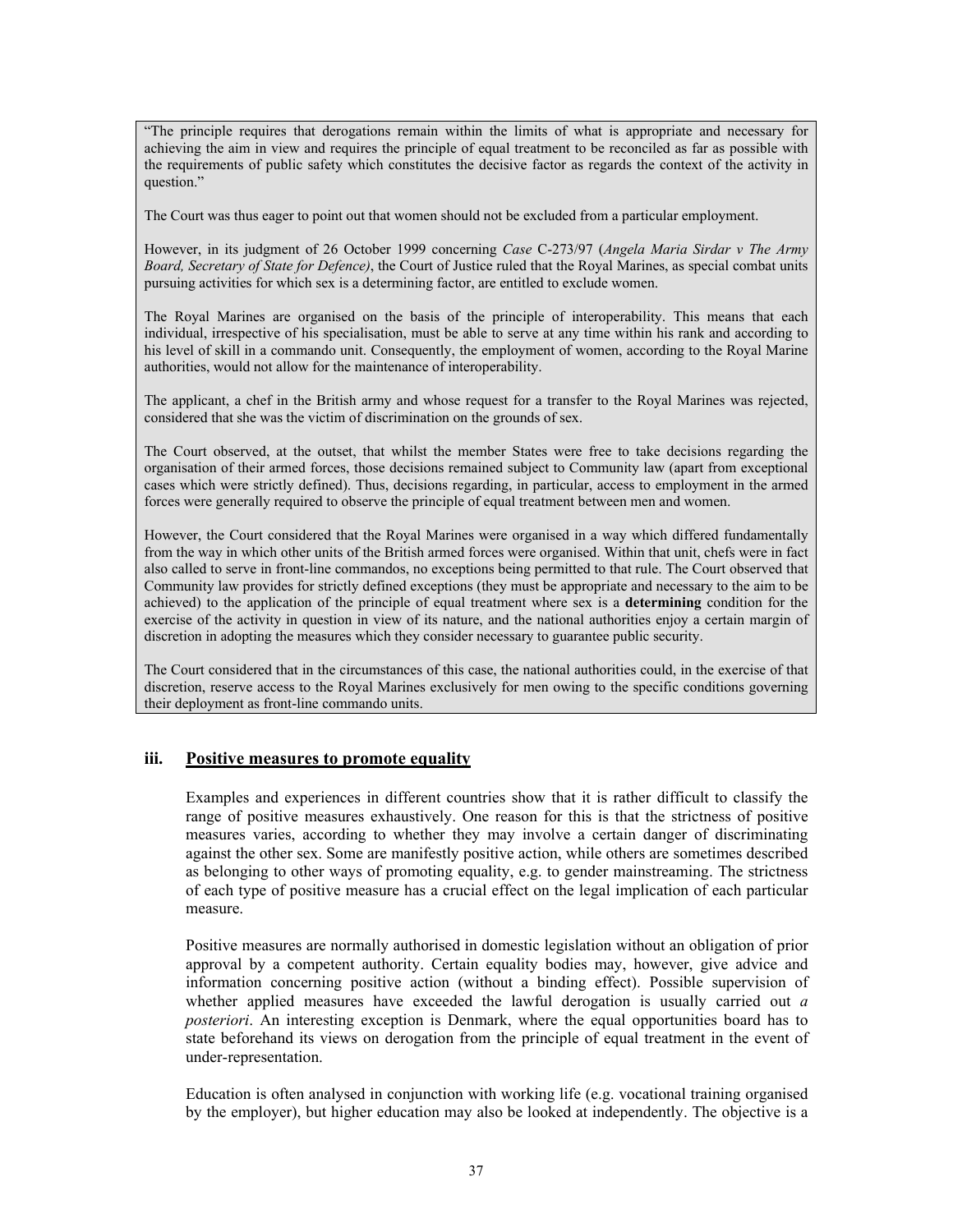"The principle requires that derogations remain within the limits of what is appropriate and necessary for achieving the aim in view and requires the principle of equal treatment to be reconciled as far as possible with the requirements of public safety which constitutes the decisive factor as regards the context of the activity in question."

The Court was thus eager to point out that women should not be excluded from a particular employment.

However, in its judgment of 26 October 1999 concerning *Case* C-273/97 (*Angela Maria Sirdar v The Army Board, Secretary of State for Defence)*, the Court of Justice ruled that the Royal Marines, as special combat units pursuing activities for which sex is a determining factor, are entitled to exclude women.

The Royal Marines are organised on the basis of the principle of interoperability. This means that each individual, irrespective of his specialisation, must be able to serve at any time within his rank and according to his level of skill in a commando unit. Consequently, the employment of women, according to the Royal Marine authorities, would not allow for the maintenance of interoperability.

The applicant, a chef in the British army and whose request for a transfer to the Royal Marines was rejected, considered that she was the victim of discrimination on the grounds of sex.

The Court observed, at the outset, that whilst the member States were free to take decisions regarding the organisation of their armed forces, those decisions remained subject to Community law (apart from exceptional cases which were strictly defined). Thus, decisions regarding, in particular, access to employment in the armed forces were generally required to observe the principle of equal treatment between men and women.

However, the Court considered that the Royal Marines were organised in a way which differed fundamentally from the way in which other units of the British armed forces were organised. Within that unit, chefs were in fact also called to serve in front-line commandos, no exceptions being permitted to that rule. The Court observed that Community law provides for strictly defined exceptions (they must be appropriate and necessary to the aim to be achieved) to the application of the principle of equal treatment where sex is a **determining** condition for the exercise of the activity in question in view of its nature, and the national authorities enjoy a certain margin of discretion in adopting the measures which they consider necessary to guarantee public security.

The Court considered that in the circumstances of this case, the national authorities could, in the exercise of that discretion, reserve access to the Royal Marines exclusively for men owing to the specific conditions governing their deployment as front-line commando units.

### iii. Positive measures to promote equality

Examples and experiences in different countries show that it is rather difficult to classify the range of positive measures exhaustively. One reason for this is that the strictness of positive measures varies, according to whether they may involve a certain danger of discriminating against the other sex. Some are manifestly positive action, while others are sometimes described as belonging to other ways of promoting equality, e.g. to gender mainstreaming. The strictness of each type of positive measure has a crucial effect on the legal implication of each particular measure.

Positive measures are normally authorised in domestic legislation without an obligation of prior approval by a competent authority. Certain equality bodies may, however, give advice and information concerning positive action (without a binding effect). Possible supervision of whether applied measures have exceeded the lawful derogation is usually carried out *a posteriori*. An interesting exception is Denmark, where the equal opportunities board has to state beforehand its views on derogation from the principle of equal treatment in the event of under-representation.

Education is often analysed in conjunction with working life (e.g. vocational training organised by the employer), but higher education may also be looked at independently. The objective is a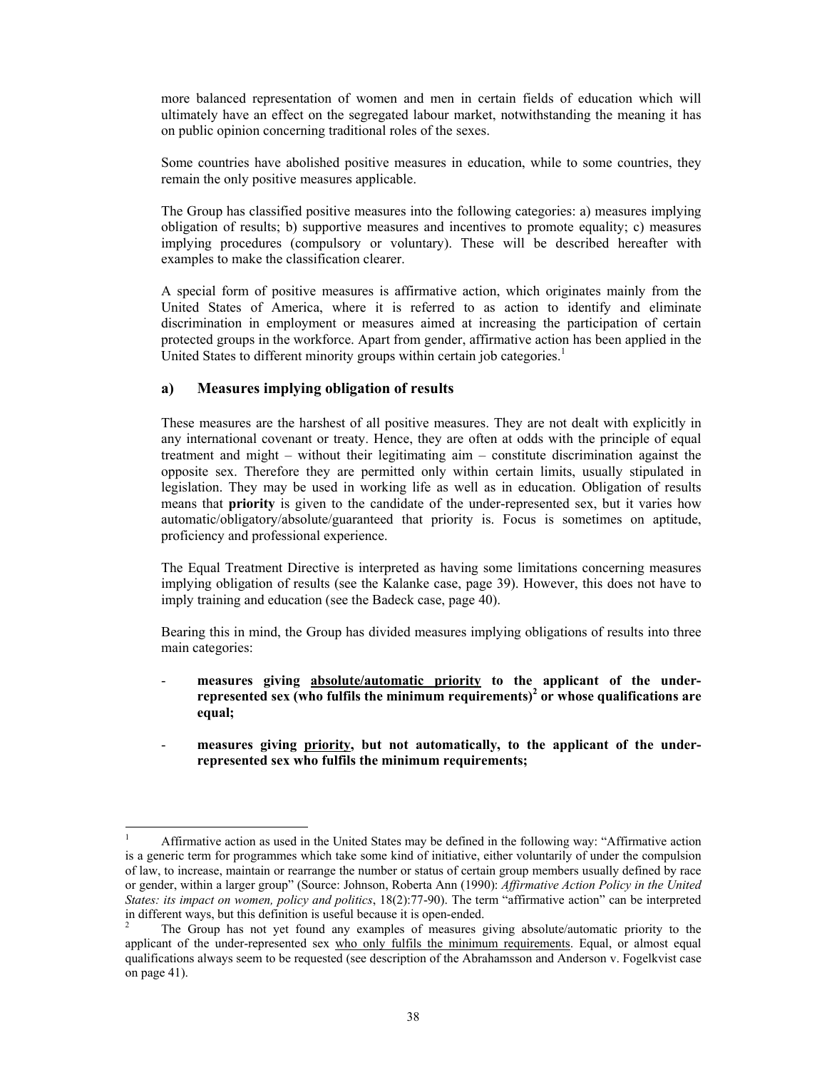more balanced representation of women and men in certain fields of education which will ultimately have an effect on the segregated labour market, notwithstanding the meaning it has on public opinion concerning traditional roles of the sexes.

Some countries have abolished positive measures in education, while to some countries, they remain the only positive measures applicable.

The Group has classified positive measures into the following categories: a) measures implying obligation of results; b) supportive measures and incentives to promote equality; c) measures implying procedures (compulsory or voluntary). These will be described hereafter with examples to make the classification clearer.

A special form of positive measures is affirmative action, which originates mainly from the United States of America, where it is referred to as action to identify and eliminate discrimination in employment or measures aimed at increasing the participation of certain protected groups in the workforce. Apart from gender, affirmative action has been applied in the United States to different minority groups within certain job categories.[1]

### a) Measures implying obligation of results

These measures are the harshest of all positive measures. They are not dealt with explicitly in any international covenant or treaty. Hence, they are often at odds with the principle of equal treatment and might – without their legitimating aim – constitute discrimination against the opposite sex. Therefore they are permitted only within certain limits, usually stipulated in legislation. They may be used in working life as well as in education. Obligation of results means that **priority** is given to the candidate of the under-represented sex, but it varies how automatic/obligatory/absolute/guaranteed that priority is. Focus is sometimes on aptitude, proficiency and professional experience.

The Equal Treatment Directive is interpreted as having some limitations concerning measures implying obligation of results (see the Kalanke case, page 39). However, this does not have to imply training and education (see the Badeck case, page 40).

Bearing this in mind, the Group has divided measures implying obligations of results into three main categories:

- **measures giving <u>absolute/automatic priority</u> to the applicant of the under-represented sex (who fulfils the minimum requirements)[2] or whose qualifications are equal;**
- **measures giving <u>priority</u>, but not automatically, to the applicant of the under-represented sex who fulfils the minimum requirements;**

---

[1] Affirmative action as used in the United States may be defined in the following way: "Affirmative action is a generic term for programmes which take some kind of initiative, either voluntarily of under the compulsion of law, to increase, maintain or rearrange the number or status of certain group members usually defined by race or gender, within a larger group" (Source: Johnson, Roberta Ann (1990): *Affirmative Action Policy in the United States: its impact on women, policy and politics*, 18(2):77-90). The term "affirmative action" can be interpreted in different ways, but this definition is useful because it is open-ended.

[2] The Group has not yet found any examples of measures giving absolute/automatic priority to the applicant of the under-represented sex <u>who only fulfils the minimum requirements</u>. Equal, or almost equal qualifications always seem to be requested (see description of the Abrahamsson and Anderson v. Fogelkvist case on page 41).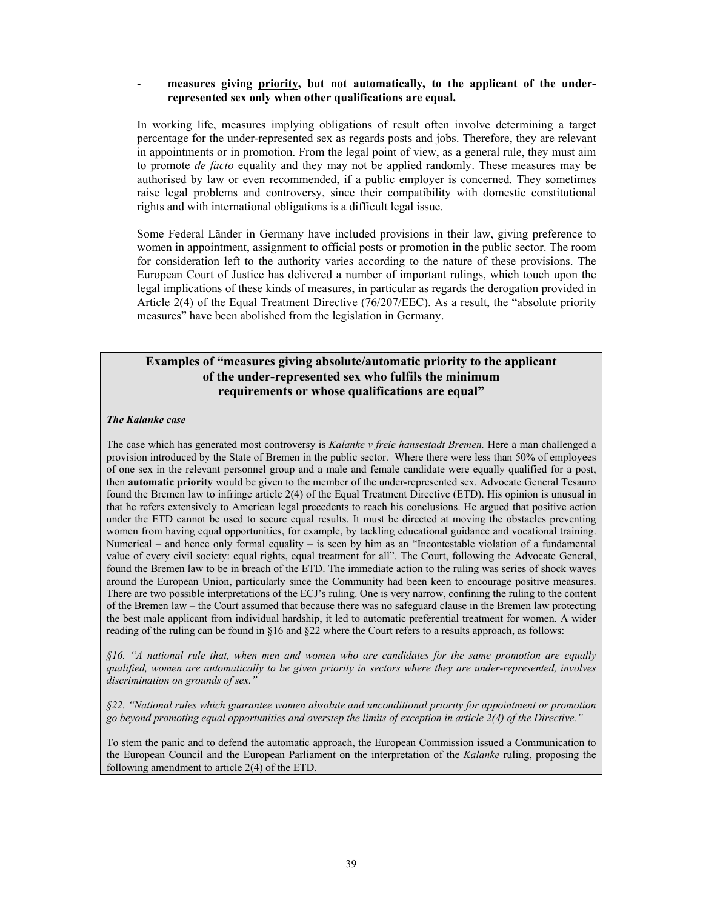- **measures giving priority, but not automatically, to the applicant of the under-represented sex only when other qualifications are equal.**

In working life, measures implying obligations of result often involve determining a target percentage for the under-represented sex as regards posts and jobs. Therefore, they are relevant in appointments or in promotion. From the legal point of view, as a general rule, they must aim to promote *de facto* equality and they may not be applied randomly. These measures may be authorised by law or even recommended, if a public employer is concerned. They sometimes raise legal problems and controversy, since their compatibility with domestic constitutional rights and with international obligations is a difficult legal issue.

Some Federal Länder in Germany have included provisions in their law, giving preference to women in appointment, assignment to official posts or promotion in the public sector. The room for consideration left to the authority varies according to the nature of these provisions. The European Court of Justice has delivered a number of important rulings, which touch upon the legal implications of these kinds of measures, in particular as regards the derogation provided in Article 2(4) of the Equal Treatment Directive (76/207/EEC). As a result, the "absolute priority measures" have been abolished from the legislation in Germany.

### Examples of "measures giving absolute/automatic priority to the applicant of the under-represented sex who fulfils the minimum requirements or whose qualifications are equal"

***The Kalanke case***

The case which has generated most controversy is *Kalanke v freie hansestadt Bremen.* Here a man challenged a provision introduced by the State of Bremen in the public sector. Where there were less than 50% of employees of one sex in the relevant personnel group and a male and female candidate were equally qualified for a post, then **automatic priority** would be given to the member of the under-represented sex. Advocate General Tesauro found the Bremen law to infringe article 2(4) of the Equal Treatment Directive (ETD). His opinion is unusual in that he refers extensively to American legal precedents to reach his conclusions. He argued that positive action under the ETD cannot be used to secure equal results. It must be directed at moving the obstacles preventing women from having equal opportunities, for example, by tackling educational guidance and vocational training. Numerical – and hence only formal equality – is seen by him as an "Incontestable violation of a fundamental value of every civil society: equal rights, equal treatment for all". The Court, following the Advocate General, found the Bremen law to be in breach of the ETD. The immediate action to the ruling was series of shock waves around the European Union, particularly since the Community had been keen to encourage positive measures. There are two possible interpretations of the ECJ's ruling. One is very narrow, confining the ruling to the content of the Bremen law – the Court assumed that because there was no safeguard clause in the Bremen law protecting the best male applicant from individual hardship, it led to automatic preferential treatment for women. A wider reading of the ruling can be found in §16 and §22 where the Court refers to a results approach, as follows:

*§16. "A national rule that, when men and women who are candidates for the same promotion are equally qualified, women are automatically to be given priority in sectors where they are under-represented, involves discrimination on grounds of sex."*

*§22. "National rules which guarantee women absolute and unconditional priority for appointment or promotion go beyond promoting equal opportunities and overstep the limits of exception in article 2(4) of the Directive."*

To stem the panic and to defend the automatic approach, the European Commission issued a Communication to the European Council and the European Parliament on the interpretation of the *Kalanke* ruling, proposing the following amendment to article 2(4) of the ETD.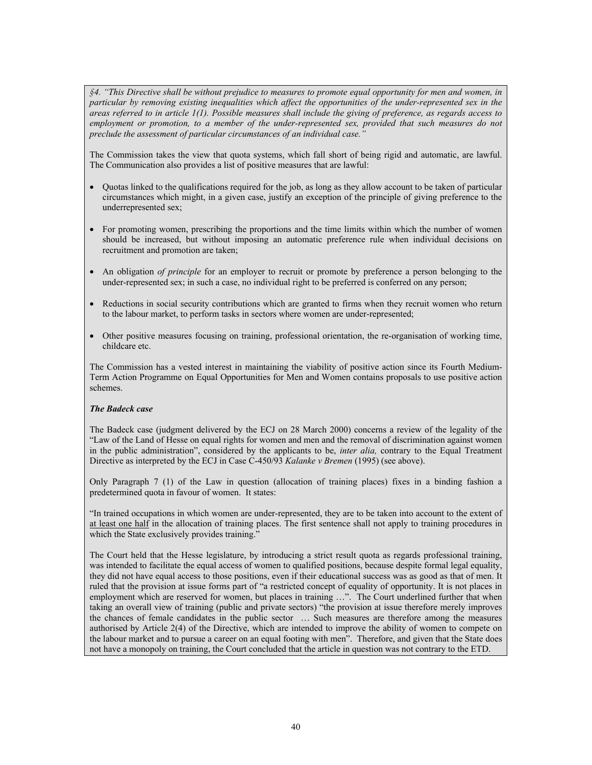*§4. "This Directive shall be without prejudice to measures to promote equal opportunity for men and women, in particular by removing existing inequalities which affect the opportunities of the under-represented sex in the areas referred to in article 1(1). Possible measures shall include the giving of preference, as regards access to employment or promotion, to a member of the under-represented sex, provided that such measures do not preclude the assessment of particular circumstances of an individual case."*

The Commission takes the view that quota systems, which fall short of being rigid and automatic, are lawful. The Communication also provides a list of positive measures that are lawful:

- Quotas linked to the qualifications required for the job, as long as they allow account to be taken of particular circumstances which might, in a given case, justify an exception of the principle of giving preference to the underrepresented sex;
- For promoting women, prescribing the proportions and the time limits within which the number of women should be increased, but without imposing an automatic preference rule when individual decisions on recruitment and promotion are taken;
- An obligation *of principle* for an employer to recruit or promote by preference a person belonging to the under-represented sex; in such a case, no individual right to be preferred is conferred on any person;
- Reductions in social security contributions which are granted to firms when they recruit women who return to the labour market, to perform tasks in sectors where women are under-represented;
- Other positive measures focusing on training, professional orientation, the re-organisation of working time, childcare etc.

The Commission has a vested interest in maintaining the viability of positive action since its Fourth Medium-Term Action Programme on Equal Opportunities for Men and Women contains proposals to use positive action schemes.

***The Badeck case***

The Badeck case (judgment delivered by the ECJ on 28 March 2000) concerns a review of the legality of the "Law of the Land of Hesse on equal rights for women and men and the removal of discrimination against women in the public administration", considered by the applicants to be, *inter alia,* contrary to the Equal Treatment Directive as interpreted by the ECJ in Case C-450/93 *Kalanke v Bremen* (1995) (see above).

Only Paragraph 7 (1) of the Law in question (allocation of training places) fixes in a binding fashion a predetermined quota in favour of women. It states:

"In trained occupations in which women are under-represented, they are to be taken into account to the extent of at least one half in the allocation of training places. The first sentence shall not apply to training procedures in which the State exclusively provides training."

The Court held that the Hesse legislature, by introducing a strict result quota as regards professional training, was intended to facilitate the equal access of women to qualified positions, because despite formal legal equality, they did not have equal access to those positions, even if their educational success was as good as that of men. It ruled that the provision at issue forms part of "a restricted concept of equality of opportunity. It is not places in employment which are reserved for women, but places in training …". The Court underlined further that when taking an overall view of training (public and private sectors) "the provision at issue therefore merely improves the chances of female candidates in the public sector … Such measures are therefore among the measures authorised by Article 2(4) of the Directive, which are intended to improve the ability of women to compete on the labour market and to pursue a career on an equal footing with men". Therefore, and given that the State does not have a monopoly on training, the Court concluded that the article in question was not contrary to the ETD.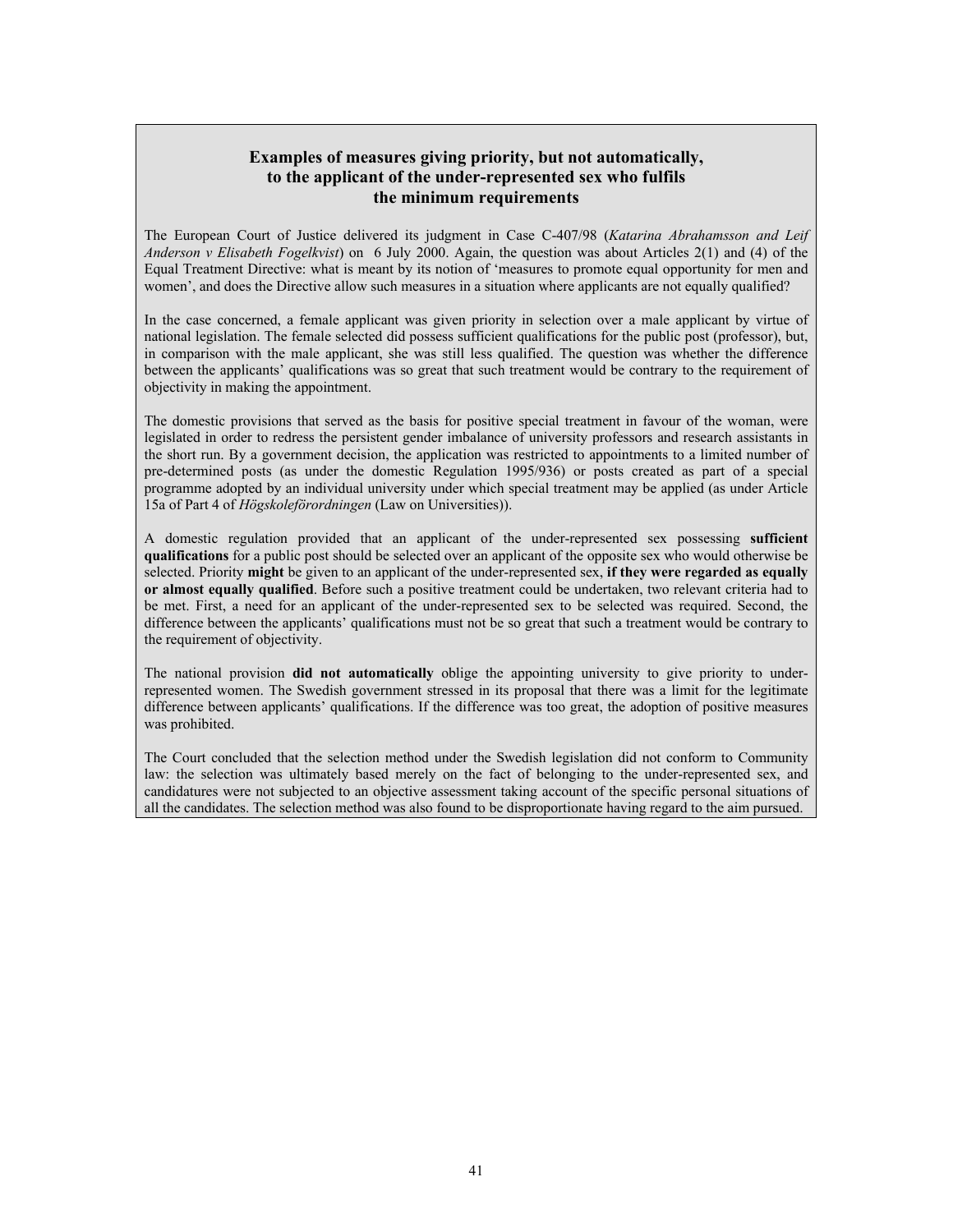### Examples of measures giving priority, but not automatically, to the applicant of the under-represented sex who fulfils the minimum requirements

The European Court of Justice delivered its judgment in Case C-407/98 (*Katarina Abrahamsson and Leif Anderson v Elisabeth Fogelkvist*) on 6 July 2000. Again, the question was about Articles 2(1) and (4) of the Equal Treatment Directive: what is meant by its notion of 'measures to promote equal opportunity for men and women', and does the Directive allow such measures in a situation where applicants are not equally qualified?

In the case concerned, a female applicant was given priority in selection over a male applicant by virtue of national legislation. The female selected did possess sufficient qualifications for the public post (professor), but, in comparison with the male applicant, she was still less qualified. The question was whether the difference between the applicants' qualifications was so great that such treatment would be contrary to the requirement of objectivity in making the appointment.

The domestic provisions that served as the basis for positive special treatment in favour of the woman, were legislated in order to redress the persistent gender imbalance of university professors and research assistants in the short run. By a government decision, the application was restricted to appointments to a limited number of pre-determined posts (as under the domestic Regulation 1995/936) or posts created as part of a special programme adopted by an individual university under which special treatment may be applied (as under Article 15a of Part 4 of *Högskoleförordningen* (Law on Universities)).

A domestic regulation provided that an applicant of the under-represented sex possessing **sufficient qualifications** for a public post should be selected over an applicant of the opposite sex who would otherwise be selected. Priority **might** be given to an applicant of the under-represented sex, **if they were regarded as equally or almost equally qualified**. Before such a positive treatment could be undertaken, two relevant criteria had to be met. First, a need for an applicant of the under-represented sex to be selected was required. Second, the difference between the applicants' qualifications must not be so great that such a treatment would be contrary to the requirement of objectivity.

The national provision **did not automatically** oblige the appointing university to give priority to under-represented women. The Swedish government stressed in its proposal that there was a limit for the legitimate difference between applicants' qualifications. If the difference was too great, the adoption of positive measures was prohibited.

The Court concluded that the selection method under the Swedish legislation did not conform to Community law: the selection was ultimately based merely on the fact of belonging to the under-represented sex, and candidatures were not subjected to an objective assessment taking account of the specific personal situations of all the candidates. The selection method was also found to be disproportionate having regard to the aim pursued.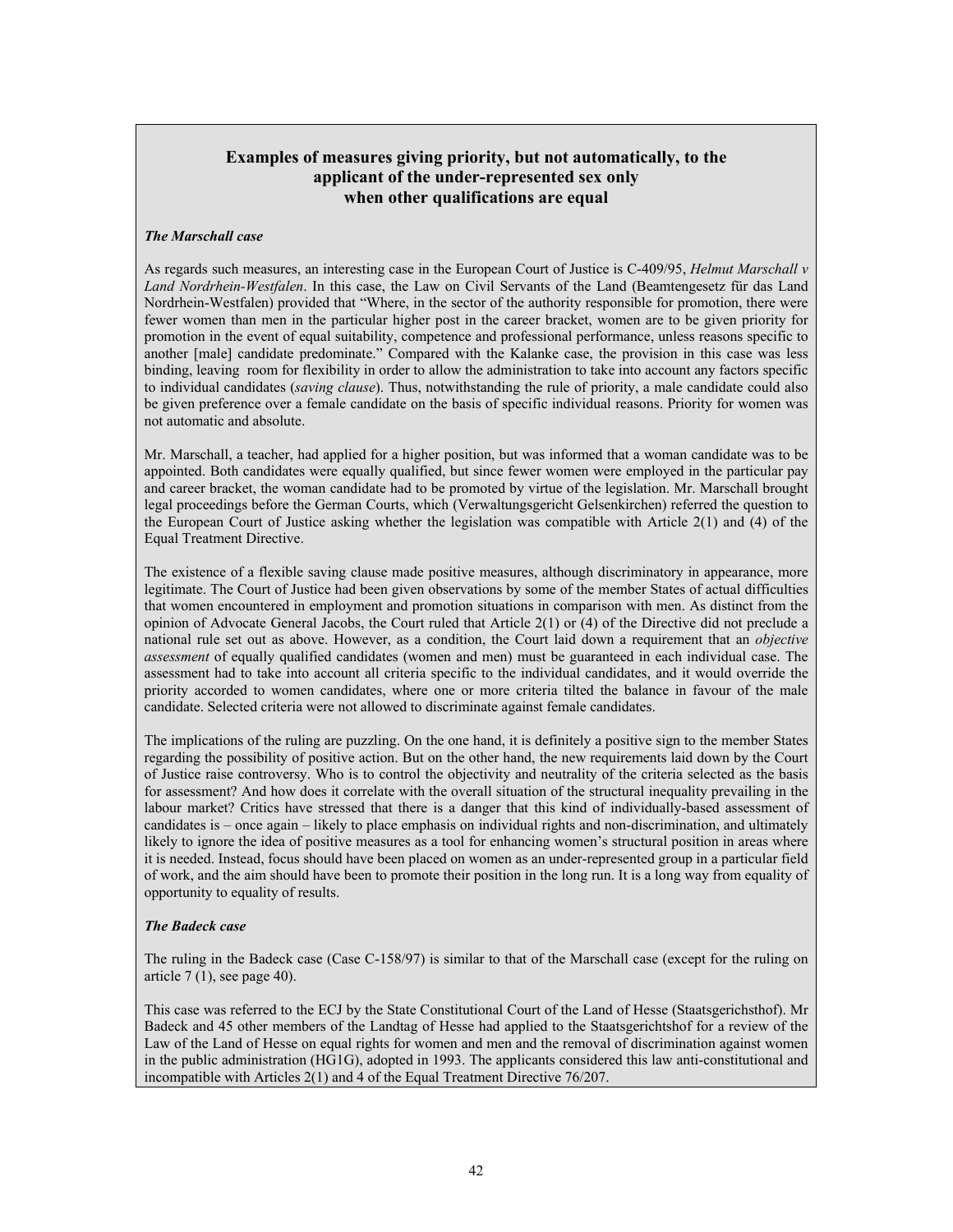## Examples of measures giving priority, but not automatically, to the applicant of the under-represented sex only when other qualifications are equal

### *The Marschall case*

As regards such measures, an interesting case in the European Court of Justice is C-409/95, *Helmut Marschall v Land Nordrhein-Westfalen*. In this case, the Law on Civil Servants of the Land (Beamtengesetz für das Land Nordrhein-Westfalen) provided that "Where, in the sector of the authority responsible for promotion, there were fewer women than men in the particular higher post in the career bracket, women are to be given priority for promotion in the event of equal suitability, competence and professional performance, unless reasons specific to another [male] candidate predominate." Compared with the Kalanke case, the provision in this case was less binding, leaving room for flexibility in order to allow the administration to take into account any factors specific to individual candidates (*saving clause*). Thus, notwithstanding the rule of priority, a male candidate could also be given preference over a female candidate on the basis of specific individual reasons. Priority for women was not automatic and absolute.

Mr. Marschall, a teacher, had applied for a higher position, but was informed that a woman candidate was to be appointed. Both candidates were equally qualified, but since fewer women were employed in the particular pay and career bracket, the woman candidate had to be promoted by virtue of the legislation. Mr. Marschall brought legal proceedings before the German Courts, which (Verwaltungsgericht Gelsenkirchen) referred the question to the European Court of Justice asking whether the legislation was compatible with Article 2(1) and (4) of the Equal Treatment Directive.

The existence of a flexible saving clause made positive measures, although discriminatory in appearance, more legitimate. The Court of Justice had been given observations by some of the member States of actual difficulties that women encountered in employment and promotion situations in comparison with men. As distinct from the opinion of Advocate General Jacobs, the Court ruled that Article 2(1) or (4) of the Directive did not preclude a national rule set out as above. However, as a condition, the Court laid down a requirement that an *objective assessment* of equally qualified candidates (women and men) must be guaranteed in each individual case. The assessment had to take into account all criteria specific to the individual candidates, and it would override the priority accorded to women candidates, where one or more criteria tilted the balance in favour of the male candidate. Selected criteria were not allowed to discriminate against female candidates.

The implications of the ruling are puzzling. On the one hand, it is definitely a positive sign to the member States regarding the possibility of positive action. But on the other hand, the new requirements laid down by the Court of Justice raise controversy. Who is to control the objectivity and neutrality of the criteria selected as the basis for assessment? And how does it correlate with the overall situation of the structural inequality prevailing in the labour market? Critics have stressed that there is a danger that this kind of individually-based assessment of candidates is – once again – likely to place emphasis on individual rights and non-discrimination, and ultimately likely to ignore the idea of positive measures as a tool for enhancing women's structural position in areas where it is needed. Instead, focus should have been placed on women as an under-represented group in a particular field of work, and the aim should have been to promote their position in the long run. It is a long way from equality of opportunity to equality of results.

### *The Badeck case*

The ruling in the Badeck case (Case C-158/97) is similar to that of the Marschall case (except for the ruling on article 7 (1), see page 40).

This case was referred to the ECJ by the State Constitutional Court of the Land of Hesse (Staatsgerichsthof). Mr Badeck and 45 other members of the Landtag of Hesse had applied to the Staatsgerichtshof for a review of the Law of the Land of Hesse on equal rights for women and men and the removal of discrimination against women in the public administration (HG1G), adopted in 1993. The applicants considered this law anti-constitutional and incompatible with Articles 2(1) and 4 of the Equal Treatment Directive 76/207.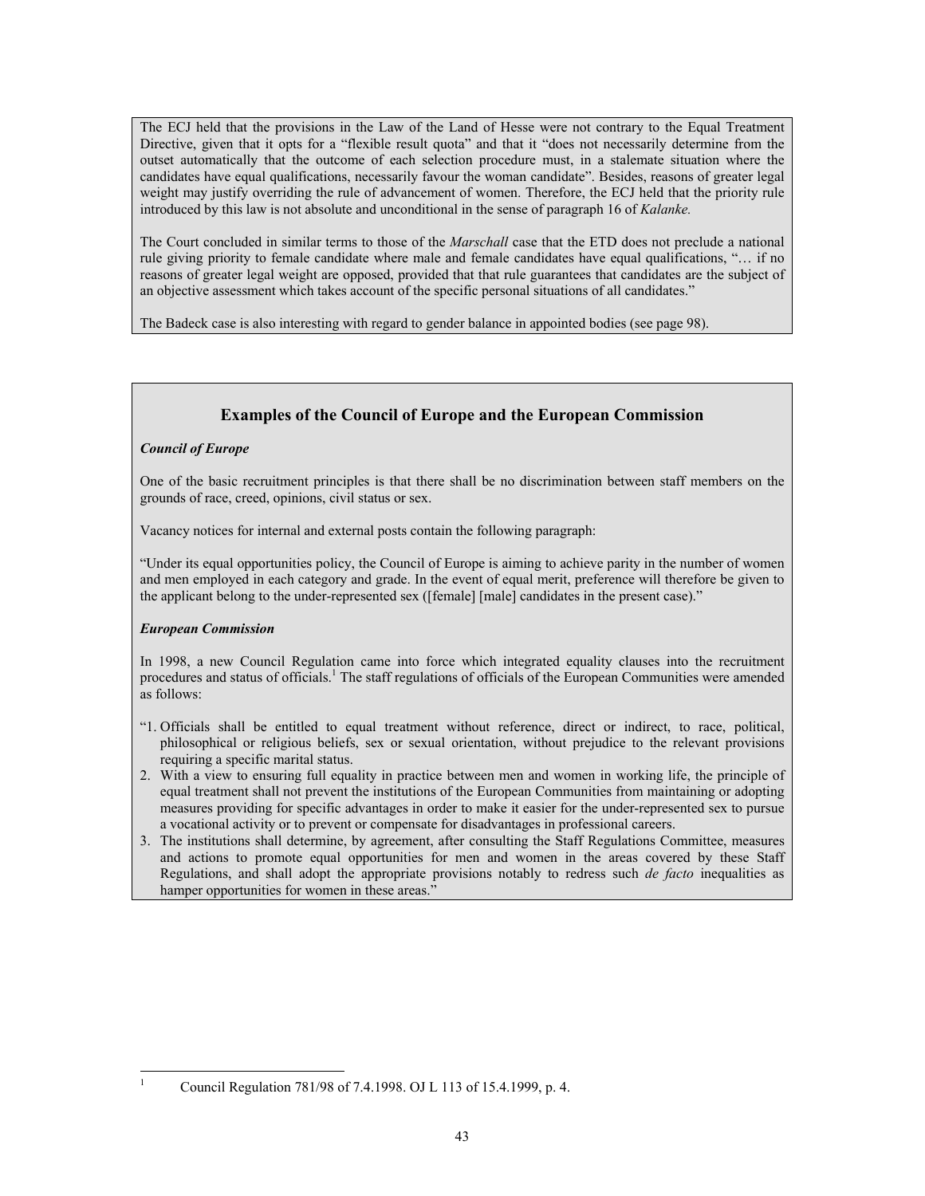The ECJ held that the provisions in the Law of the Land of Hesse were not contrary to the Equal Treatment Directive, given that it opts for a "flexible result quota" and that it "does not necessarily determine from the outset automatically that the outcome of each selection procedure must, in a stalemate situation where the candidates have equal qualifications, necessarily favour the woman candidate". Besides, reasons of greater legal weight may justify overriding the rule of advancement of women. Therefore, the ECJ held that the priority rule introduced by this law is not absolute and unconditional in the sense of paragraph 16 of *Kalanke.*

The Court concluded in similar terms to those of the *Marschall* case that the ETD does not preclude a national rule giving priority to female candidate where male and female candidates have equal qualifications, "… if no reasons of greater legal weight are opposed, provided that that rule guarantees that candidates are the subject of an objective assessment which takes account of the specific personal situations of all candidates."

The Badeck case is also interesting with regard to gender balance in appointed bodies (see page 98).

## Examples of the Council of Europe and the European Commission

***Council of Europe***

One of the basic recruitment principles is that there shall be no discrimination between staff members on the grounds of race, creed, opinions, civil status or sex.

Vacancy notices for internal and external posts contain the following paragraph:

"Under its equal opportunities policy, the Council of Europe is aiming to achieve parity in the number of women and men employed in each category and grade. In the event of equal merit, preference will therefore be given to the applicant belong to the under-represented sex ([female] [male] candidates in the present case)."

***European Commission***

In 1998, a new Council Regulation came into force which integrated equality clauses into the recruitment procedures and status of officials.[1] The staff regulations of officials of the European Communities were amended as follows:

"1. Officials shall be entitled to equal treatment without reference, direct or indirect, to race, political, philosophical or religious beliefs, sex or sexual orientation, without prejudice to the relevant provisions requiring a specific marital status.
2. With a view to ensuring full equality in practice between men and women in working life, the principle of equal treatment shall not prevent the institutions of the European Communities from maintaining or adopting measures providing for specific advantages in order to make it easier for the under-represented sex to pursue a vocational activity or to prevent or compensate for disadvantages in professional careers.
3. The institutions shall determine, by agreement, after consulting the Staff Regulations Committee, measures and actions to promote equal opportunities for men and women in the areas covered by these Staff Regulations, and shall adopt the appropriate provisions notably to redress such *de facto* inequalities as hamper opportunities for women in these areas."

---

[1] Council Regulation 781/98 of 7.4.1998. OJ L 113 of 15.4.1999, p. 4.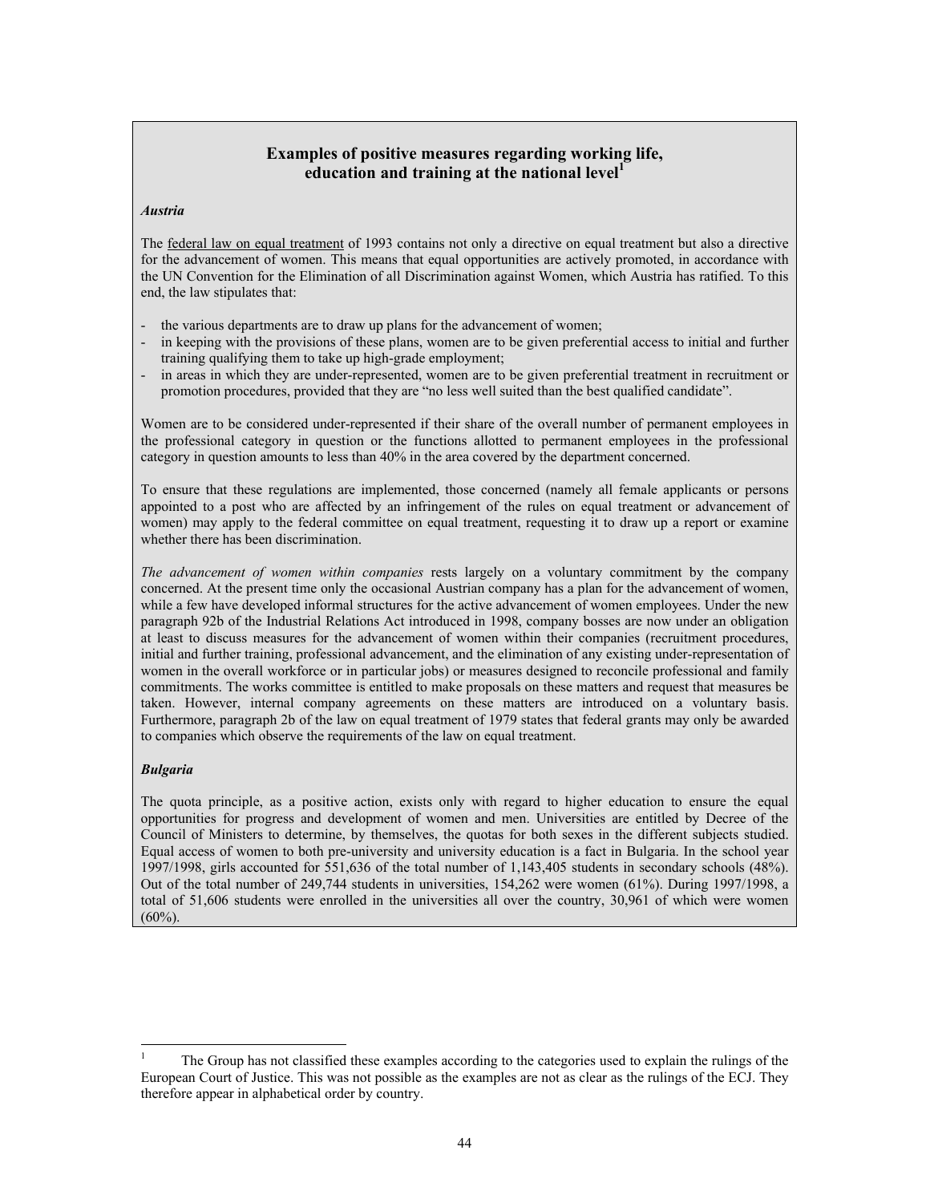## Examples of positive measures regarding working life, education and training at the national level[1]

***Austria***

The federal law on equal treatment of 1993 contains not only a directive on equal treatment but also a directive for the advancement of women. This means that equal opportunities are actively promoted, in accordance with the UN Convention for the Elimination of all Discrimination against Women, which Austria has ratified. To this end, the law stipulates that:

- the various departments are to draw up plans for the advancement of women;
- in keeping with the provisions of these plans, women are to be given preferential access to initial and further training qualifying them to take up high-grade employment;
- in areas in which they are under-represented, women are to be given preferential treatment in recruitment or promotion procedures, provided that they are "no less well suited than the best qualified candidate".

Women are to be considered under-represented if their share of the overall number of permanent employees in the professional category in question or the functions allotted to permanent employees in the professional category in question amounts to less than 40% in the area covered by the department concerned.

To ensure that these regulations are implemented, those concerned (namely all female applicants or persons appointed to a post who are affected by an infringement of the rules on equal treatment or advancement of women) may apply to the federal committee on equal treatment, requesting it to draw up a report or examine whether there has been discrimination.

*The advancement of women within companies* rests largely on a voluntary commitment by the company concerned. At the present time only the occasional Austrian company has a plan for the advancement of women, while a few have developed informal structures for the active advancement of women employees. Under the new paragraph 92b of the Industrial Relations Act introduced in 1998, company bosses are now under an obligation at least to discuss measures for the advancement of women within their companies (recruitment procedures, initial and further training, professional advancement, and the elimination of any existing under-representation of women in the overall workforce or in particular jobs) or measures designed to reconcile professional and family commitments. The works committee is entitled to make proposals on these matters and request that measures be taken. However, internal company agreements on these matters are introduced on a voluntary basis. Furthermore, paragraph 2b of the law on equal treatment of 1979 states that federal grants may only be awarded to companies which observe the requirements of the law on equal treatment.

***Bulgaria***

The quota principle, as a positive action, exists only with regard to higher education to ensure the equal opportunities for progress and development of women and men. Universities are entitled by Decree of the Council of Ministers to determine, by themselves, the quotas for both sexes in the different subjects studied. Equal access of women to both pre-university and university education is a fact in Bulgaria. In the school year 1997/1998, girls accounted for 551,636 of the total number of 1,143,405 students in secondary schools (48%). Out of the total number of 249,744 students in universities, 154,262 were women (61%). During 1997/1998, a total of 51,606 students were enrolled in the universities all over the country, 30,961 of which were women (60%).

---

[1] The Group has not classified these examples according to the categories used to explain the rulings of the European Court of Justice. This was not possible as the examples are not as clear as the rulings of the ECJ. They therefore appear in alphabetical order by country.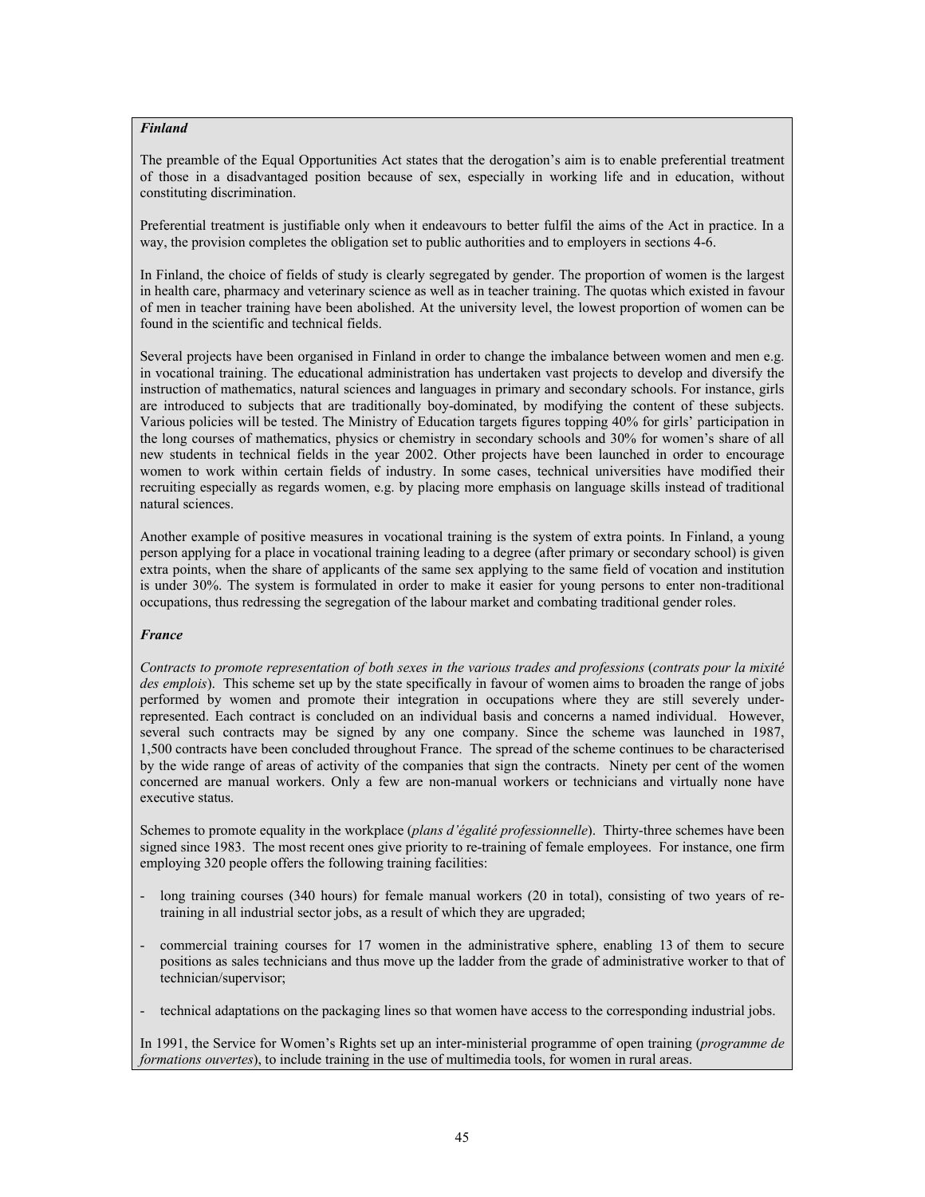***Finland***

The preamble of the Equal Opportunities Act states that the derogation's aim is to enable preferential treatment of those in a disadvantaged position because of sex, especially in working life and in education, without constituting discrimination.

Preferential treatment is justifiable only when it endeavours to better fulfil the aims of the Act in practice. In a way, the provision completes the obligation set to public authorities and to employers in sections 4-6.

In Finland, the choice of fields of study is clearly segregated by gender. The proportion of women is the largest in health care, pharmacy and veterinary science as well as in teacher training. The quotas which existed in favour of men in teacher training have been abolished. At the university level, the lowest proportion of women can be found in the scientific and technical fields.

Several projects have been organised in Finland in order to change the imbalance between women and men e.g. in vocational training. The educational administration has undertaken vast projects to develop and diversify the instruction of mathematics, natural sciences and languages in primary and secondary schools. For instance, girls are introduced to subjects that are traditionally boy-dominated, by modifying the content of these subjects. Various policies will be tested. The Ministry of Education targets figures topping 40% for girls' participation in the long courses of mathematics, physics or chemistry in secondary schools and 30% for women's share of all new students in technical fields in the year 2002. Other projects have been launched in order to encourage women to work within certain fields of industry. In some cases, technical universities have modified their recruiting especially as regards women, e.g. by placing more emphasis on language skills instead of traditional natural sciences.

Another example of positive measures in vocational training is the system of extra points. In Finland, a young person applying for a place in vocational training leading to a degree (after primary or secondary school) is given extra points, when the share of applicants of the same sex applying to the same field of vocation and institution is under 30%. The system is formulated in order to make it easier for young persons to enter non-traditional occupations, thus redressing the segregation of the labour market and combating traditional gender roles.

***France***

*Contracts to promote representation of both sexes in the various trades and professions* (*contrats pour la mixité des emplois*). This scheme set up by the state specifically in favour of women aims to broaden the range of jobs performed by women and promote their integration in occupations where they are still severely under-represented. Each contract is concluded on an individual basis and concerns a named individual. However, several such contracts may be signed by any one company. Since the scheme was launched in 1987, 1,500 contracts have been concluded throughout France. The spread of the scheme continues to be characterised by the wide range of areas of activity of the companies that sign the contracts. Ninety per cent of the women concerned are manual workers. Only a few are non-manual workers or technicians and virtually none have executive status.

Schemes to promote equality in the workplace (*plans d'égalité professionnelle*). Thirty-three schemes have been signed since 1983. The most recent ones give priority to re-training of female employees. For instance, one firm employing 320 people offers the following training facilities:

- long training courses (340 hours) for female manual workers (20 in total), consisting of two years of re-training in all industrial sector jobs, as a result of which they are upgraded;
- commercial training courses for 17 women in the administrative sphere, enabling 13 of them to secure positions as sales technicians and thus move up the ladder from the grade of administrative worker to that of technician/supervisor;
- technical adaptations on the packaging lines so that women have access to the corresponding industrial jobs.

In 1991, the Service for Women's Rights set up an inter-ministerial programme of open training (*programme de formations ouvertes*), to include training in the use of multimedia tools, for women in rural areas.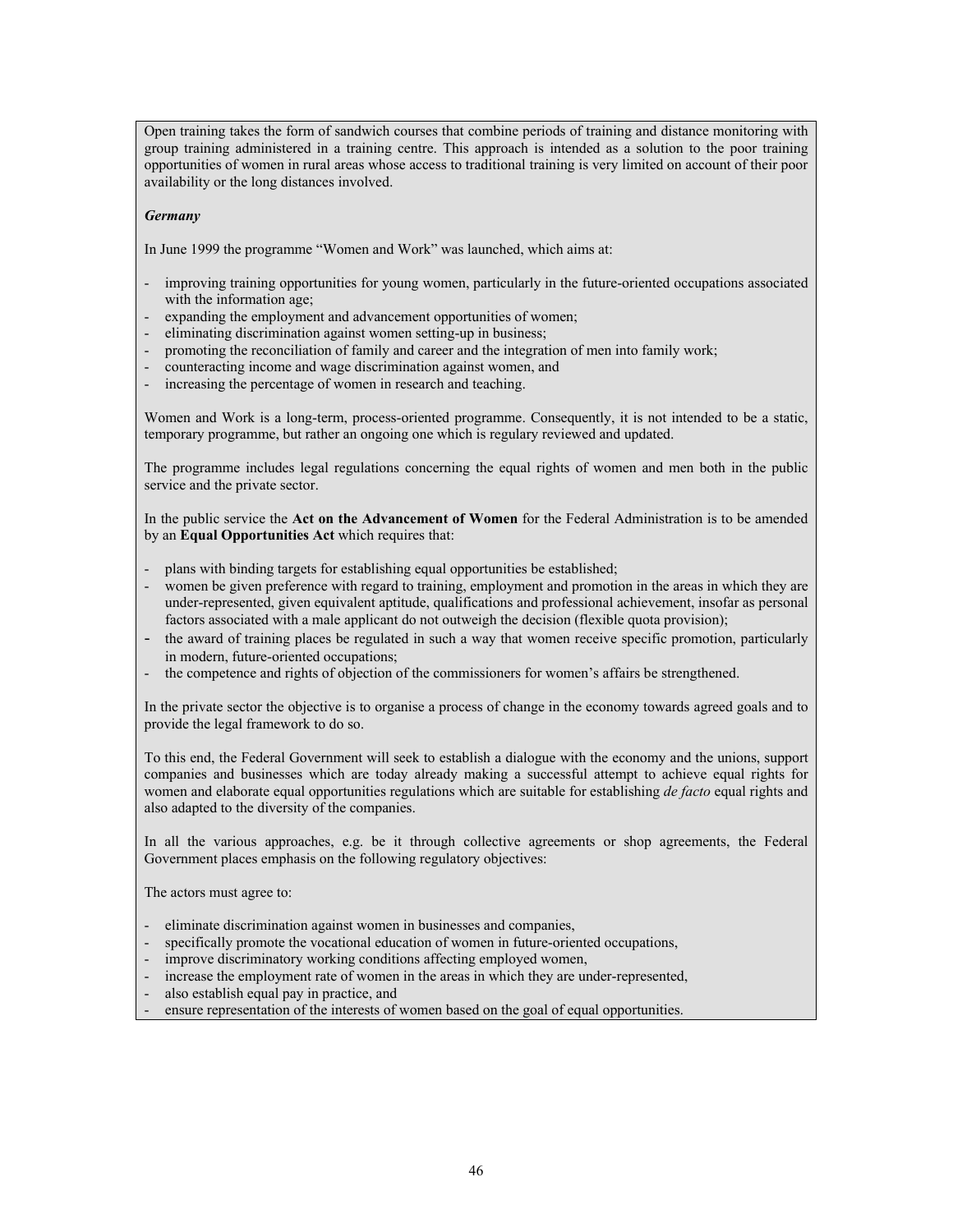Open training takes the form of sandwich courses that combine periods of training and distance monitoring with group training administered in a training centre. This approach is intended as a solution to the poor training opportunities of women in rural areas whose access to traditional training is very limited on account of their poor availability or the long distances involved.

***Germany***

In June 1999 the programme "Women and Work" was launched, which aims at:

- improving training opportunities for young women, particularly in the future-oriented occupations associated with the information age;
- expanding the employment and advancement opportunities of women;
- eliminating discrimination against women setting-up in business;
- promoting the reconciliation of family and career and the integration of men into family work;
- counteracting income and wage discrimination against women, and
- increasing the percentage of women in research and teaching.

Women and Work is a long-term, process-oriented programme. Consequently, it is not intended to be a static, temporary programme, but rather an ongoing one which is regulary reviewed and updated.

The programme includes legal regulations concerning the equal rights of women and men both in the public service and the private sector.

In the public service the **Act on the Advancement of Women** for the Federal Administration is to be amended by an **Equal Opportunities Act** which requires that:

- plans with binding targets for establishing equal opportunities be established;
- women be given preference with regard to training, employment and promotion in the areas in which they are under-represented, given equivalent aptitude, qualifications and professional achievement, insofar as personal factors associated with a male applicant do not outweigh the decision (flexible quota provision);
- the award of training places be regulated in such a way that women receive specific promotion, particularly in modern, future-oriented occupations;
- the competence and rights of objection of the commissioners for women's affairs be strengthened.

In the private sector the objective is to organise a process of change in the economy towards agreed goals and to provide the legal framework to do so.

To this end, the Federal Government will seek to establish a dialogue with the economy and the unions, support companies and businesses which are today already making a successful attempt to achieve equal rights for women and elaborate equal opportunities regulations which are suitable for establishing *de facto* equal rights and also adapted to the diversity of the companies.

In all the various approaches, e.g. be it through collective agreements or shop agreements, the Federal Government places emphasis on the following regulatory objectives:

The actors must agree to:

- eliminate discrimination against women in businesses and companies,
- specifically promote the vocational education of women in future-oriented occupations,
- improve discriminatory working conditions affecting employed women,
- increase the employment rate of women in the areas in which they are under-represented,
- also establish equal pay in practice, and
- ensure representation of the interests of women based on the goal of equal opportunities.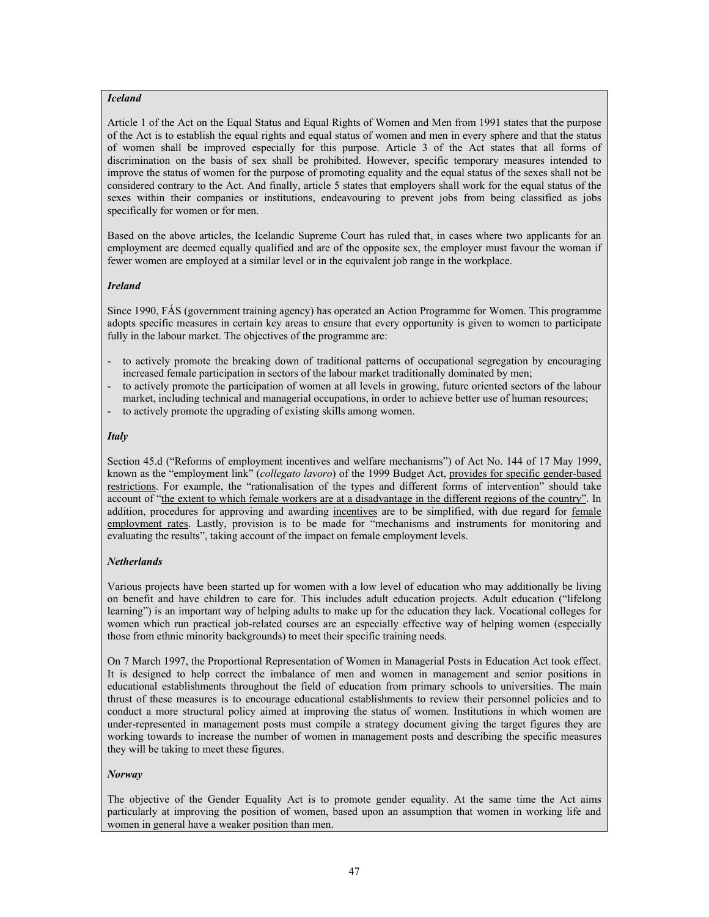***Iceland***

Article 1 of the Act on the Equal Status and Equal Rights of Women and Men from 1991 states that the purpose of the Act is to establish the equal rights and equal status of women and men in every sphere and that the status of women shall be improved especially for this purpose. Article 3 of the Act states that all forms of discrimination on the basis of sex shall be prohibited. However, specific temporary measures intended to improve the status of women for the purpose of promoting equality and the equal status of the sexes shall not be considered contrary to the Act. And finally, article 5 states that employers shall work for the equal status of the sexes within their companies or institutions, endeavouring to prevent jobs from being classified as jobs specifically for women or for men.

Based on the above articles, the Icelandic Supreme Court has ruled that, in cases where two applicants for an employment are deemed equally qualified and are of the opposite sex, the employer must favour the woman if fewer women are employed at a similar level or in the equivalent job range in the workplace.

***Ireland***

Since 1990, FÁS (government training agency) has operated an Action Programme for Women. This programme adopts specific measures in certain key areas to ensure that every opportunity is given to women to participate fully in the labour market. The objectives of the programme are:

- to actively promote the breaking down of traditional patterns of occupational segregation by encouraging increased female participation in sectors of the labour market traditionally dominated by men;
- to actively promote the participation of women at all levels in growing, future oriented sectors of the labour market, including technical and managerial occupations, in order to achieve better use of human resources;
- to actively promote the upgrading of existing skills among women.

***Italy***

Section 45.d ("Reforms of employment incentives and welfare mechanisms") of Act No. 144 of 17 May 1999, known as the "employment link" (*collegato lavoro*) of the 1999 Budget Act, provides for specific gender-based restrictions. For example, the "rationalisation of the types and different forms of intervention" should take account of "the extent to which female workers are at a disadvantage in the different regions of the country". In addition, procedures for approving and awarding incentives are to be simplified, with due regard for female employment rates. Lastly, provision is to be made for "mechanisms and instruments for monitoring and evaluating the results", taking account of the impact on female employment levels.

***Netherlands***

Various projects have been started up for women with a low level of education who may additionally be living on benefit and have children to care for. This includes adult education projects. Adult education ("lifelong learning") is an important way of helping adults to make up for the education they lack. Vocational colleges for women which run practical job-related courses are an especially effective way of helping women (especially those from ethnic minority backgrounds) to meet their specific training needs.

On 7 March 1997, the Proportional Representation of Women in Managerial Posts in Education Act took effect. It is designed to help correct the imbalance of men and women in management and senior positions in educational establishments throughout the field of education from primary schools to universities. The main thrust of these measures is to encourage educational establishments to review their personnel policies and to conduct a more structural policy aimed at improving the status of women. Institutions in which women are under-represented in management posts must compile a strategy document giving the target figures they are working towards to increase the number of women in management posts and describing the specific measures they will be taking to meet these figures.

***Norway***

The objective of the Gender Equality Act is to promote gender equality. At the same time the Act aims particularly at improving the position of women, based upon an assumption that women in working life and women in general have a weaker position than men.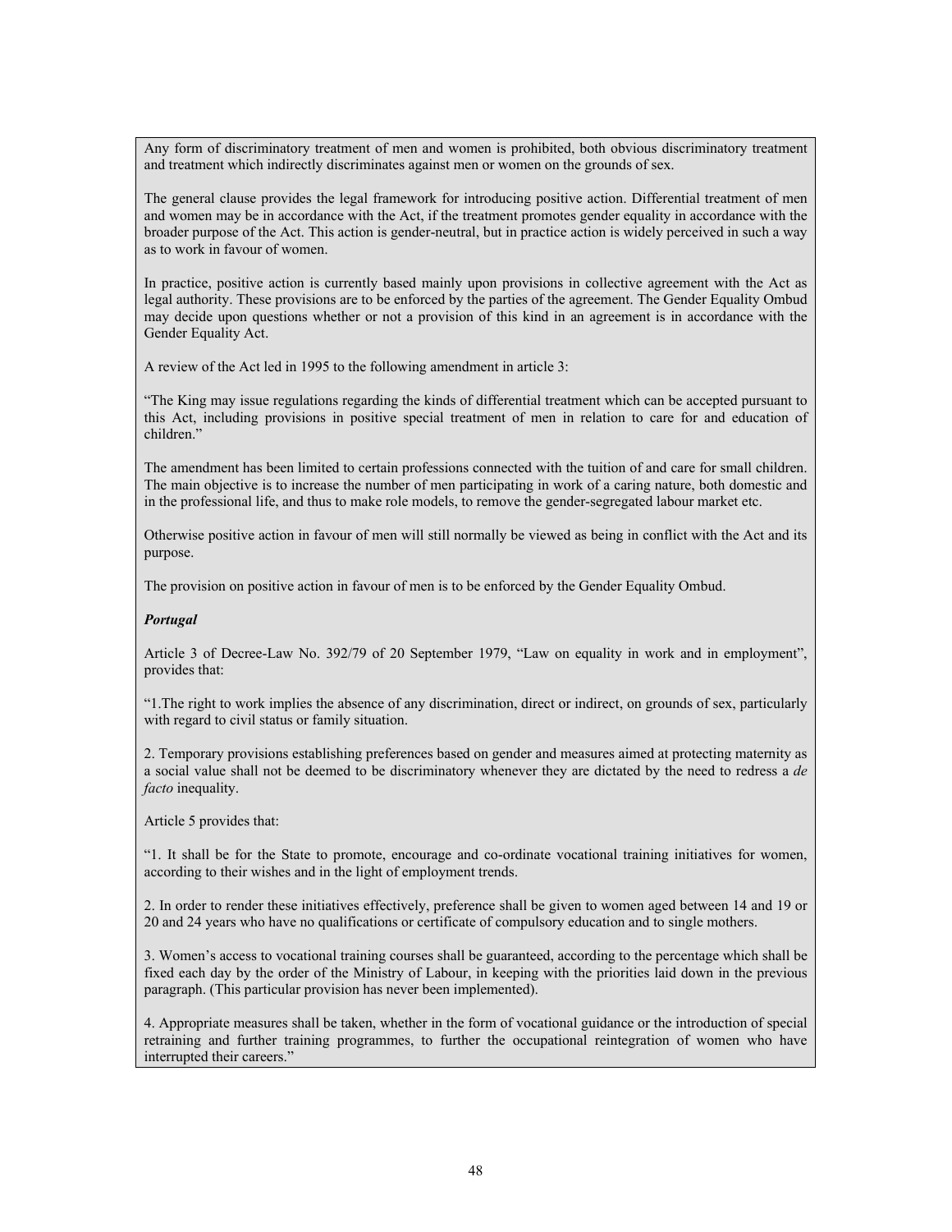Any form of discriminatory treatment of men and women is prohibited, both obvious discriminatory treatment and treatment which indirectly discriminates against men or women on the grounds of sex.

The general clause provides the legal framework for introducing positive action. Differential treatment of men and women may be in accordance with the Act, if the treatment promotes gender equality in accordance with the broader purpose of the Act. This action is gender-neutral, but in practice action is widely perceived in such a way as to work in favour of women.

In practice, positive action is currently based mainly upon provisions in collective agreement with the Act as legal authority. These provisions are to be enforced by the parties of the agreement. The Gender Equality Ombud may decide upon questions whether or not a provision of this kind in an agreement is in accordance with the Gender Equality Act.

A review of the Act led in 1995 to the following amendment in article 3:

"The King may issue regulations regarding the kinds of differential treatment which can be accepted pursuant to this Act, including provisions in positive special treatment of men in relation to care for and education of children."

The amendment has been limited to certain professions connected with the tuition of and care for small children. The main objective is to increase the number of men participating in work of a caring nature, both domestic and in the professional life, and thus to make role models, to remove the gender-segregated labour market etc.

Otherwise positive action in favour of men will still normally be viewed as being in conflict with the Act and its purpose.

The provision on positive action in favour of men is to be enforced by the Gender Equality Ombud.

***Portugal***

Article 3 of Decree-Law No. 392/79 of 20 September 1979, "Law on equality in work and in employment", provides that:

"1.The right to work implies the absence of any discrimination, direct or indirect, on grounds of sex, particularly with regard to civil status or family situation.

2. Temporary provisions establishing preferences based on gender and measures aimed at protecting maternity as a social value shall not be deemed to be discriminatory whenever they are dictated by the need to redress a *de facto* inequality.

Article 5 provides that:

"1. It shall be for the State to promote, encourage and co-ordinate vocational training initiatives for women, according to their wishes and in the light of employment trends.

2. In order to render these initiatives effectively, preference shall be given to women aged between 14 and 19 or 20 and 24 years who have no qualifications or certificate of compulsory education and to single mothers.

3. Women's access to vocational training courses shall be guaranteed, according to the percentage which shall be fixed each day by the order of the Ministry of Labour, in keeping with the priorities laid down in the previous paragraph. (This particular provision has never been implemented).

4. Appropriate measures shall be taken, whether in the form of vocational guidance or the introduction of special retraining and further training programmes, to further the occupational reintegration of women who have interrupted their careers."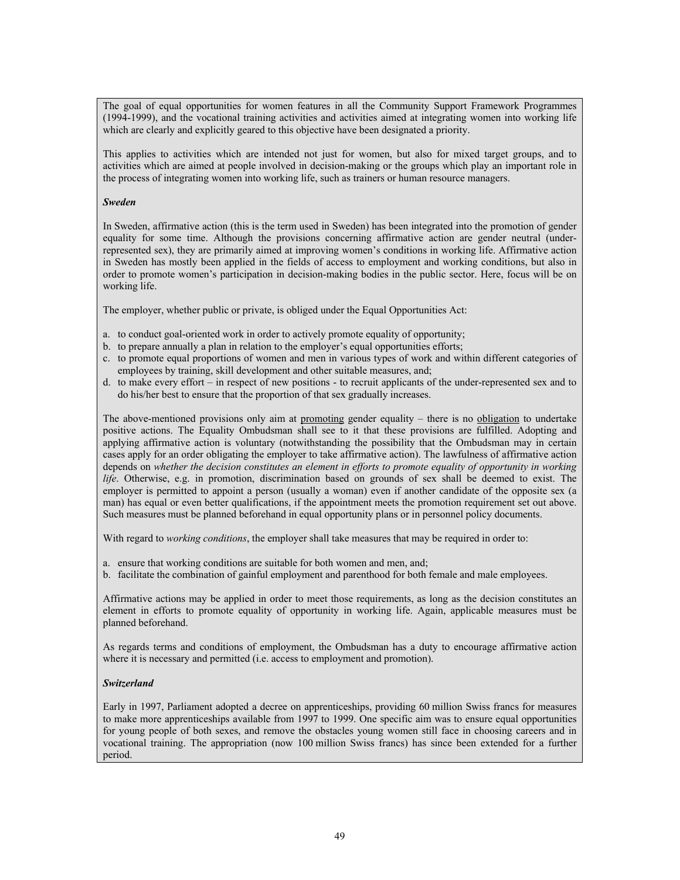The goal of equal opportunities for women features in all the Community Support Framework Programmes (1994-1999), and the vocational training activities and activities aimed at integrating women into working life which are clearly and explicitly geared to this objective have been designated a priority.

This applies to activities which are intended not just for women, but also for mixed target groups, and to activities which are aimed at people involved in decision-making or the groups which play an important role in the process of integrating women into working life, such as trainers or human resource managers.

***Sweden***

In Sweden, affirmative action (this is the term used in Sweden) has been integrated into the promotion of gender equality for some time. Although the provisions concerning affirmative action are gender neutral (under-represented sex), they are primarily aimed at improving women's conditions in working life. Affirmative action in Sweden has mostly been applied in the fields of access to employment and working conditions, but also in order to promote women's participation in decision-making bodies in the public sector. Here, focus will be on working life.

The employer, whether public or private, is obliged under the Equal Opportunities Act:

a. to conduct goal-oriented work in order to actively promote equality of opportunity;
b. to prepare annually a plan in relation to the employer's equal opportunities efforts;
c. to promote equal proportions of women and men in various types of work and within different categories of employees by training, skill development and other suitable measures, and;
d. to make every effort – in respect of new positions - to recruit applicants of the under-represented sex and to do his/her best to ensure that the proportion of that sex gradually increases.

The above-mentioned provisions only aim at <u>promoting</u> gender equality – there is no <u>obligation</u> to undertake positive actions. The Equality Ombudsman shall see to it that these provisions are fulfilled. Adopting and applying affirmative action is voluntary (notwithstanding the possibility that the Ombudsman may in certain cases apply for an order obligating the employer to take affirmative action). The lawfulness of affirmative action depends on *whether the decision constitutes an element in efforts to promote equality of opportunity in working life*. Otherwise, e.g. in promotion, discrimination based on grounds of sex shall be deemed to exist. The employer is permitted to appoint a person (usually a woman) even if another candidate of the opposite sex (a man) has equal or even better qualifications, if the appointment meets the promotion requirement set out above. Such measures must be planned beforehand in equal opportunity plans or in personnel policy documents.

With regard to *working conditions*, the employer shall take measures that may be required in order to:

a. ensure that working conditions are suitable for both women and men, and;
b. facilitate the combination of gainful employment and parenthood for both female and male employees.

Affirmative actions may be applied in order to meet those requirements, as long as the decision constitutes an element in efforts to promote equality of opportunity in working life. Again, applicable measures must be planned beforehand.

As regards terms and conditions of employment, the Ombudsman has a duty to encourage affirmative action where it is necessary and permitted (i.e. access to employment and promotion).

***Switzerland***

Early in 1997, Parliament adopted a decree on apprenticeships, providing 60 million Swiss francs for measures to make more apprenticeships available from 1997 to 1999. One specific aim was to ensure equal opportunities for young people of both sexes, and remove the obstacles young women still face in choosing careers and in vocational training. The appropriation (now 100 million Swiss francs) has since been extended for a further period.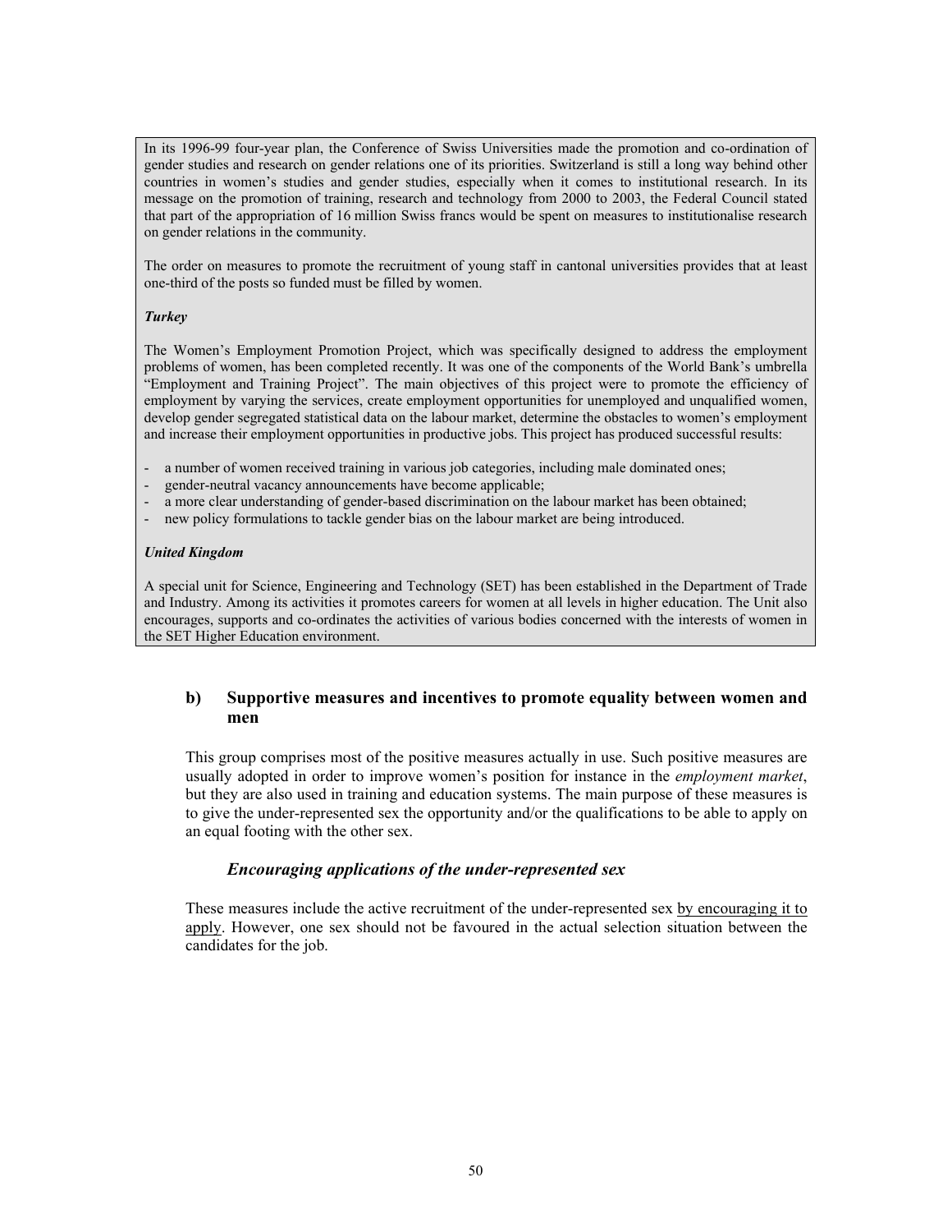In its 1996-99 four-year plan, the Conference of Swiss Universities made the promotion and co-ordination of gender studies and research on gender relations one of its priorities. Switzerland is still a long way behind other countries in women's studies and gender studies, especially when it comes to institutional research. In its message on the promotion of training, research and technology from 2000 to 2003, the Federal Council stated that part of the appropriation of 16 million Swiss francs would be spent on measures to institutionalise research on gender relations in the community.

The order on measures to promote the recruitment of young staff in cantonal universities provides that at least one-third of the posts so funded must be filled by women.

***Turkey***

The Women's Employment Promotion Project, which was specifically designed to address the employment problems of women, has been completed recently. It was one of the components of the World Bank's umbrella "Employment and Training Project". The main objectives of this project were to promote the efficiency of employment by varying the services, create employment opportunities for unemployed and unqualified women, develop gender segregated statistical data on the labour market, determine the obstacles to women's employment and increase their employment opportunities in productive jobs. This project has produced successful results:

- a number of women received training in various job categories, including male dominated ones;
- gender-neutral vacancy announcements have become applicable;
- a more clear understanding of gender-based discrimination on the labour market has been obtained;
- new policy formulations to tackle gender bias on the labour market are being introduced.

***United Kingdom***

A special unit for Science, Engineering and Technology (SET) has been established in the Department of Trade and Industry. Among its activities it promotes careers for women at all levels in higher education. The Unit also encourages, supports and co-ordinates the activities of various bodies concerned with the interests of women in the SET Higher Education environment.

### b) Supportive measures and incentives to promote equality between women and men

This group comprises most of the positive measures actually in use. Such positive measures are usually adopted in order to improve women's position for instance in the *employment market*, but they are also used in training and education systems. The main purpose of these measures is to give the under-represented sex the opportunity and/or the qualifications to be able to apply on an equal footing with the other sex.

#### *Encouraging applications of the under-represented sex*

These measures include the active recruitment of the under-represented sex by encouraging it to apply. However, one sex should not be favoured in the actual selection situation between the candidates for the job.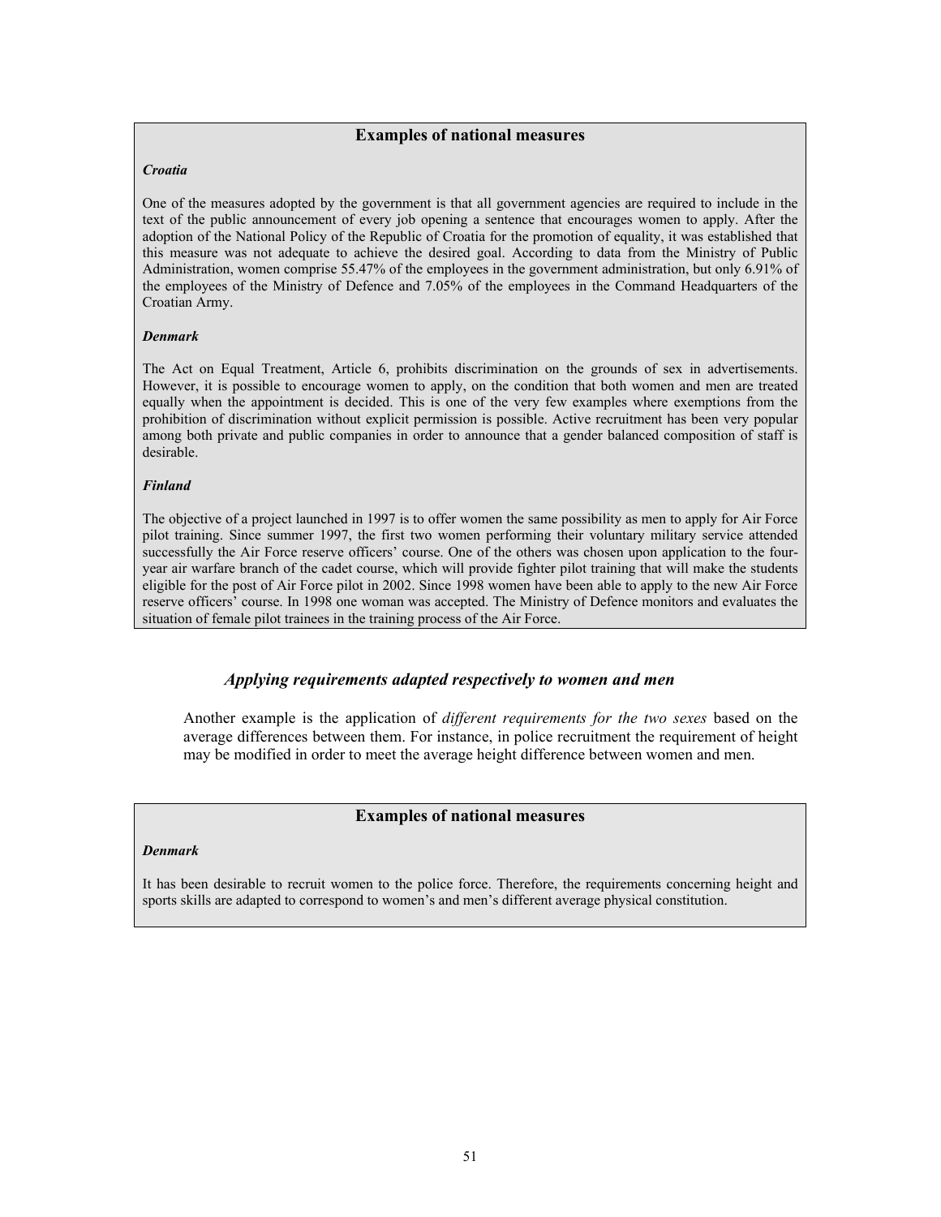### Examples of national measures

***Croatia***

One of the measures adopted by the government is that all government agencies are required to include in the text of the public announcement of every job opening a sentence that encourages women to apply. After the adoption of the National Policy of the Republic of Croatia for the promotion of equality, it was established that this measure was not adequate to achieve the desired goal. According to data from the Ministry of Public Administration, women comprise 55.47% of the employees in the government administration, but only 6.91% of the employees of the Ministry of Defence and 7.05% of the employees in the Command Headquarters of the Croatian Army.

***Denmark***

The Act on Equal Treatment, Article 6, prohibits discrimination on the grounds of sex in advertisements. However, it is possible to encourage women to apply, on the condition that both women and men are treated equally when the appointment is decided. This is one of the very few examples where exemptions from the prohibition of discrimination without explicit permission is possible. Active recruitment has been very popular among both private and public companies in order to announce that a gender balanced composition of staff is desirable.

***Finland***

The objective of a project launched in 1997 is to offer women the same possibility as men to apply for Air Force pilot training. Since summer 1997, the first two women performing their voluntary military service attended successfully the Air Force reserve officers' course. One of the others was chosen upon application to the four-year air warfare branch of the cadet course, which will provide fighter pilot training that will make the students eligible for the post of Air Force pilot in 2002. Since 1998 women have been able to apply to the new Air Force reserve officers' course. In 1998 one woman was accepted. The Ministry of Defence monitors and evaluates the situation of female pilot trainees in the training process of the Air Force.

### *Applying requirements adapted respectively to women and men*

Another example is the application of *different requirements for the two sexes* based on the average differences between them. For instance, in police recruitment the requirement of height may be modified in order to meet the average height difference between women and men.

### Examples of national measures

***Denmark***

It has been desirable to recruit women to the police force. Therefore, the requirements concerning height and sports skills are adapted to correspond to women's and men's different average physical constitution.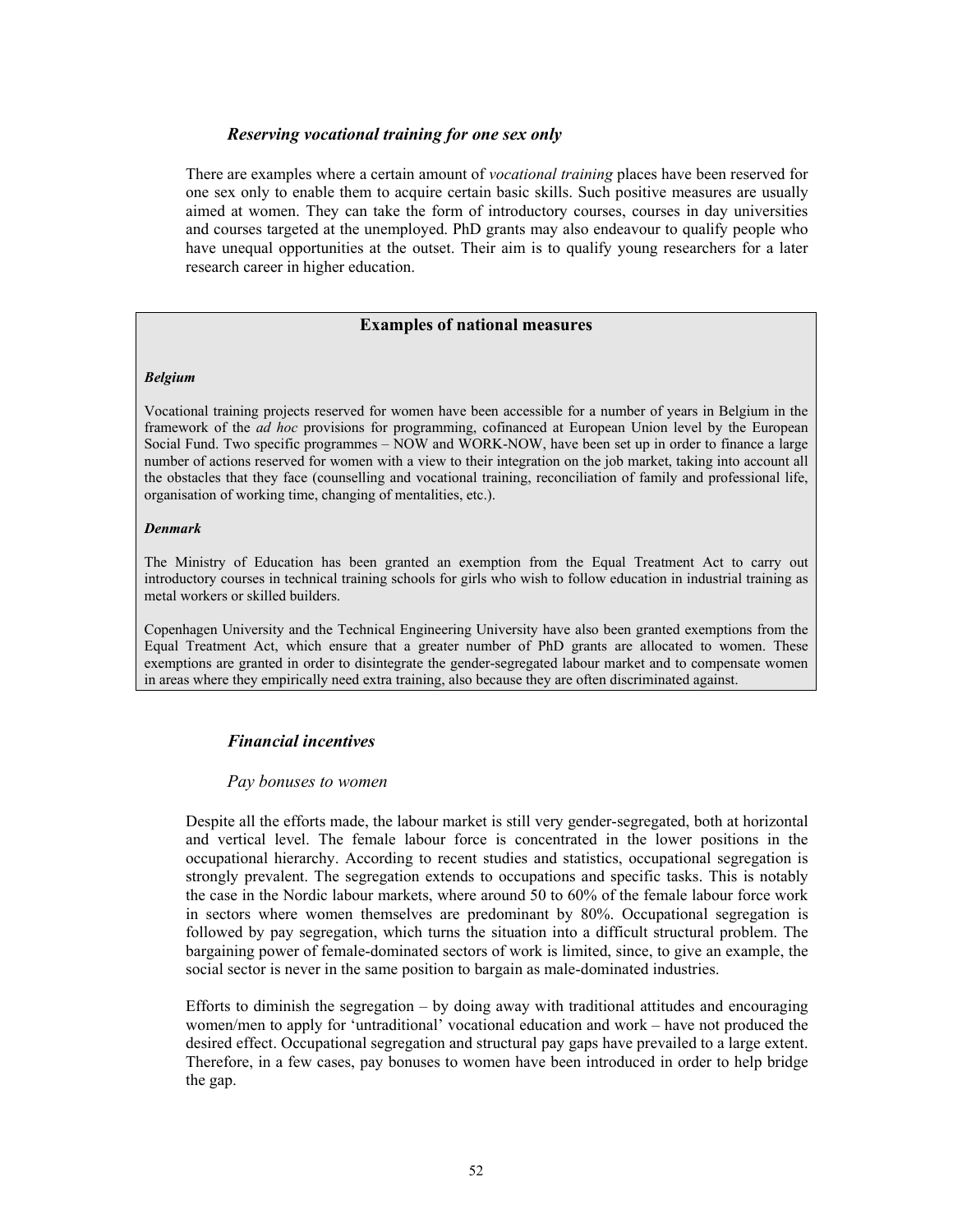### *Reserving vocational training for one sex only*

There are examples where a certain amount of *vocational training* places have been reserved for one sex only to enable them to acquire certain basic skills. Such positive measures are usually aimed at women. They can take the form of introductory courses, courses in day universities and courses targeted at the unemployed. PhD grants may also endeavour to qualify people who have unequal opportunities at the outset. Their aim is to qualify young researchers for a later research career in higher education.

> **Examples of national measures**
>
> ***Belgium***
>
> Vocational training projects reserved for women have been accessible for a number of years in Belgium in the framework of the *ad hoc* provisions for programming, cofinanced at European Union level by the European Social Fund. Two specific programmes – NOW and WORK-NOW, have been set up in order to finance a large number of actions reserved for women with a view to their integration on the job market, taking into account all the obstacles that they face (counselling and vocational training, reconciliation of family and professional life, organisation of working time, changing of mentalities, etc.).
>
> ***Denmark***
>
> The Ministry of Education has been granted an exemption from the Equal Treatment Act to carry out introductory courses in technical training schools for girls who wish to follow education in industrial training as metal workers or skilled builders.
>
> Copenhagen University and the Technical Engineering University have also been granted exemptions from the Equal Treatment Act, which ensure that a greater number of PhD grants are allocated to women. These exemptions are granted in order to disintegrate the gender-segregated labour market and to compensate women in areas where they empirically need extra training, also because they are often discriminated against.

### *Financial incentives*

#### *Pay bonuses to women*

Despite all the efforts made, the labour market is still very gender-segregated, both at horizontal and vertical level. The female labour force is concentrated in the lower positions in the occupational hierarchy. According to recent studies and statistics, occupational segregation is strongly prevalent. The segregation extends to occupations and specific tasks. This is notably the case in the Nordic labour markets, where around 50 to 60% of the female labour force work in sectors where women themselves are predominant by 80%. Occupational segregation is followed by pay segregation, which turns the situation into a difficult structural problem. The bargaining power of female-dominated sectors of work is limited, since, to give an example, the social sector is never in the same position to bargain as male-dominated industries.

Efforts to diminish the segregation – by doing away with traditional attitudes and encouraging women/men to apply for 'untraditional' vocational education and work – have not produced the desired effect. Occupational segregation and structural pay gaps have prevailed to a large extent. Therefore, in a few cases, pay bonuses to women have been introduced in order to help bridge the gap.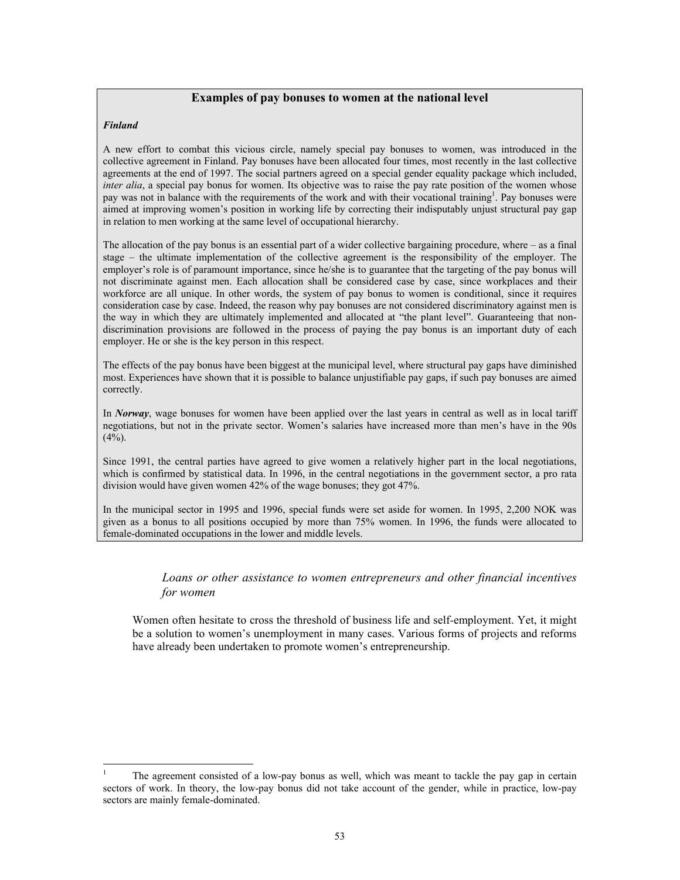## Examples of pay bonuses to women at the national level

***Finland***

A new effort to combat this vicious circle, namely special pay bonuses to women, was introduced in the collective agreement in Finland. Pay bonuses have been allocated four times, most recently in the last collective agreements at the end of 1997. The social partners agreed on a special gender equality package which included, *inter alia*, a special pay bonus for women. Its objective was to raise the pay rate position of the women whose pay was not in balance with the requirements of the work and with their vocational training[1]. Pay bonuses were aimed at improving women's position in working life by correcting their indisputably unjust structural pay gap in relation to men working at the same level of occupational hierarchy.

The allocation of the pay bonus is an essential part of a wider collective bargaining procedure, where – as a final stage – the ultimate implementation of the collective agreement is the responsibility of the employer. The employer's role is of paramount importance, since he/she is to guarantee that the targeting of the pay bonus will not discriminate against men. Each allocation shall be considered case by case, since workplaces and their workforce are all unique. In other words, the system of pay bonus to women is conditional, since it requires consideration case by case. Indeed, the reason why pay bonuses are not considered discriminatory against men is the way in which they are ultimately implemented and allocated at "the plant level". Guaranteeing that non-discrimination provisions are followed in the process of paying the pay bonus is an important duty of each employer. He or she is the key person in this respect.

The effects of the pay bonus have been biggest at the municipal level, where structural pay gaps have diminished most. Experiences have shown that it is possible to balance unjustifiable pay gaps, if such pay bonuses are aimed correctly.

In ***Norway***, wage bonuses for women have been applied over the last years in central as well as in local tariff negotiations, but not in the private sector. Women's salaries have increased more than men's have in the 90s (4%).

Since 1991, the central parties have agreed to give women a relatively higher part in the local negotiations, which is confirmed by statistical data. In 1996, in the central negotiations in the government sector, a pro rata division would have given women 42% of the wage bonuses; they got 47%.

In the municipal sector in 1995 and 1996, special funds were set aside for women. In 1995, 2,200 NOK was given as a bonus to all positions occupied by more than 75% women. In 1996, the funds were allocated to female-dominated occupations in the lower and middle levels.

### *Loans or other assistance to women entrepreneurs and other financial incentives for women*

Women often hesitate to cross the threshold of business life and self-employment. Yet, it might be a solution to women's unemployment in many cases. Various forms of projects and reforms have already been undertaken to promote women's entrepreneurship.

---

[1] The agreement consisted of a low-pay bonus as well, which was meant to tackle the pay gap in certain sectors of work. In theory, the low-pay bonus did not take account of the gender, while in practice, low-pay sectors are mainly female-dominated.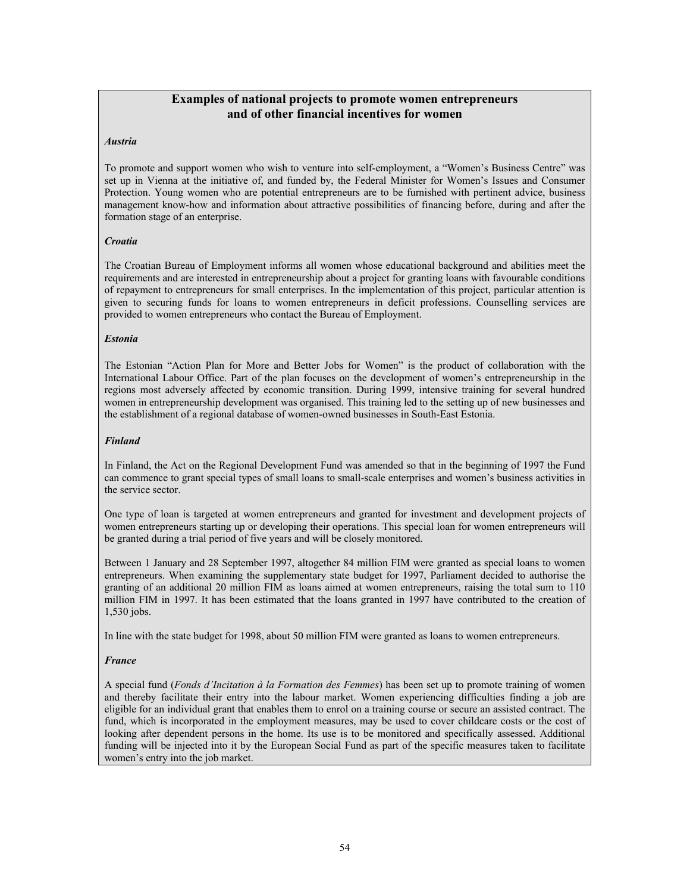## Examples of national projects to promote women entrepreneurs and of other financial incentives for women

***Austria***

To promote and support women who wish to venture into self-employment, a "Women's Business Centre" was set up in Vienna at the initiative of, and funded by, the Federal Minister for Women's Issues and Consumer Protection. Young women who are potential entrepreneurs are to be furnished with pertinent advice, business management know-how and information about attractive possibilities of financing before, during and after the formation stage of an enterprise.

***Croatia***

The Croatian Bureau of Employment informs all women whose educational background and abilities meet the requirements and are interested in entrepreneurship about a project for granting loans with favourable conditions of repayment to entrepreneurs for small enterprises. In the implementation of this project, particular attention is given to securing funds for loans to women entrepreneurs in deficit professions. Counselling services are provided to women entrepreneurs who contact the Bureau of Employment.

***Estonia***

The Estonian "Action Plan for More and Better Jobs for Women" is the product of collaboration with the International Labour Office. Part of the plan focuses on the development of women's entrepreneurship in the regions most adversely affected by economic transition. During 1999, intensive training for several hundred women in entrepreneurship development was organised. This training led to the setting up of new businesses and the establishment of a regional database of women-owned businesses in South-East Estonia.

***Finland***

In Finland, the Act on the Regional Development Fund was amended so that in the beginning of 1997 the Fund can commence to grant special types of small loans to small-scale enterprises and women's business activities in the service sector.

One type of loan is targeted at women entrepreneurs and granted for investment and development projects of women entrepreneurs starting up or developing their operations. This special loan for women entrepreneurs will be granted during a trial period of five years and will be closely monitored.

Between 1 January and 28 September 1997, altogether 84 million FIM were granted as special loans to women entrepreneurs. When examining the supplementary state budget for 1997, Parliament decided to authorise the granting of an additional 20 million FIM as loans aimed at women entrepreneurs, raising the total sum to 110 million FIM in 1997. It has been estimated that the loans granted in 1997 have contributed to the creation of 1,530 jobs.

In line with the state budget for 1998, about 50 million FIM were granted as loans to women entrepreneurs.

***France***

A special fund (*Fonds d'Incitation à la Formation des Femmes*) has been set up to promote training of women and thereby facilitate their entry into the labour market. Women experiencing difficulties finding a job are eligible for an individual grant that enables them to enrol on a training course or secure an assisted contract. The fund, which is incorporated in the employment measures, may be used to cover childcare costs or the cost of looking after dependent persons in the home. Its use is to be monitored and specifically assessed. Additional funding will be injected into it by the European Social Fund as part of the specific measures taken to facilitate women's entry into the job market.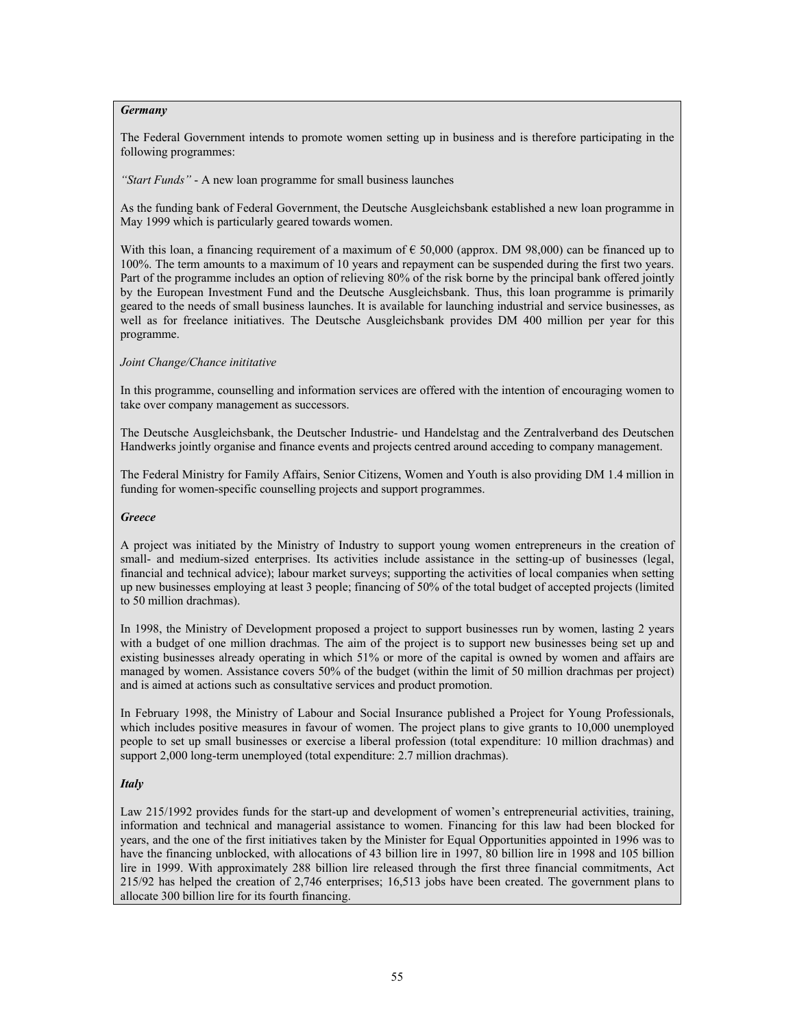***Germany***

The Federal Government intends to promote women setting up in business and is therefore participating in the following programmes:

*"Start Funds"* - A new loan programme for small business launches

As the funding bank of Federal Government, the Deutsche Ausgleichsbank established a new loan programme in May 1999 which is particularly geared towards women.

With this loan, a financing requirement of a maximum of € 50,000 (approx. DM 98,000) can be financed up to 100%. The term amounts to a maximum of 10 years and repayment can be suspended during the first two years. Part of the programme includes an option of relieving 80% of the risk borne by the principal bank offered jointly by the European Investment Fund and the Deutsche Ausgleichsbank. Thus, this loan programme is primarily geared to the needs of small business launches. It is available for launching industrial and service businesses, as well as for freelance initiatives. The Deutsche Ausgleichsbank provides DM 400 million per year for this programme.

*Joint Change/Chance inititative*

In this programme, counselling and information services are offered with the intention of encouraging women to take over company management as successors.

The Deutsche Ausgleichsbank, the Deutscher Industrie- und Handelstag and the Zentralverband des Deutschen Handwerks jointly organise and finance events and projects centred around acceding to company management.

The Federal Ministry for Family Affairs, Senior Citizens, Women and Youth is also providing DM 1.4 million in funding for women-specific counselling projects and support programmes.

***Greece***

A project was initiated by the Ministry of Industry to support young women entrepreneurs in the creation of small- and medium-sized enterprises. Its activities include assistance in the setting-up of businesses (legal, financial and technical advice); labour market surveys; supporting the activities of local companies when setting up new businesses employing at least 3 people; financing of 50% of the total budget of accepted projects (limited to 50 million drachmas).

In 1998, the Ministry of Development proposed a project to support businesses run by women, lasting 2 years with a budget of one million drachmas. The aim of the project is to support new businesses being set up and existing businesses already operating in which 51% or more of the capital is owned by women and affairs are managed by women. Assistance covers 50% of the budget (within the limit of 50 million drachmas per project) and is aimed at actions such as consultative services and product promotion.

In February 1998, the Ministry of Labour and Social Insurance published a Project for Young Professionals, which includes positive measures in favour of women. The project plans to give grants to 10,000 unemployed people to set up small businesses or exercise a liberal profession (total expenditure: 10 million drachmas) and support 2,000 long-term unemployed (total expenditure: 2.7 million drachmas).

***Italy***

Law 215/1992 provides funds for the start-up and development of women's entrepreneurial activities, training, information and technical and managerial assistance to women. Financing for this law had been blocked for years, and the one of the first initiatives taken by the Minister for Equal Opportunities appointed in 1996 was to have the financing unblocked, with allocations of 43 billion lire in 1997, 80 billion lire in 1998 and 105 billion lire in 1999. With approximately 288 billion lire released through the first three financial commitments, Act 215/92 has helped the creation of 2,746 enterprises; 16,513 jobs have been created. The government plans to allocate 300 billion lire for its fourth financing.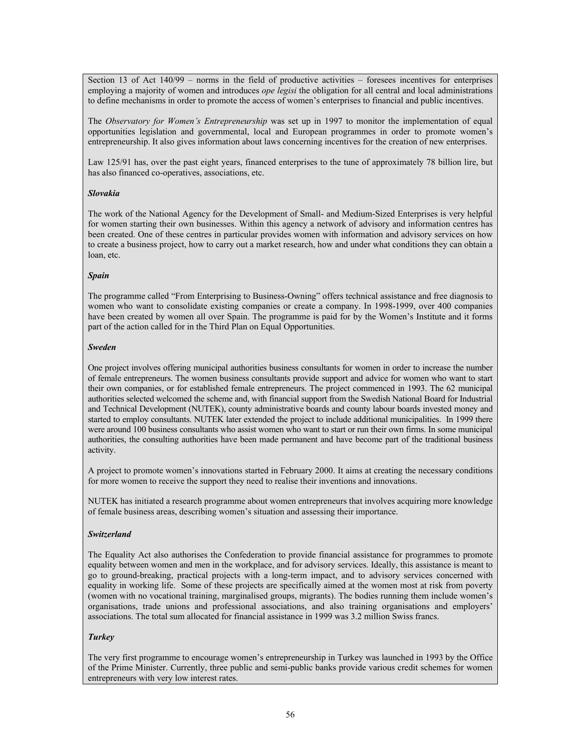Section 13 of Act 140/99 – norms in the field of productive activities – foresees incentives for enterprises employing a majority of women and introduces *ope legisi* the obligation for all central and local administrations to define mechanisms in order to promote the access of women's enterprises to financial and public incentives.

The *Observatory for Women's Entrepreneurship* was set up in 1997 to monitor the implementation of equal opportunities legislation and governmental, local and European programmes in order to promote women's entrepreneurship. It also gives information about laws concerning incentives for the creation of new enterprises.

Law 125/91 has, over the past eight years, financed enterprises to the tune of approximately 78 billion lire, but has also financed co-operatives, associations, etc.

***Slovakia***

The work of the National Agency for the Development of Small- and Medium-Sized Enterprises is very helpful for women starting their own businesses. Within this agency a network of advisory and information centres has been created. One of these centres in particular provides women with information and advisory services on how to create a business project, how to carry out a market research, how and under what conditions they can obtain a loan, etc.

***Spain***

The programme called "From Enterprising to Business-Owning" offers technical assistance and free diagnosis to women who want to consolidate existing companies or create a company. In 1998-1999, over 400 companies have been created by women all over Spain. The programme is paid for by the Women's Institute and it forms part of the action called for in the Third Plan on Equal Opportunities.

***Sweden***

One project involves offering municipal authorities business consultants for women in order to increase the number of female entrepreneurs. The women business consultants provide support and advice for women who want to start their own companies, or for established female entrepreneurs. The project commenced in 1993. The 62 municipal authorities selected welcomed the scheme and, with financial support from the Swedish National Board for Industrial and Technical Development (NUTEK), county administrative boards and county labour boards invested money and started to employ consultants. NUTEK later extended the project to include additional municipalities. In 1999 there were around 100 business consultants who assist women who want to start or run their own firms. In some municipal authorities, the consulting authorities have been made permanent and have become part of the traditional business activity.

A project to promote women's innovations started in February 2000. It aims at creating the necessary conditions for more women to receive the support they need to realise their inventions and innovations.

NUTEK has initiated a research programme about women entrepreneurs that involves acquiring more knowledge of female business areas, describing women's situation and assessing their importance.

***Switzerland***

The Equality Act also authorises the Confederation to provide financial assistance for programmes to promote equality between women and men in the workplace, and for advisory services. Ideally, this assistance is meant to go to ground-breaking, practical projects with a long-term impact, and to advisory services concerned with equality in working life. Some of these projects are specifically aimed at the women most at risk from poverty (women with no vocational training, marginalised groups, migrants). The bodies running them include women's organisations, trade unions and professional associations, and also training organisations and employers' associations. The total sum allocated for financial assistance in 1999 was 3.2 million Swiss francs.

***Turkey***

The very first programme to encourage women's entrepreneurship in Turkey was launched in 1993 by the Office of the Prime Minister. Currently, three public and semi-public banks provide various credit schemes for women entrepreneurs with very low interest rates.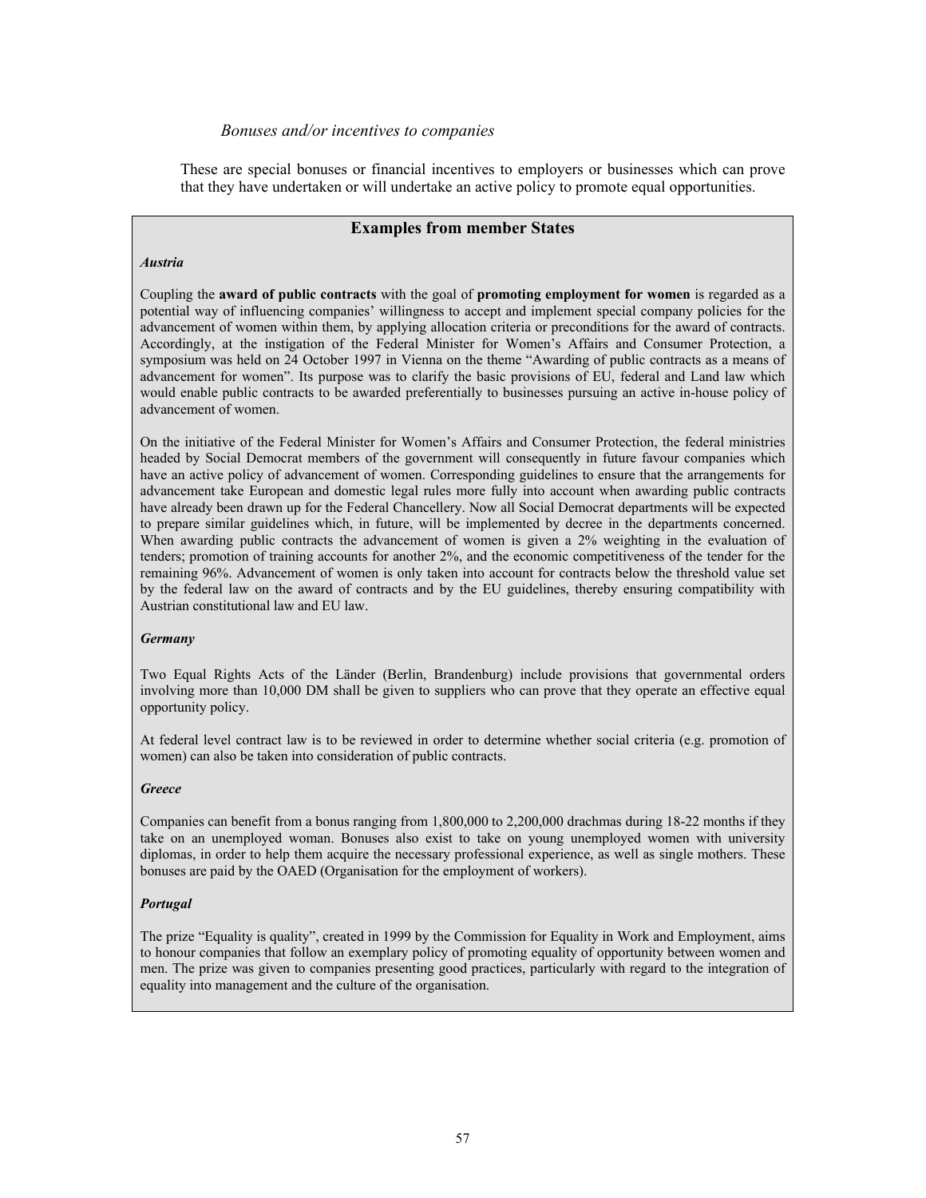*Bonuses and/or incentives to companies*

These are special bonuses or financial incentives to employers or businesses which can prove that they have undertaken or will undertake an active policy to promote equal opportunities.

## Examples from member States

***Austria***

Coupling the **award of public contracts** with the goal of **promoting employment for women** is regarded as a potential way of influencing companies' willingness to accept and implement special company policies for the advancement of women within them, by applying allocation criteria or preconditions for the award of contracts. Accordingly, at the instigation of the Federal Minister for Women's Affairs and Consumer Protection, a symposium was held on 24 October 1997 in Vienna on the theme "Awarding of public contracts as a means of advancement for women". Its purpose was to clarify the basic provisions of EU, federal and Land law which would enable public contracts to be awarded preferentially to businesses pursuing an active in-house policy of advancement of women.

On the initiative of the Federal Minister for Women's Affairs and Consumer Protection, the federal ministries headed by Social Democrat members of the government will consequently in future favour companies which have an active policy of advancement of women. Corresponding guidelines to ensure that the arrangements for advancement take European and domestic legal rules more fully into account when awarding public contracts have already been drawn up for the Federal Chancellery. Now all Social Democrat departments will be expected to prepare similar guidelines which, in future, will be implemented by decree in the departments concerned. When awarding public contracts the advancement of women is given a 2% weighting in the evaluation of tenders; promotion of training accounts for another 2%, and the economic competitiveness of the tender for the remaining 96%. Advancement of women is only taken into account for contracts below the threshold value set by the federal law on the award of contracts and by the EU guidelines, thereby ensuring compatibility with Austrian constitutional law and EU law.

***Germany***

Two Equal Rights Acts of the Länder (Berlin, Brandenburg) include provisions that governmental orders involving more than 10,000 DM shall be given to suppliers who can prove that they operate an effective equal opportunity policy.

At federal level contract law is to be reviewed in order to determine whether social criteria (e.g. promotion of women) can also be taken into consideration of public contracts.

***Greece***

Companies can benefit from a bonus ranging from 1,800,000 to 2,200,000 drachmas during 18-22 months if they take on an unemployed woman. Bonuses also exist to take on young unemployed women with university diplomas, in order to help them acquire the necessary professional experience, as well as single mothers. These bonuses are paid by the OAED (Organisation for the employment of workers).

***Portugal***

The prize "Equality is quality", created in 1999 by the Commission for Equality in Work and Employment, aims to honour companies that follow an exemplary policy of promoting equality of opportunity between women and men. The prize was given to companies presenting good practices, particularly with regard to the integration of equality into management and the culture of the organisation.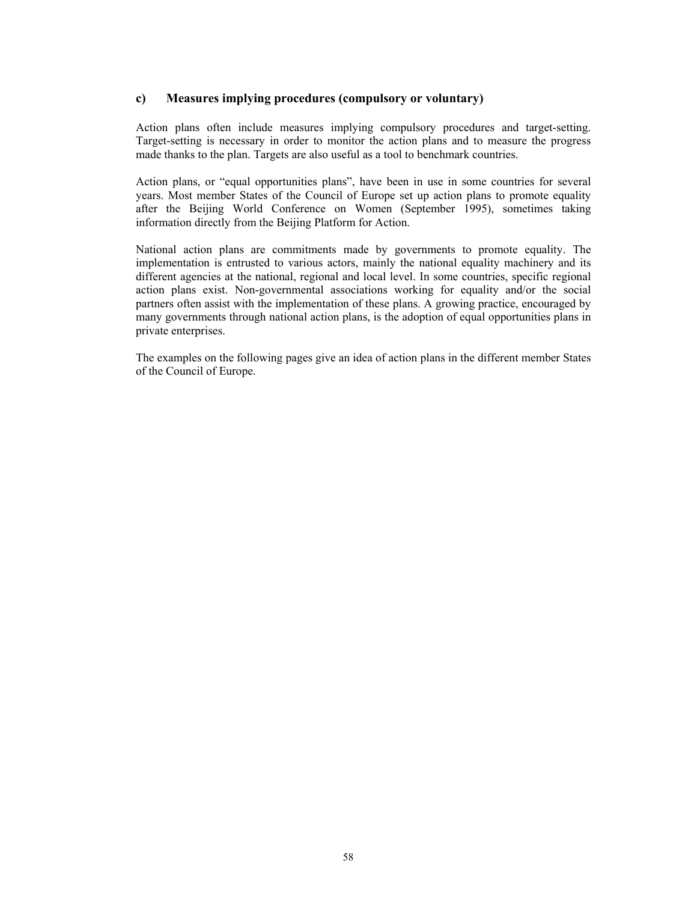### c) Measures implying procedures (compulsory or voluntary)

Action plans often include measures implying compulsory procedures and target-setting. Target-setting is necessary in order to monitor the action plans and to measure the progress made thanks to the plan. Targets are also useful as a tool to benchmark countries.

Action plans, or "equal opportunities plans", have been in use in some countries for several years. Most member States of the Council of Europe set up action plans to promote equality after the Beijing World Conference on Women (September 1995), sometimes taking information directly from the Beijing Platform for Action.

National action plans are commitments made by governments to promote equality. The implementation is entrusted to various actors, mainly the national equality machinery and its different agencies at the national, regional and local level. In some countries, specific regional action plans exist. Non-governmental associations working for equality and/or the social partners often assist with the implementation of these plans. A growing practice, encouraged by many governments through national action plans, is the adoption of equal opportunities plans in private enterprises.

The examples on the following pages give an idea of action plans in the different member States of the Council of Europe.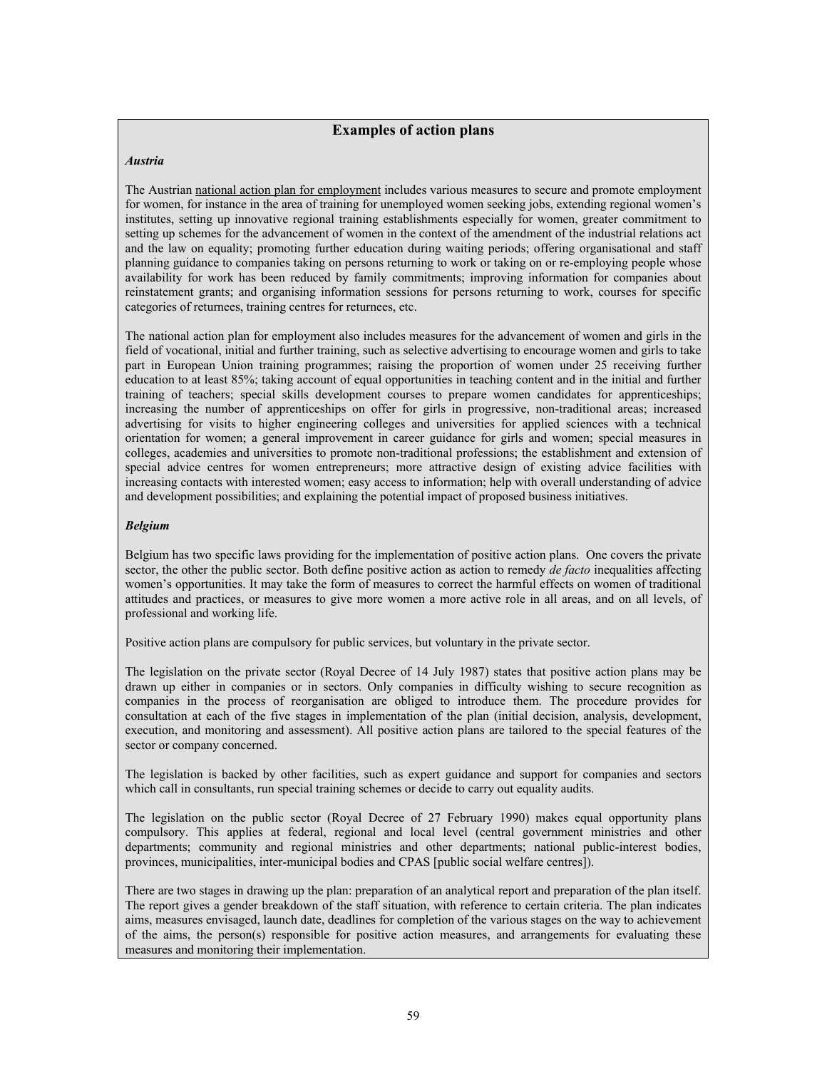## Examples of action plans

***Austria***

The Austrian national action plan for employment includes various measures to secure and promote employment for women, for instance in the area of training for unemployed women seeking jobs, extending regional women's institutes, setting up innovative regional training establishments especially for women, greater commitment to setting up schemes for the advancement of women in the context of the amendment of the industrial relations act and the law on equality; promoting further education during waiting periods; offering organisational and staff planning guidance to companies taking on persons returning to work or taking on or re-employing people whose availability for work has been reduced by family commitments; improving information for companies about reinstatement grants; and organising information sessions for persons returning to work, courses for specific categories of returnees, training centres for returnees, etc.

The national action plan for employment also includes measures for the advancement of women and girls in the field of vocational, initial and further training, such as selective advertising to encourage women and girls to take part in European Union training programmes; raising the proportion of women under 25 receiving further education to at least 85%; taking account of equal opportunities in teaching content and in the initial and further training of teachers; special skills development courses to prepare women candidates for apprenticeships; increasing the number of apprenticeships on offer for girls in progressive, non-traditional areas; increased advertising for visits to higher engineering colleges and universities for applied sciences with a technical orientation for women; a general improvement in career guidance for girls and women; special measures in colleges, academies and universities to promote non-traditional professions; the establishment and extension of special advice centres for women entrepreneurs; more attractive design of existing advice facilities with increasing contacts with interested women; easy access to information; help with overall understanding of advice and development possibilities; and explaining the potential impact of proposed business initiatives.

***Belgium***

Belgium has two specific laws providing for the implementation of positive action plans. One covers the private sector, the other the public sector. Both define positive action as action to remedy *de facto* inequalities affecting women's opportunities. It may take the form of measures to correct the harmful effects on women of traditional attitudes and practices, or measures to give more women a more active role in all areas, and on all levels, of professional and working life.

Positive action plans are compulsory for public services, but voluntary in the private sector.

The legislation on the private sector (Royal Decree of 14 July 1987) states that positive action plans may be drawn up either in companies or in sectors. Only companies in difficulty wishing to secure recognition as companies in the process of reorganisation are obliged to introduce them. The procedure provides for consultation at each of the five stages in implementation of the plan (initial decision, analysis, development, execution, and monitoring and assessment). All positive action plans are tailored to the special features of the sector or company concerned.

The legislation is backed by other facilities, such as expert guidance and support for companies and sectors which call in consultants, run special training schemes or decide to carry out equality audits.

The legislation on the public sector (Royal Decree of 27 February 1990) makes equal opportunity plans compulsory. This applies at federal, regional and local level (central government ministries and other departments; community and regional ministries and other departments; national public-interest bodies, provinces, municipalities, inter-municipal bodies and CPAS [public social welfare centres]).

There are two stages in drawing up the plan: preparation of an analytical report and preparation of the plan itself. The report gives a gender breakdown of the staff situation, with reference to certain criteria. The plan indicates aims, measures envisaged, launch date, deadlines for completion of the various stages on the way to achievement of the aims, the person(s) responsible for positive action measures, and arrangements for evaluating these measures and monitoring their implementation.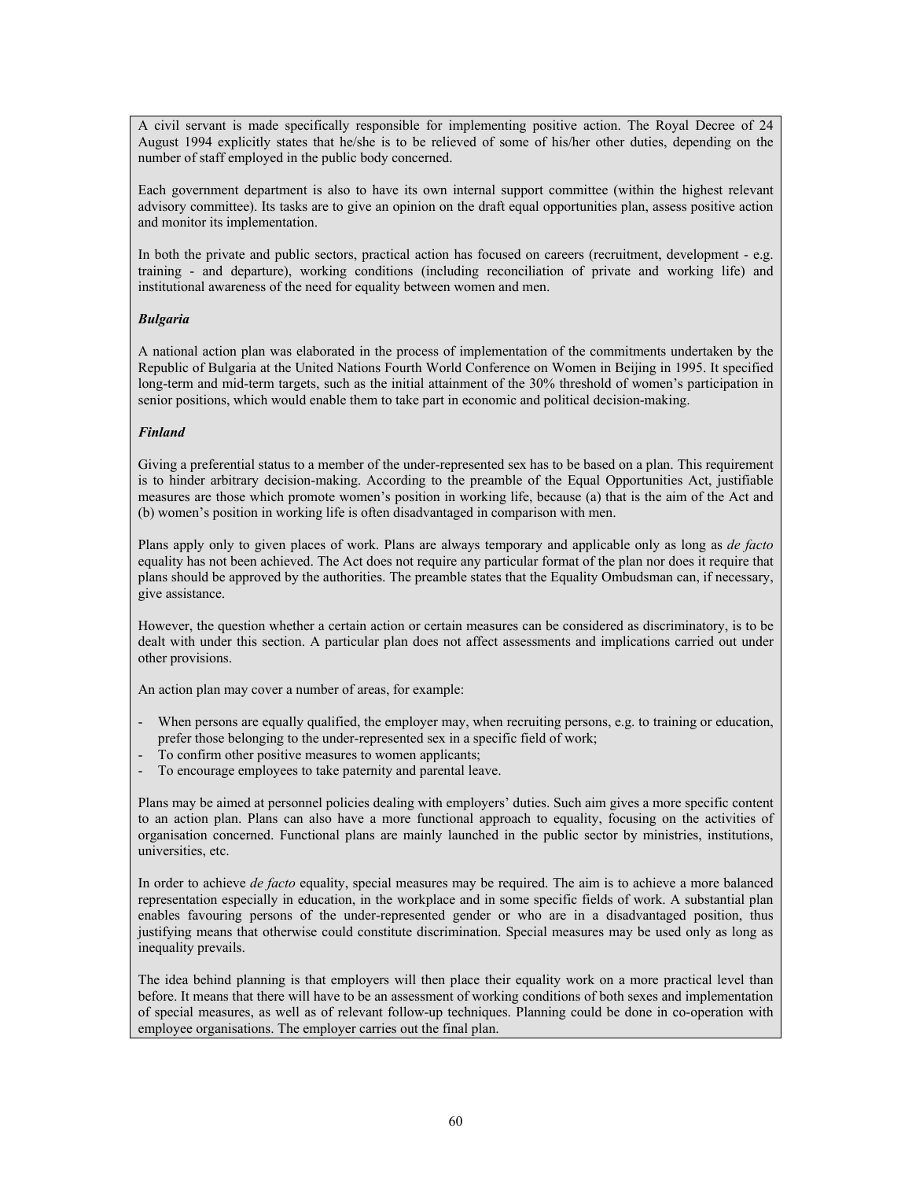A civil servant is made specifically responsible for implementing positive action. The Royal Decree of 24 August 1994 explicitly states that he/she is to be relieved of some of his/her other duties, depending on the number of staff employed in the public body concerned.

Each government department is also to have its own internal support committee (within the highest relevant advisory committee). Its tasks are to give an opinion on the draft equal opportunities plan, assess positive action and monitor its implementation.

In both the private and public sectors, practical action has focused on careers (recruitment, development - e.g. training - and departure), working conditions (including reconciliation of private and working life) and institutional awareness of the need for equality between women and men.

***Bulgaria***

A national action plan was elaborated in the process of implementation of the commitments undertaken by the Republic of Bulgaria at the United Nations Fourth World Conference on Women in Beijing in 1995. It specified long-term and mid-term targets, such as the initial attainment of the 30% threshold of women's participation in senior positions, which would enable them to take part in economic and political decision-making.

***Finland***

Giving a preferential status to a member of the under-represented sex has to be based on a plan. This requirement is to hinder arbitrary decision-making. According to the preamble of the Equal Opportunities Act, justifiable measures are those which promote women's position in working life, because (a) that is the aim of the Act and (b) women's position in working life is often disadvantaged in comparison with men.

Plans apply only to given places of work. Plans are always temporary and applicable only as long as *de facto* equality has not been achieved. The Act does not require any particular format of the plan nor does it require that plans should be approved by the authorities. The preamble states that the Equality Ombudsman can, if necessary, give assistance.

However, the question whether a certain action or certain measures can be considered as discriminatory, is to be dealt with under this section. A particular plan does not affect assessments and implications carried out under other provisions.

An action plan may cover a number of areas, for example:

- When persons are equally qualified, the employer may, when recruiting persons, e.g. to training or education, prefer those belonging to the under-represented sex in a specific field of work;
- To confirm other positive measures to women applicants;
- To encourage employees to take paternity and parental leave.

Plans may be aimed at personnel policies dealing with employers' duties. Such aim gives a more specific content to an action plan. Plans can also have a more functional approach to equality, focusing on the activities of organisation concerned. Functional plans are mainly launched in the public sector by ministries, institutions, universities, etc.

In order to achieve *de facto* equality, special measures may be required. The aim is to achieve a more balanced representation especially in education, in the workplace and in some specific fields of work. A substantial plan enables favouring persons of the under-represented gender or who are in a disadvantaged position, thus justifying means that otherwise could constitute discrimination. Special measures may be used only as long as inequality prevails.

The idea behind planning is that employers will then place their equality work on a more practical level than before. It means that there will have to be an assessment of working conditions of both sexes and implementation of special measures, as well as of relevant follow-up techniques. Planning could be done in co-operation with employee organisations. The employer carries out the final plan.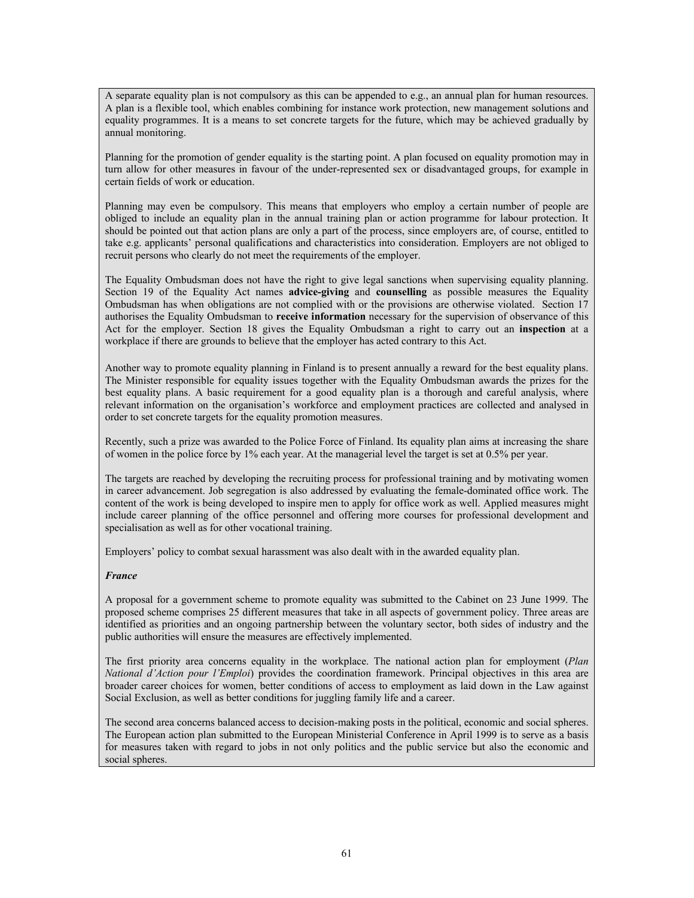A separate equality plan is not compulsory as this can be appended to e.g., an annual plan for human resources. A plan is a flexible tool, which enables combining for instance work protection, new management solutions and equality programmes. It is a means to set concrete targets for the future, which may be achieved gradually by annual monitoring.

Planning for the promotion of gender equality is the starting point. A plan focused on equality promotion may in turn allow for other measures in favour of the under-represented sex or disadvantaged groups, for example in certain fields of work or education.

Planning may even be compulsory. This means that employers who employ a certain number of people are obliged to include an equality plan in the annual training plan or action programme for labour protection. It should be pointed out that action plans are only a part of the process, since employers are, of course, entitled to take e.g. applicants' personal qualifications and characteristics into consideration. Employers are not obliged to recruit persons who clearly do not meet the requirements of the employer.

The Equality Ombudsman does not have the right to give legal sanctions when supervising equality planning. Section 19 of the Equality Act names **advice-giving** and **counselling** as possible measures the Equality Ombudsman has when obligations are not complied with or the provisions are otherwise violated. Section 17 authorises the Equality Ombudsman to **receive information** necessary for the supervision of observance of this Act for the employer. Section 18 gives the Equality Ombudsman a right to carry out an **inspection** at a workplace if there are grounds to believe that the employer has acted contrary to this Act.

Another way to promote equality planning in Finland is to present annually a reward for the best equality plans. The Minister responsible for equality issues together with the Equality Ombudsman awards the prizes for the best equality plans. A basic requirement for a good equality plan is a thorough and careful analysis, where relevant information on the organisation's workforce and employment practices are collected and analysed in order to set concrete targets for the equality promotion measures.

Recently, such a prize was awarded to the Police Force of Finland. Its equality plan aims at increasing the share of women in the police force by 1% each year. At the managerial level the target is set at 0.5% per year.

The targets are reached by developing the recruiting process for professional training and by motivating women in career advancement. Job segregation is also addressed by evaluating the female-dominated office work. The content of the work is being developed to inspire men to apply for office work as well. Applied measures might include career planning of the office personnel and offering more courses for professional development and specialisation as well as for other vocational training.

Employers' policy to combat sexual harassment was also dealt with in the awarded equality plan.

***France***

A proposal for a government scheme to promote equality was submitted to the Cabinet on 23 June 1999. The proposed scheme comprises 25 different measures that take in all aspects of government policy. Three areas are identified as priorities and an ongoing partnership between the voluntary sector, both sides of industry and the public authorities will ensure the measures are effectively implemented.

The first priority area concerns equality in the workplace. The national action plan for employment (*Plan National d'Action pour l'Emploi*) provides the coordination framework. Principal objectives in this area are broader career choices for women, better conditions of access to employment as laid down in the Law against Social Exclusion, as well as better conditions for juggling family life and a career.

The second area concerns balanced access to decision-making posts in the political, economic and social spheres. The European action plan submitted to the European Ministerial Conference in April 1999 is to serve as a basis for measures taken with regard to jobs in not only politics and the public service but also the economic and social spheres.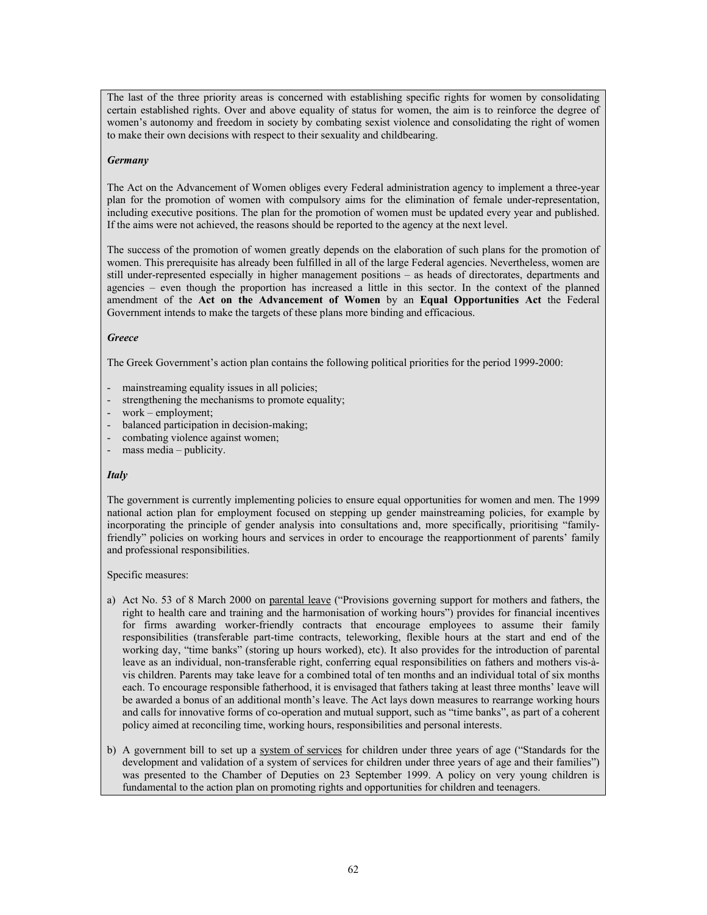The last of the three priority areas is concerned with establishing specific rights for women by consolidating certain established rights. Over and above equality of status for women, the aim is to reinforce the degree of women's autonomy and freedom in society by combating sexist violence and consolidating the right of women to make their own decisions with respect to their sexuality and childbearing.

***Germany***

The Act on the Advancement of Women obliges every Federal administration agency to implement a three-year plan for the promotion of women with compulsory aims for the elimination of female under-representation, including executive positions. The plan for the promotion of women must be updated every year and published. If the aims were not achieved, the reasons should be reported to the agency at the next level.

The success of the promotion of women greatly depends on the elaboration of such plans for the promotion of women. This prerequisite has already been fulfilled in all of the large Federal agencies. Nevertheless, women are still under-represented especially in higher management positions – as heads of directorates, departments and agencies – even though the proportion has increased a little in this sector. In the context of the planned amendment of the **Act on the Advancement of Women** by an **Equal Opportunities Act** the Federal Government intends to make the targets of these plans more binding and efficacious.

***Greece***

The Greek Government's action plan contains the following political priorities for the period 1999-2000:

- mainstreaming equality issues in all policies;
- strengthening the mechanisms to promote equality;
- work – employment;
- balanced participation in decision-making;
- combating violence against women;
- mass media – publicity.

***Italy***

The government is currently implementing policies to ensure equal opportunities for women and men. The 1999 national action plan for employment focused on stepping up gender mainstreaming policies, for example by incorporating the principle of gender analysis into consultations and, more specifically, prioritising "family-friendly" policies on working hours and services in order to encourage the reapportionment of parents' family and professional responsibilities.

Specific measures:

a) Act No. 53 of 8 March 2000 on parental leave ("Provisions governing support for mothers and fathers, the right to health care and training and the harmonisation of working hours") provides for financial incentives for firms awarding worker-friendly contracts that encourage employees to assume their family responsibilities (transferable part-time contracts, teleworking, flexible hours at the start and end of the working day, "time banks" (storing up hours worked), etc). It also provides for the introduction of parental leave as an individual, non-transferable right, conferring equal responsibilities on fathers and mothers vis-à-vis children. Parents may take leave for a combined total of ten months and an individual total of six months each. To encourage responsible fatherhood, it is envisaged that fathers taking at least three months' leave will be awarded a bonus of an additional month's leave. The Act lays down measures to rearrange working hours and calls for innovative forms of co-operation and mutual support, such as "time banks", as part of a coherent policy aimed at reconciling time, working hours, responsibilities and personal interests.

b) A government bill to set up a system of services for children under three years of age ("Standards for the development and validation of a system of services for children under three years of age and their families") was presented to the Chamber of Deputies on 23 September 1999. A policy on very young children is fundamental to the action plan on promoting rights and opportunities for children and teenagers.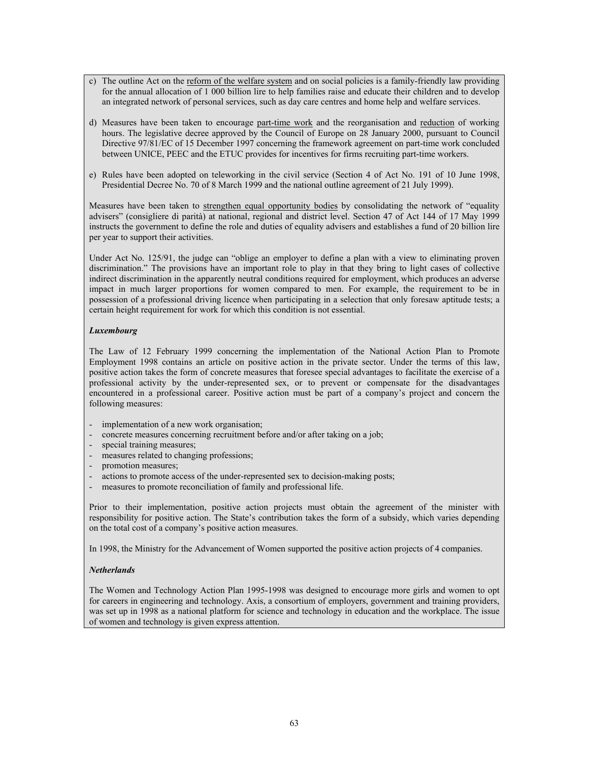c) The outline Act on the reform of the welfare system and on social policies is a family-friendly law providing for the annual allocation of 1 000 billion lire to help families raise and educate their children and to develop an integrated network of personal services, such as day care centres and home help and welfare services.

d) Measures have been taken to encourage part-time work and the reorganisation and reduction of working hours. The legislative decree approved by the Council of Europe on 28 January 2000, pursuant to Council Directive 97/81/EC of 15 December 1997 concerning the framework agreement on part-time work concluded between UNICE, PEEC and the ETUC provides for incentives for firms recruiting part-time workers.

e) Rules have been adopted on teleworking in the civil service (Section 4 of Act No. 191 of 10 June 1998, Presidential Decree No. 70 of 8 March 1999 and the national outline agreement of 21 July 1999).

Measures have been taken to strengthen equal opportunity bodies by consolidating the network of "equality advisers" (consigliere di parità) at national, regional and district level. Section 47 of Act 144 of 17 May 1999 instructs the government to define the role and duties of equality advisers and establishes a fund of 20 billion lire per year to support their activities.

Under Act No. 125/91, the judge can "oblige an employer to define a plan with a view to eliminating proven discrimination." The provisions have an important role to play in that they bring to light cases of collective indirect discrimination in the apparently neutral conditions required for employment, which produces an adverse impact in much larger proportions for women compared to men. For example, the requirement to be in possession of a professional driving licence when participating in a selection that only foresaw aptitude tests; a certain height requirement for work for which this condition is not essential.

***Luxembourg***

The Law of 12 February 1999 concerning the implementation of the National Action Plan to Promote Employment 1998 contains an article on positive action in the private sector. Under the terms of this law, positive action takes the form of concrete measures that foresee special advantages to facilitate the exercise of a professional activity by the under-represented sex, or to prevent or compensate for the disadvantages encountered in a professional career. Positive action must be part of a company's project and concern the following measures:

- implementation of a new work organisation;
- concrete measures concerning recruitment before and/or after taking on a job;
- special training measures;
- measures related to changing professions;
- promotion measures;
- actions to promote access of the under-represented sex to decision-making posts;
- measures to promote reconciliation of family and professional life.

Prior to their implementation, positive action projects must obtain the agreement of the minister with responsibility for positive action. The State's contribution takes the form of a subsidy, which varies depending on the total cost of a company's positive action measures.

In 1998, the Ministry for the Advancement of Women supported the positive action projects of 4 companies.

***Netherlands***

The Women and Technology Action Plan 1995-1998 was designed to encourage more girls and women to opt for careers in engineering and technology. Axis, a consortium of employers, government and training providers, was set up in 1998 as a national platform for science and technology in education and the workplace. The issue of women and technology is given express attention.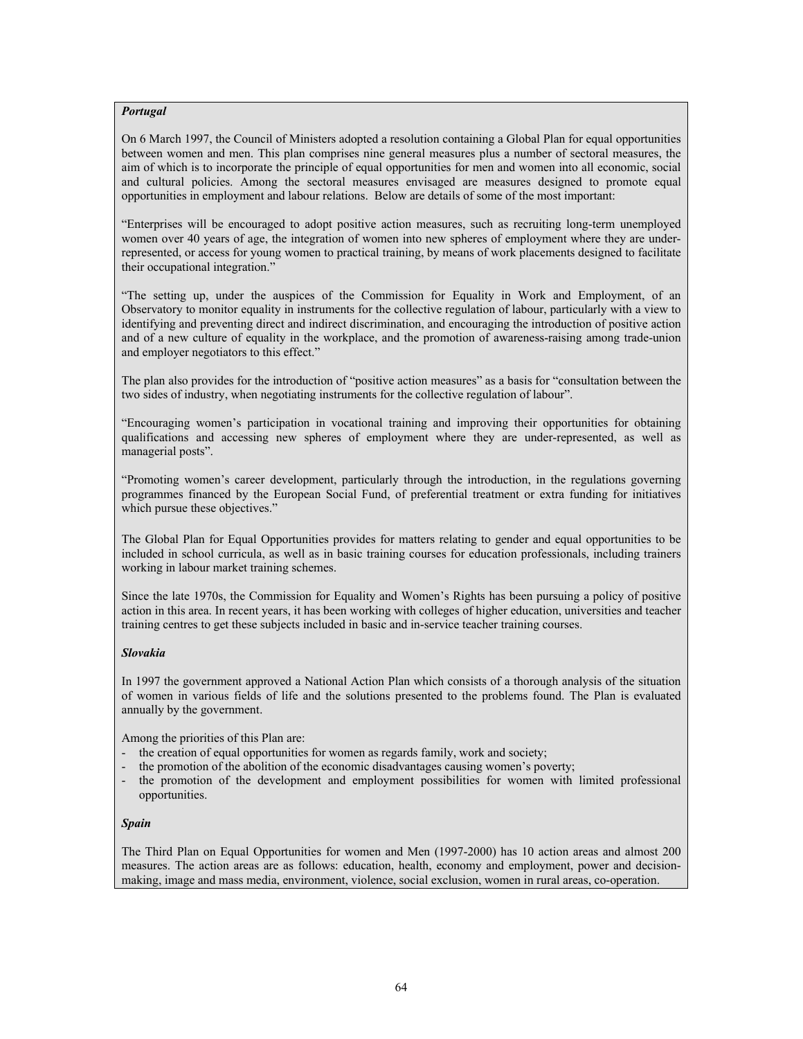***Portugal***

On 6 March 1997, the Council of Ministers adopted a resolution containing a Global Plan for equal opportunities between women and men. This plan comprises nine general measures plus a number of sectoral measures, the aim of which is to incorporate the principle of equal opportunities for men and women into all economic, social and cultural policies. Among the sectoral measures envisaged are measures designed to promote equal opportunities in employment and labour relations. Below are details of some of the most important:

"Enterprises will be encouraged to adopt positive action measures, such as recruiting long-term unemployed women over 40 years of age, the integration of women into new spheres of employment where they are under-represented, or access for young women to practical training, by means of work placements designed to facilitate their occupational integration."

"The setting up, under the auspices of the Commission for Equality in Work and Employment, of an Observatory to monitor equality in instruments for the collective regulation of labour, particularly with a view to identifying and preventing direct and indirect discrimination, and encouraging the introduction of positive action and of a new culture of equality in the workplace, and the promotion of awareness-raising among trade-union and employer negotiators to this effect."

The plan also provides for the introduction of "positive action measures" as a basis for "consultation between the two sides of industry, when negotiating instruments for the collective regulation of labour".

"Encouraging women's participation in vocational training and improving their opportunities for obtaining qualifications and accessing new spheres of employment where they are under-represented, as well as managerial posts".

"Promoting women's career development, particularly through the introduction, in the regulations governing programmes financed by the European Social Fund, of preferential treatment or extra funding for initiatives which pursue these objectives."

The Global Plan for Equal Opportunities provides for matters relating to gender and equal opportunities to be included in school curricula, as well as in basic training courses for education professionals, including trainers working in labour market training schemes.

Since the late 1970s, the Commission for Equality and Women's Rights has been pursuing a policy of positive action in this area. In recent years, it has been working with colleges of higher education, universities and teacher training centres to get these subjects included in basic and in-service teacher training courses.

***Slovakia***

In 1997 the government approved a National Action Plan which consists of a thorough analysis of the situation of women in various fields of life and the solutions presented to the problems found. The Plan is evaluated annually by the government.

Among the priorities of this Plan are:

- the creation of equal opportunities for women as regards family, work and society;
- the promotion of the abolition of the economic disadvantages causing women's poverty;
- the promotion of the development and employment possibilities for women with limited professional opportunities.

***Spain***

The Third Plan on Equal Opportunities for women and Men (1997-2000) has 10 action areas and almost 200 measures. The action areas are as follows: education, health, economy and employment, power and decision-making, image and mass media, environment, violence, social exclusion, women in rural areas, co-operation.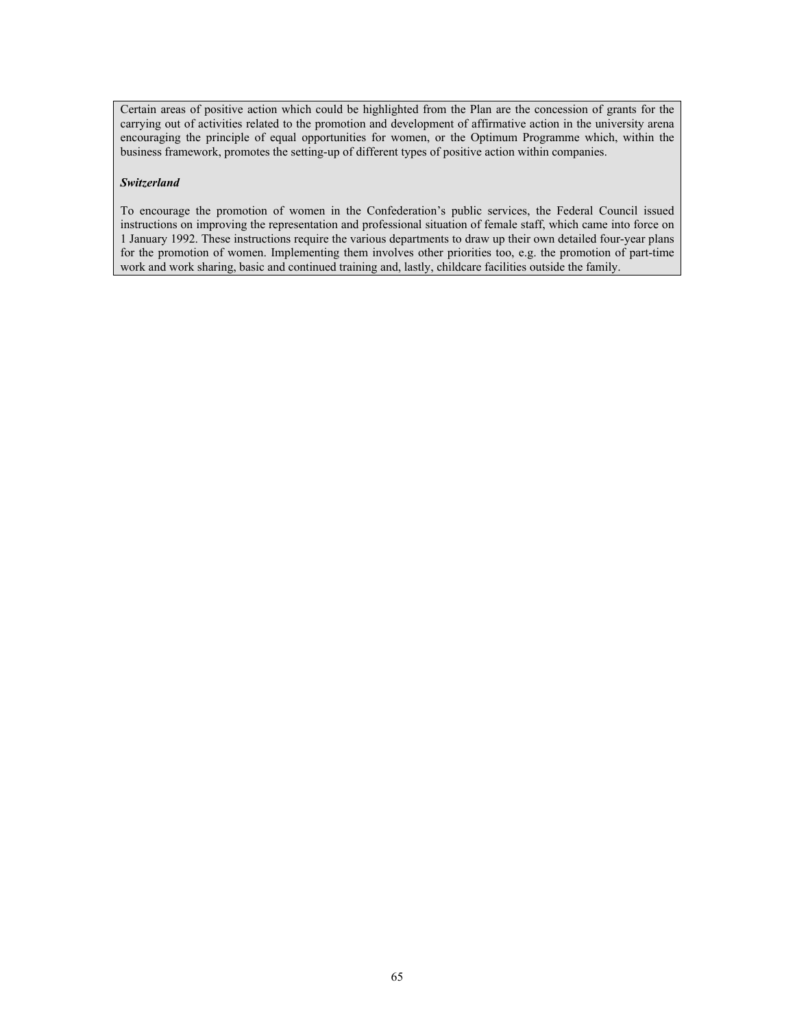Certain areas of positive action which could be highlighted from the Plan are the concession of grants for the carrying out of activities related to the promotion and development of affirmative action in the university arena encouraging the principle of equal opportunities for women, or the Optimum Programme which, within the business framework, promotes the setting-up of different types of positive action within companies.

***Switzerland***

To encourage the promotion of women in the Confederation's public services, the Federal Council issued instructions on improving the representation and professional situation of female staff, which came into force on 1 January 1992. These instructions require the various departments to draw up their own detailed four-year plans for the promotion of women. Implementing them involves other priorities too, e.g. the promotion of part-time work and work sharing, basic and continued training and, lastly, childcare facilities outside the family.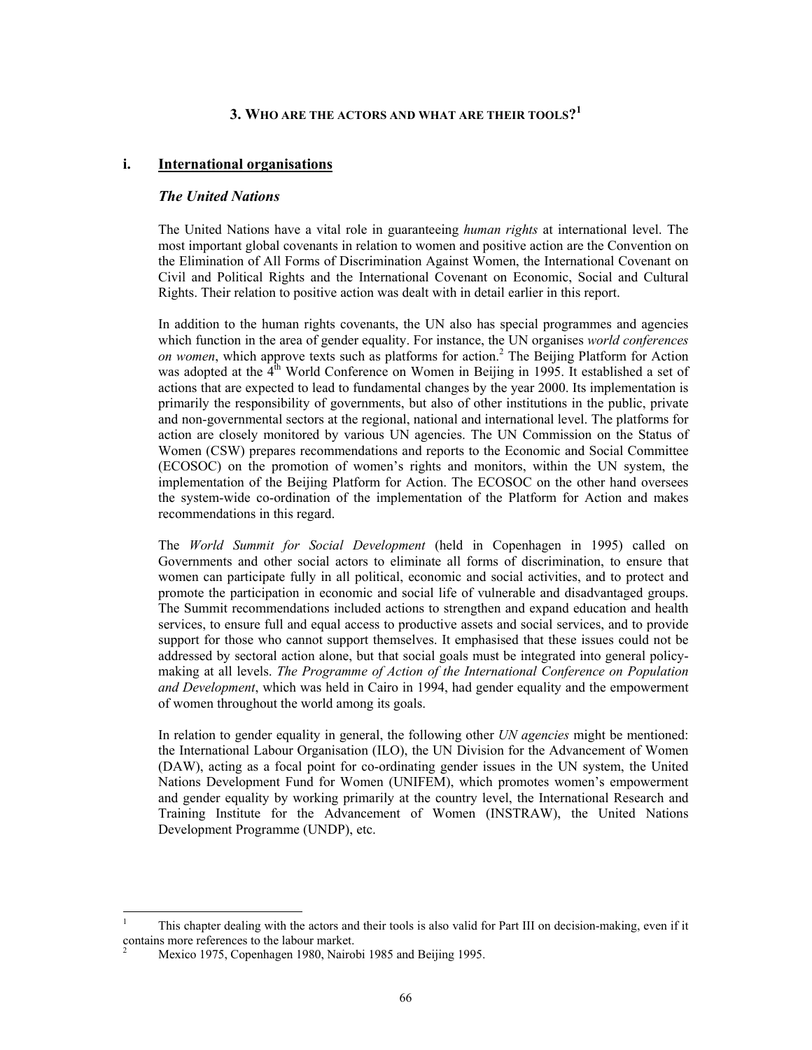## 3. WHO ARE THE ACTORS AND WHAT ARE THEIR TOOLS?[1]

### i. International organisations

#### *The United Nations*

The United Nations have a vital role in guaranteeing *human rights* at international level. The most important global covenants in relation to women and positive action are the Convention on the Elimination of All Forms of Discrimination Against Women, the International Covenant on Civil and Political Rights and the International Covenant on Economic, Social and Cultural Rights. Their relation to positive action was dealt with in detail earlier in this report.

In addition to the human rights covenants, the UN also has special programmes and agencies which function in the area of gender equality. For instance, the UN organises *world conferences on women*, which approve texts such as platforms for action.[2] The Beijing Platform for Action was adopted at the 4th World Conference on Women in Beijing in 1995. It established a set of actions that are expected to lead to fundamental changes by the year 2000. Its implementation is primarily the responsibility of governments, but also of other institutions in the public, private and non-governmental sectors at the regional, national and international level. The platforms for action are closely monitored by various UN agencies. The UN Commission on the Status of Women (CSW) prepares recommendations and reports to the Economic and Social Committee (ECOSOC) on the promotion of women's rights and monitors, within the UN system, the implementation of the Beijing Platform for Action. The ECOSOC on the other hand oversees the system-wide co-ordination of the implementation of the Platform for Action and makes recommendations in this regard.

The *World Summit for Social Development* (held in Copenhagen in 1995) called on Governments and other social actors to eliminate all forms of discrimination, to ensure that women can participate fully in all political, economic and social activities, and to protect and promote the participation in economic and social life of vulnerable and disadvantaged groups. The Summit recommendations included actions to strengthen and expand education and health services, to ensure full and equal access to productive assets and social services, and to provide support for those who cannot support themselves. It emphasised that these issues could not be addressed by sectoral action alone, but that social goals must be integrated into general policy-making at all levels. *The Programme of Action of the International Conference on Population and Development*, which was held in Cairo in 1994, had gender equality and the empowerment of women throughout the world among its goals.

In relation to gender equality in general, the following other *UN agencies* might be mentioned: the International Labour Organisation (ILO), the UN Division for the Advancement of Women (DAW), acting as a focal point for co-ordinating gender issues in the UN system, the United Nations Development Fund for Women (UNIFEM), which promotes women's empowerment and gender equality by working primarily at the country level, the International Research and Training Institute for the Advancement of Women (INSTRAW), the United Nations Development Programme (UNDP), etc.

---

[1] This chapter dealing with the actors and their tools is also valid for Part III on decision-making, even if it contains more references to the labour market.

[2] Mexico 1975, Copenhagen 1980, Nairobi 1985 and Beijing 1995.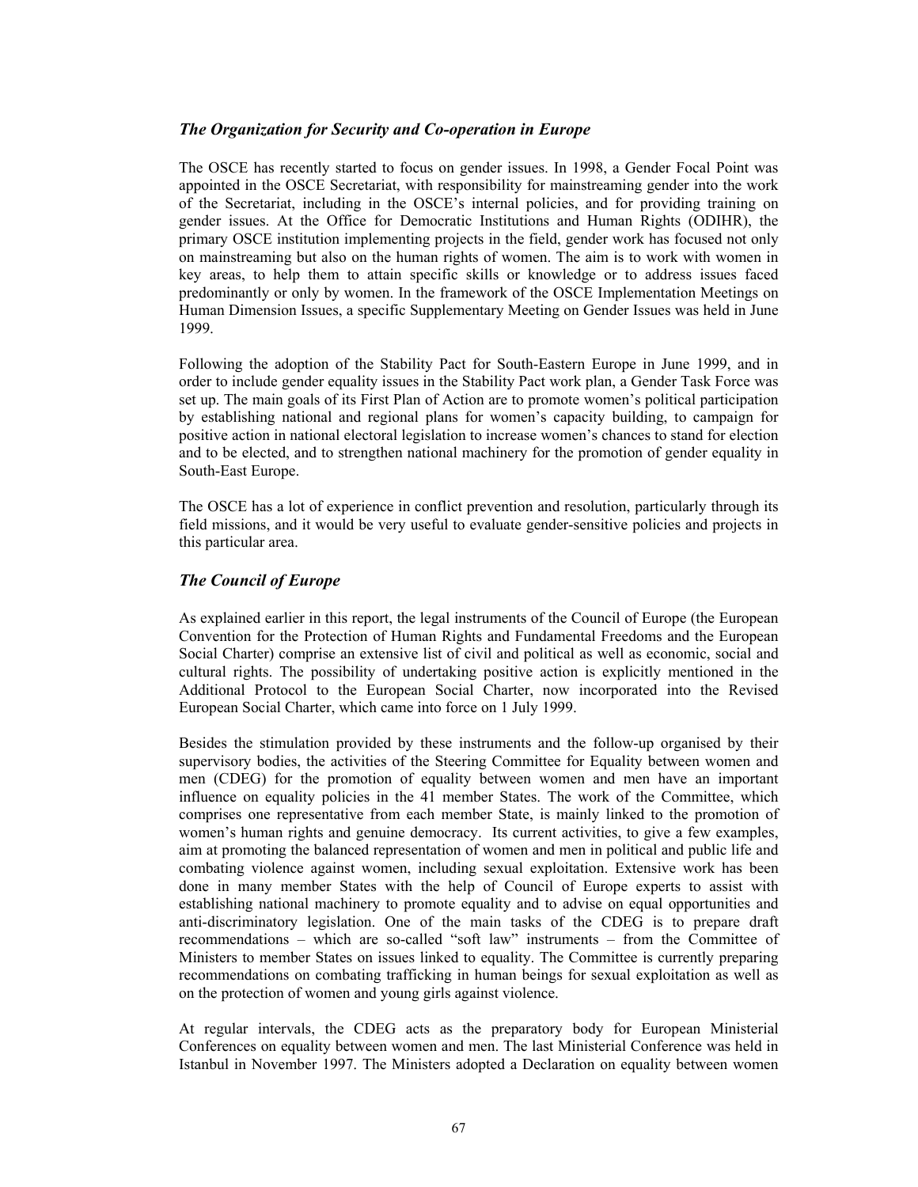### *The Organization for Security and Co-operation in Europe*

The OSCE has recently started to focus on gender issues. In 1998, a Gender Focal Point was appointed in the OSCE Secretariat, with responsibility for mainstreaming gender into the work of the Secretariat, including in the OSCE's internal policies, and for providing training on gender issues. At the Office for Democratic Institutions and Human Rights (ODIHR), the primary OSCE institution implementing projects in the field, gender work has focused not only on mainstreaming but also on the human rights of women. The aim is to work with women in key areas, to help them to attain specific skills or knowledge or to address issues faced predominantly or only by women. In the framework of the OSCE Implementation Meetings on Human Dimension Issues, a specific Supplementary Meeting on Gender Issues was held in June 1999.

Following the adoption of the Stability Pact for South-Eastern Europe in June 1999, and in order to include gender equality issues in the Stability Pact work plan, a Gender Task Force was set up. The main goals of its First Plan of Action are to promote women's political participation by establishing national and regional plans for women's capacity building, to campaign for positive action in national electoral legislation to increase women's chances to stand for election and to be elected, and to strengthen national machinery for the promotion of gender equality in South-East Europe.

The OSCE has a lot of experience in conflict prevention and resolution, particularly through its field missions, and it would be very useful to evaluate gender-sensitive policies and projects in this particular area.

### *The Council of Europe*

As explained earlier in this report, the legal instruments of the Council of Europe (the European Convention for the Protection of Human Rights and Fundamental Freedoms and the European Social Charter) comprise an extensive list of civil and political as well as economic, social and cultural rights. The possibility of undertaking positive action is explicitly mentioned in the Additional Protocol to the European Social Charter, now incorporated into the Revised European Social Charter, which came into force on 1 July 1999.

Besides the stimulation provided by these instruments and the follow-up organised by their supervisory bodies, the activities of the Steering Committee for Equality between women and men (CDEG) for the promotion of equality between women and men have an important influence on equality policies in the 41 member States. The work of the Committee, which comprises one representative from each member State, is mainly linked to the promotion of women's human rights and genuine democracy. Its current activities, to give a few examples, aim at promoting the balanced representation of women and men in political and public life and combating violence against women, including sexual exploitation. Extensive work has been done in many member States with the help of Council of Europe experts to assist with establishing national machinery to promote equality and to advise on equal opportunities and anti-discriminatory legislation. One of the main tasks of the CDEG is to prepare draft recommendations – which are so-called "soft law" instruments – from the Committee of Ministers to member States on issues linked to equality. The Committee is currently preparing recommendations on combating trafficking in human beings for sexual exploitation as well as on the protection of women and young girls against violence.

At regular intervals, the CDEG acts as the preparatory body for European Ministerial Conferences on equality between women and men. The last Ministerial Conference was held in Istanbul in November 1997. The Ministers adopted a Declaration on equality between women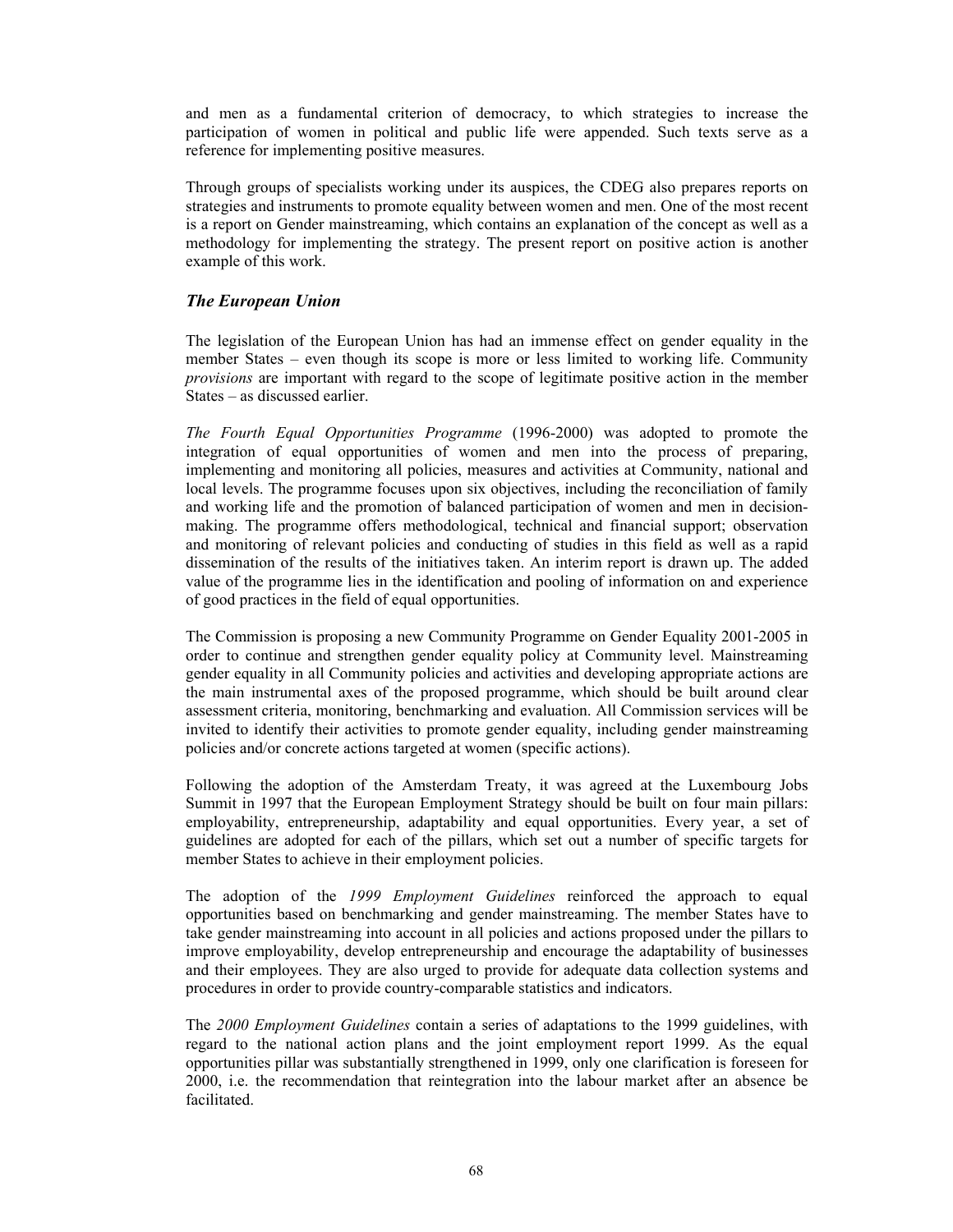and men as a fundamental criterion of democracy, to which strategies to increase the participation of women in political and public life were appended. Such texts serve as a reference for implementing positive measures.

Through groups of specialists working under its auspices, the CDEG also prepares reports on strategies and instruments to promote equality between women and men. One of the most recent is a report on Gender mainstreaming, which contains an explanation of the concept as well as a methodology for implementing the strategy. The present report on positive action is another example of this work.

### *The European Union*

The legislation of the European Union has had an immense effect on gender equality in the member States – even though its scope is more or less limited to working life. Community *provisions* are important with regard to the scope of legitimate positive action in the member States – as discussed earlier.

*The Fourth Equal Opportunities Programme* (1996-2000) was adopted to promote the integration of equal opportunities of women and men into the process of preparing, implementing and monitoring all policies, measures and activities at Community, national and local levels. The programme focuses upon six objectives, including the reconciliation of family and working life and the promotion of balanced participation of women and men in decision-making. The programme offers methodological, technical and financial support; observation and monitoring of relevant policies and conducting of studies in this field as well as a rapid dissemination of the results of the initiatives taken. An interim report is drawn up. The added value of the programme lies in the identification and pooling of information on and experience of good practices in the field of equal opportunities.

The Commission is proposing a new Community Programme on Gender Equality 2001-2005 in order to continue and strengthen gender equality policy at Community level. Mainstreaming gender equality in all Community policies and activities and developing appropriate actions are the main instrumental axes of the proposed programme, which should be built around clear assessment criteria, monitoring, benchmarking and evaluation. All Commission services will be invited to identify their activities to promote gender equality, including gender mainstreaming policies and/or concrete actions targeted at women (specific actions).

Following the adoption of the Amsterdam Treaty, it was agreed at the Luxembourg Jobs Summit in 1997 that the European Employment Strategy should be built on four main pillars: employability, entrepreneurship, adaptability and equal opportunities. Every year, a set of guidelines are adopted for each of the pillars, which set out a number of specific targets for member States to achieve in their employment policies.

The adoption of the *1999 Employment Guidelines* reinforced the approach to equal opportunities based on benchmarking and gender mainstreaming. The member States have to take gender mainstreaming into account in all policies and actions proposed under the pillars to improve employability, develop entrepreneurship and encourage the adaptability of businesses and their employees. They are also urged to provide for adequate data collection systems and procedures in order to provide country-comparable statistics and indicators.

The *2000 Employment Guidelines* contain a series of adaptations to the 1999 guidelines, with regard to the national action plans and the joint employment report 1999. As the equal opportunities pillar was substantially strengthened in 1999, only one clarification is foreseen for 2000, i.e. the recommendation that reintegration into the labour market after an absence be facilitated.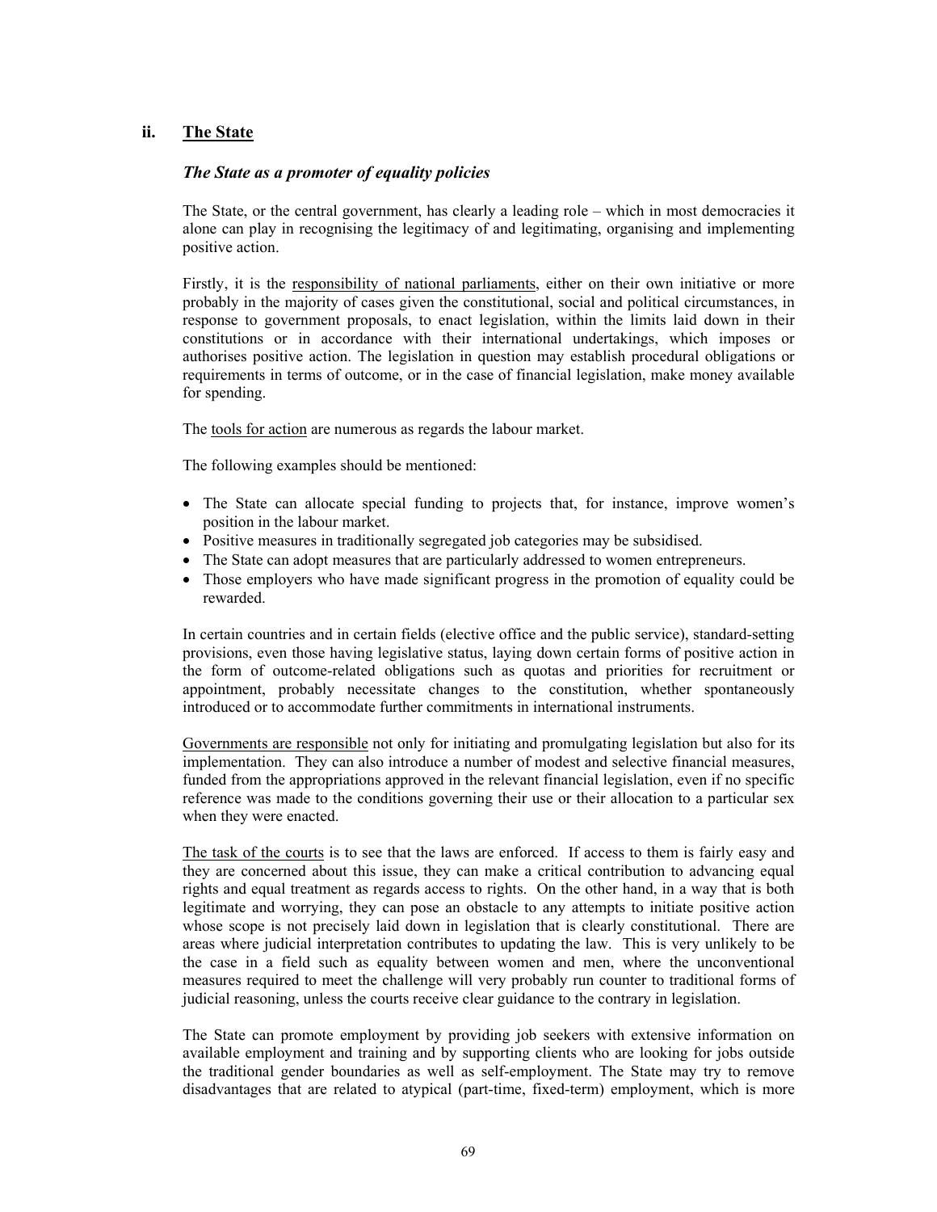### ii. The State

#### *The State as a promoter of equality policies*

The State, or the central government, has clearly a leading role – which in most democracies it alone can play in recognising the legitimacy of and legitimating, organising and implementing positive action.

Firstly, it is the responsibility of national parliaments, either on their own initiative or more probably in the majority of cases given the constitutional, social and political circumstances, in response to government proposals, to enact legislation, within the limits laid down in their constitutions or in accordance with their international undertakings, which imposes or authorises positive action. The legislation in question may establish procedural obligations or requirements in terms of outcome, or in the case of financial legislation, make money available for spending.

The tools for action are numerous as regards the labour market.

The following examples should be mentioned:

- The State can allocate special funding to projects that, for instance, improve women's position in the labour market.
- Positive measures in traditionally segregated job categories may be subsidised.
- The State can adopt measures that are particularly addressed to women entrepreneurs.
- Those employers who have made significant progress in the promotion of equality could be rewarded.

In certain countries and in certain fields (elective office and the public service), standard-setting provisions, even those having legislative status, laying down certain forms of positive action in the form of outcome-related obligations such as quotas and priorities for recruitment or appointment, probably necessitate changes to the constitution, whether spontaneously introduced or to accommodate further commitments in international instruments.

Governments are responsible not only for initiating and promulgating legislation but also for its implementation. They can also introduce a number of modest and selective financial measures, funded from the appropriations approved in the relevant financial legislation, even if no specific reference was made to the conditions governing their use or their allocation to a particular sex when they were enacted.

The task of the courts is to see that the laws are enforced. If access to them is fairly easy and they are concerned about this issue, they can make a critical contribution to advancing equal rights and equal treatment as regards access to rights. On the other hand, in a way that is both legitimate and worrying, they can pose an obstacle to any attempts to initiate positive action whose scope is not precisely laid down in legislation that is clearly constitutional. There are areas where judicial interpretation contributes to updating the law. This is very unlikely to be the case in a field such as equality between women and men, where the unconventional measures required to meet the challenge will very probably run counter to traditional forms of judicial reasoning, unless the courts receive clear guidance to the contrary in legislation.

The State can promote employment by providing job seekers with extensive information on available employment and training and by supporting clients who are looking for jobs outside the traditional gender boundaries as well as self-employment. The State may try to remove disadvantages that are related to atypical (part-time, fixed-term) employment, which is more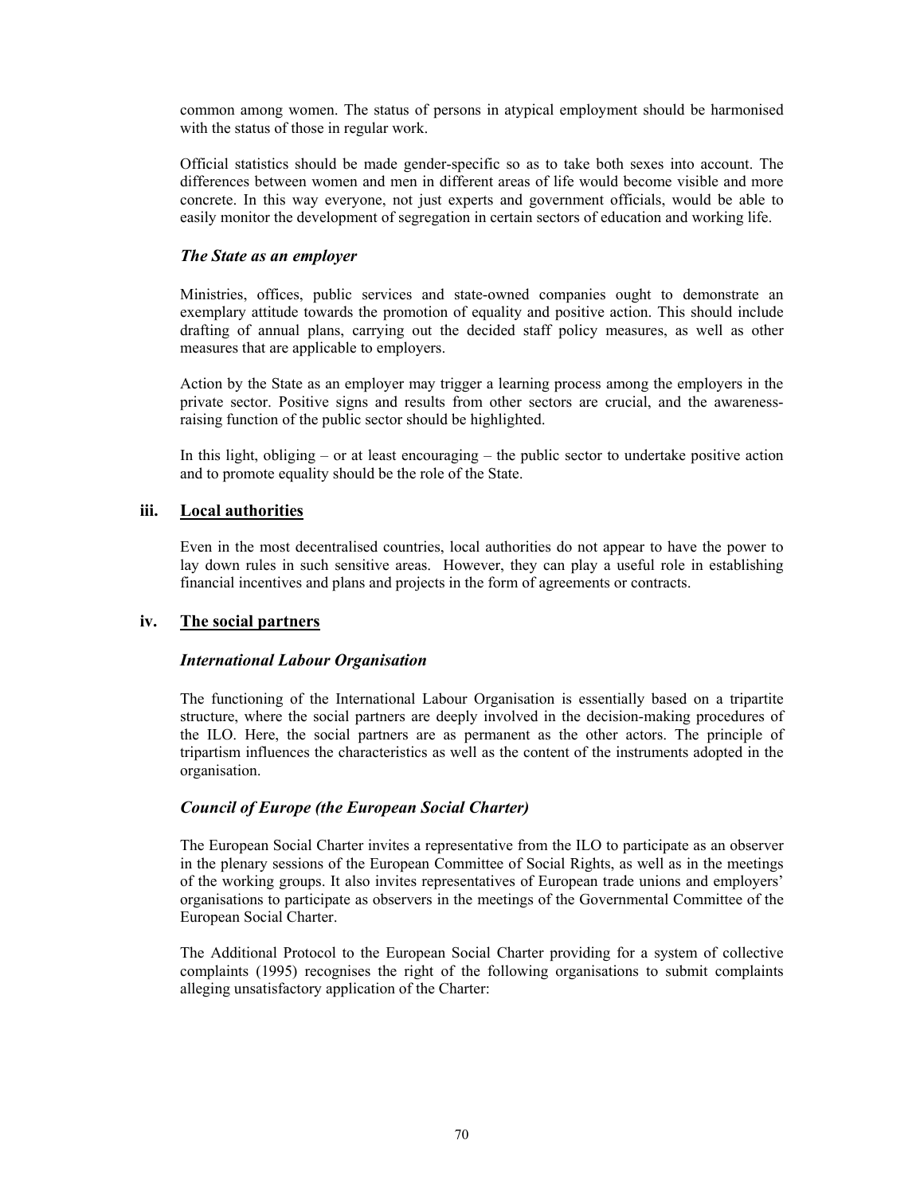common among women. The status of persons in atypical employment should be harmonised with the status of those in regular work.

Official statistics should be made gender-specific so as to take both sexes into account. The differences between women and men in different areas of life would become visible and more concrete. In this way everyone, not just experts and government officials, would be able to easily monitor the development of segregation in certain sectors of education and working life.

### *The State as an employer*

Ministries, offices, public services and state-owned companies ought to demonstrate an exemplary attitude towards the promotion of equality and positive action. This should include drafting of annual plans, carrying out the decided staff policy measures, as well as other measures that are applicable to employers.

Action by the State as an employer may trigger a learning process among the employers in the private sector. Positive signs and results from other sectors are crucial, and the awareness-raising function of the public sector should be highlighted.

In this light, obliging – or at least encouraging – the public sector to undertake positive action and to promote equality should be the role of the State.

## iii. Local authorities

Even in the most decentralised countries, local authorities do not appear to have the power to lay down rules in such sensitive areas. However, they can play a useful role in establishing financial incentives and plans and projects in the form of agreements or contracts.

## iv. The social partners

### *International Labour Organisation*

The functioning of the International Labour Organisation is essentially based on a tripartite structure, where the social partners are deeply involved in the decision-making procedures of the ILO. Here, the social partners are as permanent as the other actors. The principle of tripartism influences the characteristics as well as the content of the instruments adopted in the organisation.

### *Council of Europe (the European Social Charter)*

The European Social Charter invites a representative from the ILO to participate as an observer in the plenary sessions of the European Committee of Social Rights, as well as in the meetings of the working groups. It also invites representatives of European trade unions and employers' organisations to participate as observers in the meetings of the Governmental Committee of the European Social Charter.

The Additional Protocol to the European Social Charter providing for a system of collective complaints (1995) recognises the right of the following organisations to submit complaints alleging unsatisfactory application of the Charter: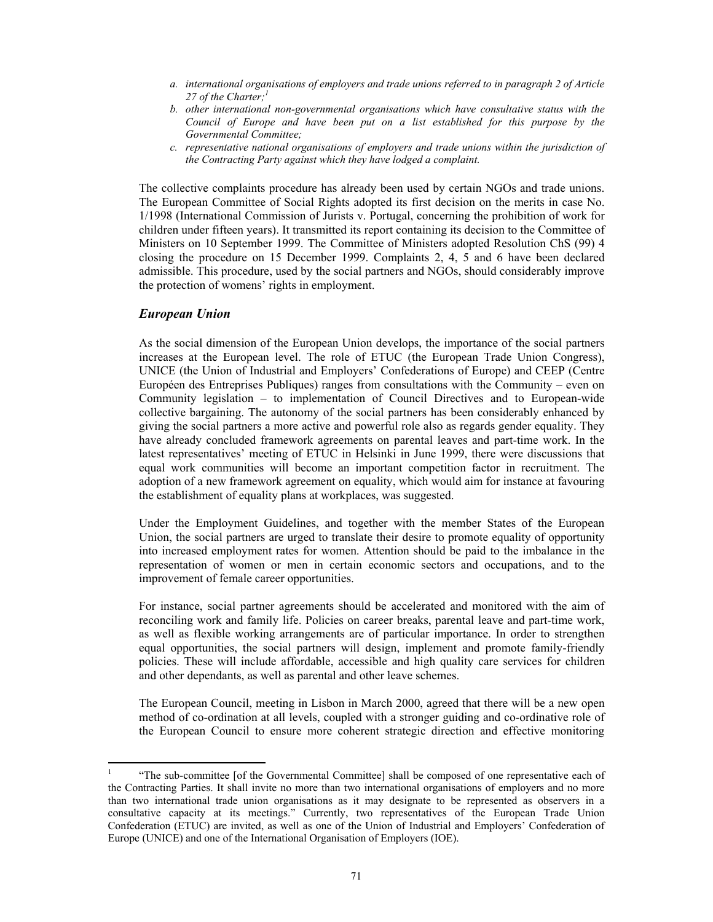*a. international organisations of employers and trade unions referred to in paragraph 2 of Article 27 of the Charter;*[1]

*b. other international non-governmental organisations which have consultative status with the Council of Europe and have been put on a list established for this purpose by the Governmental Committee;*

*c. representative national organisations of employers and trade unions within the jurisdiction of the Contracting Party against which they have lodged a complaint.*

The collective complaints procedure has already been used by certain NGOs and trade unions. The European Committee of Social Rights adopted its first decision on the merits in case No. 1/1998 (International Commission of Jurists v. Portugal, concerning the prohibition of work for children under fifteen years). It transmitted its report containing its decision to the Committee of Ministers on 10 September 1999. The Committee of Ministers adopted Resolution ChS (99) 4 closing the procedure on 15 December 1999. Complaints 2, 4, 5 and 6 have been declared admissible. This procedure, used by the social partners and NGOs, should considerably improve the protection of womens' rights in employment.

### *European Union*

As the social dimension of the European Union develops, the importance of the social partners increases at the European level. The role of ETUC (the European Trade Union Congress), UNICE (the Union of Industrial and Employers' Confederations of Europe) and CEEP (Centre Européen des Entreprises Publiques) ranges from consultations with the Community – even on Community legislation – to implementation of Council Directives and to European-wide collective bargaining. The autonomy of the social partners has been considerably enhanced by giving the social partners a more active and powerful role also as regards gender equality. They have already concluded framework agreements on parental leaves and part-time work. In the latest representatives' meeting of ETUC in Helsinki in June 1999, there were discussions that equal work communities will become an important competition factor in recruitment. The adoption of a new framework agreement on equality, which would aim for instance at favouring the establishment of equality plans at workplaces, was suggested.

Under the Employment Guidelines, and together with the member States of the European Union, the social partners are urged to translate their desire to promote equality of opportunity into increased employment rates for women. Attention should be paid to the imbalance in the representation of women or men in certain economic sectors and occupations, and to the improvement of female career opportunities.

For instance, social partner agreements should be accelerated and monitored with the aim of reconciling work and family life. Policies on career breaks, parental leave and part-time work, as well as flexible working arrangements are of particular importance. In order to strengthen equal opportunities, the social partners will design, implement and promote family-friendly policies. These will include affordable, accessible and high quality care services for children and other dependants, as well as parental and other leave schemes.

The European Council, meeting in Lisbon in March 2000, agreed that there will be a new open method of co-ordination at all levels, coupled with a stronger guiding and co-ordinative role of the European Council to ensure more coherent strategic direction and effective monitoring

---

[1] "The sub-committee [of the Governmental Committee] shall be composed of one representative each of the Contracting Parties. It shall invite no more than two international organisations of employers and no more than two international trade union organisations as it may designate to be represented as observers in a consultative capacity at its meetings." Currently, two representatives of the European Trade Union Confederation (ETUC) are invited, as well as one of the Union of Industrial and Employers' Confederation of Europe (UNICE) and one of the International Organisation of Employers (IOE).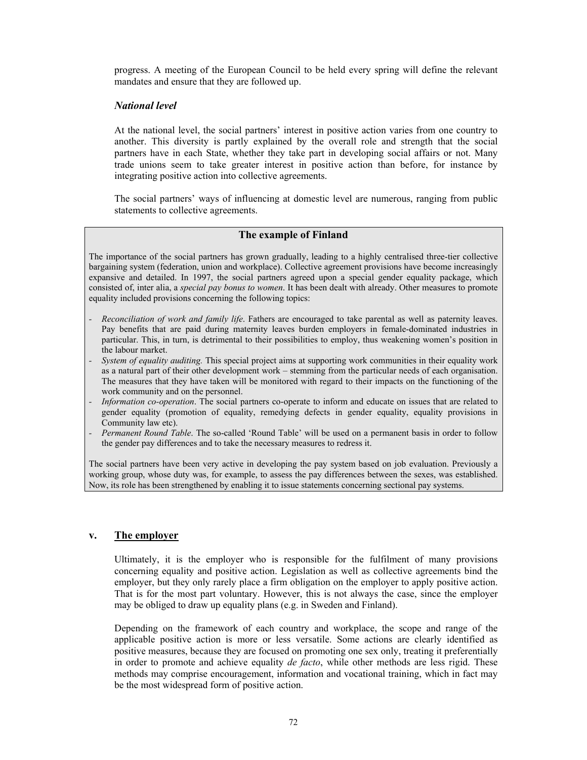progress. A meeting of the European Council to be held every spring will define the relevant mandates and ensure that they are followed up.

### *National level*

At the national level, the social partners' interest in positive action varies from one country to another. This diversity is partly explained by the overall role and strength that the social partners have in each State, whether they take part in developing social affairs or not. Many trade unions seem to take greater interest in positive action than before, for instance by integrating positive action into collective agreements.

The social partners' ways of influencing at domestic level are numerous, ranging from public statements to collective agreements.

**The example of Finland**

The importance of the social partners has grown gradually, leading to a highly centralised three-tier collective bargaining system (federation, union and workplace). Collective agreement provisions have become increasingly expansive and detailed. In 1997, the social partners agreed upon a special gender equality package, which consisted of, inter alia, a *special pay bonus to women*. It has been dealt with already. Other measures to promote equality included provisions concerning the following topics:

- *Reconciliation of work and family life*. Fathers are encouraged to take parental as well as paternity leaves. Pay benefits that are paid during maternity leaves burden employers in female-dominated industries in particular. This, in turn, is detrimental to their possibilities to employ, thus weakening women's position in the labour market.
- *System of equality auditing.* This special project aims at supporting work communities in their equality work as a natural part of their other development work – stemming from the particular needs of each organisation. The measures that they have taken will be monitored with regard to their impacts on the functioning of the work community and on the personnel.
- *Information co-operation*. The social partners co-operate to inform and educate on issues that are related to gender equality (promotion of equality, remedying defects in gender equality, equality provisions in Community law etc).
- *Permanent Round Table*. The so-called 'Round Table' will be used on a permanent basis in order to follow the gender pay differences and to take the necessary measures to redress it.

The social partners have been very active in developing the pay system based on job evaluation. Previously a working group, whose duty was, for example, to assess the pay differences between the sexes, was established. Now, its role has been strengthened by enabling it to issue statements concerning sectional pay systems.

### v. The employer

Ultimately, it is the employer who is responsible for the fulfilment of many provisions concerning equality and positive action. Legislation as well as collective agreements bind the employer, but they only rarely place a firm obligation on the employer to apply positive action. That is for the most part voluntary. However, this is not always the case, since the employer may be obliged to draw up equality plans (e.g. in Sweden and Finland).

Depending on the framework of each country and workplace, the scope and range of the applicable positive action is more or less versatile. Some actions are clearly identified as positive measures, because they are focused on promoting one sex only, treating it preferentially in order to promote and achieve equality *de facto*, while other methods are less rigid. These methods may comprise encouragement, information and vocational training, which in fact may be the most widespread form of positive action.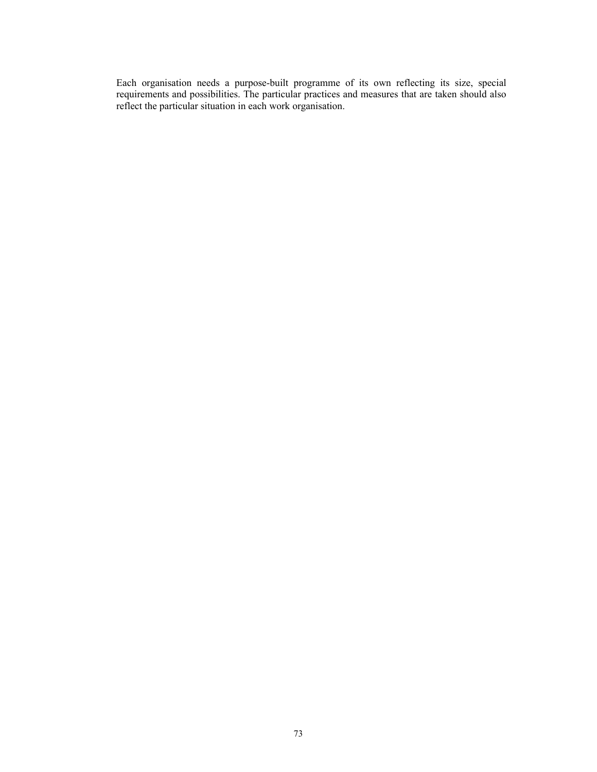Each organisation needs a purpose-built programme of its own reflecting its size, special requirements and possibilities. The particular practices and measures that are taken should also reflect the particular situation in each work organisation.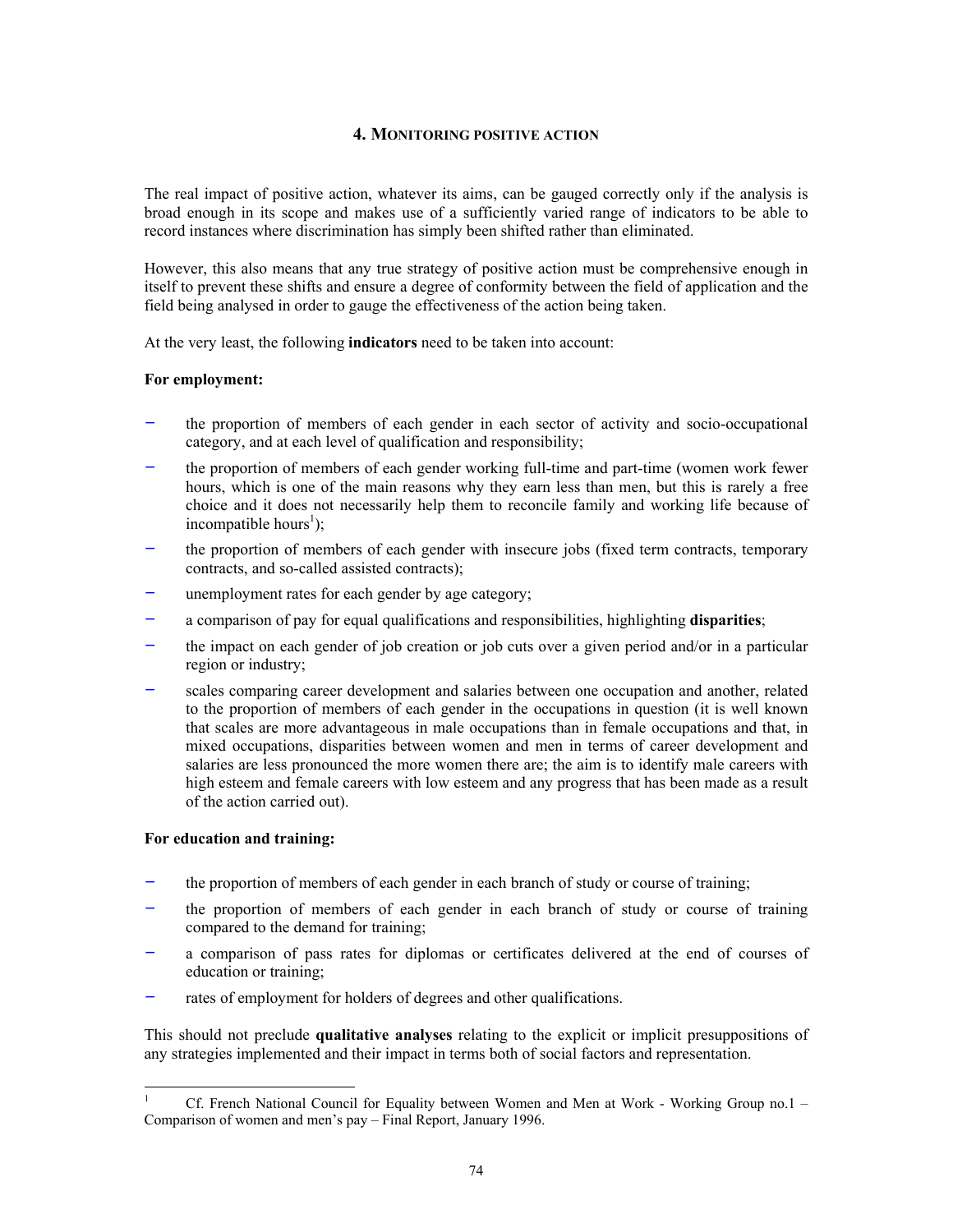## 4. MONITORING POSITIVE ACTION

The real impact of positive action, whatever its aims, can be gauged correctly only if the analysis is broad enough in its scope and makes use of a sufficiently varied range of indicators to be able to record instances where discrimination has simply been shifted rather than eliminated.

However, this also means that any true strategy of positive action must be comprehensive enough in itself to prevent these shifts and ensure a degree of conformity between the field of application and the field being analysed in order to gauge the effectiveness of the action being taken.

At the very least, the following **indicators** need to be taken into account:

**For employment:**

- the proportion of members of each gender in each sector of activity and socio-occupational category, and at each level of qualification and responsibility;
- the proportion of members of each gender working full-time and part-time (women work fewer hours, which is one of the main reasons why they earn less than men, but this is rarely a free choice and it does not necessarily help them to reconcile family and working life because of incompatible hours[1]);
- the proportion of members of each gender with insecure jobs (fixed term contracts, temporary contracts, and so-called assisted contracts);
- unemployment rates for each gender by age category;
- a comparison of pay for equal qualifications and responsibilities, highlighting **disparities**;
- the impact on each gender of job creation or job cuts over a given period and/or in a particular region or industry;
- scales comparing career development and salaries between one occupation and another, related to the proportion of members of each gender in the occupations in question (it is well known that scales are more advantageous in male occupations than in female occupations and that, in mixed occupations, disparities between women and men in terms of career development and salaries are less pronounced the more women there are; the aim is to identify male careers with high esteem and female careers with low esteem and any progress that has been made as a result of the action carried out).

**For education and training:**

- the proportion of members of each gender in each branch of study or course of training;
- the proportion of members of each gender in each branch of study or course of training compared to the demand for training;
- a comparison of pass rates for diplomas or certificates delivered at the end of courses of education or training;
- rates of employment for holders of degrees and other qualifications.

This should not preclude **qualitative analyses** relating to the explicit or implicit presuppositions of any strategies implemented and their impact in terms both of social factors and representation.

---

[1] Cf. French National Council for Equality between Women and Men at Work - Working Group no.1 – Comparison of women and men's pay – Final Report, January 1996.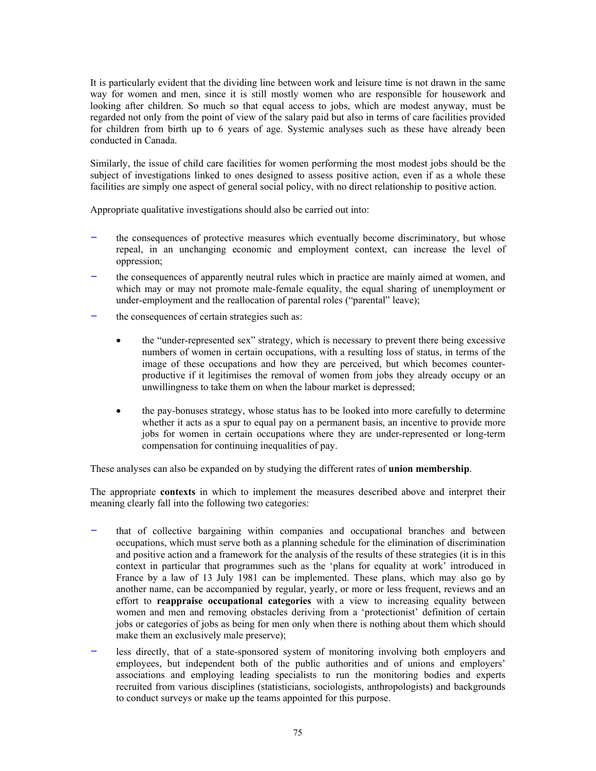It is particularly evident that the dividing line between work and leisure time is not drawn in the same way for women and men, since it is still mostly women who are responsible for housework and looking after children. So much so that equal access to jobs, which are modest anyway, must be regarded not only from the point of view of the salary paid but also in terms of care facilities provided for children from birth up to 6 years of age. Systemic analyses such as these have already been conducted in Canada.

Similarly, the issue of child care facilities for women performing the most modest jobs should be the subject of investigations linked to ones designed to assess positive action, even if as a whole these facilities are simply one aspect of general social policy, with no direct relationship to positive action.

Appropriate qualitative investigations should also be carried out into:

- the consequences of protective measures which eventually become discriminatory, but whose repeal, in an unchanging economic and employment context, can increase the level of oppression;
- the consequences of apparently neutral rules which in practice are mainly aimed at women, and which may or may not promote male-female equality, the equal sharing of unemployment or under-employment and the reallocation of parental roles ("parental" leave);
- the consequences of certain strategies such as:
  - the "under-represented sex" strategy, which is necessary to prevent there being excessive numbers of women in certain occupations, with a resulting loss of status, in terms of the image of these occupations and how they are perceived, but which becomes counter-productive if it legitimises the removal of women from jobs they already occupy or an unwillingness to take them on when the labour market is depressed;
  - the pay-bonuses strategy, whose status has to be looked into more carefully to determine whether it acts as a spur to equal pay on a permanent basis, an incentive to provide more jobs for women in certain occupations where they are under-represented or long-term compensation for continuing inequalities of pay.

These analyses can also be expanded on by studying the different rates of **union membership**.

The appropriate **contexts** in which to implement the measures described above and interpret their meaning clearly fall into the following two categories:

- that of collective bargaining within companies and occupational branches and between occupations, which must serve both as a planning schedule for the elimination of discrimination and positive action and a framework for the analysis of the results of these strategies (it is in this context in particular that programmes such as the 'plans for equality at work' introduced in France by a law of 13 July 1981 can be implemented. These plans, which may also go by another name, can be accompanied by regular, yearly, or more or less frequent, reviews and an effort to **reappraise occupational categories** with a view to increasing equality between women and men and removing obstacles deriving from a 'protectionist' definition of certain jobs or categories of jobs as being for men only when there is nothing about them which should make them an exclusively male preserve);
- less directly, that of a state-sponsored system of monitoring involving both employers and employees, but independent both of the public authorities and of unions and employers' associations and employing leading specialists to run the monitoring bodies and experts recruited from various disciplines (statisticians, sociologists, anthropologists) and backgrounds to conduct surveys or make up the teams appointed for this purpose.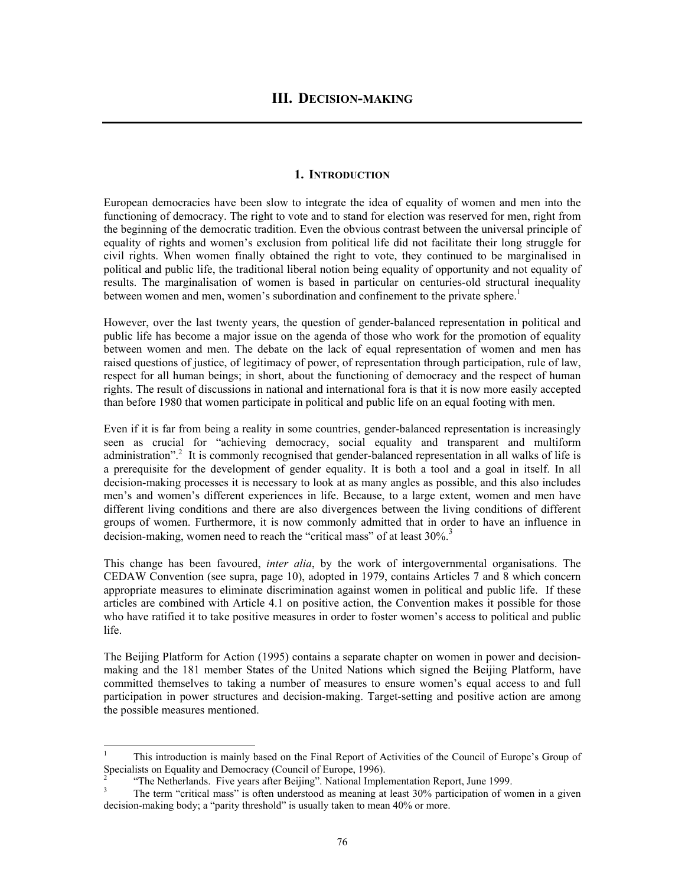# III. Decision-making

## 1. Introduction

European democracies have been slow to integrate the idea of equality of women and men into the functioning of democracy. The right to vote and to stand for election was reserved for men, right from the beginning of the democratic tradition. Even the obvious contrast between the universal principle of equality of rights and women's exclusion from political life did not facilitate their long struggle for civil rights. When women finally obtained the right to vote, they continued to be marginalised in political and public life, the traditional liberal notion being equality of opportunity and not equality of results. The marginalisation of women is based in particular on centuries-old structural inequality between women and men, women's subordination and confinement to the private sphere.[1]

However, over the last twenty years, the question of gender-balanced representation in political and public life has become a major issue on the agenda of those who work for the promotion of equality between women and men. The debate on the lack of equal representation of women and men has raised questions of justice, of legitimacy of power, of representation through participation, rule of law, respect for all human beings; in short, about the functioning of democracy and the respect of human rights. The result of discussions in national and international fora is that it is now more easily accepted than before 1980 that women participate in political and public life on an equal footing with men.

Even if it is far from being a reality in some countries, gender-balanced representation is increasingly seen as crucial for "achieving democracy, social equality and transparent and multiform administration".[2] It is commonly recognised that gender-balanced representation in all walks of life is a prerequisite for the development of gender equality. It is both a tool and a goal in itself. In all decision-making processes it is necessary to look at as many angles as possible, and this also includes men's and women's different experiences in life. Because, to a large extent, women and men have different living conditions and there are also divergences between the living conditions of different groups of women. Furthermore, it is now commonly admitted that in order to have an influence in decision-making, women need to reach the "critical mass" of at least 30%.[3]

This change has been favoured, *inter alia*, by the work of intergovernmental organisations. The CEDAW Convention (see supra, page 10), adopted in 1979, contains Articles 7 and 8 which concern appropriate measures to eliminate discrimination against women in political and public life. If these articles are combined with Article 4.1 on positive action, the Convention makes it possible for those who have ratified it to take positive measures in order to foster women's access to political and public life.

The Beijing Platform for Action (1995) contains a separate chapter on women in power and decision-making and the 181 member States of the United Nations which signed the Beijing Platform, have committed themselves to taking a number of measures to ensure women's equal access to and full participation in power structures and decision-making. Target-setting and positive action are among the possible measures mentioned.

---

[1] This introduction is mainly based on the Final Report of Activities of the Council of Europe's Group of Specialists on Equality and Democracy (Council of Europe, 1996).

[2] "The Netherlands. Five years after Beijing". National Implementation Report, June 1999.

[3] The term "critical mass" is often understood as meaning at least 30% participation of women in a given decision-making body; a "parity threshold" is usually taken to mean 40% or more.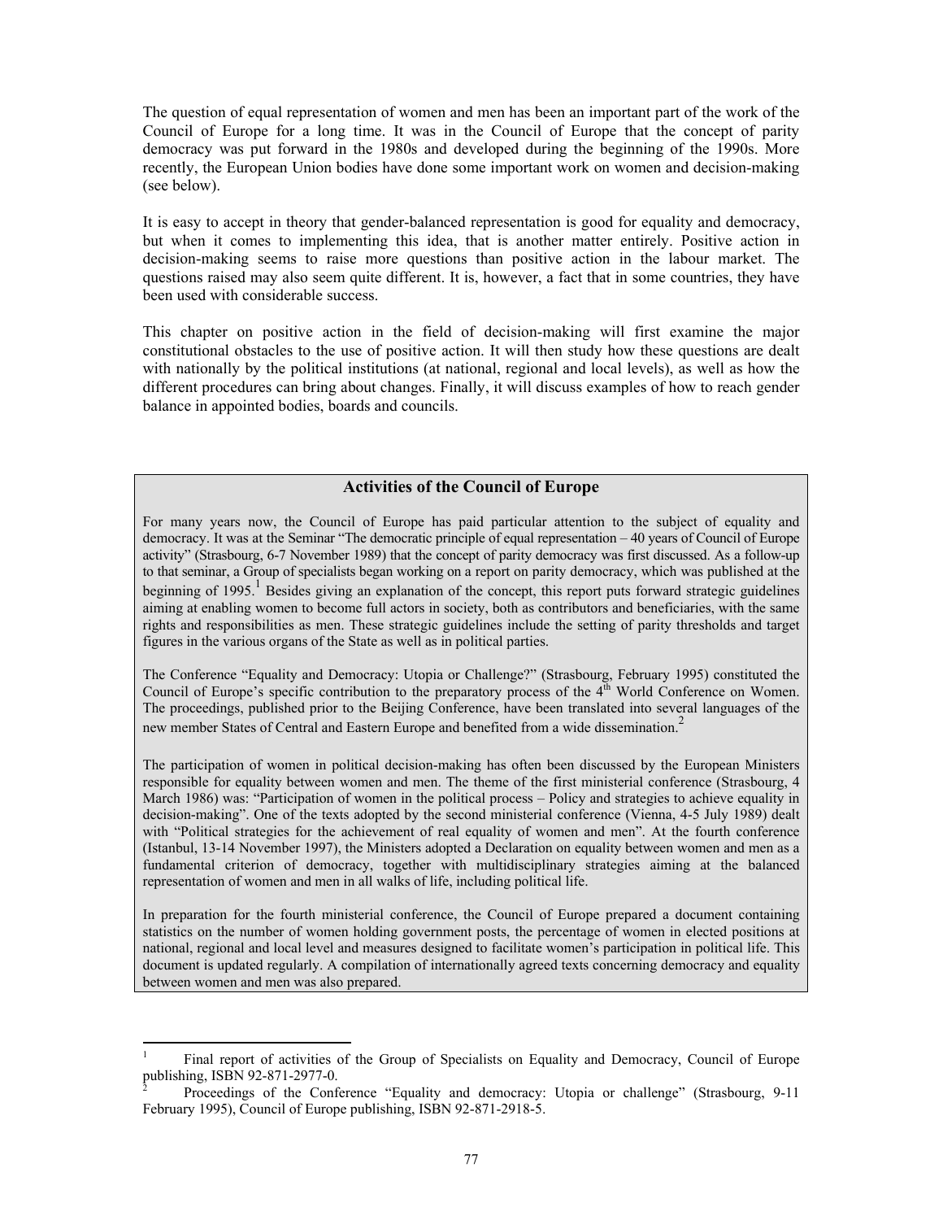The question of equal representation of women and men has been an important part of the work of the Council of Europe for a long time. It was in the Council of Europe that the concept of parity democracy was put forward in the 1980s and developed during the beginning of the 1990s. More recently, the European Union bodies have done some important work on women and decision-making (see below).

It is easy to accept in theory that gender-balanced representation is good for equality and democracy, but when it comes to implementing this idea, that is another matter entirely. Positive action in decision-making seems to raise more questions than positive action in the labour market. The questions raised may also seem quite different. It is, however, a fact that in some countries, they have been used with considerable success.

This chapter on positive action in the field of decision-making will first examine the major constitutional obstacles to the use of positive action. It will then study how these questions are dealt with nationally by the political institutions (at national, regional and local levels), as well as how the different procedures can bring about changes. Finally, it will discuss examples of how to reach gender balance in appointed bodies, boards and councils.

### Activities of the Council of Europe

For many years now, the Council of Europe has paid particular attention to the subject of equality and democracy. It was at the Seminar "The democratic principle of equal representation – 40 years of Council of Europe activity" (Strasbourg, 6-7 November 1989) that the concept of parity democracy was first discussed. As a follow-up to that seminar, a Group of specialists began working on a report on parity democracy, which was published at the beginning of 1995.[1] Besides giving an explanation of the concept, this report puts forward strategic guidelines aiming at enabling women to become full actors in society, both as contributors and beneficiaries, with the same rights and responsibilities as men. These strategic guidelines include the setting of parity thresholds and target figures in the various organs of the State as well as in political parties.

The Conference "Equality and Democracy: Utopia or Challenge?" (Strasbourg, February 1995) constituted the Council of Europe's specific contribution to the preparatory process of the 4th World Conference on Women. The proceedings, published prior to the Beijing Conference, have been translated into several languages of the new member States of Central and Eastern Europe and benefited from a wide dissemination.[2]

The participation of women in political decision-making has often been discussed by the European Ministers responsible for equality between women and men. The theme of the first ministerial conference (Strasbourg, 4 March 1986) was: "Participation of women in the political process – Policy and strategies to achieve equality in decision-making". One of the texts adopted by the second ministerial conference (Vienna, 4-5 July 1989) dealt with "Political strategies for the achievement of real equality of women and men". At the fourth conference (Istanbul, 13-14 November 1997), the Ministers adopted a Declaration on equality between women and men as a fundamental criterion of democracy, together with multidisciplinary strategies aiming at the balanced representation of women and men in all walks of life, including political life.

In preparation for the fourth ministerial conference, the Council of Europe prepared a document containing statistics on the number of women holding government posts, the percentage of women in elected positions at national, regional and local level and measures designed to facilitate women's participation in political life. This document is updated regularly. A compilation of internationally agreed texts concerning democracy and equality between women and men was also prepared.

---

[1] Final report of activities of the Group of Specialists on Equality and Democracy, Council of Europe publishing, ISBN 92-871-2977-0.

[2] Proceedings of the Conference "Equality and democracy: Utopia or challenge" (Strasbourg, 9-11 February 1995), Council of Europe publishing, ISBN 92-871-2918-5.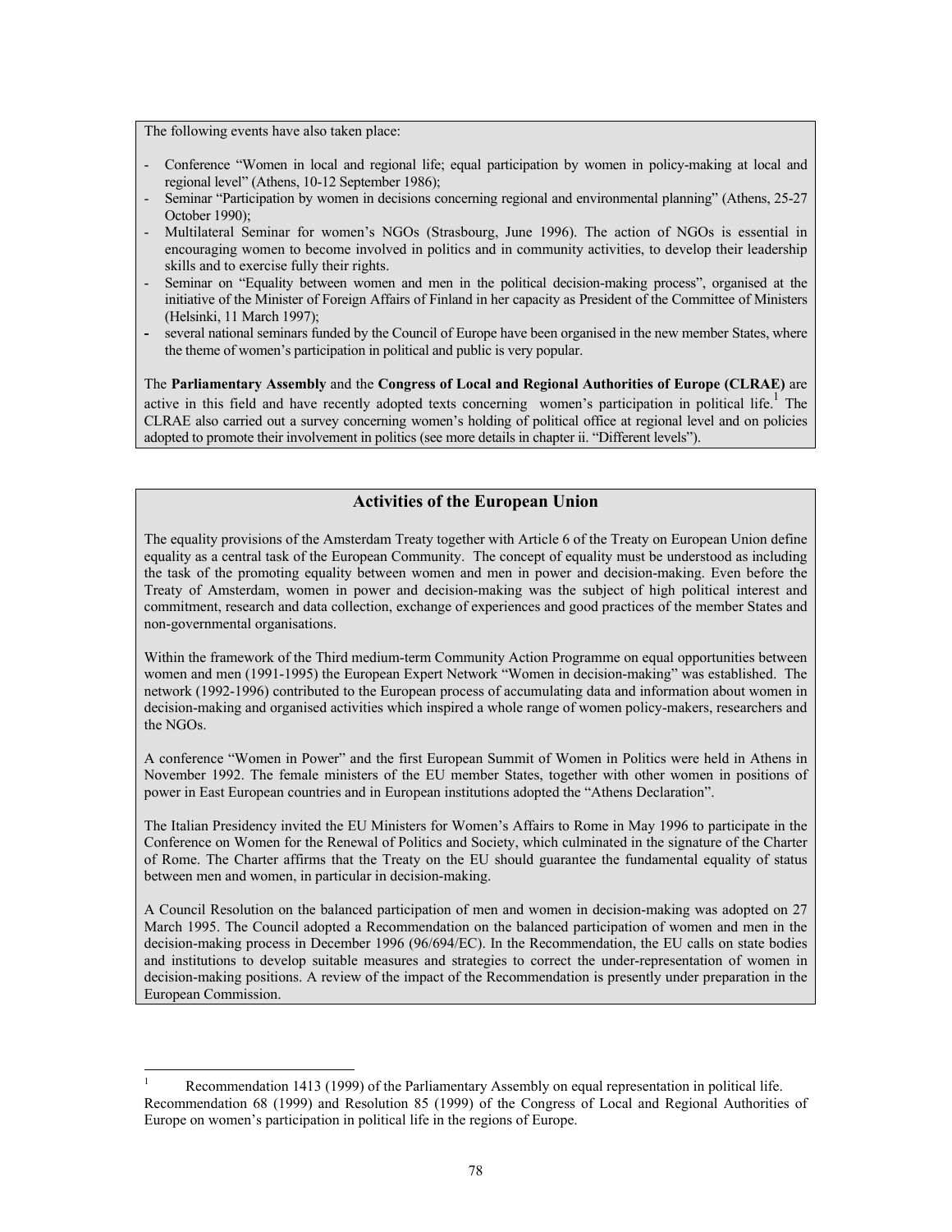The following events have also taken place:

- Conference "Women in local and regional life; equal participation by women in policy-making at local and regional level" (Athens, 10-12 September 1986);
- Seminar "Participation by women in decisions concerning regional and environmental planning" (Athens, 25-27 October 1990);
- Multilateral Seminar for women's NGOs (Strasbourg, June 1996). The action of NGOs is essential in encouraging women to become involved in politics and in community activities, to develop their leadership skills and to exercise fully their rights.
- Seminar on "Equality between women and men in the political decision-making process", organised at the initiative of the Minister of Foreign Affairs of Finland in her capacity as President of the Committee of Ministers (Helsinki, 11 March 1997);
- several national seminars funded by the Council of Europe have been organised in the new member States, where the theme of women's participation in political and public is very popular.

The **Parliamentary Assembly** and the **Congress of Local and Regional Authorities of Europe (CLRAE)** are active in this field and have recently adopted texts concerning women's participation in political life.[1] The CLRAE also carried out a survey concerning women's holding of political office at regional level and on policies adopted to promote their involvement in politics (see more details in chapter ii. "Different levels").

## Activities of the European Union

The equality provisions of the Amsterdam Treaty together with Article 6 of the Treaty on European Union define equality as a central task of the European Community. The concept of equality must be understood as including the task of the promoting equality between women and men in power and decision-making. Even before the Treaty of Amsterdam, women in power and decision-making was the subject of high political interest and commitment, research and data collection, exchange of experiences and good practices of the member States and non-governmental organisations.

Within the framework of the Third medium-term Community Action Programme on equal opportunities between women and men (1991-1995) the European Expert Network "Women in decision-making" was established. The network (1992-1996) contributed to the European process of accumulating data and information about women in decision-making and organised activities which inspired a whole range of women policy-makers, researchers and the NGOs.

A conference "Women in Power" and the first European Summit of Women in Politics were held in Athens in November 1992. The female ministers of the EU member States, together with other women in positions of power in East European countries and in European institutions adopted the "Athens Declaration".

The Italian Presidency invited the EU Ministers for Women's Affairs to Rome in May 1996 to participate in the Conference on Women for the Renewal of Politics and Society, which culminated in the signature of the Charter of Rome. The Charter affirms that the Treaty on the EU should guarantee the fundamental equality of status between men and women, in particular in decision-making.

A Council Resolution on the balanced participation of men and women in decision-making was adopted on 27 March 1995. The Council adopted a Recommendation on the balanced participation of women and men in the decision-making process in December 1996 (96/694/EC). In the Recommendation, the EU calls on state bodies and institutions to develop suitable measures and strategies to correct the under-representation of women in decision-making positions. A review of the impact of the Recommendation is presently under preparation in the European Commission.

---

[1] Recommendation 1413 (1999) of the Parliamentary Assembly on equal representation in political life. Recommendation 68 (1999) and Resolution 85 (1999) of the Congress of Local and Regional Authorities of Europe on women's participation in political life in the regions of Europe.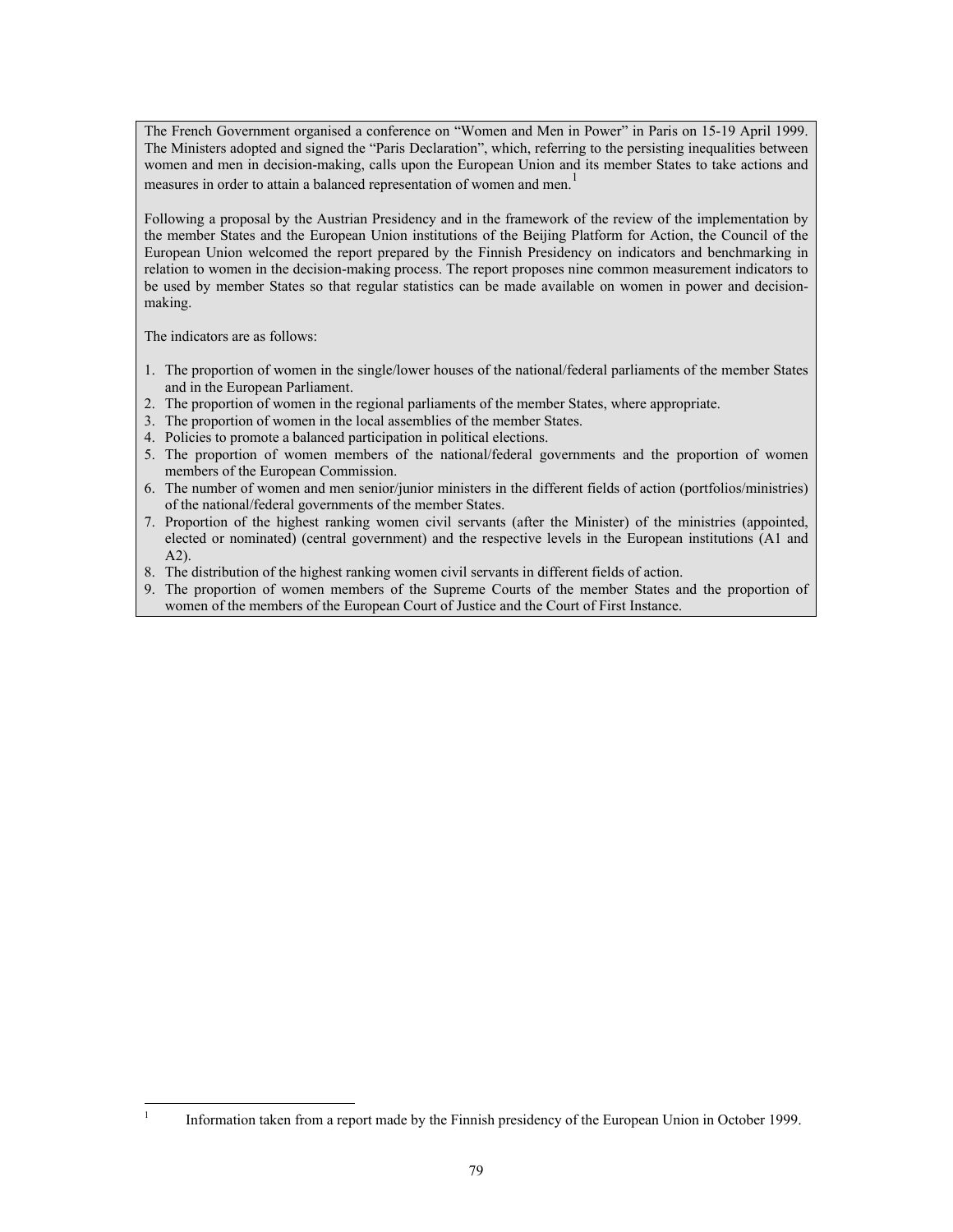The French Government organised a conference on "Women and Men in Power" in Paris on 15-19 April 1999. The Ministers adopted and signed the "Paris Declaration", which, referring to the persisting inequalities between women and men in decision-making, calls upon the European Union and its member States to take actions and measures in order to attain a balanced representation of women and men.[1]

Following a proposal by the Austrian Presidency and in the framework of the review of the implementation by the member States and the European Union institutions of the Beijing Platform for Action, the Council of the European Union welcomed the report prepared by the Finnish Presidency on indicators and benchmarking in relation to women in the decision-making process. The report proposes nine common measurement indicators to be used by member States so that regular statistics can be made available on women in power and decision-making.

The indicators are as follows:

1. The proportion of women in the single/lower houses of the national/federal parliaments of the member States and in the European Parliament.
2. The proportion of women in the regional parliaments of the member States, where appropriate.
3. The proportion of women in the local assemblies of the member States.
4. Policies to promote a balanced participation in political elections.
5. The proportion of women members of the national/federal governments and the proportion of women members of the European Commission.
6. The number of women and men senior/junior ministers in the different fields of action (portfolios/ministries) of the national/federal governments of the member States.
7. Proportion of the highest ranking women civil servants (after the Minister) of the ministries (appointed, elected or nominated) (central government) and the respective levels in the European institutions (A1 and A2).
8. The distribution of the highest ranking women civil servants in different fields of action.
9. The proportion of women members of the Supreme Courts of the member States and the proportion of women of the members of the European Court of Justice and the Court of First Instance.

[1] Information taken from a report made by the Finnish presidency of the European Union in October 1999.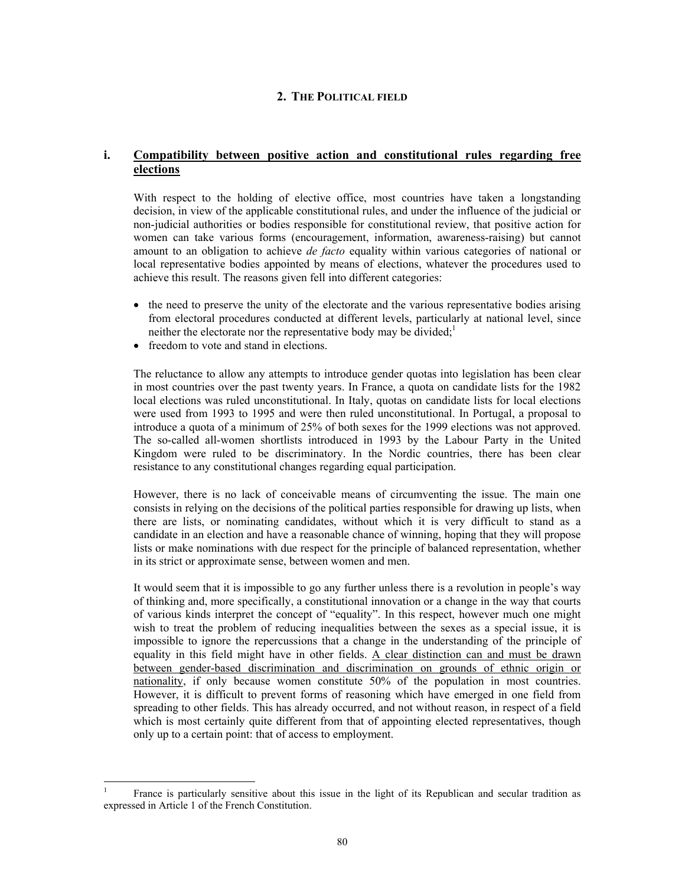## 2. THE POLITICAL FIELD

### i. Compatibility between positive action and constitutional rules regarding free elections

With respect to the holding of elective office, most countries have taken a longstanding decision, in view of the applicable constitutional rules, and under the influence of the judicial or non-judicial authorities or bodies responsible for constitutional review, that positive action for women can take various forms (encouragement, information, awareness-raising) but cannot amount to an obligation to achieve *de facto* equality within various categories of national or local representative bodies appointed by means of elections, whatever the procedures used to achieve this result. The reasons given fell into different categories:

- the need to preserve the unity of the electorate and the various representative bodies arising from electoral procedures conducted at different levels, particularly at national level, since neither the electorate nor the representative body may be divided;[1]
- freedom to vote and stand in elections.

The reluctance to allow any attempts to introduce gender quotas into legislation has been clear in most countries over the past twenty years. In France, a quota on candidate lists for the 1982 local elections was ruled unconstitutional. In Italy, quotas on candidate lists for local elections were used from 1993 to 1995 and were then ruled unconstitutional. In Portugal, a proposal to introduce a quota of a minimum of 25% of both sexes for the 1999 elections was not approved. The so-called all-women shortlists introduced in 1993 by the Labour Party in the United Kingdom were ruled to be discriminatory. In the Nordic countries, there has been clear resistance to any constitutional changes regarding equal participation.

However, there is no lack of conceivable means of circumventing the issue. The main one consists in relying on the decisions of the political parties responsible for drawing up lists, when there are lists, or nominating candidates, without which it is very difficult to stand as a candidate in an election and have a reasonable chance of winning, hoping that they will propose lists or make nominations with due respect for the principle of balanced representation, whether in its strict or approximate sense, between women and men.

It would seem that it is impossible to go any further unless there is a revolution in people's way of thinking and, more specifically, a constitutional innovation or a change in the way that courts of various kinds interpret the concept of "equality". In this respect, however much one might wish to treat the problem of reducing inequalities between the sexes as a special issue, it is impossible to ignore the repercussions that a change in the understanding of the principle of equality in this field might have in other fields. <u>A clear distinction can and must be drawn between gender-based discrimination and discrimination on grounds of ethnic origin or nationality</u>, if only because women constitute 50% of the population in most countries. However, it is difficult to prevent forms of reasoning which have emerged in one field from spreading to other fields. This has already occurred, and not without reason, in respect of a field which is most certainly quite different from that of appointing elected representatives, though only up to a certain point: that of access to employment.

---

[1] France is particularly sensitive about this issue in the light of its Republican and secular tradition as expressed in Article 1 of the French Constitution.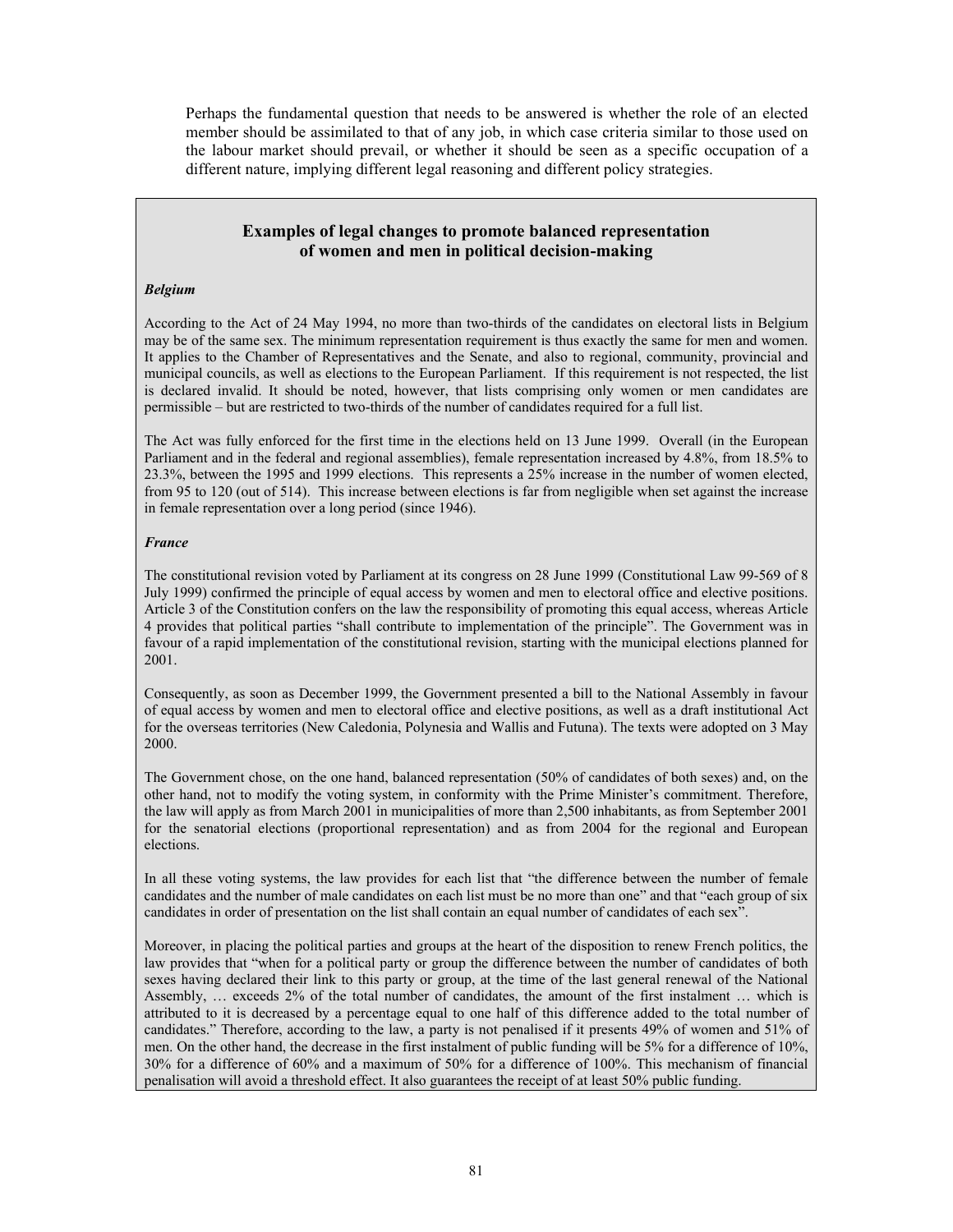Perhaps the fundamental question that needs to be answered is whether the role of an elected member should be assimilated to that of any job, in which case criteria similar to those used on the labour market should prevail, or whether it should be seen as a specific occupation of a different nature, implying different legal reasoning and different policy strategies.

### Examples of legal changes to promote balanced representation of women and men in political decision-making

***Belgium***

According to the Act of 24 May 1994, no more than two-thirds of the candidates on electoral lists in Belgium may be of the same sex. The minimum representation requirement is thus exactly the same for men and women. It applies to the Chamber of Representatives and the Senate, and also to regional, community, provincial and municipal councils, as well as elections to the European Parliament. If this requirement is not respected, the list is declared invalid. It should be noted, however, that lists comprising only women or men candidates are permissible – but are restricted to two-thirds of the number of candidates required for a full list.

The Act was fully enforced for the first time in the elections held on 13 June 1999. Overall (in the European Parliament and in the federal and regional assemblies), female representation increased by 4.8%, from 18.5% to 23.3%, between the 1995 and 1999 elections. This represents a 25% increase in the number of women elected, from 95 to 120 (out of 514). This increase between elections is far from negligible when set against the increase in female representation over a long period (since 1946).

***France***

The constitutional revision voted by Parliament at its congress on 28 June 1999 (Constitutional Law 99-569 of 8 July 1999) confirmed the principle of equal access by women and men to electoral office and elective positions. Article 3 of the Constitution confers on the law the responsibility of promoting this equal access, whereas Article 4 provides that political parties "shall contribute to implementation of the principle". The Government was in favour of a rapid implementation of the constitutional revision, starting with the municipal elections planned for 2001.

Consequently, as soon as December 1999, the Government presented a bill to the National Assembly in favour of equal access by women and men to electoral office and elective positions, as well as a draft institutional Act for the overseas territories (New Caledonia, Polynesia and Wallis and Futuna). The texts were adopted on 3 May 2000.

The Government chose, on the one hand, balanced representation (50% of candidates of both sexes) and, on the other hand, not to modify the voting system, in conformity with the Prime Minister's commitment. Therefore, the law will apply as from March 2001 in municipalities of more than 2,500 inhabitants, as from September 2001 for the senatorial elections (proportional representation) and as from 2004 for the regional and European elections.

In all these voting systems, the law provides for each list that "the difference between the number of female candidates and the number of male candidates on each list must be no more than one" and that "each group of six candidates in order of presentation on the list shall contain an equal number of candidates of each sex".

Moreover, in placing the political parties and groups at the heart of the disposition to renew French politics, the law provides that "when for a political party or group the difference between the number of candidates of both sexes having declared their link to this party or group, at the time of the last general renewal of the National Assembly, … exceeds 2% of the total number of candidates, the amount of the first instalment … which is attributed to it is decreased by a percentage equal to one half of this difference added to the total number of candidates." Therefore, according to the law, a party is not penalised if it presents 49% of women and 51% of men. On the other hand, the decrease in the first instalment of public funding will be 5% for a difference of 10%, 30% for a difference of 60% and a maximum of 50% for a difference of 100%. This mechanism of financial penalisation will avoid a threshold effect. It also guarantees the receipt of at least 50% public funding.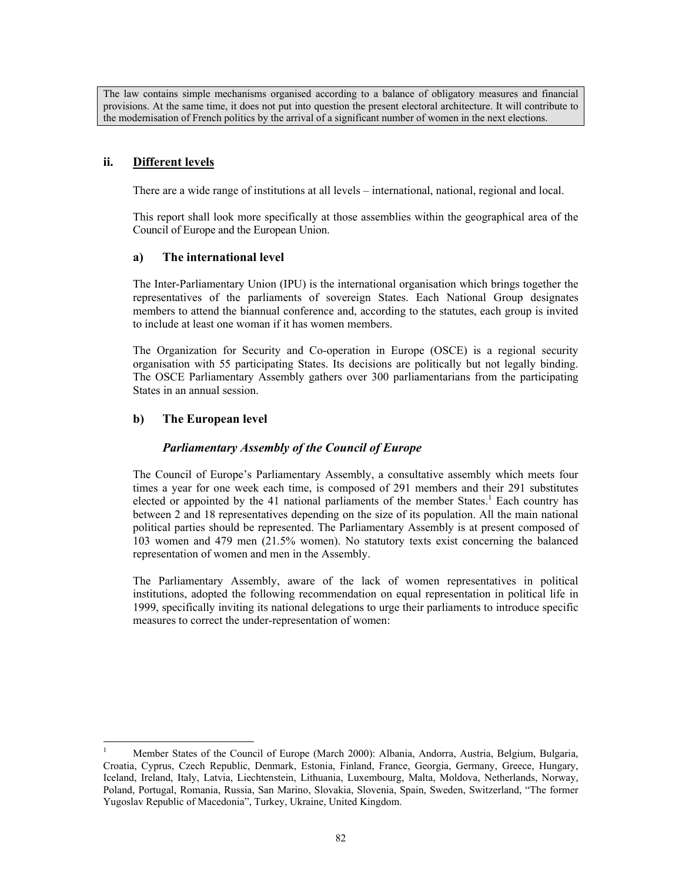The law contains simple mechanisms organised according to a balance of obligatory measures and financial provisions. At the same time, it does not put into question the present electoral architecture. It will contribute to the modernisation of French politics by the arrival of a significant number of women in the next elections.

## ii. Different levels

There are a wide range of institutions at all levels – international, national, regional and local.

This report shall look more specifically at those assemblies within the geographical area of the Council of Europe and the European Union.

### a) The international level

The Inter-Parliamentary Union (IPU) is the international organisation which brings together the representatives of the parliaments of sovereign States. Each National Group designates members to attend the biannual conference and, according to the statutes, each group is invited to include at least one woman if it has women members.

The Organization for Security and Co-operation in Europe (OSCE) is a regional security organisation with 55 participating States. Its decisions are politically but not legally binding. The OSCE Parliamentary Assembly gathers over 300 parliamentarians from the participating States in an annual session.

### b) The European level

#### *Parliamentary Assembly of the Council of Europe*

The Council of Europe's Parliamentary Assembly, a consultative assembly which meets four times a year for one week each time, is composed of 291 members and their 291 substitutes elected or appointed by the 41 national parliaments of the member States.[1] Each country has between 2 and 18 representatives depending on the size of its population. All the main national political parties should be represented. The Parliamentary Assembly is at present composed of 103 women and 479 men (21.5% women). No statutory texts exist concerning the balanced representation of women and men in the Assembly.

The Parliamentary Assembly, aware of the lack of women representatives in political institutions, adopted the following recommendation on equal representation in political life in 1999, specifically inviting its national delegations to urge their parliaments to introduce specific measures to correct the under-representation of women:

---

[1] Member States of the Council of Europe (March 2000): Albania, Andorra, Austria, Belgium, Bulgaria, Croatia, Cyprus, Czech Republic, Denmark, Estonia, Finland, France, Georgia, Germany, Greece, Hungary, Iceland, Ireland, Italy, Latvia, Liechtenstein, Lithuania, Luxembourg, Malta, Moldova, Netherlands, Norway, Poland, Portugal, Romania, Russia, San Marino, Slovakia, Slovenia, Spain, Sweden, Switzerland, "The former Yugoslav Republic of Macedonia", Turkey, Ukraine, United Kingdom.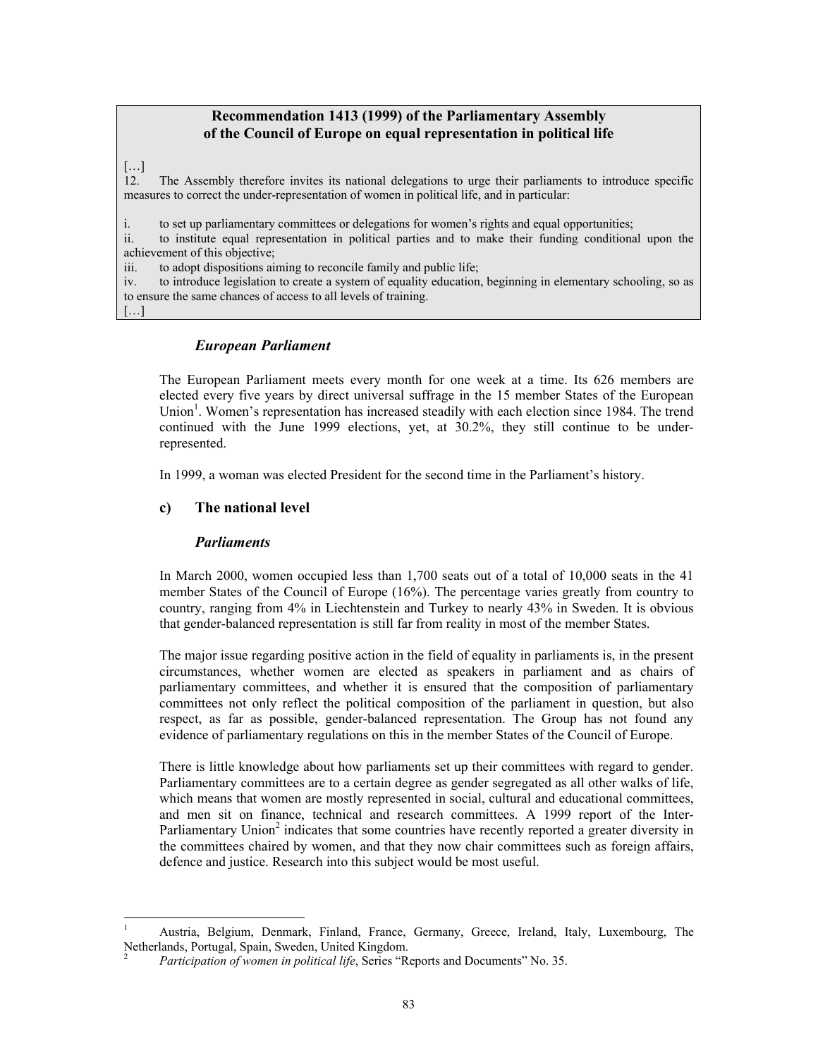**Recommendation 1413 (1999) of the Parliamentary Assembly of the Council of Europe on equal representation in political life**

[…]

12. The Assembly therefore invites its national delegations to urge their parliaments to introduce specific measures to correct the under-representation of women in political life, and in particular:

i. to set up parliamentary committees or delegations for women's rights and equal opportunities;

ii. to institute equal representation in political parties and to make their funding conditional upon the achievement of this objective;

iii. to adopt dispositions aiming to reconcile family and public life;

iv. to introduce legislation to create a system of equality education, beginning in elementary schooling, so as to ensure the same chances of access to all levels of training.

[…]

#### *European Parliament*

The European Parliament meets every month for one week at a time. Its 626 members are elected every five years by direct universal suffrage in the 15 member States of the European Union[1]. Women's representation has increased steadily with each election since 1984. The trend continued with the June 1999 elections, yet, at 30.2%, they still continue to be under-represented.

In 1999, a woman was elected President for the second time in the Parliament's history.

### c) The national level

#### *Parliaments*

In March 2000, women occupied less than 1,700 seats out of a total of 10,000 seats in the 41 member States of the Council of Europe (16%). The percentage varies greatly from country to country, ranging from 4% in Liechtenstein and Turkey to nearly 43% in Sweden. It is obvious that gender-balanced representation is still far from reality in most of the member States.

The major issue regarding positive action in the field of equality in parliaments is, in the present circumstances, whether women are elected as speakers in parliament and as chairs of parliamentary committees, and whether it is ensured that the composition of parliamentary committees not only reflect the political composition of the parliament in question, but also respect, as far as possible, gender-balanced representation. The Group has not found any evidence of parliamentary regulations on this in the member States of the Council of Europe.

There is little knowledge about how parliaments set up their committees with regard to gender. Parliamentary committees are to a certain degree as gender segregated as all other walks of life, which means that women are mostly represented in social, cultural and educational committees, and men sit on finance, technical and research committees. A 1999 report of the Inter-Parliamentary Union[2] indicates that some countries have recently reported a greater diversity in the committees chaired by women, and that they now chair committees such as foreign affairs, defence and justice. Research into this subject would be most useful.

---

[1] Austria, Belgium, Denmark, Finland, France, Germany, Greece, Ireland, Italy, Luxembourg, The Netherlands, Portugal, Spain, Sweden, United Kingdom.

[2] *Participation of women in political life*, Series "Reports and Documents" No. 35.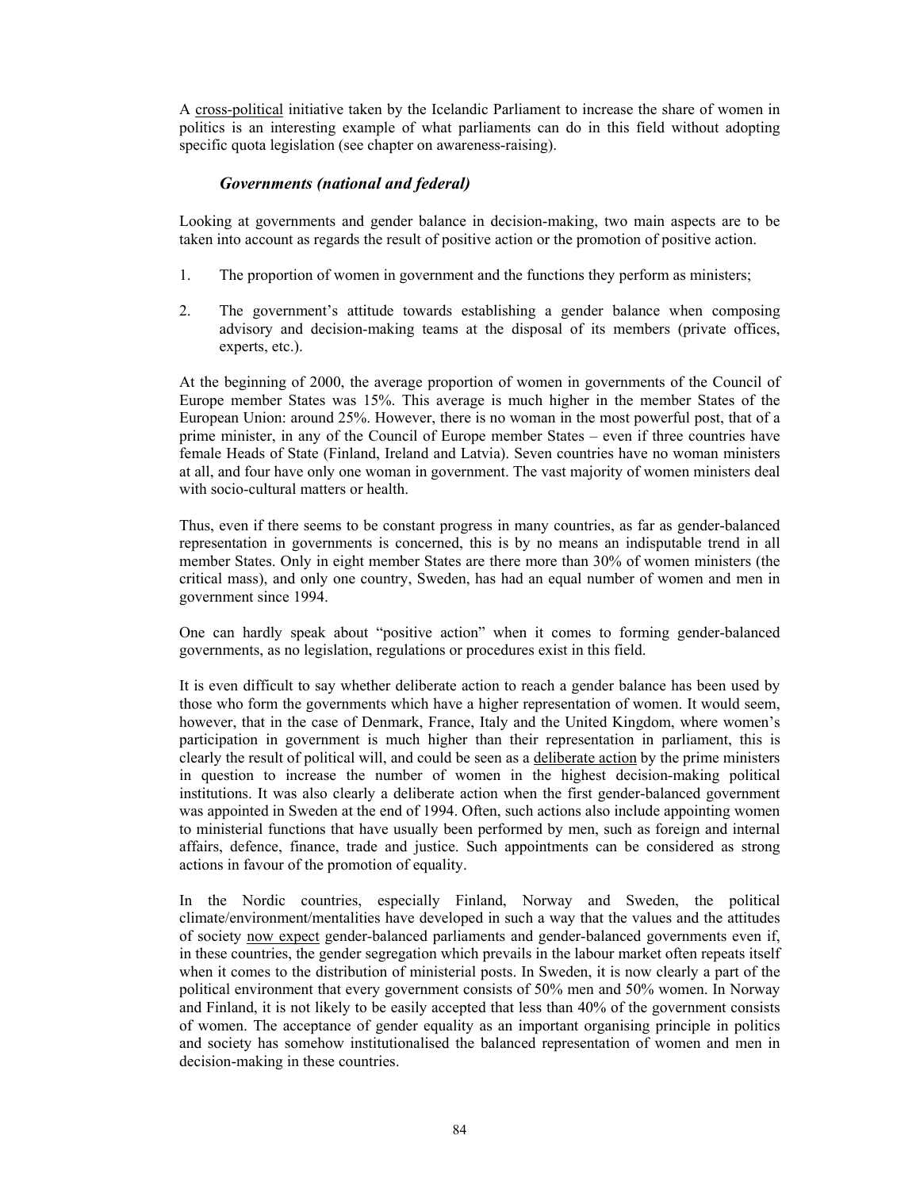A cross-political initiative taken by the Icelandic Parliament to increase the share of women in politics is an interesting example of what parliaments can do in this field without adopting specific quota legislation (see chapter on awareness-raising).

### *Governments (national and federal)*

Looking at governments and gender balance in decision-making, two main aspects are to be taken into account as regards the result of positive action or the promotion of positive action.

1. The proportion of women in government and the functions they perform as ministers;

2. The government's attitude towards establishing a gender balance when composing advisory and decision-making teams at the disposal of its members (private offices, experts, etc.).

At the beginning of 2000, the average proportion of women in governments of the Council of Europe member States was 15%. This average is much higher in the member States of the European Union: around 25%. However, there is no woman in the most powerful post, that of a prime minister, in any of the Council of Europe member States – even if three countries have female Heads of State (Finland, Ireland and Latvia). Seven countries have no woman ministers at all, and four have only one woman in government. The vast majority of women ministers deal with socio-cultural matters or health.

Thus, even if there seems to be constant progress in many countries, as far as gender-balanced representation in governments is concerned, this is by no means an indisputable trend in all member States. Only in eight member States are there more than 30% of women ministers (the critical mass), and only one country, Sweden, has had an equal number of women and men in government since 1994.

One can hardly speak about "positive action" when it comes to forming gender-balanced governments, as no legislation, regulations or procedures exist in this field.

It is even difficult to say whether deliberate action to reach a gender balance has been used by those who form the governments which have a higher representation of women. It would seem, however, that in the case of Denmark, France, Italy and the United Kingdom, where women's participation in government is much higher than their representation in parliament, this is clearly the result of political will, and could be seen as a deliberate action by the prime ministers in question to increase the number of women in the highest decision-making political institutions. It was also clearly a deliberate action when the first gender-balanced government was appointed in Sweden at the end of 1994. Often, such actions also include appointing women to ministerial functions that have usually been performed by men, such as foreign and internal affairs, defence, finance, trade and justice. Such appointments can be considered as strong actions in favour of the promotion of equality.

In the Nordic countries, especially Finland, Norway and Sweden, the political climate/environment/mentalities have developed in such a way that the values and the attitudes of society now expect gender-balanced parliaments and gender-balanced governments even if, in these countries, the gender segregation which prevails in the labour market often repeats itself when it comes to the distribution of ministerial posts. In Sweden, it is now clearly a part of the political environment that every government consists of 50% men and 50% women. In Norway and Finland, it is not likely to be easily accepted that less than 40% of the government consists of women. The acceptance of gender equality as an important organising principle in politics and society has somehow institutionalised the balanced representation of women and men in decision-making in these countries.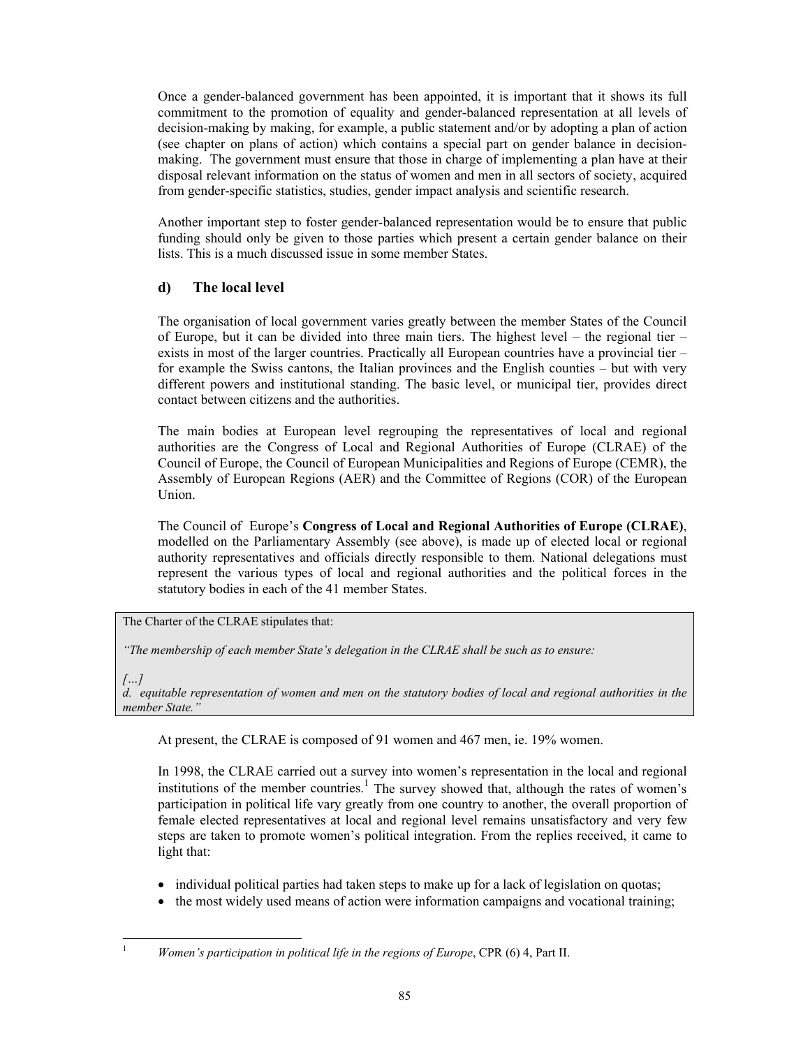Once a gender-balanced government has been appointed, it is important that it shows its full commitment to the promotion of equality and gender-balanced representation at all levels of decision-making by making, for example, a public statement and/or by adopting a plan of action (see chapter on plans of action) which contains a special part on gender balance in decision-making. The government must ensure that those in charge of implementing a plan have at their disposal relevant information on the status of women and men in all sectors of society, acquired from gender-specific statistics, studies, gender impact analysis and scientific research.

Another important step to foster gender-balanced representation would be to ensure that public funding should only be given to those parties which present a certain gender balance on their lists. This is a much discussed issue in some member States.

### d) The local level

The organisation of local government varies greatly between the member States of the Council of Europe, but it can be divided into three main tiers. The highest level – the regional tier – exists in most of the larger countries. Practically all European countries have a provincial tier – for example the Swiss cantons, the Italian provinces and the English counties – but with very different powers and institutional standing. The basic level, or municipal tier, provides direct contact between citizens and the authorities.

The main bodies at European level regrouping the representatives of local and regional authorities are the Congress of Local and Regional Authorities of Europe (CLRAE) of the Council of Europe, the Council of European Municipalities and Regions of Europe (CEMR), the Assembly of European Regions (AER) and the Committee of Regions (COR) of the European Union.

The Council of Europe's **Congress of Local and Regional Authorities of Europe (CLRAE)**, modelled on the Parliamentary Assembly (see above), is made up of elected local or regional authority representatives and officials directly responsible to them. National delegations must represent the various types of local and regional authorities and the political forces in the statutory bodies in each of the 41 member States.

> The Charter of the CLRAE stipulates that:
>
> *"The membership of each member State's delegation in the CLRAE shall be such as to ensure:*
>
> *[…]*
> *d. equitable representation of women and men on the statutory bodies of local and regional authorities in the member State."*

At present, the CLRAE is composed of 91 women and 467 men, ie. 19% women.

In 1998, the CLRAE carried out a survey into women's representation in the local and regional institutions of the member countries.[1] The survey showed that, although the rates of women's participation in political life vary greatly from one country to another, the overall proportion of female elected representatives at local and regional level remains unsatisfactory and very few steps are taken to promote women's political integration. From the replies received, it came to light that:

- individual political parties had taken steps to make up for a lack of legislation on quotas;
- the most widely used means of action were information campaigns and vocational training;

[1] *Women's participation in political life in the regions of Europe*, CPR (6) 4, Part II.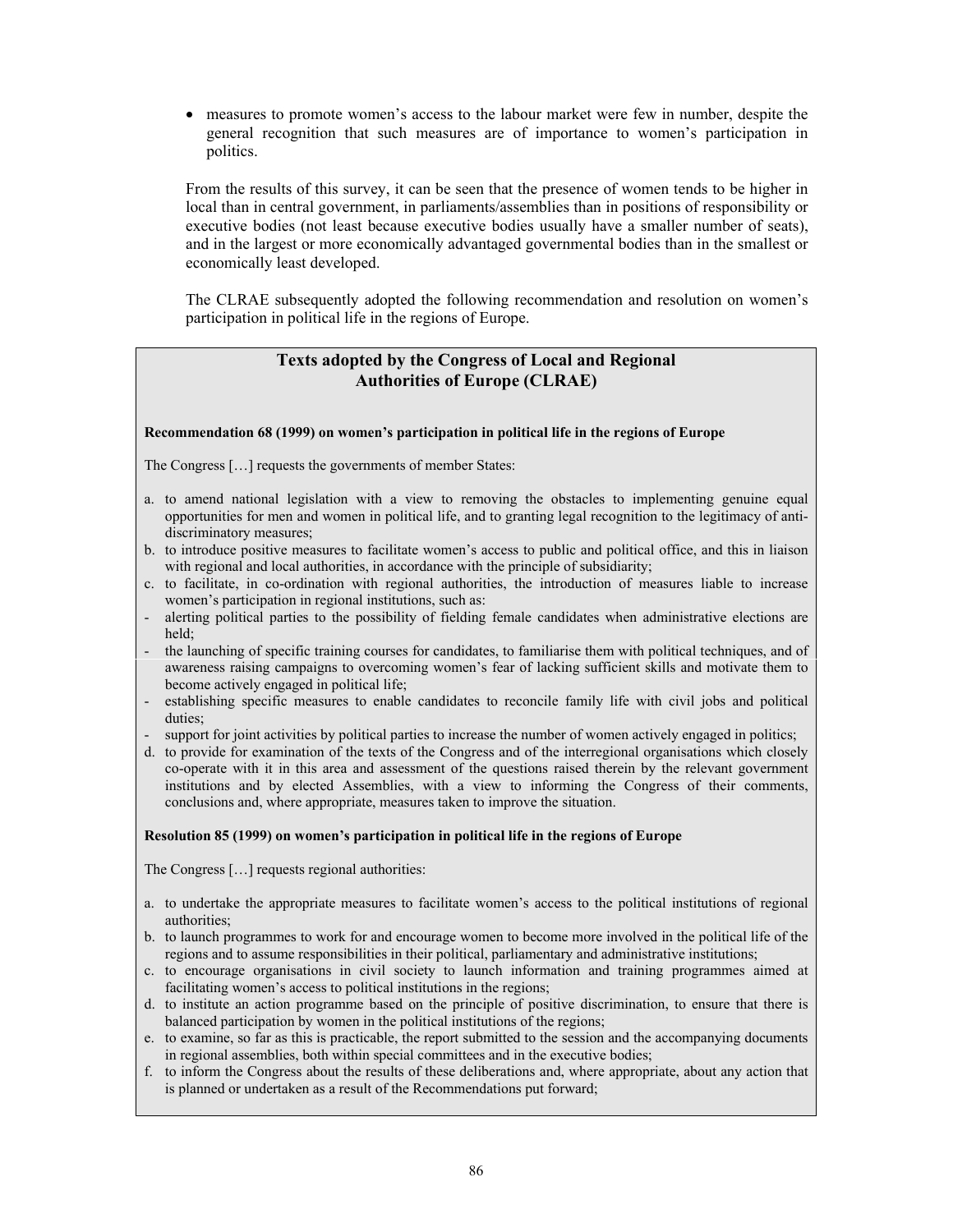- measures to promote women's access to the labour market were few in number, despite the general recognition that such measures are of importance to women's participation in politics.

From the results of this survey, it can be seen that the presence of women tends to be higher in local than in central government, in parliaments/assemblies than in positions of responsibility or executive bodies (not least because executive bodies usually have a smaller number of seats), and in the largest or more economically advantaged governmental bodies than in the smallest or economically least developed.

The CLRAE subsequently adopted the following recommendation and resolution on women's participation in political life in the regions of Europe.

## Texts adopted by the Congress of Local and Regional Authorities of Europe (CLRAE)

**Recommendation 68 (1999) on women's participation in political life in the regions of Europe**

The Congress […] requests the governments of member States:

a. to amend national legislation with a view to removing the obstacles to implementing genuine equal opportunities for men and women in political life, and to granting legal recognition to the legitimacy of anti-discriminatory measures;

b. to introduce positive measures to facilitate women's access to public and political office, and this in liaison with regional and local authorities, in accordance with the principle of subsidiarity;

c. to facilitate, in co-ordination with regional authorities, the introduction of measures liable to increase women's participation in regional institutions, such as:

- alerting political parties to the possibility of fielding female candidates when administrative elections are held;
- the launching of specific training courses for candidates, to familiarise them with political techniques, and of awareness raising campaigns to overcoming women's fear of lacking sufficient skills and motivate them to become actively engaged in political life;
- establishing specific measures to enable candidates to reconcile family life with civil jobs and political duties;
- support for joint activities by political parties to increase the number of women actively engaged in politics;

d. to provide for examination of the texts of the Congress and of the interregional organisations which closely co-operate with it in this area and assessment of the questions raised therein by the relevant government institutions and by elected Assemblies, with a view to informing the Congress of their comments, conclusions and, where appropriate, measures taken to improve the situation.

**Resolution 85 (1999) on women's participation in political life in the regions of Europe**

The Congress […] requests regional authorities:

a. to undertake the appropriate measures to facilitate women's access to the political institutions of regional authorities;

b. to launch programmes to work for and encourage women to become more involved in the political life of the regions and to assume responsibilities in their political, parliamentary and administrative institutions;

c. to encourage organisations in civil society to launch information and training programmes aimed at facilitating women's access to political institutions in the regions;

d. to institute an action programme based on the principle of positive discrimination, to ensure that there is balanced participation by women in the political institutions of the regions;

e. to examine, so far as this is practicable, the report submitted to the session and the accompanying documents in regional assemblies, both within special committees and in the executive bodies;

f. to inform the Congress about the results of these deliberations and, where appropriate, about any action that is planned or undertaken as a result of the Recommendations put forward;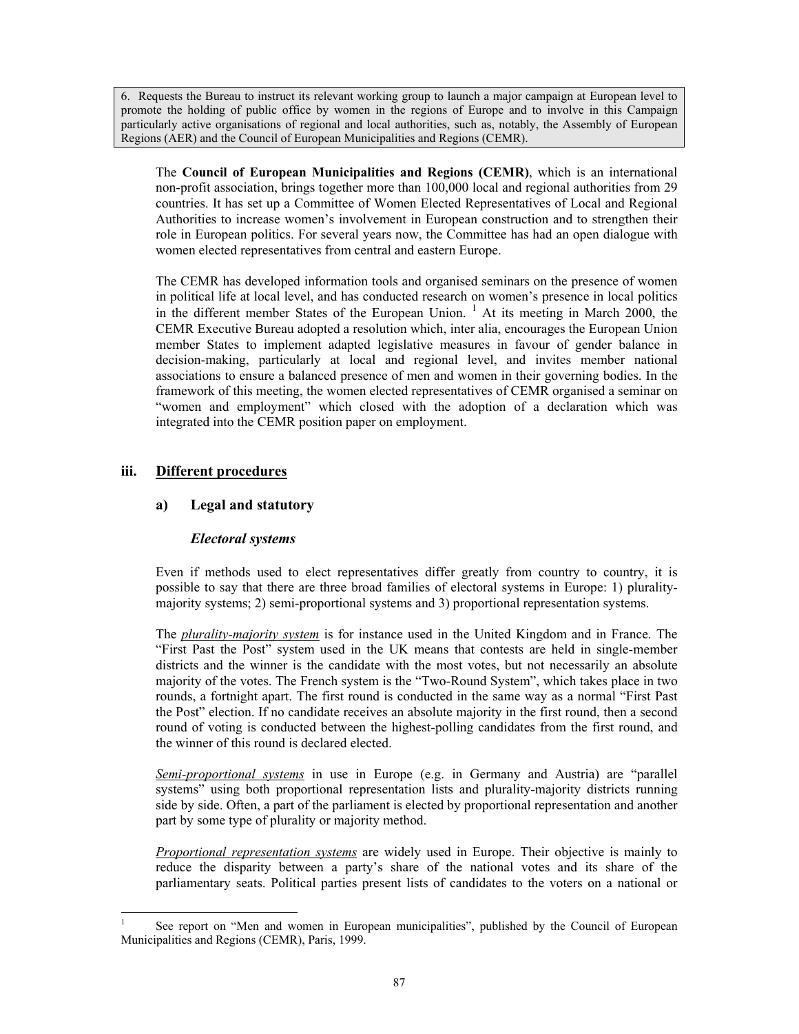> 6. Requests the Bureau to instruct its relevant working group to launch a major campaign at European level to promote the holding of public office by women in the regions of Europe and to involve in this Campaign particularly active organisations of regional and local authorities, such as, notably, the Assembly of European Regions (AER) and the Council of European Municipalities and Regions (CEMR).

The **Council of European Municipalities and Regions (CEMR)**, which is an international non-profit association, brings together more than 100,000 local and regional authorities from 29 countries. It has set up a Committee of Women Elected Representatives of Local and Regional Authorities to increase women's involvement in European construction and to strengthen their role in European politics. For several years now, the Committee has had an open dialogue with women elected representatives from central and eastern Europe.

The CEMR has developed information tools and organised seminars on the presence of women in political life at local level, and has conducted research on women's presence in local politics in the different member States of the European Union. [1] At its meeting in March 2000, the CEMR Executive Bureau adopted a resolution which, inter alia, encourages the European Union member States to implement adapted legislative measures in favour of gender balance in decision-making, particularly at local and regional level, and invites member national associations to ensure a balanced presence of men and women in their governing bodies. In the framework of this meeting, the women elected representatives of CEMR organised a seminar on "women and employment" which closed with the adoption of a declaration which was integrated into the CEMR position paper on employment.

## iii. Different procedures

### a) Legal and statutory

#### *Electoral systems*

Even if methods used to elect representatives differ greatly from country to country, it is possible to say that there are three broad families of electoral systems in Europe: 1) plurality-majority systems; 2) semi-proportional systems and 3) proportional representation systems.

The ***plurality-majority system*** is for instance used in the United Kingdom and in France. The "First Past the Post" system used in the UK means that contests are held in single-member districts and the winner is the candidate with the most votes, but not necessarily an absolute majority of the votes. The French system is the "Two-Round System", which takes place in two rounds, a fortnight apart. The first round is conducted in the same way as a normal "First Past the Post" election. If no candidate receives an absolute majority in the first round, then a second round of voting is conducted between the highest-polling candidates from the first round, and the winner of this round is declared elected.

***Semi-proportional systems*** in use in Europe (e.g. in Germany and Austria) are "parallel systems" using both proportional representation lists and plurality-majority districts running side by side. Often, a part of the parliament is elected by proportional representation and another part by some type of plurality or majority method.

***Proportional representation systems*** are widely used in Europe. Their objective is mainly to reduce the disparity between a party's share of the national votes and its share of the parliamentary seats. Political parties present lists of candidates to the voters on a national or

---

[1] See report on "Men and women in European municipalities", published by the Council of European Municipalities and Regions (CEMR), Paris, 1999.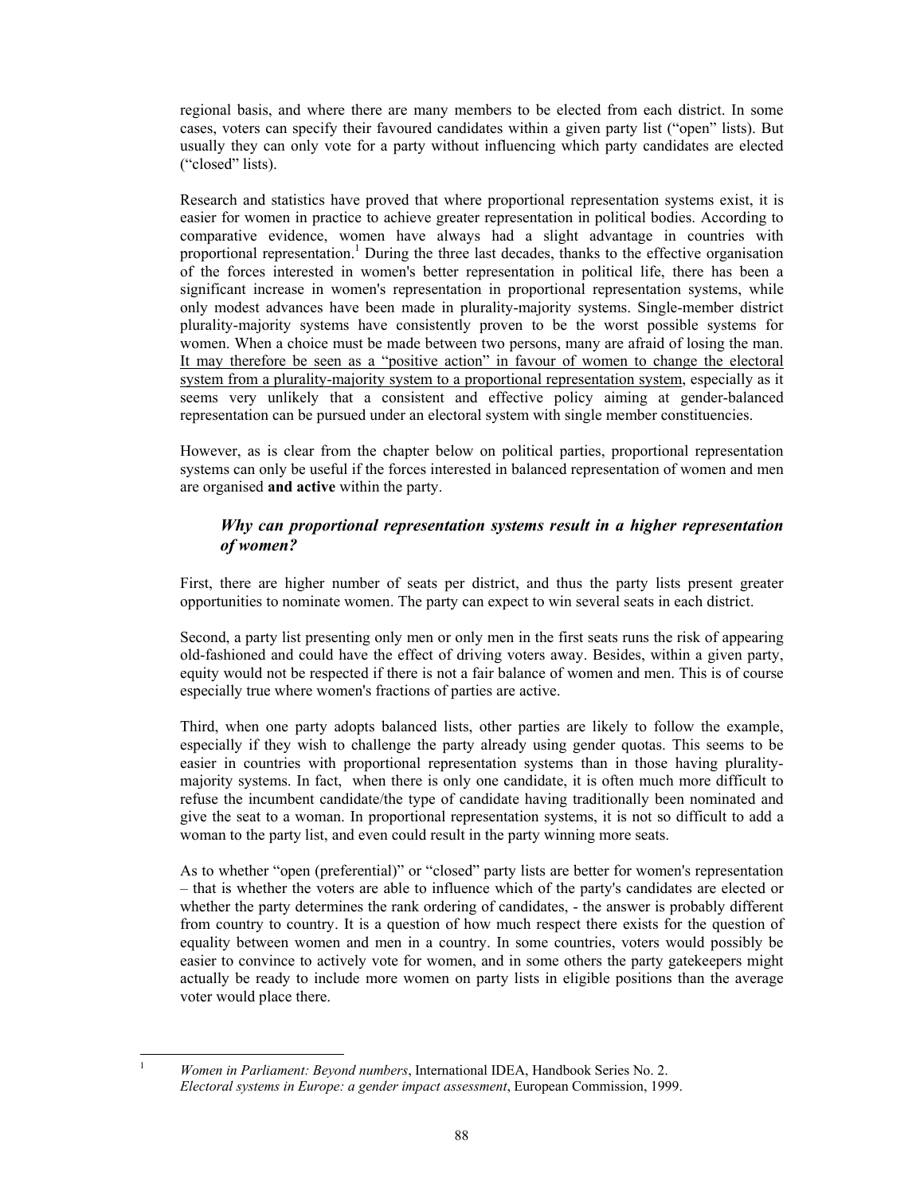regional basis, and where there are many members to be elected from each district. In some cases, voters can specify their favoured candidates within a given party list ("open" lists). But usually they can only vote for a party without influencing which party candidates are elected ("closed" lists).

Research and statistics have proved that where proportional representation systems exist, it is easier for women in practice to achieve greater representation in political bodies. According to comparative evidence, women have always had a slight advantage in countries with proportional representation.[1] During the three last decades, thanks to the effective organisation of the forces interested in women's better representation in political life, there has been a significant increase in women's representation in proportional representation systems, while only modest advances have been made in plurality-majority systems. Single-member district plurality-majority systems have consistently proven to be the worst possible systems for women. When a choice must be made between two persons, many are afraid of losing the man. <u>It may therefore be seen as a "positive action" in favour of women to change the electoral system from a plurality-majority system to a proportional representation system</u>, especially as it seems very unlikely that a consistent and effective policy aiming at gender-balanced representation can be pursued under an electoral system with single member constituencies.

However, as is clear from the chapter below on political parties, proportional representation systems can only be useful if the forces interested in balanced representation of women and men are organised **and active** within the party.

### *Why can proportional representation systems result in a higher representation of women?*

First, there are higher number of seats per district, and thus the party lists present greater opportunities to nominate women. The party can expect to win several seats in each district.

Second, a party list presenting only men or only men in the first seats runs the risk of appearing old-fashioned and could have the effect of driving voters away. Besides, within a given party, equity would not be respected if there is not a fair balance of women and men. This is of course especially true where women's fractions of parties are active.

Third, when one party adopts balanced lists, other parties are likely to follow the example, especially if they wish to challenge the party already using gender quotas. This seems to be easier in countries with proportional representation systems than in those having plurality-majority systems. In fact, when there is only one candidate, it is often much more difficult to refuse the incumbent candidate/the type of candidate having traditionally been nominated and give the seat to a woman. In proportional representation systems, it is not so difficult to add a woman to the party list, and even could result in the party winning more seats.

As to whether "open (preferential)" or "closed" party lists are better for women's representation – that is whether the voters are able to influence which of the party's candidates are elected or whether the party determines the rank ordering of candidates, - the answer is probably different from country to country. It is a question of how much respect there exists for the question of equality between women and men in a country. In some countries, voters would possibly be easier to convince to actively vote for women, and in some others the party gatekeepers might actually be ready to include more women on party lists in eligible positions than the average voter would place there.

---

[1] *Women in Parliament: Beyond numbers*, International IDEA, Handbook Series No. 2. *Electoral systems in Europe: a gender impact assessment*, European Commission, 1999.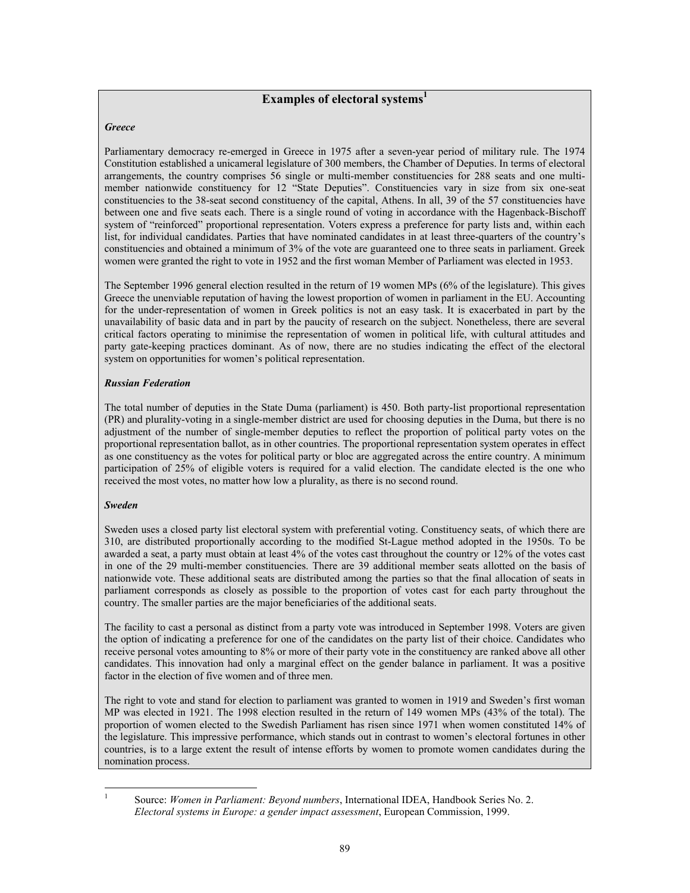## Examples of electoral systems[1]

### *Greece*

Parliamentary democracy re-emerged in Greece in 1975 after a seven-year period of military rule. The 1974 Constitution established a unicameral legislature of 300 members, the Chamber of Deputies. In terms of electoral arrangements, the country comprises 56 single or multi-member constituencies for 288 seats and one multi-member nationwide constituency for 12 "State Deputies". Constituencies vary in size from six one-seat constituencies to the 38-seat second constituency of the capital, Athens. In all, 39 of the 57 constituencies have between one and five seats each. There is a single round of voting in accordance with the Hagenback-Bischoff system of "reinforced" proportional representation. Voters express a preference for party lists and, within each list, for individual candidates. Parties that have nominated candidates in at least three-quarters of the country's constituencies and obtained a minimum of 3% of the vote are guaranteed one to three seats in parliament. Greek women were granted the right to vote in 1952 and the first woman Member of Parliament was elected in 1953.

The September 1996 general election resulted in the return of 19 women MPs (6% of the legislature). This gives Greece the unenviable reputation of having the lowest proportion of women in parliament in the EU. Accounting for the under-representation of women in Greek politics is not an easy task. It is exacerbated in part by the unavailability of basic data and in part by the paucity of research on the subject. Nonetheless, there are several critical factors operating to minimise the representation of women in political life, with cultural attitudes and party gate-keeping practices dominant. As of now, there are no studies indicating the effect of the electoral system on opportunities for women's political representation.

### *Russian Federation*

The total number of deputies in the State Duma (parliament) is 450. Both party-list proportional representation (PR) and plurality-voting in a single-member district are used for choosing deputies in the Duma, but there is no adjustment of the number of single-member deputies to reflect the proportion of political party votes on the proportional representation ballot, as in other countries. The proportional representation system operates in effect as one constituency as the votes for political party or bloc are aggregated across the entire country. A minimum participation of 25% of eligible voters is required for a valid election. The candidate elected is the one who received the most votes, no matter how low a plurality, as there is no second round.

### *Sweden*

Sweden uses a closed party list electoral system with preferential voting. Constituency seats, of which there are 310, are distributed proportionally according to the modified St-Lague method adopted in the 1950s. To be awarded a seat, a party must obtain at least 4% of the votes cast throughout the country or 12% of the votes cast in one of the 29 multi-member constituencies. There are 39 additional member seats allotted on the basis of nationwide vote. These additional seats are distributed among the parties so that the final allocation of seats in parliament corresponds as closely as possible to the proportion of votes cast for each party throughout the country. The smaller parties are the major beneficiaries of the additional seats.

The facility to cast a personal as distinct from a party vote was introduced in September 1998. Voters are given the option of indicating a preference for one of the candidates on the party list of their choice. Candidates who receive personal votes amounting to 8% or more of their party vote in the constituency are ranked above all other candidates. This innovation had only a marginal effect on the gender balance in parliament. It was a positive factor in the election of five women and of three men.

The right to vote and stand for election to parliament was granted to women in 1919 and Sweden's first woman MP was elected in 1921. The 1998 election resulted in the return of 149 women MPs (43% of the total). The proportion of women elected to the Swedish Parliament has risen since 1971 when women constituted 14% of the legislature. This impressive performance, which stands out in contrast to women's electoral fortunes in other countries, is to a large extent the result of intense efforts by women to promote women candidates during the nomination process.

---

[1] Source: *Women in Parliament: Beyond numbers*, International IDEA, Handbook Series No. 2. *Electoral systems in Europe: a gender impact assessment*, European Commission, 1999.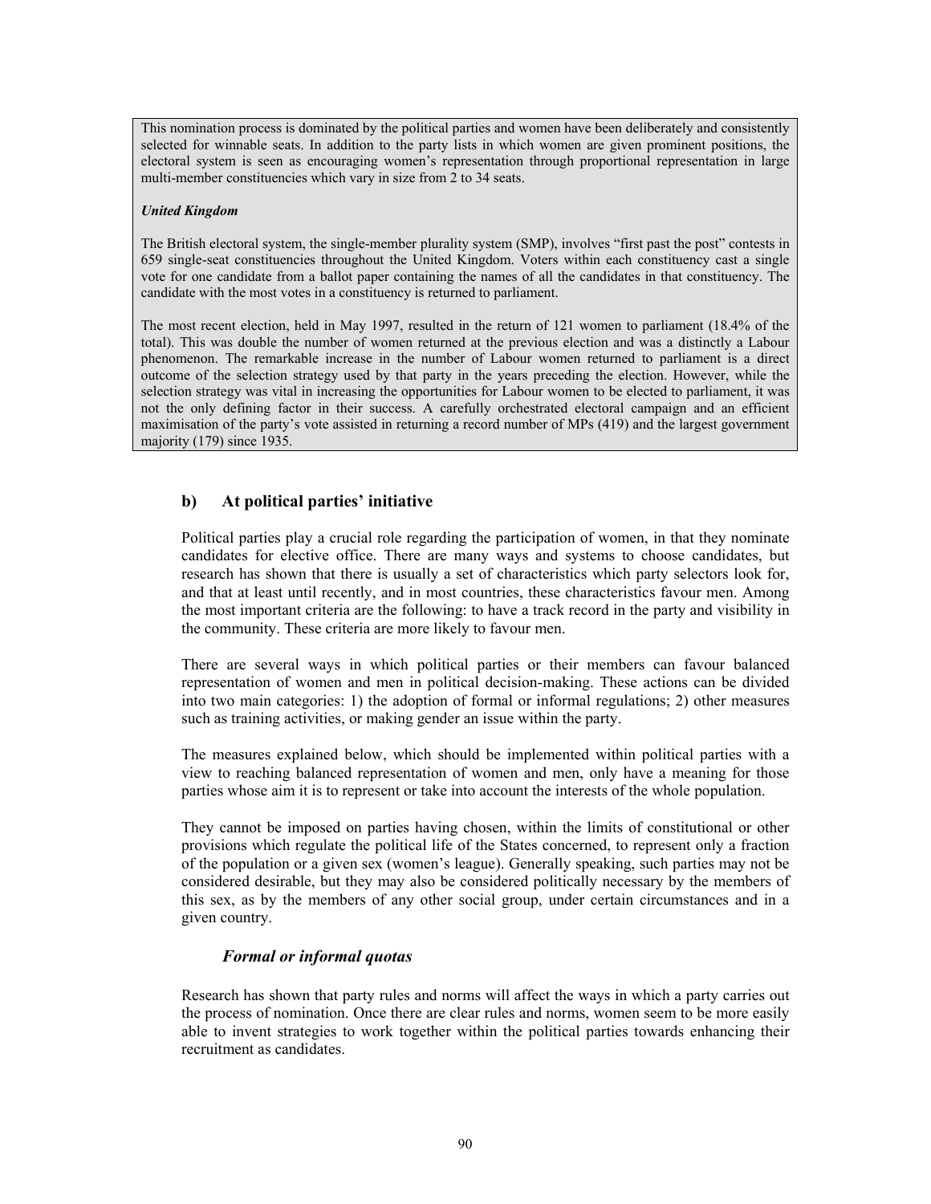This nomination process is dominated by the political parties and women have been deliberately and consistently selected for winnable seats. In addition to the party lists in which women are given prominent positions, the electoral system is seen as encouraging women's representation through proportional representation in large multi-member constituencies which vary in size from 2 to 34 seats.

***United Kingdom***

The British electoral system, the single-member plurality system (SMP), involves "first past the post" contests in 659 single-seat constituencies throughout the United Kingdom. Voters within each constituency cast a single vote for one candidate from a ballot paper containing the names of all the candidates in that constituency. The candidate with the most votes in a constituency is returned to parliament.

The most recent election, held in May 1997, resulted in the return of 121 women to parliament (18.4% of the total). This was double the number of women returned at the previous election and was a distinctly a Labour phenomenon. The remarkable increase in the number of Labour women returned to parliament is a direct outcome of the selection strategy used by that party in the years preceding the election. However, while the selection strategy was vital in increasing the opportunities for Labour women to be elected to parliament, it was not the only defining factor in their success. A carefully orchestrated electoral campaign and an efficient maximisation of the party's vote assisted in returning a record number of MPs (419) and the largest government majority (179) since 1935.

### b) At political parties' initiative

Political parties play a crucial role regarding the participation of women, in that they nominate candidates for elective office. There are many ways and systems to choose candidates, but research has shown that there is usually a set of characteristics which party selectors look for, and that at least until recently, and in most countries, these characteristics favour men. Among the most important criteria are the following: to have a track record in the party and visibility in the community. These criteria are more likely to favour men.

There are several ways in which political parties or their members can favour balanced representation of women and men in political decision-making. These actions can be divided into two main categories: 1) the adoption of formal or informal regulations; 2) other measures such as training activities, or making gender an issue within the party.

The measures explained below, which should be implemented within political parties with a view to reaching balanced representation of women and men, only have a meaning for those parties whose aim it is to represent or take into account the interests of the whole population.

They cannot be imposed on parties having chosen, within the limits of constitutional or other provisions which regulate the political life of the States concerned, to represent only a fraction of the population or a given sex (women's league). Generally speaking, such parties may not be considered desirable, but they may also be considered politically necessary by the members of this sex, as by the members of any other social group, under certain circumstances and in a given country.

#### *Formal or informal quotas*

Research has shown that party rules and norms will affect the ways in which a party carries out the process of nomination. Once there are clear rules and norms, women seem to be more easily able to invent strategies to work together within the political parties towards enhancing their recruitment as candidates.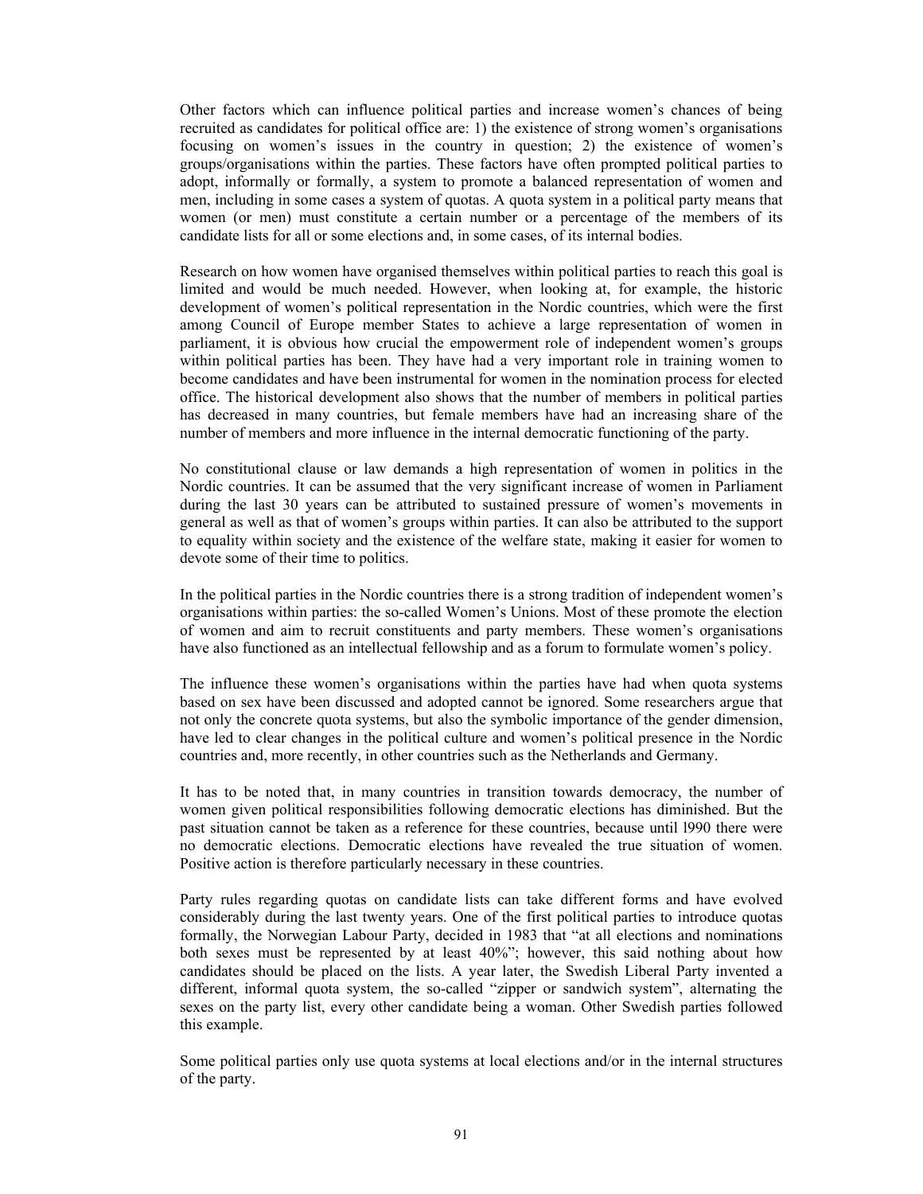Other factors which can influence political parties and increase women's chances of being recruited as candidates for political office are: 1) the existence of strong women's organisations focusing on women's issues in the country in question; 2) the existence of women's groups/organisations within the parties. These factors have often prompted political parties to adopt, informally or formally, a system to promote a balanced representation of women and men, including in some cases a system of quotas. A quota system in a political party means that women (or men) must constitute a certain number or a percentage of the members of its candidate lists for all or some elections and, in some cases, of its internal bodies.

Research on how women have organised themselves within political parties to reach this goal is limited and would be much needed. However, when looking at, for example, the historic development of women's political representation in the Nordic countries, which were the first among Council of Europe member States to achieve a large representation of women in parliament, it is obvious how crucial the empowerment role of independent women's groups within political parties has been. They have had a very important role in training women to become candidates and have been instrumental for women in the nomination process for elected office. The historical development also shows that the number of members in political parties has decreased in many countries, but female members have had an increasing share of the number of members and more influence in the internal democratic functioning of the party.

No constitutional clause or law demands a high representation of women in politics in the Nordic countries. It can be assumed that the very significant increase of women in Parliament during the last 30 years can be attributed to sustained pressure of women's movements in general as well as that of women's groups within parties. It can also be attributed to the support to equality within society and the existence of the welfare state, making it easier for women to devote some of their time to politics.

In the political parties in the Nordic countries there is a strong tradition of independent women's organisations within parties: the so-called Women's Unions. Most of these promote the election of women and aim to recruit constituents and party members. These women's organisations have also functioned as an intellectual fellowship and as a forum to formulate women's policy.

The influence these women's organisations within the parties have had when quota systems based on sex have been discussed and adopted cannot be ignored. Some researchers argue that not only the concrete quota systems, but also the symbolic importance of the gender dimension, have led to clear changes in the political culture and women's political presence in the Nordic countries and, more recently, in other countries such as the Netherlands and Germany.

It has to be noted that, in many countries in transition towards democracy, the number of women given political responsibilities following democratic elections has diminished. But the past situation cannot be taken as a reference for these countries, because until l990 there were no democratic elections. Democratic elections have revealed the true situation of women. Positive action is therefore particularly necessary in these countries.

Party rules regarding quotas on candidate lists can take different forms and have evolved considerably during the last twenty years. One of the first political parties to introduce quotas formally, the Norwegian Labour Party, decided in 1983 that "at all elections and nominations both sexes must be represented by at least 40%"; however, this said nothing about how candidates should be placed on the lists. A year later, the Swedish Liberal Party invented a different, informal quota system, the so-called "zipper or sandwich system", alternating the sexes on the party list, every other candidate being a woman. Other Swedish parties followed this example.

Some political parties only use quota systems at local elections and/or in the internal structures of the party.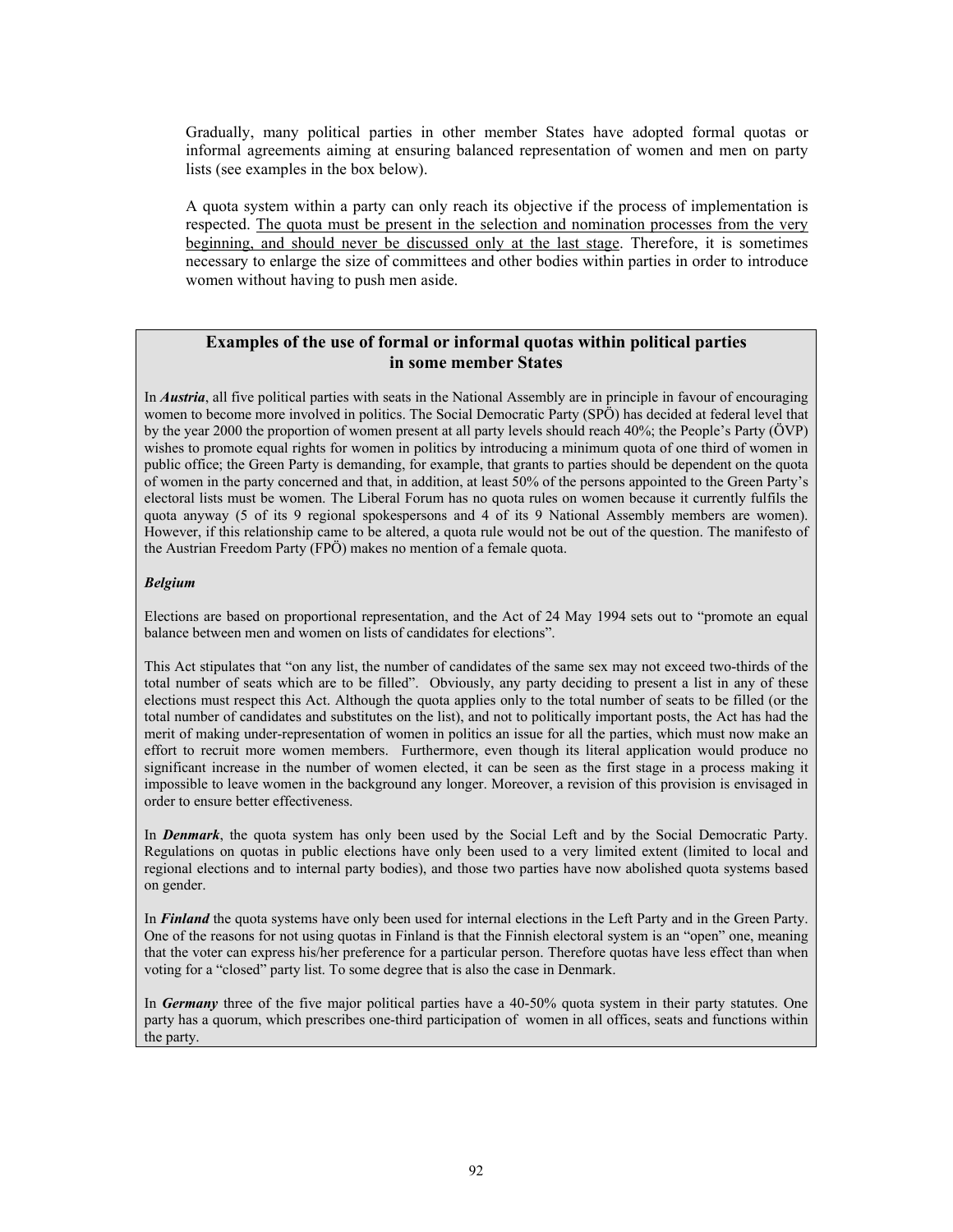Gradually, many political parties in other member States have adopted formal quotas or informal agreements aiming at ensuring balanced representation of women and men on party lists (see examples in the box below).

A quota system within a party can only reach its objective if the process of implementation is respected. <u>The quota must be present in the selection and nomination processes from the very beginning, and should never be discussed only at the last stage</u>. Therefore, it is sometimes necessary to enlarge the size of committees and other bodies within parties in order to introduce women without having to push men aside.

### Examples of the use of formal or informal quotas within political parties in some member States

In ***Austria***, all five political parties with seats in the National Assembly are in principle in favour of encouraging women to become more involved in politics. The Social Democratic Party (SPÖ) has decided at federal level that by the year 2000 the proportion of women present at all party levels should reach 40%; the People's Party (ÖVP) wishes to promote equal rights for women in politics by introducing a minimum quota of one third of women in public office; the Green Party is demanding, for example, that grants to parties should be dependent on the quota of women in the party concerned and that, in addition, at least 50% of the persons appointed to the Green Party's electoral lists must be women. The Liberal Forum has no quota rules on women because it currently fulfils the quota anyway (5 of its 9 regional spokespersons and 4 of its 9 National Assembly members are women). However, if this relationship came to be altered, a quota rule would not be out of the question. The manifesto of the Austrian Freedom Party (FPÖ) makes no mention of a female quota.

***Belgium***

Elections are based on proportional representation, and the Act of 24 May 1994 sets out to "promote an equal balance between men and women on lists of candidates for elections".

This Act stipulates that "on any list, the number of candidates of the same sex may not exceed two-thirds of the total number of seats which are to be filled". Obviously, any party deciding to present a list in any of these elections must respect this Act. Although the quota applies only to the total number of seats to be filled (or the total number of candidates and substitutes on the list), and not to politically important posts, the Act has had the merit of making under-representation of women in politics an issue for all the parties, which must now make an effort to recruit more women members. Furthermore, even though its literal application would produce no significant increase in the number of women elected, it can be seen as the first stage in a process making it impossible to leave women in the background any longer. Moreover, a revision of this provision is envisaged in order to ensure better effectiveness.

In ***Denmark***, the quota system has only been used by the Social Left and by the Social Democratic Party. Regulations on quotas in public elections have only been used to a very limited extent (limited to local and regional elections and to internal party bodies), and those two parties have now abolished quota systems based on gender.

In ***Finland*** the quota systems have only been used for internal elections in the Left Party and in the Green Party. One of the reasons for not using quotas in Finland is that the Finnish electoral system is an "open" one, meaning that the voter can express his/her preference for a particular person. Therefore quotas have less effect than when voting for a "closed" party list. To some degree that is also the case in Denmark.

In ***Germany*** three of the five major political parties have a 40-50% quota system in their party statutes. One party has a quorum, which prescribes one-third participation of women in all offices, seats and functions within the party.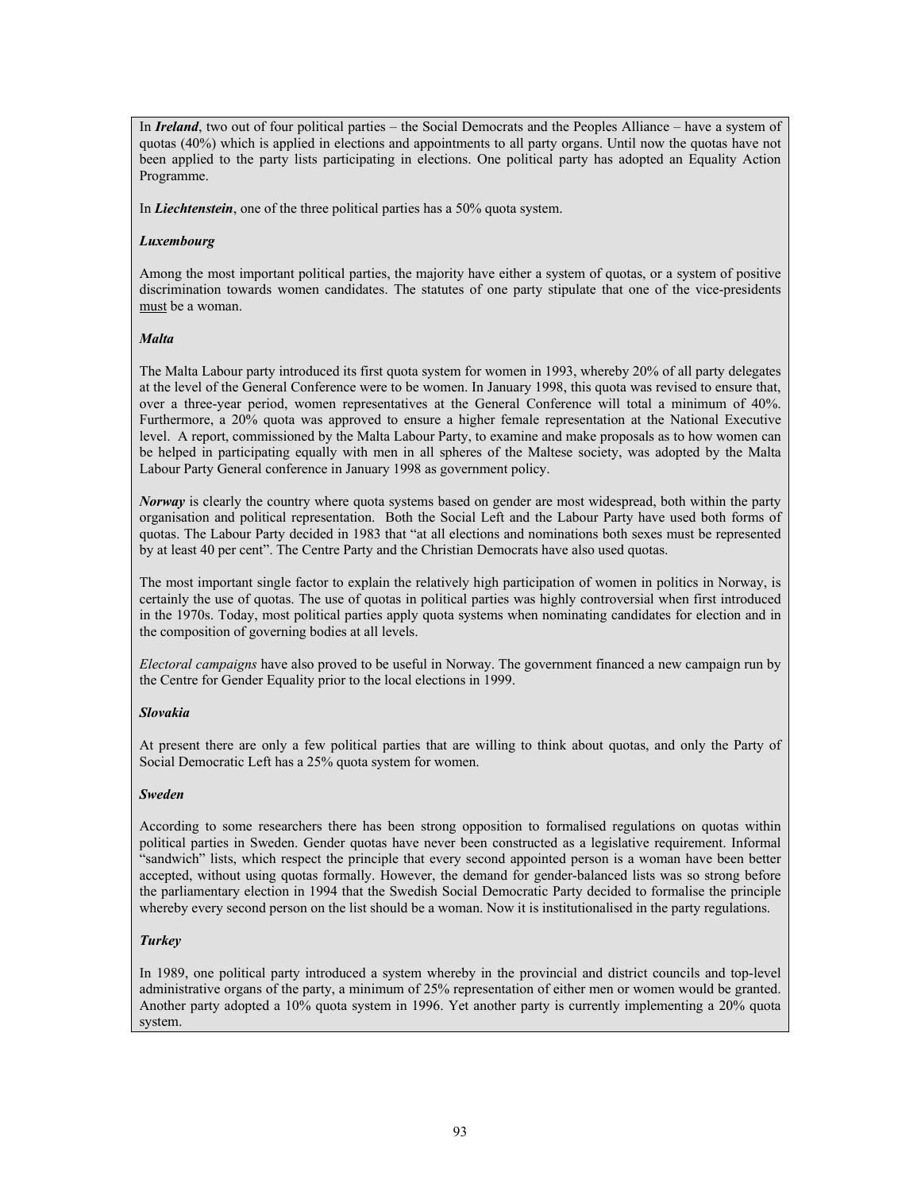In ***Ireland***, two out of four political parties – the Social Democrats and the Peoples Alliance – have a system of quotas (40%) which is applied in elections and appointments to all party organs. Until now the quotas have not been applied to the party lists participating in elections. One political party has adopted an Equality Action Programme.

In ***Liechtenstein***, one of the three political parties has a 50% quota system.

***Luxembourg***

Among the most important political parties, the majority have either a system of quotas, or a system of positive discrimination towards women candidates. The statutes of one party stipulate that one of the vice-presidents must be a woman.

***Malta***

The Malta Labour party introduced its first quota system for women in 1993, whereby 20% of all party delegates at the level of the General Conference were to be women. In January 1998, this quota was revised to ensure that, over a three-year period, women representatives at the General Conference will total a minimum of 40%. Furthermore, a 20% quota was approved to ensure a higher female representation at the National Executive level. A report, commissioned by the Malta Labour Party, to examine and make proposals as to how women can be helped in participating equally with men in all spheres of the Maltese society, was adopted by the Malta Labour Party General conference in January 1998 as government policy.

***Norway*** is clearly the country where quota systems based on gender are most widespread, both within the party organisation and political representation. Both the Social Left and the Labour Party have used both forms of quotas. The Labour Party decided in 1983 that "at all elections and nominations both sexes must be represented by at least 40 per cent". The Centre Party and the Christian Democrats have also used quotas.

The most important single factor to explain the relatively high participation of women in politics in Norway, is certainly the use of quotas. The use of quotas in political parties was highly controversial when first introduced in the 1970s. Today, most political parties apply quota systems when nominating candidates for election and in the composition of governing bodies at all levels.

*Electoral campaigns* have also proved to be useful in Norway. The government financed a new campaign run by the Centre for Gender Equality prior to the local elections in 1999.

***Slovakia***

At present there are only a few political parties that are willing to think about quotas, and only the Party of Social Democratic Left has a 25% quota system for women.

***Sweden***

According to some researchers there has been strong opposition to formalised regulations on quotas within political parties in Sweden. Gender quotas have never been constructed as a legislative requirement. Informal "sandwich" lists, which respect the principle that every second appointed person is a woman have been better accepted, without using quotas formally. However, the demand for gender-balanced lists was so strong before the parliamentary election in 1994 that the Swedish Social Democratic Party decided to formalise the principle whereby every second person on the list should be a woman. Now it is institutionalised in the party regulations.

***Turkey***

In 1989, one political party introduced a system whereby in the provincial and district councils and top-level administrative organs of the party, a minimum of 25% representation of either men or women would be granted. Another party adopted a 10% quota system in 1996. Yet another party is currently implementing a 20% quota system.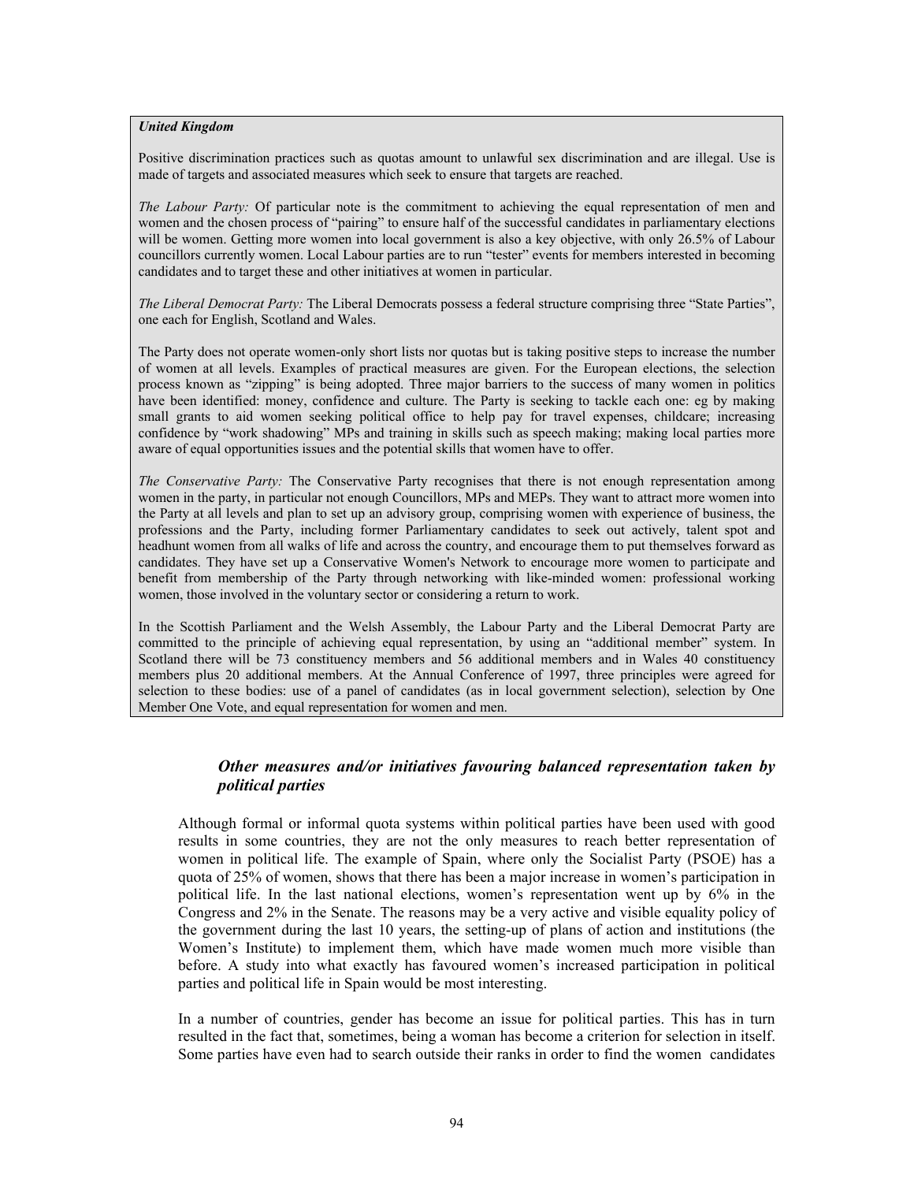***United Kingdom***

Positive discrimination practices such as quotas amount to unlawful sex discrimination and are illegal. Use is made of targets and associated measures which seek to ensure that targets are reached.

*The Labour Party:* Of particular note is the commitment to achieving the equal representation of men and women and the chosen process of "pairing" to ensure half of the successful candidates in parliamentary elections will be women. Getting more women into local government is also a key objective, with only 26.5% of Labour councillors currently women. Local Labour parties are to run "tester" events for members interested in becoming candidates and to target these and other initiatives at women in particular.

*The Liberal Democrat Party:* The Liberal Democrats possess a federal structure comprising three "State Parties", one each for English, Scotland and Wales.

The Party does not operate women-only short lists nor quotas but is taking positive steps to increase the number of women at all levels. Examples of practical measures are given. For the European elections, the selection process known as "zipping" is being adopted. Three major barriers to the success of many women in politics have been identified: money, confidence and culture. The Party is seeking to tackle each one: eg by making small grants to aid women seeking political office to help pay for travel expenses, childcare; increasing confidence by "work shadowing" MPs and training in skills such as speech making; making local parties more aware of equal opportunities issues and the potential skills that women have to offer.

*The Conservative Party:* The Conservative Party recognises that there is not enough representation among women in the party, in particular not enough Councillors, MPs and MEPs. They want to attract more women into the Party at all levels and plan to set up an advisory group, comprising women with experience of business, the professions and the Party, including former Parliamentary candidates to seek out actively, talent spot and headhunt women from all walks of life and across the country, and encourage them to put themselves forward as candidates. They have set up a Conservative Women's Network to encourage more women to participate and benefit from membership of the Party through networking with like-minded women: professional working women, those involved in the voluntary sector or considering a return to work.

In the Scottish Parliament and the Welsh Assembly, the Labour Party and the Liberal Democrat Party are committed to the principle of achieving equal representation, by using an "additional member" system. In Scotland there will be 73 constituency members and 56 additional members and in Wales 40 constituency members plus 20 additional members. At the Annual Conference of 1997, three principles were agreed for selection to these bodies: use of a panel of candidates (as in local government selection), selection by One Member One Vote, and equal representation for women and men.

### *Other measures and/or initiatives favouring balanced representation taken by political parties*

Although formal or informal quota systems within political parties have been used with good results in some countries, they are not the only measures to reach better representation of women in political life. The example of Spain, where only the Socialist Party (PSOE) has a quota of 25% of women, shows that there has been a major increase in women's participation in political life. In the last national elections, women's representation went up by 6% in the Congress and 2% in the Senate. The reasons may be a very active and visible equality policy of the government during the last 10 years, the setting-up of plans of action and institutions (the Women's Institute) to implement them, which have made women much more visible than before. A study into what exactly has favoured women's increased participation in political parties and political life in Spain would be most interesting.

In a number of countries, gender has become an issue for political parties. This has in turn resulted in the fact that, sometimes, being a woman has become a criterion for selection in itself. Some parties have even had to search outside their ranks in order to find the women candidates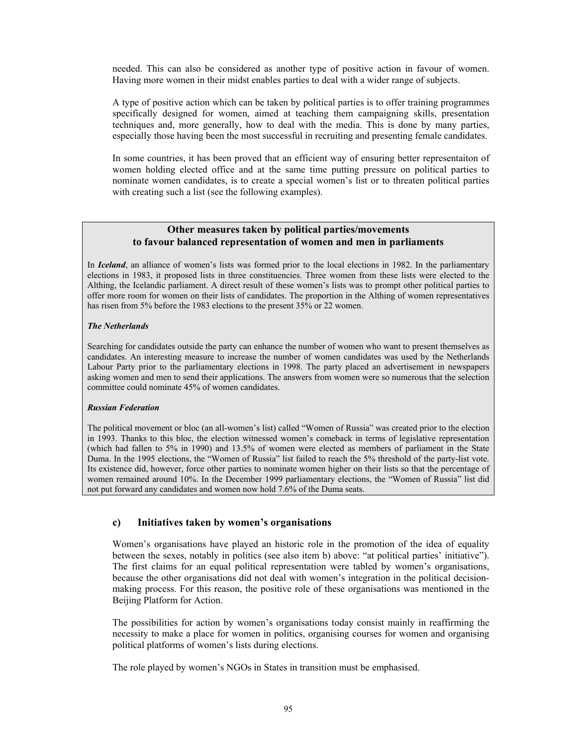needed. This can also be considered as another type of positive action in favour of women. Having more women in their midst enables parties to deal with a wider range of subjects.

A type of positive action which can be taken by political parties is to offer training programmes specifically designed for women, aimed at teaching them campaigning skills, presentation techniques and, more generally, how to deal with the media. This is done by many parties, especially those having been the most successful in recruiting and presenting female candidates.

In some countries, it has been proved that an efficient way of ensuring better representaiton of women holding elected office and at the same time putting pressure on political parties to nominate women candidates, is to create a special women's list or to threaten political parties with creating such a list (see the following examples).

**Other measures taken by political parties/movements to favour balanced representation of women and men in parliaments**

In ***Iceland***, an alliance of women's lists was formed prior to the local elections in 1982. In the parliamentary elections in 1983, it proposed lists in three constituencies. Three women from these lists were elected to the Althing, the Icelandic parliament. A direct result of these women's lists was to prompt other political parties to offer more room for women on their lists of candidates. The proportion in the Althing of women representatives has risen from 5% before the 1983 elections to the present 35% or 22 women.

***The Netherlands***

Searching for candidates outside the party can enhance the number of women who want to present themselves as candidates. An interesting measure to increase the number of women candidates was used by the Netherlands Labour Party prior to the parliamentary elections in 1998. The party placed an advertisement in newspapers asking women and men to send their applications. The answers from women were so numerous that the selection committee could nominate 45% of women candidates.

***Russian Federation***

The political movement or bloc (an all-women's list) called "Women of Russia" was created prior to the election in 1993. Thanks to this bloc, the election witnessed women's comeback in terms of legislative representation (which had fallen to 5% in 1990) and 13.5% of women were elected as members of parliament in the State Duma. In the 1995 elections, the "Women of Russia" list failed to reach the 5% threshold of the party-list vote. Its existence did, however, force other parties to nominate women higher on their lists so that the percentage of women remained around 10%. In the December 1999 parliamentary elections, the "Women of Russia" list did not put forward any candidates and women now hold 7.6% of the Duma seats.

### c) Initiatives taken by women's organisations

Women's organisations have played an historic role in the promotion of the idea of equality between the sexes, notably in politics (see also item b) above: "at political parties' initiative"). The first claims for an equal political representation were tabled by women's organisations, because the other organisations did not deal with women's integration in the political decision-making process. For this reason, the positive role of these organisations was mentioned in the Beijing Platform for Action.

The possibilities for action by women's organisations today consist mainly in reaffirming the necessity to make a place for women in politics, organising courses for women and organising political platforms of women's lists during elections.

The role played by women's NGOs in States in transition must be emphasised.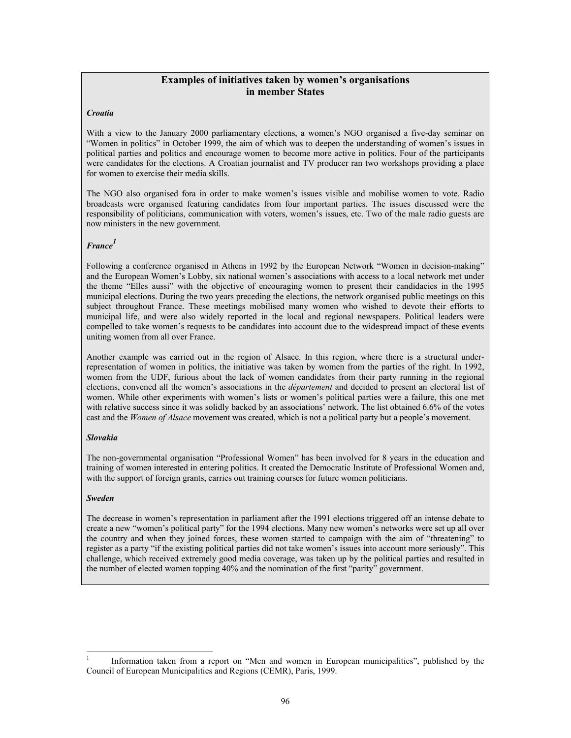## Examples of initiatives taken by women's organisations in member States

***Croatia***

With a view to the January 2000 parliamentary elections, a women's NGO organised a five-day seminar on "Women in politics" in October 1999, the aim of which was to deepen the understanding of women's issues in political parties and politics and encourage women to become more active in politics. Four of the participants were candidates for the elections. A Croatian journalist and TV producer ran two workshops providing a place for women to exercise their media skills.

The NGO also organised fora in order to make women's issues visible and mobilise women to vote. Radio broadcasts were organised featuring candidates from four important parties. The issues discussed were the responsibility of politicians, communication with voters, women's issues, etc. Two of the male radio guests are now ministers in the new government.

***France***[1]

Following a conference organised in Athens in 1992 by the European Network "Women in decision-making" and the European Women's Lobby, six national women's associations with access to a local network met under the theme "Elles aussi" with the objective of encouraging women to present their candidacies in the 1995 municipal elections. During the two years preceding the elections, the network organised public meetings on this subject throughout France. These meetings mobilised many women who wished to devote their efforts to municipal life, and were also widely reported in the local and regional newspapers. Political leaders were compelled to take women's requests to be candidates into account due to the widespread impact of these events uniting women from all over France.

Another example was carried out in the region of Alsace. In this region, where there is a structural under-representation of women in politics, the initiative was taken by women from the parties of the right. In 1992, women from the UDF, furious about the lack of women candidates from their party running in the regional elections, convened all the women's associations in the *département* and decided to present an electoral list of women. While other experiments with women's lists or women's political parties were a failure, this one met with relative success since it was solidly backed by an associations' network. The list obtained 6.6% of the votes cast and the *Women of Alsace* movement was created, which is not a political party but a people's movement.

***Slovakia***

The non-governmental organisation "Professional Women" has been involved for 8 years in the education and training of women interested in entering politics. It created the Democratic Institute of Professional Women and, with the support of foreign grants, carries out training courses for future women politicians.

***Sweden***

The decrease in women's representation in parliament after the 1991 elections triggered off an intense debate to create a new "women's political party" for the 1994 elections. Many new women's networks were set up all over the country and when they joined forces, these women started to campaign with the aim of "threatening" to register as a party "if the existing political parties did not take women's issues into account more seriously". This challenge, which received extremely good media coverage, was taken up by the political parties and resulted in the number of elected women topping 40% and the nomination of the first "parity" government.

---

[1] Information taken from a report on "Men and women in European municipalities", published by the Council of European Municipalities and Regions (CEMR), Paris, 1999.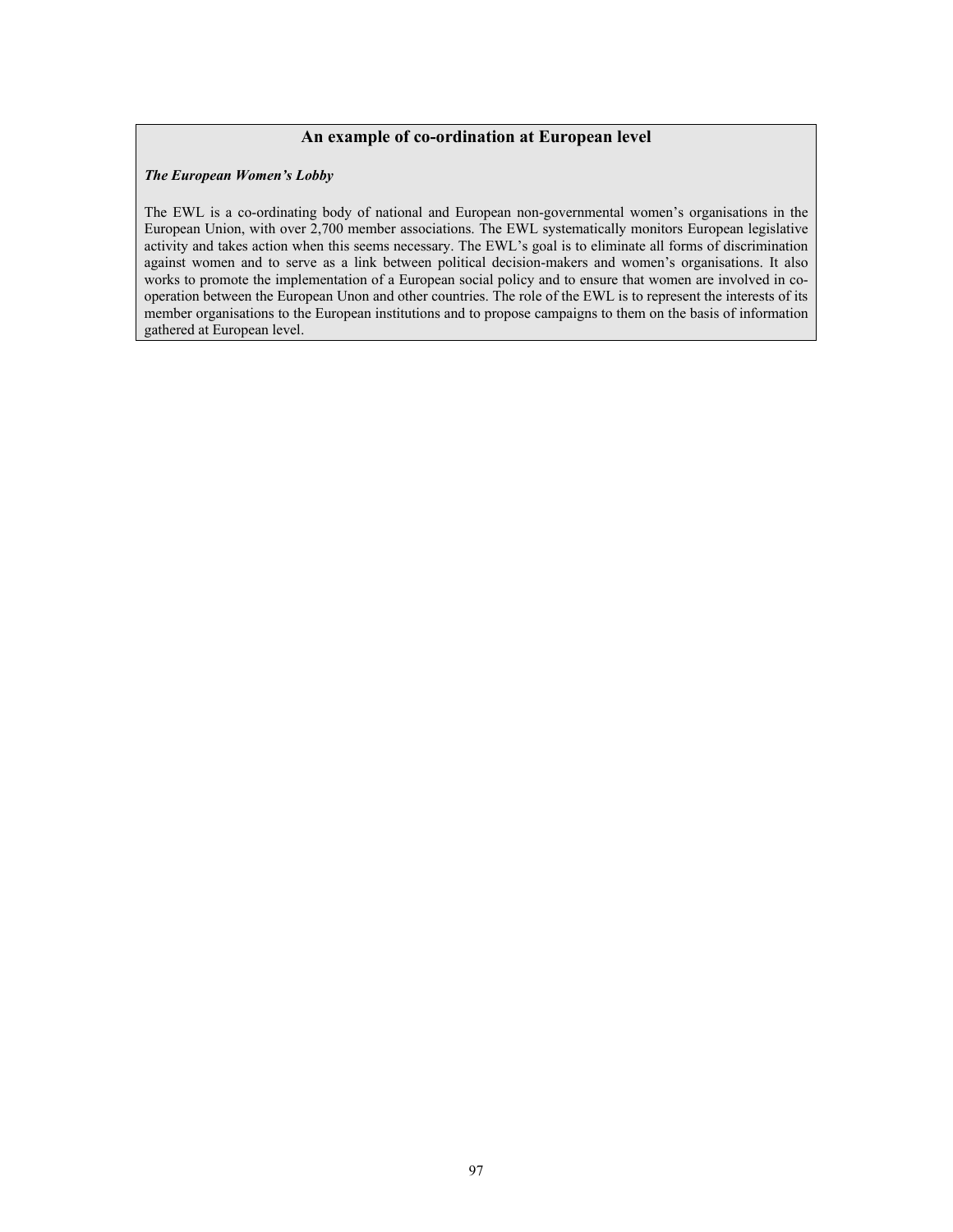## An example of co-ordination at European level

***The European Women's Lobby***

The EWL is a co-ordinating body of national and European non-governmental women's organisations in the European Union, with over 2,700 member associations. The EWL systematically monitors European legislative activity and takes action when this seems necessary. The EWL's goal is to eliminate all forms of discrimination against women and to serve as a link between political decision-makers and women's organisations. It also works to promote the implementation of a European social policy and to ensure that women are involved in co-operation between the European Unon and other countries. The role of the EWL is to represent the interests of its member organisations to the European institutions and to propose campaigns to them on the basis of information gathered at European level.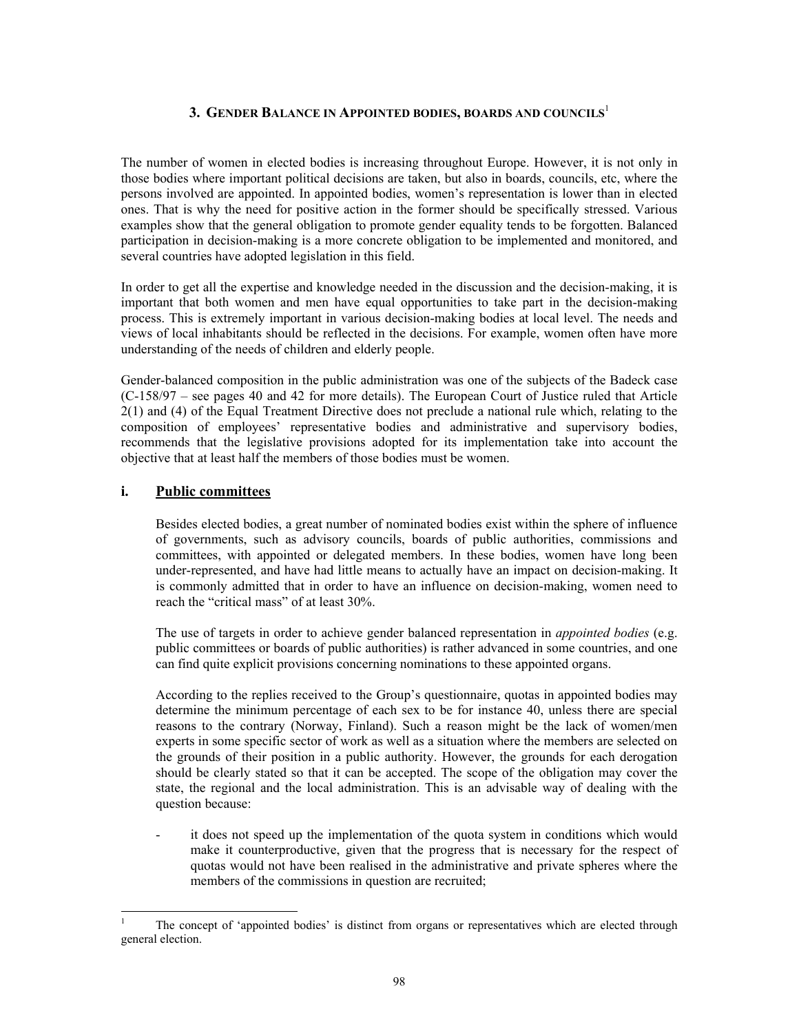### 3. Gender Balance in Appointed bodies, boards and councils[1]

The number of women in elected bodies is increasing throughout Europe. However, it is not only in those bodies where important political decisions are taken, but also in boards, councils, etc, where the persons involved are appointed. In appointed bodies, women's representation is lower than in elected ones. That is why the need for positive action in the former should be specifically stressed. Various examples show that the general obligation to promote gender equality tends to be forgotten. Balanced participation in decision-making is a more concrete obligation to be implemented and monitored, and several countries have adopted legislation in this field.

In order to get all the expertise and knowledge needed in the discussion and the decision-making, it is important that both women and men have equal opportunities to take part in the decision-making process. This is extremely important in various decision-making bodies at local level. The needs and views of local inhabitants should be reflected in the decisions. For example, women often have more understanding of the needs of children and elderly people.

Gender-balanced composition in the public administration was one of the subjects of the Badeck case (C-158/97 – see pages 40 and 42 for more details). The European Court of Justice ruled that Article 2(1) and (4) of the Equal Treatment Directive does not preclude a national rule which, relating to the composition of employees' representative bodies and administrative and supervisory bodies, recommends that the legislative provisions adopted for its implementation take into account the objective that at least half the members of those bodies must be women.

#### i. Public committees

Besides elected bodies, a great number of nominated bodies exist within the sphere of influence of governments, such as advisory councils, boards of public authorities, commissions and committees, with appointed or delegated members. In these bodies, women have long been under-represented, and have had little means to actually have an impact on decision-making. It is commonly admitted that in order to have an influence on decision-making, women need to reach the "critical mass" of at least 30%.

The use of targets in order to achieve gender balanced representation in *appointed bodies* (e.g. public committees or boards of public authorities) is rather advanced in some countries, and one can find quite explicit provisions concerning nominations to these appointed organs.

According to the replies received to the Group's questionnaire, quotas in appointed bodies may determine the minimum percentage of each sex to be for instance 40, unless there are special reasons to the contrary (Norway, Finland). Such a reason might be the lack of women/men experts in some specific sector of work as well as a situation where the members are selected on the grounds of their position in a public authority. However, the grounds for each derogation should be clearly stated so that it can be accepted. The scope of the obligation may cover the state, the regional and the local administration. This is an advisable way of dealing with the question because:

- it does not speed up the implementation of the quota system in conditions which would make it counterproductive, given that the progress that is necessary for the respect of quotas would not have been realised in the administrative and private spheres where the members of the commissions in question are recruited;

---

[1] The concept of 'appointed bodies' is distinct from organs or representatives which are elected through general election.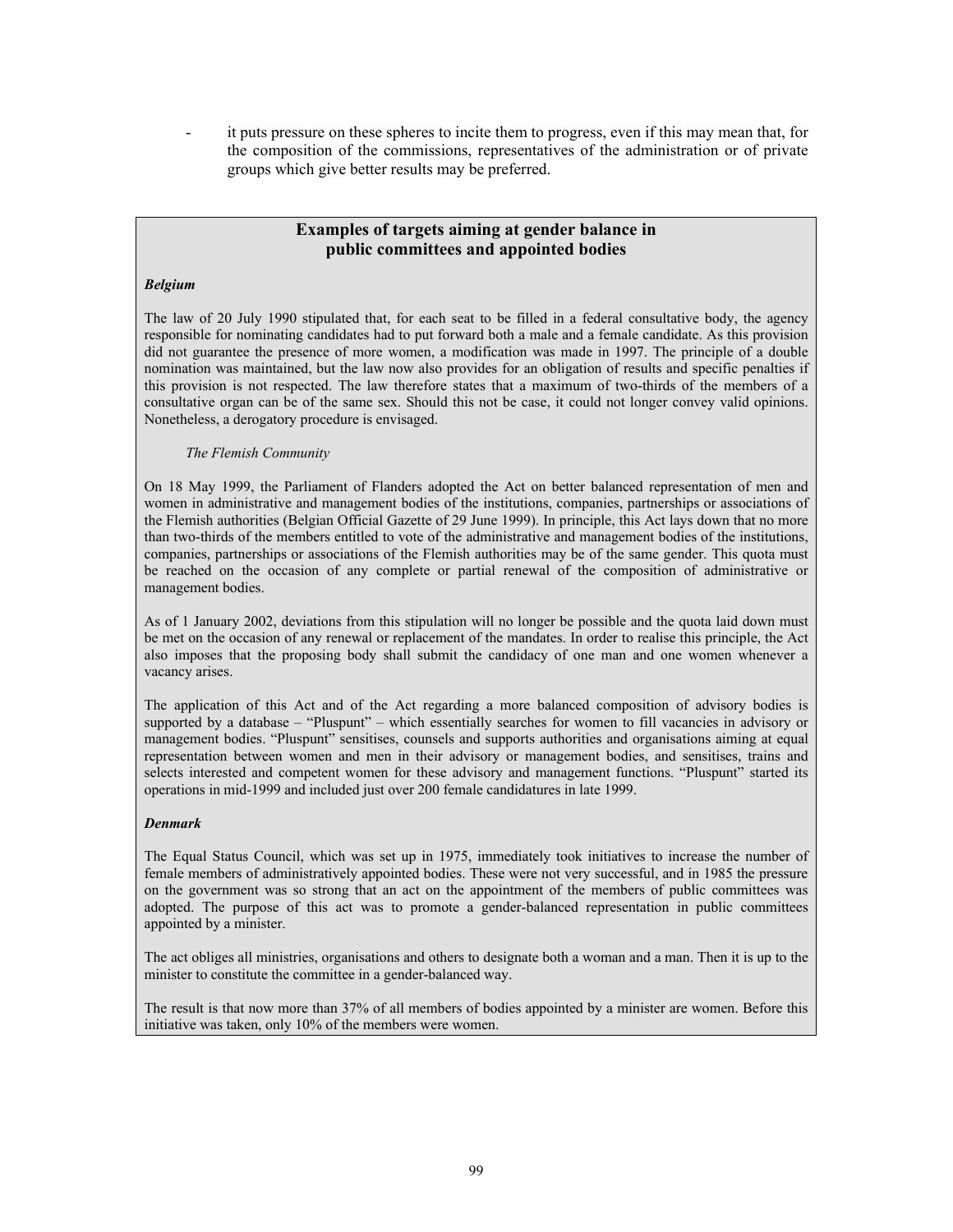- it puts pressure on these spheres to incite them to progress, even if this may mean that, for the composition of the commissions, representatives of the administration or of private groups which give better results may be preferred.

## Examples of targets aiming at gender balance in public committees and appointed bodies

***Belgium***

The law of 20 July 1990 stipulated that, for each seat to be filled in a federal consultative body, the agency responsible for nominating candidates had to put forward both a male and a female candidate. As this provision did not guarantee the presence of more women, a modification was made in 1997. The principle of a double nomination was maintained, but the law now also provides for an obligation of results and specific penalties if this provision is not respected. The law therefore states that a maximum of two-thirds of the members of a consultative organ can be of the same sex. Should this not be case, it could not longer convey valid opinions. Nonetheless, a derogatory procedure is envisaged.

*The Flemish Community*

On 18 May 1999, the Parliament of Flanders adopted the Act on better balanced representation of men and women in administrative and management bodies of the institutions, companies, partnerships or associations of the Flemish authorities (Belgian Official Gazette of 29 June 1999). In principle, this Act lays down that no more than two-thirds of the members entitled to vote of the administrative and management bodies of the institutions, companies, partnerships or associations of the Flemish authorities may be of the same gender. This quota must be reached on the occasion of any complete or partial renewal of the composition of administrative or management bodies.

As of 1 January 2002, deviations from this stipulation will no longer be possible and the quota laid down must be met on the occasion of any renewal or replacement of the mandates. In order to realise this principle, the Act also imposes that the proposing body shall submit the candidacy of one man and one women whenever a vacancy arises.

The application of this Act and of the Act regarding a more balanced composition of advisory bodies is supported by a database – "Pluspunt" – which essentially searches for women to fill vacancies in advisory or management bodies. "Pluspunt" sensitises, counsels and supports authorities and organisations aiming at equal representation between women and men in their advisory or management bodies, and sensitises, trains and selects interested and competent women for these advisory and management functions. "Pluspunt" started its operations in mid-1999 and included just over 200 female candidatures in late 1999.

***Denmark***

The Equal Status Council, which was set up in 1975, immediately took initiatives to increase the number of female members of administratively appointed bodies. These were not very successful, and in 1985 the pressure on the government was so strong that an act on the appointment of the members of public committees was adopted. The purpose of this act was to promote a gender-balanced representation in public committees appointed by a minister.

The act obliges all ministries, organisations and others to designate both a woman and a man. Then it is up to the minister to constitute the committee in a gender-balanced way.

The result is that now more than 37% of all members of bodies appointed by a minister are women. Before this initiative was taken, only 10% of the members were women.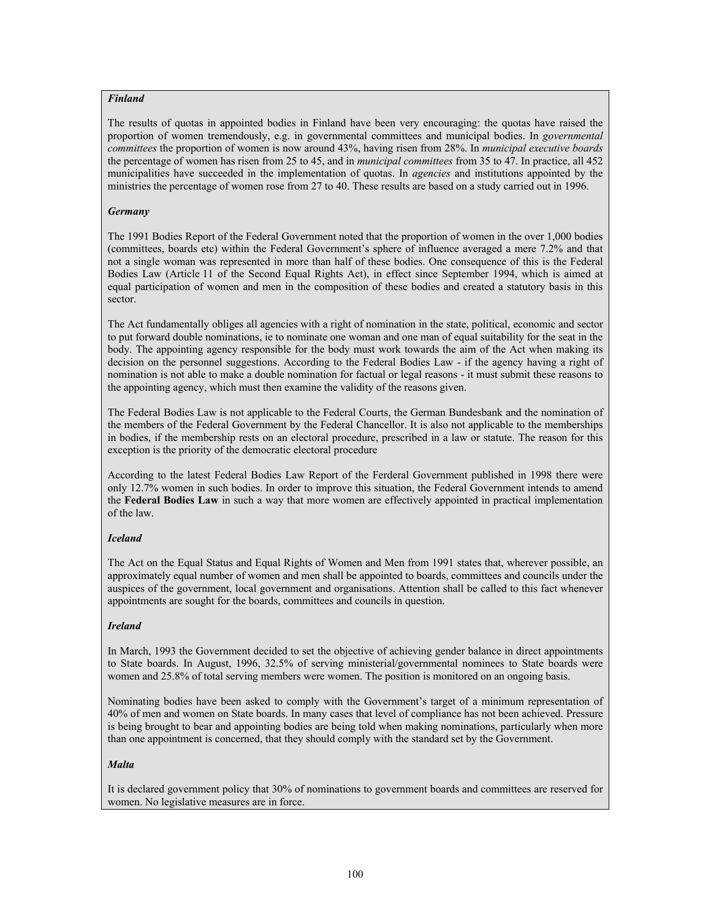***Finland***

The results of quotas in appointed bodies in Finland have been very encouraging: the quotas have raised the proportion of women tremendously, e.g. in governmental committees and municipal bodies. In *governmental committees* the proportion of women is now around 43%, having risen from 28%. In *municipal executive boards* the percentage of women has risen from 25 to 45, and in *municipal committees* from 35 to 47. In practice, all 452 municipalities have succeeded in the implementation of quotas. In *agencies* and institutions appointed by the ministries the percentage of women rose from 27 to 40. These results are based on a study carried out in 1996.

***Germany***

The 1991 Bodies Report of the Federal Government noted that the proportion of women in the over 1,000 bodies (committees, boards etc) within the Federal Government's sphere of influence averaged a mere 7.2% and that not a single woman was represented in more than half of these bodies. One consequence of this is the Federal Bodies Law (Article 11 of the Second Equal Rights Act), in effect since September 1994, which is aimed at equal participation of women and men in the composition of these bodies and created a statutory basis in this sector.

The Act fundamentally obliges all agencies with a right of nomination in the state, political, economic and sector to put forward double nominations, ie to nominate one woman and one man of equal suitability for the seat in the body. The appointing agency responsible for the body must work towards the aim of the Act when making its decision on the personnel suggestions. According to the Federal Bodies Law - if the agency having a right of nomination is not able to make a double nomination for factual or legal reasons - it must submit these reasons to the appointing agency, which must then examine the validity of the reasons given.

The Federal Bodies Law is not applicable to the Federal Courts, the German Bundesbank and the nomination of the members of the Federal Government by the Federal Chancellor. It is also not applicable to the memberships in bodies, if the membership rests on an electoral procedure, prescribed in a law or statute. The reason for this exception is the priority of the democratic electoral procedure

According to the latest Federal Bodies Law Report of the Ferderal Government published in 1998 there were only 12.7% women in such bodies. In order to improve this situation, the Federal Government intends to amend the **Federal Bodies Law** in such a way that more women are effectively appointed in practical implementation of the law.

***Iceland***

The Act on the Equal Status and Equal Rights of Women and Men from 1991 states that, wherever possible, an approximately equal number of women and men shall be appointed to boards, committees and councils under the auspices of the government, local government and organisations. Attention shall be called to this fact whenever appointments are sought for the boards, committees and councils in question.

***Ireland***

In March, 1993 the Government decided to set the objective of achieving gender balance in direct appointments to State boards. In August, 1996, 32.5% of serving ministerial/governmental nominees to State boards were women and 25.8% of total serving members were women. The position is monitored on an ongoing basis.

Nominating bodies have been asked to comply with the Government's target of a minimum representation of 40% of men and women on State boards. In many cases that level of compliance has not been achieved. Pressure is being brought to bear and appointing bodies are being told when making nominations, particularly when more than one appointment is concerned, that they should comply with the standard set by the Government.

***Malta***

It is declared government policy that 30% of nominations to government boards and committees are reserved for women. No legislative measures are in force.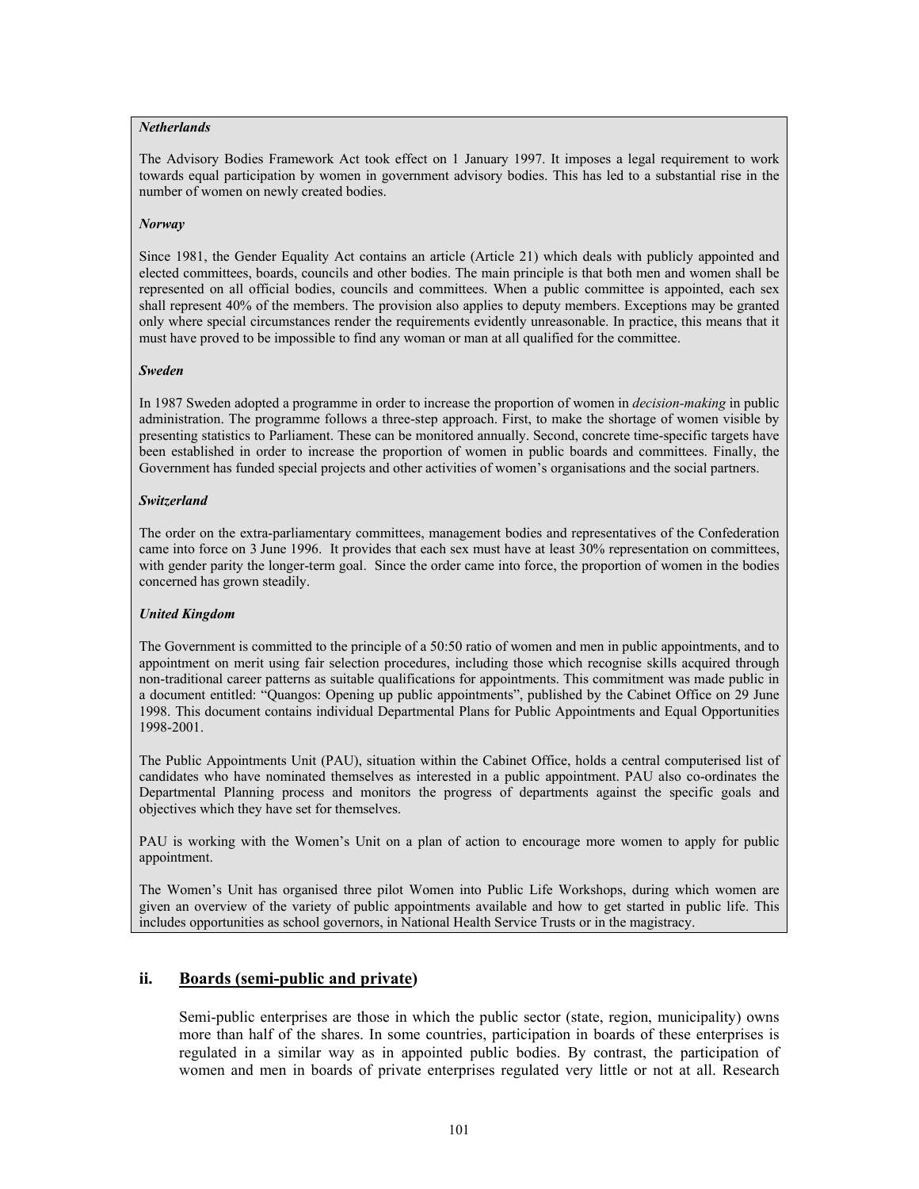***Netherlands***

The Advisory Bodies Framework Act took effect on 1 January 1997. It imposes a legal requirement to work towards equal participation by women in government advisory bodies. This has led to a substantial rise in the number of women on newly created bodies.

***Norway***

Since 1981, the Gender Equality Act contains an article (Article 21) which deals with publicly appointed and elected committees, boards, councils and other bodies. The main principle is that both men and women shall be represented on all official bodies, councils and committees. When a public committee is appointed, each sex shall represent 40% of the members. The provision also applies to deputy members. Exceptions may be granted only where special circumstances render the requirements evidently unreasonable. In practice, this means that it must have proved to be impossible to find any woman or man at all qualified for the committee.

***Sweden***

In 1987 Sweden adopted a programme in order to increase the proportion of women in *decision-making* in public administration. The programme follows a three-step approach. First, to make the shortage of women visible by presenting statistics to Parliament. These can be monitored annually. Second, concrete time-specific targets have been established in order to increase the proportion of women in public boards and committees. Finally, the Government has funded special projects and other activities of women's organisations and the social partners.

***Switzerland***

The order on the extra-parliamentary committees, management bodies and representatives of the Confederation came into force on 3 June 1996. It provides that each sex must have at least 30% representation on committees, with gender parity the longer-term goal. Since the order came into force, the proportion of women in the bodies concerned has grown steadily.

***United Kingdom***

The Government is committed to the principle of a 50:50 ratio of women and men in public appointments, and to appointment on merit using fair selection procedures, including those which recognise skills acquired through non-traditional career patterns as suitable qualifications for appointments. This commitment was made public in a document entitled: "Quangos: Opening up public appointments", published by the Cabinet Office on 29 June 1998. This document contains individual Departmental Plans for Public Appointments and Equal Opportunities 1998-2001.

The Public Appointments Unit (PAU), situation within the Cabinet Office, holds a central computerised list of candidates who have nominated themselves as interested in a public appointment. PAU also co-ordinates the Departmental Planning process and monitors the progress of departments against the specific goals and objectives which they have set for themselves.

PAU is working with the Women's Unit on a plan of action to encourage more women to apply for public appointment.

The Women's Unit has organised three pilot Women into Public Life Workshops, during which women are given an overview of the variety of public appointments available and how to get started in public life. This includes opportunities as school governors, in National Health Service Trusts or in the magistracy.

### ii. Boards (semi-public and private)

Semi-public enterprises are those in which the public sector (state, region, municipality) owns more than half of the shares. In some countries, participation in boards of these enterprises is regulated in a similar way as in appointed public bodies. By contrast, the participation of women and men in boards of private enterprises regulated very little or not at all. Research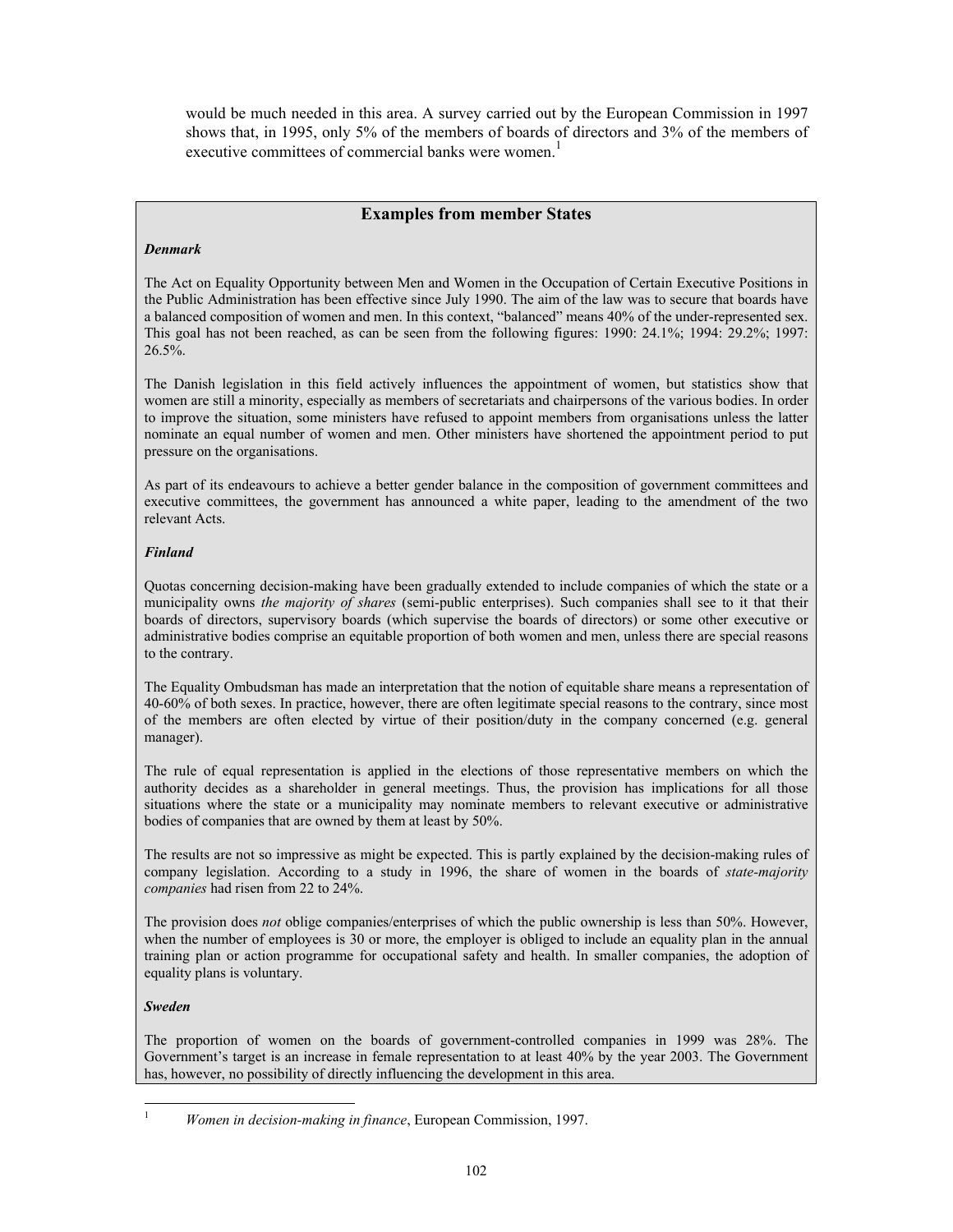would be much needed in this area. A survey carried out by the European Commission in 1997 shows that, in 1995, only 5% of the members of boards of directors and 3% of the members of executive committees of commercial banks were women.[1]

## Examples from member States

***Denmark***

The Act on Equality Opportunity between Men and Women in the Occupation of Certain Executive Positions in the Public Administration has been effective since July 1990. The aim of the law was to secure that boards have a balanced composition of women and men. In this context, "balanced" means 40% of the under-represented sex. This goal has not been reached, as can be seen from the following figures: 1990: 24.1%; 1994: 29.2%; 1997: 26.5%.

The Danish legislation in this field actively influences the appointment of women, but statistics show that women are still a minority, especially as members of secretariats and chairpersons of the various bodies. In order to improve the situation, some ministers have refused to appoint members from organisations unless the latter nominate an equal number of women and men. Other ministers have shortened the appointment period to put pressure on the organisations.

As part of its endeavours to achieve a better gender balance in the composition of government committees and executive committees, the government has announced a white paper, leading to the amendment of the two relevant Acts.

***Finland***

Quotas concerning decision-making have been gradually extended to include companies of which the state or a municipality owns *the majority of shares* (semi-public enterprises). Such companies shall see to it that their boards of directors, supervisory boards (which supervise the boards of directors) or some other executive or administrative bodies comprise an equitable proportion of both women and men, unless there are special reasons to the contrary.

The Equality Ombudsman has made an interpretation that the notion of equitable share means a representation of 40-60% of both sexes. In practice, however, there are often legitimate special reasons to the contrary, since most of the members are often elected by virtue of their position/duty in the company concerned (e.g. general manager).

The rule of equal representation is applied in the elections of those representative members on which the authority decides as a shareholder in general meetings. Thus, the provision has implications for all those situations where the state or a municipality may nominate members to relevant executive or administrative bodies of companies that are owned by them at least by 50%.

The results are not so impressive as might be expected. This is partly explained by the decision-making rules of company legislation. According to a study in 1996, the share of women in the boards of *state-majority companies* had risen from 22 to 24%.

The provision does *not* oblige companies/enterprises of which the public ownership is less than 50%. However, when the number of employees is 30 or more, the employer is obliged to include an equality plan in the annual training plan or action programme for occupational safety and health. In smaller companies, the adoption of equality plans is voluntary.

***Sweden***

The proportion of women on the boards of government-controlled companies in 1999 was 28%. The Government's target is an increase in female representation to at least 40% by the year 2003. The Government has, however, no possibility of directly influencing the development in this area.

---

[1] *Women in decision-making in finance*, European Commission, 1997.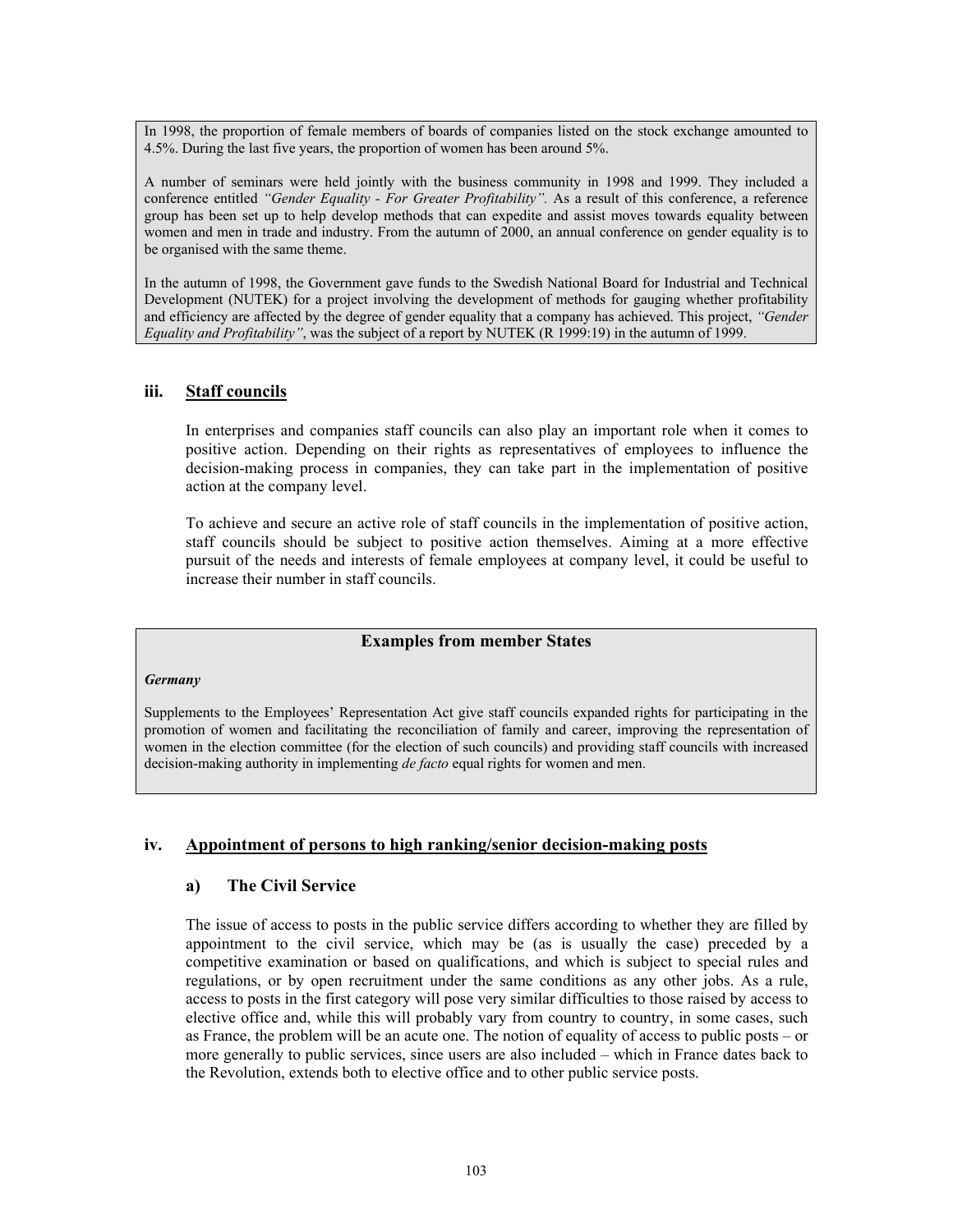In 1998, the proportion of female members of boards of companies listed on the stock exchange amounted to 4.5%. During the last five years, the proportion of women has been around 5%.

A number of seminars were held jointly with the business community in 1998 and 1999. They included a conference entitled *"Gender Equality - For Greater Profitability".* As a result of this conference, a reference group has been set up to help develop methods that can expedite and assist moves towards equality between women and men in trade and industry. From the autumn of 2000, an annual conference on gender equality is to be organised with the same theme.

In the autumn of 1998, the Government gave funds to the Swedish National Board for Industrial and Technical Development (NUTEK) for a project involving the development of methods for gauging whether profitability and efficiency are affected by the degree of gender equality that a company has achieved. This project, *"Gender Equality and Profitability"*, was the subject of a report by NUTEK (R 1999:19) in the autumn of 1999.

### iii. Staff councils

In enterprises and companies staff councils can also play an important role when it comes to positive action. Depending on their rights as representatives of employees to influence the decision-making process in companies, they can take part in the implementation of positive action at the company level.

To achieve and secure an active role of staff councils in the implementation of positive action, staff councils should be subject to positive action themselves. Aiming at a more effective pursuit of the needs and interests of female employees at company level, it could be useful to increase their number in staff councils.

**Examples from member States**

***Germany***

Supplements to the Employees' Representation Act give staff councils expanded rights for participating in the promotion of women and facilitating the reconciliation of family and career, improving the representation of women in the election committee (for the election of such councils) and providing staff councils with increased decision-making authority in implementing *de facto* equal rights for women and men.

### iv. Appointment of persons to high ranking/senior decision-making posts

#### a) The Civil Service

The issue of access to posts in the public service differs according to whether they are filled by appointment to the civil service, which may be (as is usually the case) preceded by a competitive examination or based on qualifications, and which is subject to special rules and regulations, or by open recruitment under the same conditions as any other jobs. As a rule, access to posts in the first category will pose very similar difficulties to those raised by access to elective office and, while this will probably vary from country to country, in some cases, such as France, the problem will be an acute one. The notion of equality of access to public posts – or more generally to public services, since users are also included – which in France dates back to the Revolution, extends both to elective office and to other public service posts.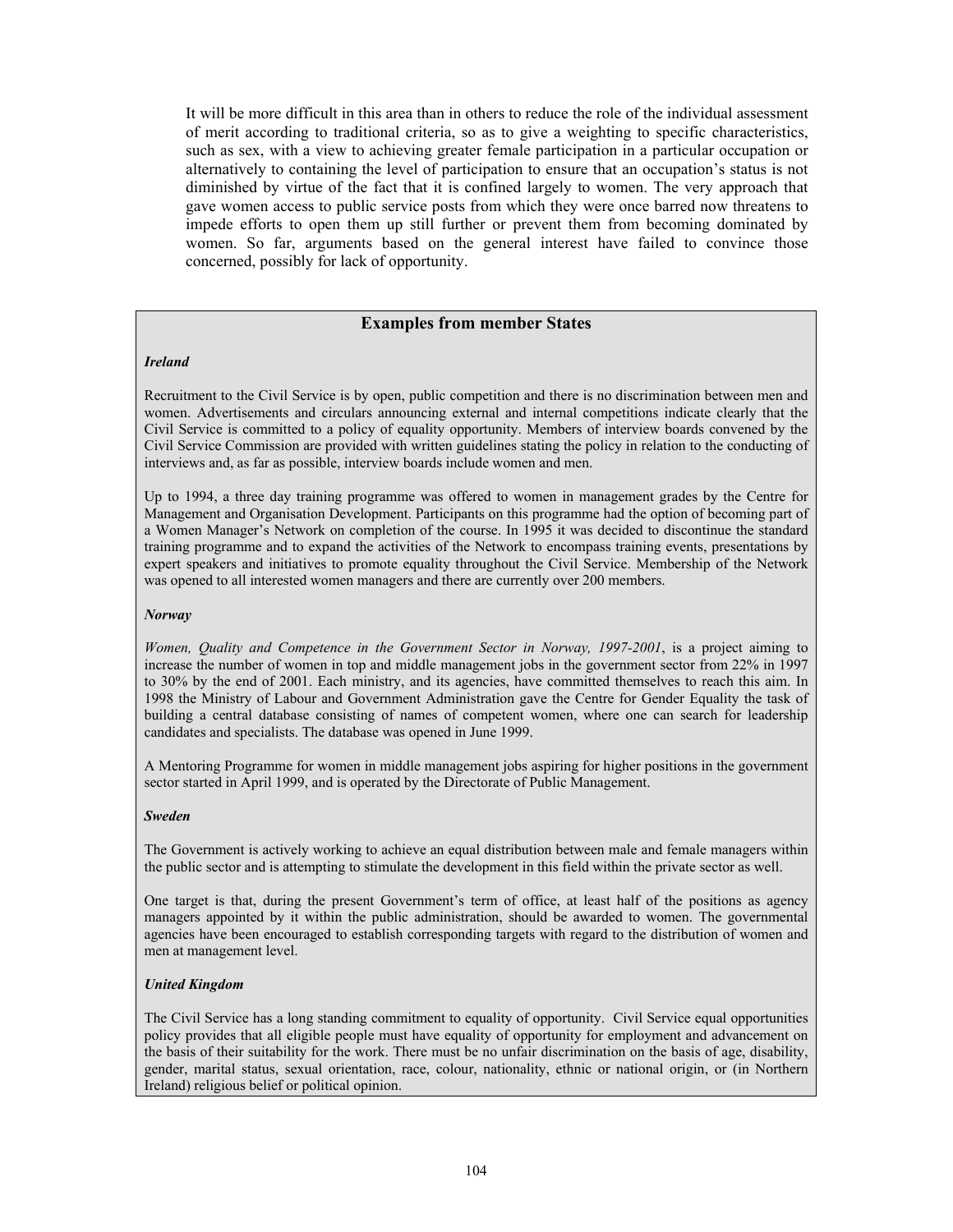It will be more difficult in this area than in others to reduce the role of the individual assessment of merit according to traditional criteria, so as to give a weighting to specific characteristics, such as sex, with a view to achieving greater female participation in a particular occupation or alternatively to containing the level of participation to ensure that an occupation's status is not diminished by virtue of the fact that it is confined largely to women. The very approach that gave women access to public service posts from which they were once barred now threatens to impede efforts to open them up still further or prevent them from becoming dominated by women. So far, arguments based on the general interest have failed to convince those concerned, possibly for lack of opportunity.

## Examples from member States

***Ireland***

Recruitment to the Civil Service is by open, public competition and there is no discrimination between men and women. Advertisements and circulars announcing external and internal competitions indicate clearly that the Civil Service is committed to a policy of equality opportunity. Members of interview boards convened by the Civil Service Commission are provided with written guidelines stating the policy in relation to the conducting of interviews and, as far as possible, interview boards include women and men.

Up to 1994, a three day training programme was offered to women in management grades by the Centre for Management and Organisation Development. Participants on this programme had the option of becoming part of a Women Manager's Network on completion of the course. In 1995 it was decided to discontinue the standard training programme and to expand the activities of the Network to encompass training events, presentations by expert speakers and initiatives to promote equality throughout the Civil Service. Membership of the Network was opened to all interested women managers and there are currently over 200 members.

***Norway***

*Women, Quality and Competence in the Government Sector in Norway, 1997-2001*, is a project aiming to increase the number of women in top and middle management jobs in the government sector from 22% in 1997 to 30% by the end of 2001. Each ministry, and its agencies, have committed themselves to reach this aim. In 1998 the Ministry of Labour and Government Administration gave the Centre for Gender Equality the task of building a central database consisting of names of competent women, where one can search for leadership candidates and specialists. The database was opened in June 1999.

A Mentoring Programme for women in middle management jobs aspiring for higher positions in the government sector started in April 1999, and is operated by the Directorate of Public Management.

***Sweden***

The Government is actively working to achieve an equal distribution between male and female managers within the public sector and is attempting to stimulate the development in this field within the private sector as well.

One target is that, during the present Government's term of office, at least half of the positions as agency managers appointed by it within the public administration, should be awarded to women. The governmental agencies have been encouraged to establish corresponding targets with regard to the distribution of women and men at management level.

***United Kingdom***

The Civil Service has a long standing commitment to equality of opportunity. Civil Service equal opportunities policy provides that all eligible people must have equality of opportunity for employment and advancement on the basis of their suitability for the work. There must be no unfair discrimination on the basis of age, disability, gender, marital status, sexual orientation, race, colour, nationality, ethnic or national origin, or (in Northern Ireland) religious belief or political opinion.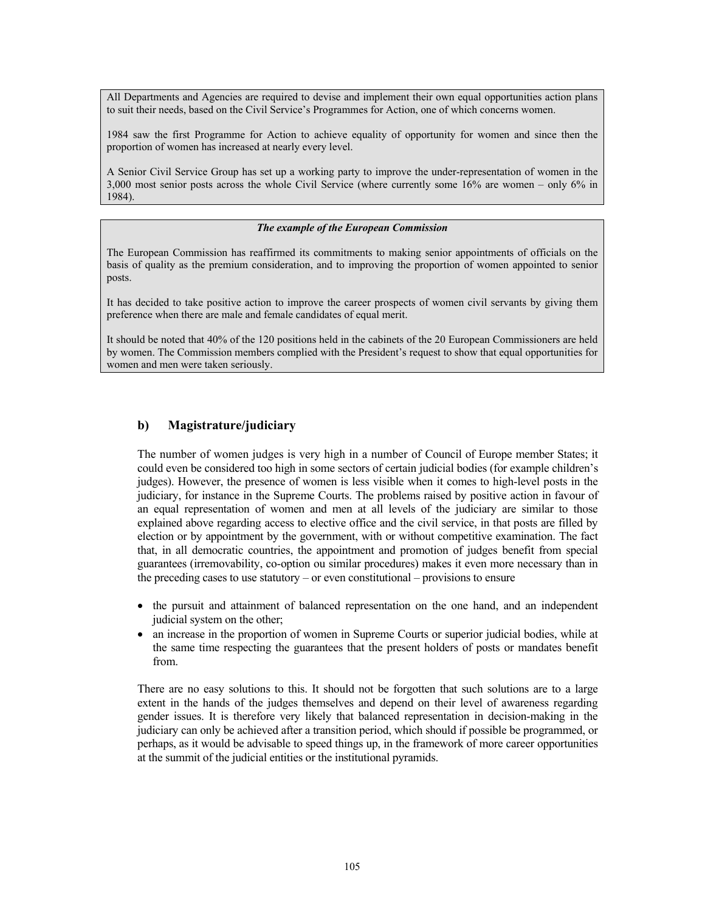All Departments and Agencies are required to devise and implement their own equal opportunities action plans to suit their needs, based on the Civil Service's Programmes for Action, one of which concerns women.

1984 saw the first Programme for Action to achieve equality of opportunity for women and since then the proportion of women has increased at nearly every level.

A Senior Civil Service Group has set up a working party to improve the under-representation of women in the 3,000 most senior posts across the whole Civil Service (where currently some 16% are women – only 6% in 1984).

***The example of the European Commission***

The European Commission has reaffirmed its commitments to making senior appointments of officials on the basis of quality as the premium consideration, and to improving the proportion of women appointed to senior posts.

It has decided to take positive action to improve the career prospects of women civil servants by giving them preference when there are male and female candidates of equal merit.

It should be noted that 40% of the 120 positions held in the cabinets of the 20 European Commissioners are held by women. The Commission members complied with the President's request to show that equal opportunities for women and men were taken seriously.

### b) Magistrature/judiciary

The number of women judges is very high in a number of Council of Europe member States; it could even be considered too high in some sectors of certain judicial bodies (for example children's judges). However, the presence of women is less visible when it comes to high-level posts in the judiciary, for instance in the Supreme Courts. The problems raised by positive action in favour of an equal representation of women and men at all levels of the judiciary are similar to those explained above regarding access to elective office and the civil service, in that posts are filled by election or by appointment by the government, with or without competitive examination. The fact that, in all democratic countries, the appointment and promotion of judges benefit from special guarantees (irremovability, co-option ou similar procedures) makes it even more necessary than in the preceding cases to use statutory – or even constitutional – provisions to ensure

- the pursuit and attainment of balanced representation on the one hand, and an independent judicial system on the other;
- an increase in the proportion of women in Supreme Courts or superior judicial bodies, while at the same time respecting the guarantees that the present holders of posts or mandates benefit from.

There are no easy solutions to this. It should not be forgotten that such solutions are to a large extent in the hands of the judges themselves and depend on their level of awareness regarding gender issues. It is therefore very likely that balanced representation in decision-making in the judiciary can only be achieved after a transition period, which should if possible be programmed, or perhaps, as it would be advisable to speed things up, in the framework of more career opportunities at the summit of the judicial entities or the institutional pyramids.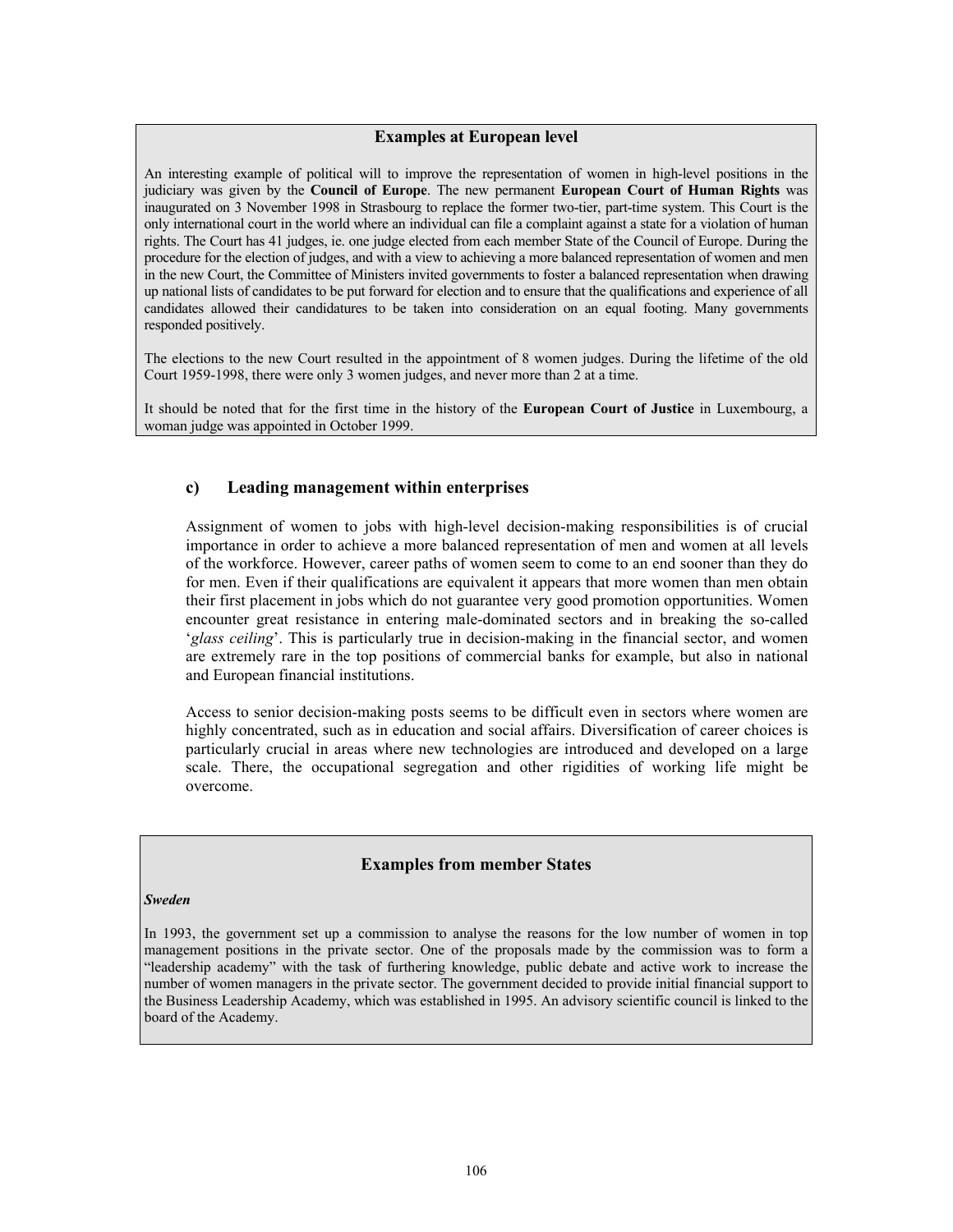### Examples at European level

An interesting example of political will to improve the representation of women in high-level positions in the judiciary was given by the **Council of Europe**. The new permanent **European Court of Human Rights** was inaugurated on 3 November 1998 in Strasbourg to replace the former two-tier, part-time system. This Court is the only international court in the world where an individual can file a complaint against a state for a violation of human rights. The Court has 41 judges, ie. one judge elected from each member State of the Council of Europe. During the procedure for the election of judges, and with a view to achieving a more balanced representation of women and men in the new Court, the Committee of Ministers invited governments to foster a balanced representation when drawing up national lists of candidates to be put forward for election and to ensure that the qualifications and experience of all candidates allowed their candidatures to be taken into consideration on an equal footing. Many governments responded positively.

The elections to the new Court resulted in the appointment of 8 women judges. During the lifetime of the old Court 1959-1998, there were only 3 women judges, and never more than 2 at a time.

It should be noted that for the first time in the history of the **European Court of Justice** in Luxembourg, a woman judge was appointed in October 1999.

### c) Leading management within enterprises

Assignment of women to jobs with high-level decision-making responsibilities is of crucial importance in order to achieve a more balanced representation of men and women at all levels of the workforce. However, career paths of women seem to come to an end sooner than they do for men. Even if their qualifications are equivalent it appears that more women than men obtain their first placement in jobs which do not guarantee very good promotion opportunities. Women encounter great resistance in entering male-dominated sectors and in breaking the so-called '*glass ceiling*'. This is particularly true in decision-making in the financial sector, and women are extremely rare in the top positions of commercial banks for example, but also in national and European financial institutions.

Access to senior decision-making posts seems to be difficult even in sectors where women are highly concentrated, such as in education and social affairs. Diversification of career choices is particularly crucial in areas where new technologies are introduced and developed on a large scale. There, the occupational segregation and other rigidities of working life might be overcome.

### Examples from member States

***Sweden***

In 1993, the government set up a commission to analyse the reasons for the low number of women in top management positions in the private sector. One of the proposals made by the commission was to form a "leadership academy" with the task of furthering knowledge, public debate and active work to increase the number of women managers in the private sector. The government decided to provide initial financial support to the Business Leadership Academy, which was established in 1995. An advisory scientific council is linked to the board of the Academy.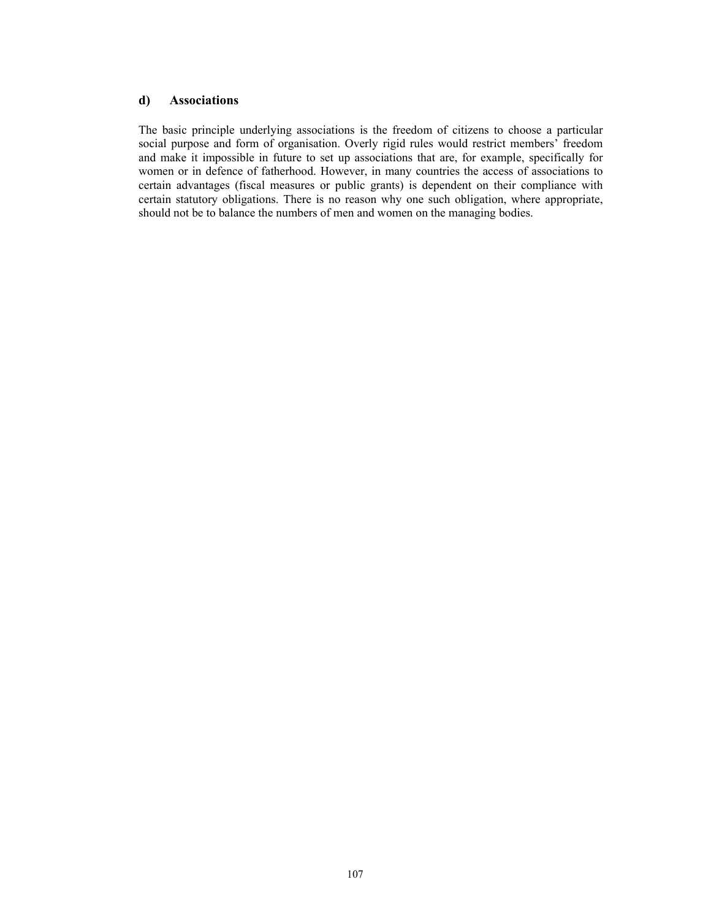### d) Associations

The basic principle underlying associations is the freedom of citizens to choose a particular social purpose and form of organisation. Overly rigid rules would restrict members' freedom and make it impossible in future to set up associations that are, for example, specifically for women or in defence of fatherhood. However, in many countries the access of associations to certain advantages (fiscal measures or public grants) is dependent on their compliance with certain statutory obligations. There is no reason why one such obligation, where appropriate, should not be to balance the numbers of men and women on the managing bodies.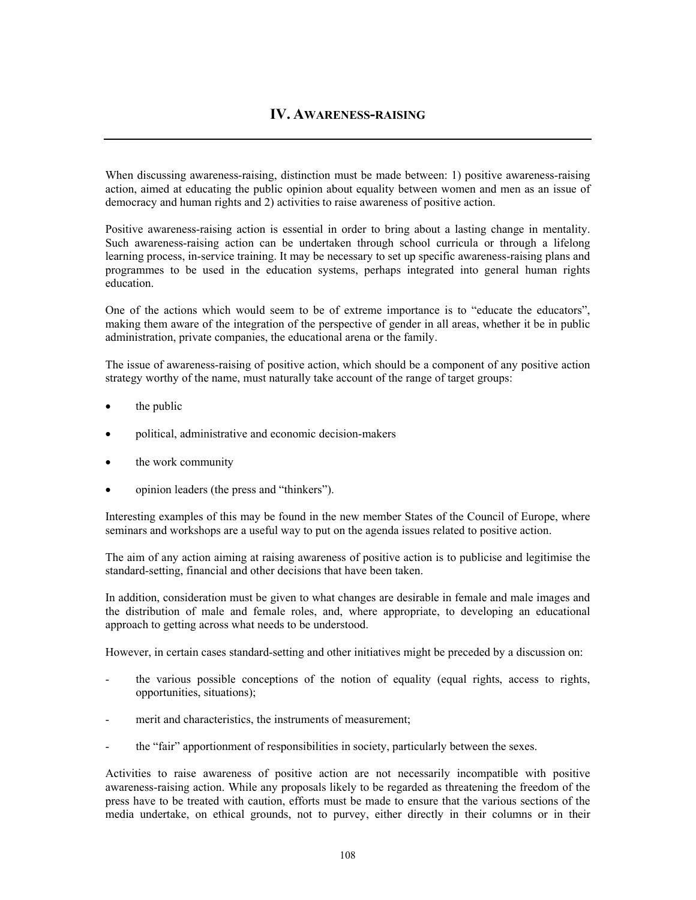# IV. Awareness-raising

When discussing awareness-raising, distinction must be made between: 1) positive awareness-raising action, aimed at educating the public opinion about equality between women and men as an issue of democracy and human rights and 2) activities to raise awareness of positive action.

Positive awareness-raising action is essential in order to bring about a lasting change in mentality. Such awareness-raising action can be undertaken through school curricula or through a lifelong learning process, in-service training. It may be necessary to set up specific awareness-raising plans and programmes to be used in the education systems, perhaps integrated into general human rights education.

One of the actions which would seem to be of extreme importance is to "educate the educators", making them aware of the integration of the perspective of gender in all areas, whether it be in public administration, private companies, the educational arena or the family.

The issue of awareness-raising of positive action, which should be a component of any positive action strategy worthy of the name, must naturally take account of the range of target groups:

- the public
- political, administrative and economic decision-makers
- the work community
- opinion leaders (the press and "thinkers").

Interesting examples of this may be found in the new member States of the Council of Europe, where seminars and workshops are a useful way to put on the agenda issues related to positive action.

The aim of any action aiming at raising awareness of positive action is to publicise and legitimise the standard-setting, financial and other decisions that have been taken.

In addition, consideration must be given to what changes are desirable in female and male images and the distribution of male and female roles, and, where appropriate, to developing an educational approach to getting across what needs to be understood.

However, in certain cases standard-setting and other initiatives might be preceded by a discussion on:

- the various possible conceptions of the notion of equality (equal rights, access to rights, opportunities, situations);
- merit and characteristics, the instruments of measurement;
- the "fair" apportionment of responsibilities in society, particularly between the sexes.

Activities to raise awareness of positive action are not necessarily incompatible with positive awareness-raising action. While any proposals likely to be regarded as threatening the freedom of the press have to be treated with caution, efforts must be made to ensure that the various sections of the media undertake, on ethical grounds, not to purvey, either directly in their columns or in their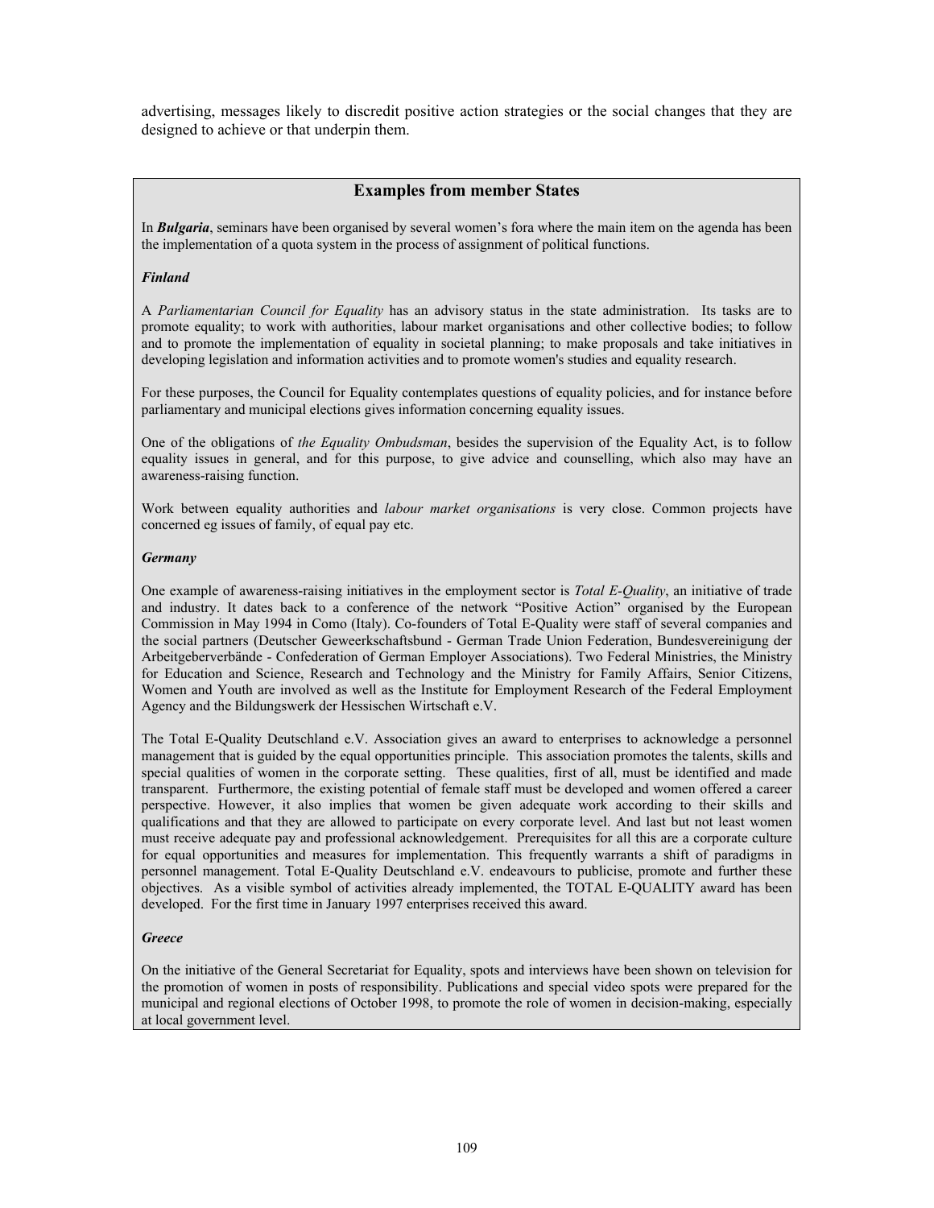advertising, messages likely to discredit positive action strategies or the social changes that they are designed to achieve or that underpin them.

## Examples from member States

In ***Bulgaria***, seminars have been organised by several women's fora where the main item on the agenda has been the implementation of a quota system in the process of assignment of political functions.

***Finland***

A *Parliamentarian Council for Equality* has an advisory status in the state administration. Its tasks are to promote equality; to work with authorities, labour market organisations and other collective bodies; to follow and to promote the implementation of equality in societal planning; to make proposals and take initiatives in developing legislation and information activities and to promote women's studies and equality research.

For these purposes, the Council for Equality contemplates questions of equality policies, and for instance before parliamentary and municipal elections gives information concerning equality issues.

One of the obligations of *the Equality Ombudsman*, besides the supervision of the Equality Act, is to follow equality issues in general, and for this purpose, to give advice and counselling, which also may have an awareness-raising function.

Work between equality authorities and *labour market organisations* is very close. Common projects have concerned eg issues of family, of equal pay etc.

***Germany***

One example of awareness-raising initiatives in the employment sector is *Total E-Quality*, an initiative of trade and industry. It dates back to a conference of the network "Positive Action" organised by the European Commission in May 1994 in Como (Italy). Co-founders of Total E-Quality were staff of several companies and the social partners (Deutscher Geweerkschaftsbund - German Trade Union Federation, Bundesvereinigung der Arbeitgeberverbände - Confederation of German Employer Associations). Two Federal Ministries, the Ministry for Education and Science, Research and Technology and the Ministry for Family Affairs, Senior Citizens, Women and Youth are involved as well as the Institute for Employment Research of the Federal Employment Agency and the Bildungswerk der Hessischen Wirtschaft e.V.

The Total E-Quality Deutschland e.V. Association gives an award to enterprises to acknowledge a personnel management that is guided by the equal opportunities principle. This association promotes the talents, skills and special qualities of women in the corporate setting. These qualities, first of all, must be identified and made transparent. Furthermore, the existing potential of female staff must be developed and women offered a career perspective. However, it also implies that women be given adequate work according to their skills and qualifications and that they are allowed to participate on every corporate level. And last but not least women must receive adequate pay and professional acknowledgement. Prerequisites for all this are a corporate culture for equal opportunities and measures for implementation. This frequently warrants a shift of paradigms in personnel management. Total E-Quality Deutschland e.V. endeavours to publicise, promote and further these objectives. As a visible symbol of activities already implemented, the TOTAL E-QUALITY award has been developed. For the first time in January 1997 enterprises received this award.

***Greece***

On the initiative of the General Secretariat for Equality, spots and interviews have been shown on television for the promotion of women in posts of responsibility. Publications and special video spots were prepared for the municipal and regional elections of October 1998, to promote the role of women in decision-making, especially at local government level.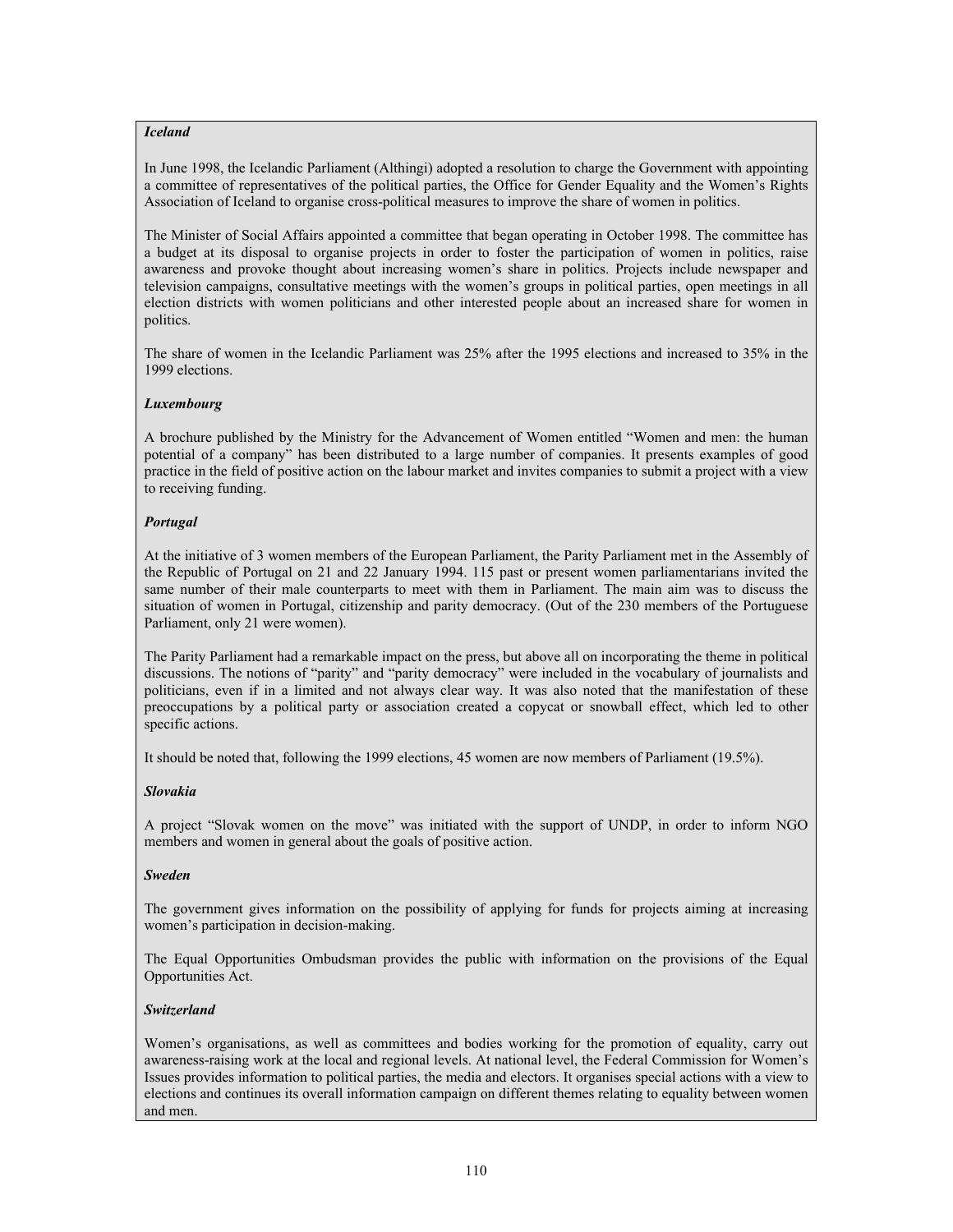***Iceland***

In June 1998, the Icelandic Parliament (Althingi) adopted a resolution to charge the Government with appointing a committee of representatives of the political parties, the Office for Gender Equality and the Women's Rights Association of Iceland to organise cross-political measures to improve the share of women in politics.

The Minister of Social Affairs appointed a committee that began operating in October 1998. The committee has a budget at its disposal to organise projects in order to foster the participation of women in politics, raise awareness and provoke thought about increasing women's share in politics. Projects include newspaper and television campaigns, consultative meetings with the women's groups in political parties, open meetings in all election districts with women politicians and other interested people about an increased share for women in politics.

The share of women in the Icelandic Parliament was 25% after the 1995 elections and increased to 35% in the 1999 elections.

***Luxembourg***

A brochure published by the Ministry for the Advancement of Women entitled "Women and men: the human potential of a company" has been distributed to a large number of companies. It presents examples of good practice in the field of positive action on the labour market and invites companies to submit a project with a view to receiving funding.

***Portugal***

At the initiative of 3 women members of the European Parliament, the Parity Parliament met in the Assembly of the Republic of Portugal on 21 and 22 January 1994. 115 past or present women parliamentarians invited the same number of their male counterparts to meet with them in Parliament. The main aim was to discuss the situation of women in Portugal, citizenship and parity democracy. (Out of the 230 members of the Portuguese Parliament, only 21 were women).

The Parity Parliament had a remarkable impact on the press, but above all on incorporating the theme in political discussions. The notions of "parity" and "parity democracy" were included in the vocabulary of journalists and politicians, even if in a limited and not always clear way. It was also noted that the manifestation of these preoccupations by a political party or association created a copycat or snowball effect, which led to other specific actions.

It should be noted that, following the 1999 elections, 45 women are now members of Parliament (19.5%).

***Slovakia***

A project "Slovak women on the move" was initiated with the support of UNDP, in order to inform NGO members and women in general about the goals of positive action.

***Sweden***

The government gives information on the possibility of applying for funds for projects aiming at increasing women's participation in decision-making.

The Equal Opportunities Ombudsman provides the public with information on the provisions of the Equal Opportunities Act.

***Switzerland***

Women's organisations, as well as committees and bodies working for the promotion of equality, carry out awareness-raising work at the local and regional levels. At national level, the Federal Commission for Women's Issues provides information to political parties, the media and electors. It organises special actions with a view to elections and continues its overall information campaign on different themes relating to equality between women and men.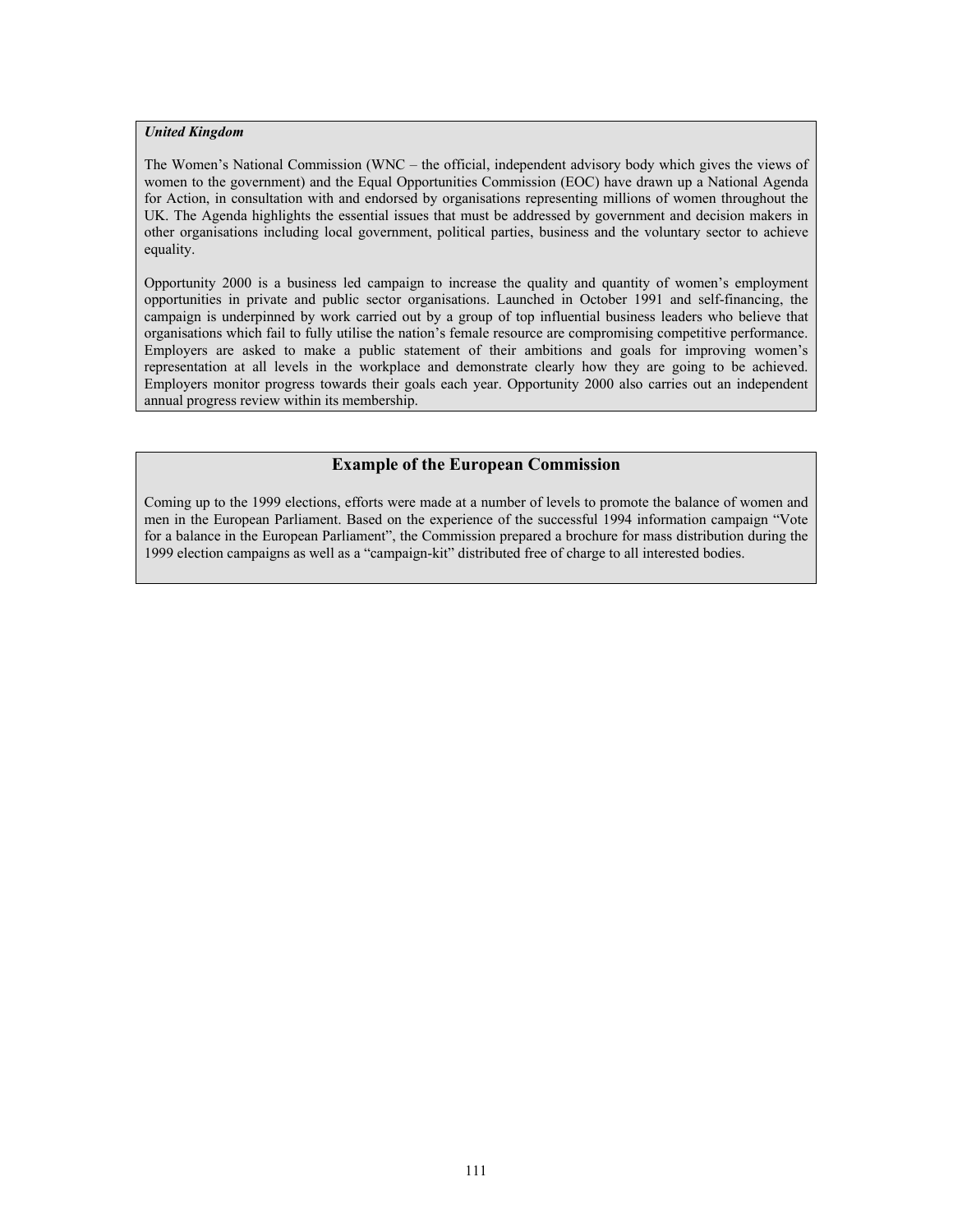***United Kingdom***

The Women's National Commission (WNC – the official, independent advisory body which gives the views of women to the government) and the Equal Opportunities Commission (EOC) have drawn up a National Agenda for Action, in consultation with and endorsed by organisations representing millions of women throughout the UK. The Agenda highlights the essential issues that must be addressed by government and decision makers in other organisations including local government, political parties, business and the voluntary sector to achieve equality.

Opportunity 2000 is a business led campaign to increase the quality and quantity of women's employment opportunities in private and public sector organisations. Launched in October 1991 and self-financing, the campaign is underpinned by work carried out by a group of top influential business leaders who believe that organisations which fail to fully utilise the nation's female resource are compromising competitive performance. Employers are asked to make a public statement of their ambitions and goals for improving women's representation at all levels in the workplace and demonstrate clearly how they are going to be achieved. Employers monitor progress towards their goals each year. Opportunity 2000 also carries out an independent annual progress review within its membership.

## Example of the European Commission

Coming up to the 1999 elections, efforts were made at a number of levels to promote the balance of women and men in the European Parliament. Based on the experience of the successful 1994 information campaign "Vote for a balance in the European Parliament", the Commission prepared a brochure for mass distribution during the 1999 election campaigns as well as a "campaign-kit" distributed free of charge to all interested bodies.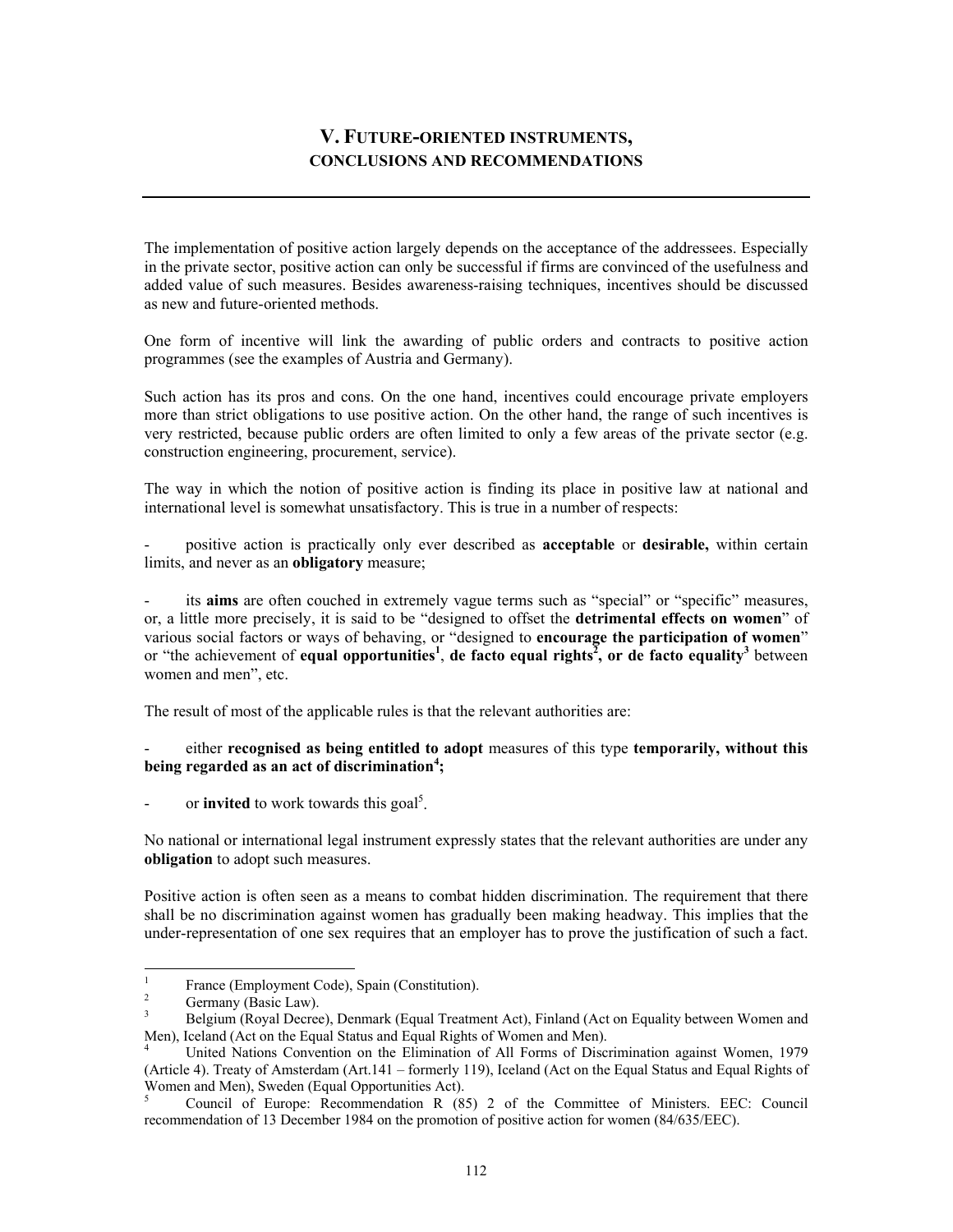# V. FUTURE-ORIENTED INSTRUMENTS, CONCLUSIONS AND RECOMMENDATIONS

The implementation of positive action largely depends on the acceptance of the addressees. Especially in the private sector, positive action can only be successful if firms are convinced of the usefulness and added value of such measures. Besides awareness-raising techniques, incentives should be discussed as new and future-oriented methods.

One form of incentive will link the awarding of public orders and contracts to positive action programmes (see the examples of Austria and Germany).

Such action has its pros and cons. On the one hand, incentives could encourage private employers more than strict obligations to use positive action. On the other hand, the range of such incentives is very restricted, because public orders are often limited to only a few areas of the private sector (e.g. construction engineering, procurement, service).

The way in which the notion of positive action is finding its place in positive law at national and international level is somewhat unsatisfactory. This is true in a number of respects:

- positive action is practically only ever described as **acceptable** or **desirable,** within certain limits, and never as an **obligatory** measure;

- its **aims** are often couched in extremely vague terms such as "special" or "specific" measures, or, a little more precisely, it is said to be "designed to offset the **detrimental effects on women**" of various social factors or ways of behaving, or "designed to **encourage the participation of women**" or "the achievement of **equal opportunities**[1], **de facto equal rights**[2], **or de facto equality**[3] between women and men", etc.

The result of most of the applicable rules is that the relevant authorities are:

- either **recognised as being entitled to adopt** measures of this type **temporarily, without this being regarded as an act of discrimination**[4]**;**

- or **invited** to work towards this goal[5].

No national or international legal instrument expressly states that the relevant authorities are under any **obligation** to adopt such measures.

Positive action is often seen as a means to combat hidden discrimination. The requirement that there shall be no discrimination against women has gradually been making headway. This implies that the under-representation of one sex requires that an employer has to prove the justification of such a fact.

---

[1] France (Employment Code), Spain (Constitution).

[2] Germany (Basic Law).

[3] Belgium (Royal Decree), Denmark (Equal Treatment Act), Finland (Act on Equality between Women and Men), Iceland (Act on the Equal Status and Equal Rights of Women and Men).

[4] United Nations Convention on the Elimination of All Forms of Discrimination against Women, 1979 (Article 4). Treaty of Amsterdam (Art.141 – formerly 119), Iceland (Act on the Equal Status and Equal Rights of Women and Men), Sweden (Equal Opportunities Act).

[5] Council of Europe: Recommendation R (85) 2 of the Committee of Ministers. EEC: Council recommendation of 13 December 1984 on the promotion of positive action for women (84/635/EEC).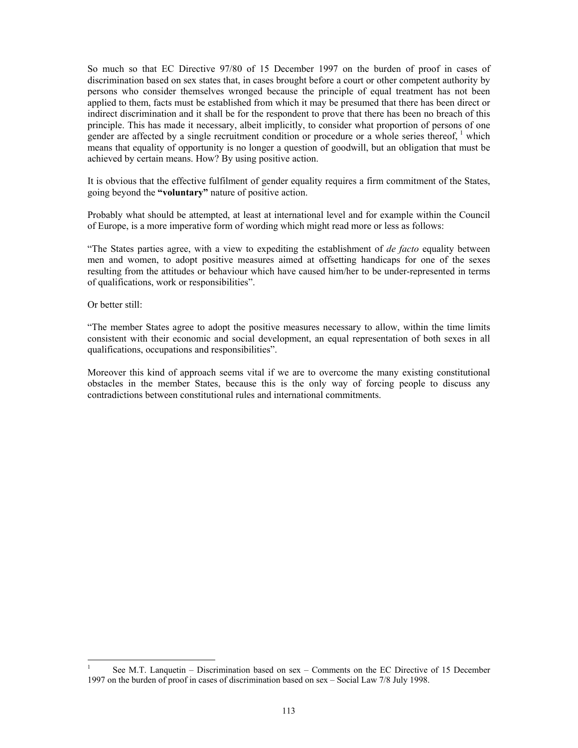So much so that EC Directive 97/80 of 15 December 1997 on the burden of proof in cases of discrimination based on sex states that, in cases brought before a court or other competent authority by persons who consider themselves wronged because the principle of equal treatment has not been applied to them, facts must be established from which it may be presumed that there has been direct or indirect discrimination and it shall be for the respondent to prove that there has been no breach of this principle. This has made it necessary, albeit implicitly, to consider what proportion of persons of one gender are affected by a single recruitment condition or procedure or a whole series thereof, [1] which means that equality of opportunity is no longer a question of goodwill, but an obligation that must be achieved by certain means. How? By using positive action.

It is obvious that the effective fulfilment of gender equality requires a firm commitment of the States, going beyond the **"voluntary"** nature of positive action.

Probably what should be attempted, at least at international level and for example within the Council of Europe, is a more imperative form of wording which might read more or less as follows:

"The States parties agree, with a view to expediting the establishment of *de facto* equality between men and women, to adopt positive measures aimed at offsetting handicaps for one of the sexes resulting from the attitudes or behaviour which have caused him/her to be under-represented in terms of qualifications, work or responsibilities".

Or better still:

"The member States agree to adopt the positive measures necessary to allow, within the time limits consistent with their economic and social development, an equal representation of both sexes in all qualifications, occupations and responsibilities".

Moreover this kind of approach seems vital if we are to overcome the many existing constitutional obstacles in the member States, because this is the only way of forcing people to discuss any contradictions between constitutional rules and international commitments.

---

[1] See M.T. Lanquetin – Discrimination based on sex – Comments on the EC Directive of 15 December 1997 on the burden of proof in cases of discrimination based on sex – Social Law 7/8 July 1998.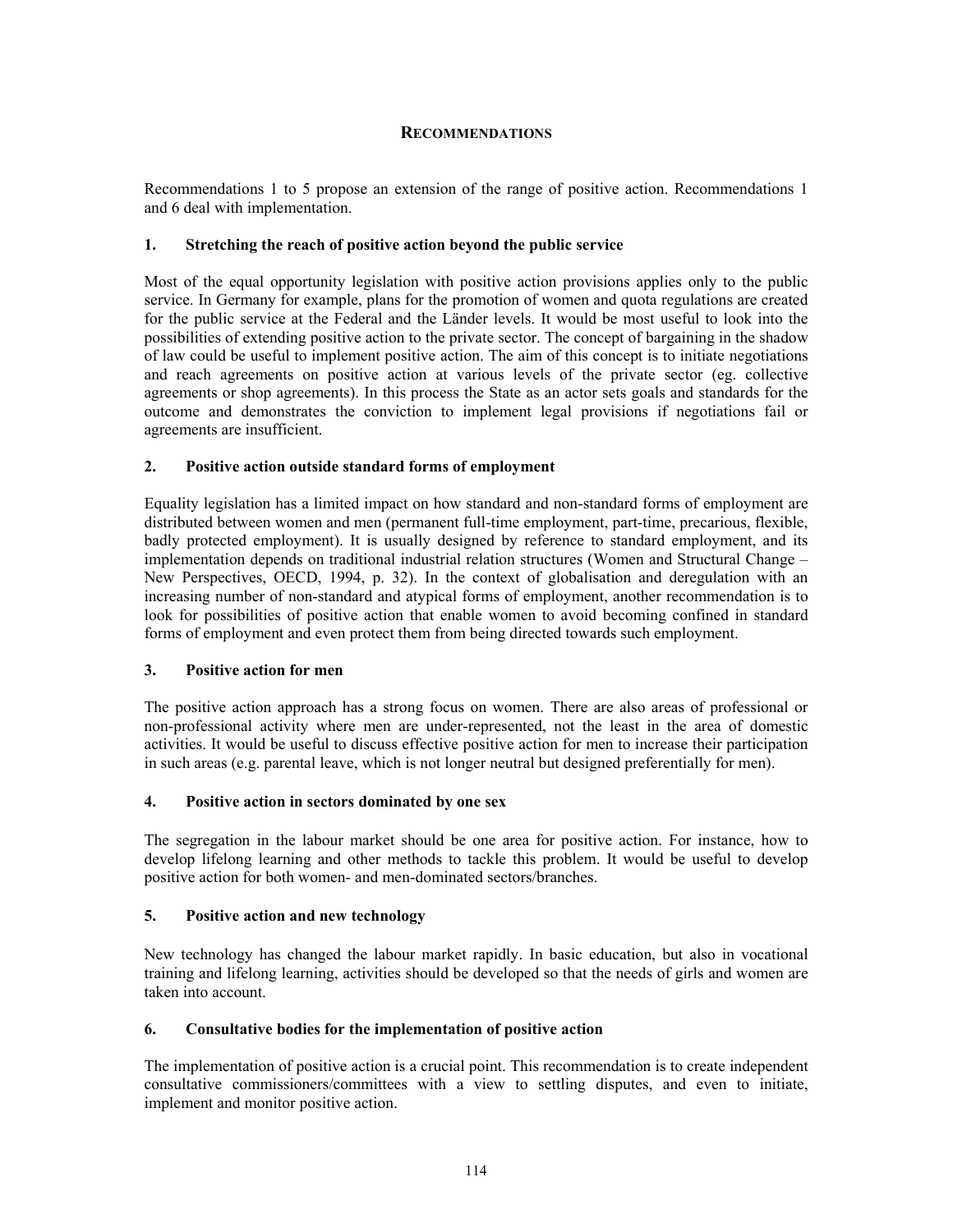## RECOMMENDATIONS

Recommendations 1 to 5 propose an extension of the range of positive action. Recommendations 1 and 6 deal with implementation.

### 1. Stretching the reach of positive action beyond the public service

Most of the equal opportunity legislation with positive action provisions applies only to the public service. In Germany for example, plans for the promotion of women and quota regulations are created for the public service at the Federal and the Länder levels. It would be most useful to look into the possibilities of extending positive action to the private sector. The concept of bargaining in the shadow of law could be useful to implement positive action. The aim of this concept is to initiate negotiations and reach agreements on positive action at various levels of the private sector (eg. collective agreements or shop agreements). In this process the State as an actor sets goals and standards for the outcome and demonstrates the conviction to implement legal provisions if negotiations fail or agreements are insufficient.

### 2. Positive action outside standard forms of employment

Equality legislation has a limited impact on how standard and non-standard forms of employment are distributed between women and men (permanent full-time employment, part-time, precarious, flexible, badly protected employment). It is usually designed by reference to standard employment, and its implementation depends on traditional industrial relation structures (Women and Structural Change – New Perspectives, OECD, 1994, p. 32). In the context of globalisation and deregulation with an increasing number of non-standard and atypical forms of employment, another recommendation is to look for possibilities of positive action that enable women to avoid becoming confined in standard forms of employment and even protect them from being directed towards such employment.

### 3. Positive action for men

The positive action approach has a strong focus on women. There are also areas of professional or non-professional activity where men are under-represented, not the least in the area of domestic activities. It would be useful to discuss effective positive action for men to increase their participation in such areas (e.g. parental leave, which is not longer neutral but designed preferentially for men).

### 4. Positive action in sectors dominated by one sex

The segregation in the labour market should be one area for positive action. For instance, how to develop lifelong learning and other methods to tackle this problem. It would be useful to develop positive action for both women- and men-dominated sectors/branches.

### 5. Positive action and new technology

New technology has changed the labour market rapidly. In basic education, but also in vocational training and lifelong learning, activities should be developed so that the needs of girls and women are taken into account.

### 6. Consultative bodies for the implementation of positive action

The implementation of positive action is a crucial point. This recommendation is to create independent consultative commissioners/committees with a view to settling disputes, and even to initiate, implement and monitor positive action.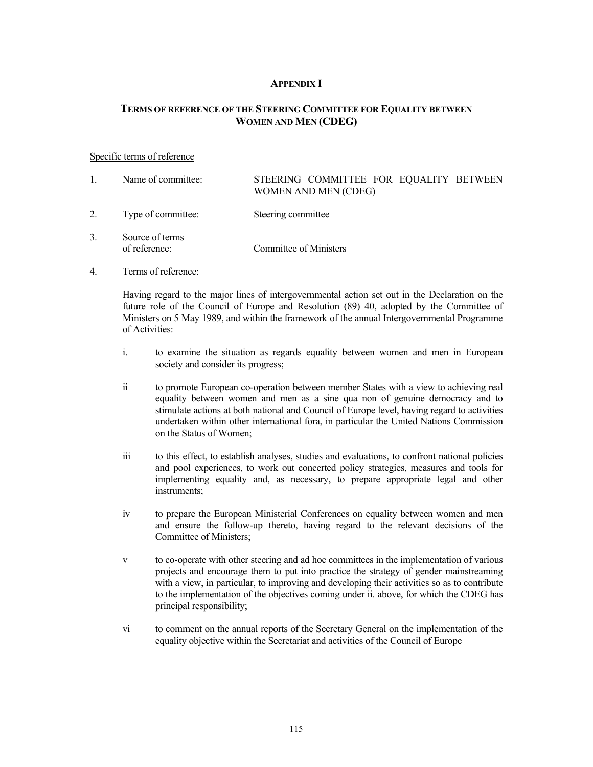## APPENDIX I

## TERMS OF REFERENCE OF THE STEERING COMMITTEE FOR EQUALITY BETWEEN WOMEN AND MEN (CDEG)

Specific terms of reference

1. Name of committee: STEERING COMMITTEE FOR EQUALITY BETWEEN WOMEN AND MEN (CDEG)

2. Type of committee: Steering committee

3. Source of terms of reference: Committee of Ministers

4. Terms of reference:

   Having regard to the major lines of intergovernmental action set out in the Declaration on the future role of the Council of Europe and Resolution (89) 40, adopted by the Committee of Ministers on 5 May 1989, and within the framework of the annual Intergovernmental Programme of Activities:

   i. to examine the situation as regards equality between women and men in European society and consider its progress;

   ii to promote European co-operation between member States with a view to achieving real equality between women and men as a sine qua non of genuine democracy and to stimulate actions at both national and Council of Europe level, having regard to activities undertaken within other international fora, in particular the United Nations Commission on the Status of Women;

   iii to this effect, to establish analyses, studies and evaluations, to confront national policies and pool experiences, to work out concerted policy strategies, measures and tools for implementing equality and, as necessary, to prepare appropriate legal and other instruments;

   iv to prepare the European Ministerial Conferences on equality between women and men and ensure the follow-up thereto, having regard to the relevant decisions of the Committee of Ministers;

   v to co-operate with other steering and ad hoc committees in the implementation of various projects and encourage them to put into practice the strategy of gender mainstreaming with a view, in particular, to improving and developing their activities so as to contribute to the implementation of the objectives coming under ii. above, for which the CDEG has principal responsibility;

   vi to comment on the annual reports of the Secretary General on the implementation of the equality objective within the Secretariat and activities of the Council of Europe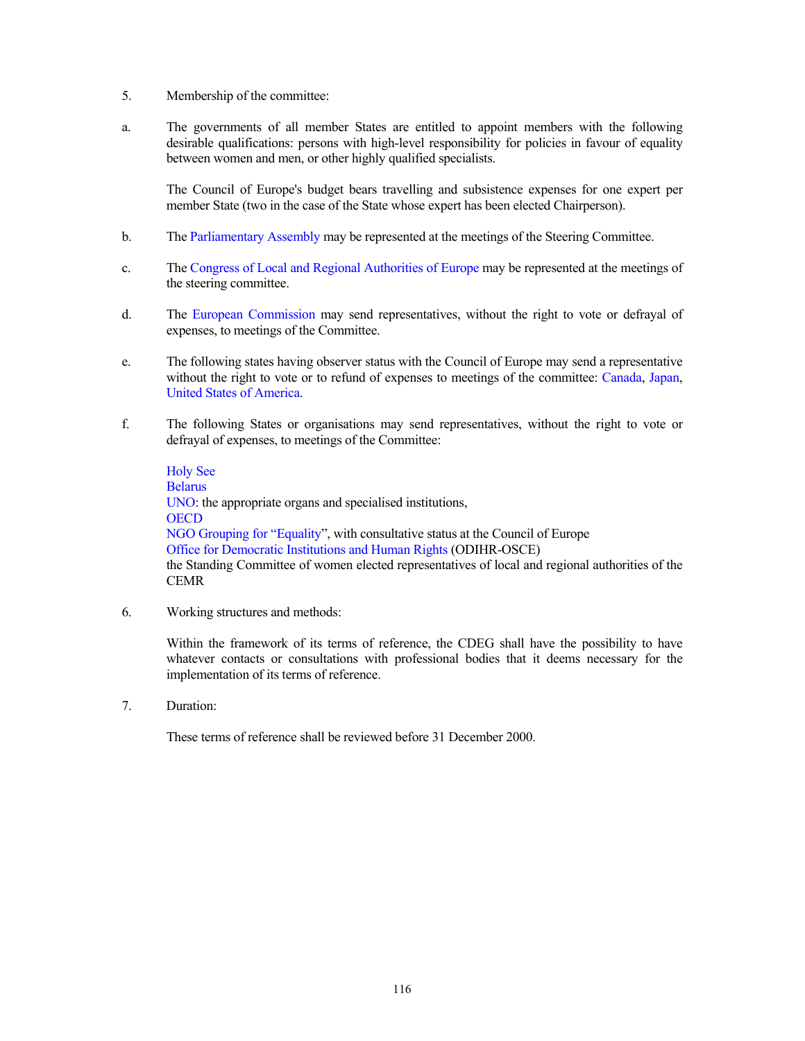5. Membership of the committee:

a. The governments of all member States are entitled to appoint members with the following desirable qualifications: persons with high-level responsibility for policies in favour of equality between women and men, or other highly qualified specialists.

   The Council of Europe's budget bears travelling and subsistence expenses for one expert per member State (two in the case of the State whose expert has been elected Chairperson).

b. The Parliamentary Assembly may be represented at the meetings of the Steering Committee.

c. The Congress of Local and Regional Authorities of Europe may be represented at the meetings of the steering committee.

d. The European Commission may send representatives, without the right to vote or defrayal of expenses, to meetings of the Committee.

e. The following states having observer status with the Council of Europe may send a representative without the right to vote or to refund of expenses to meetings of the committee: Canada, Japan, United States of America.

f. The following States or organisations may send representatives, without the right to vote or defrayal of expenses, to meetings of the Committee:

   Holy See
   Belarus
   UNO: the appropriate organs and specialised institutions,
   OECD
   NGO Grouping for "Equality", with consultative status at the Council of Europe
   Office for Democratic Institutions and Human Rights (ODIHR-OSCE)
   the Standing Committee of women elected representatives of local and regional authorities of the CEMR

6. Working structures and methods:

   Within the framework of its terms of reference, the CDEG shall have the possibility to have whatever contacts or consultations with professional bodies that it deems necessary for the implementation of its terms of reference.

7. Duration:

   These terms of reference shall be reviewed before 31 December 2000.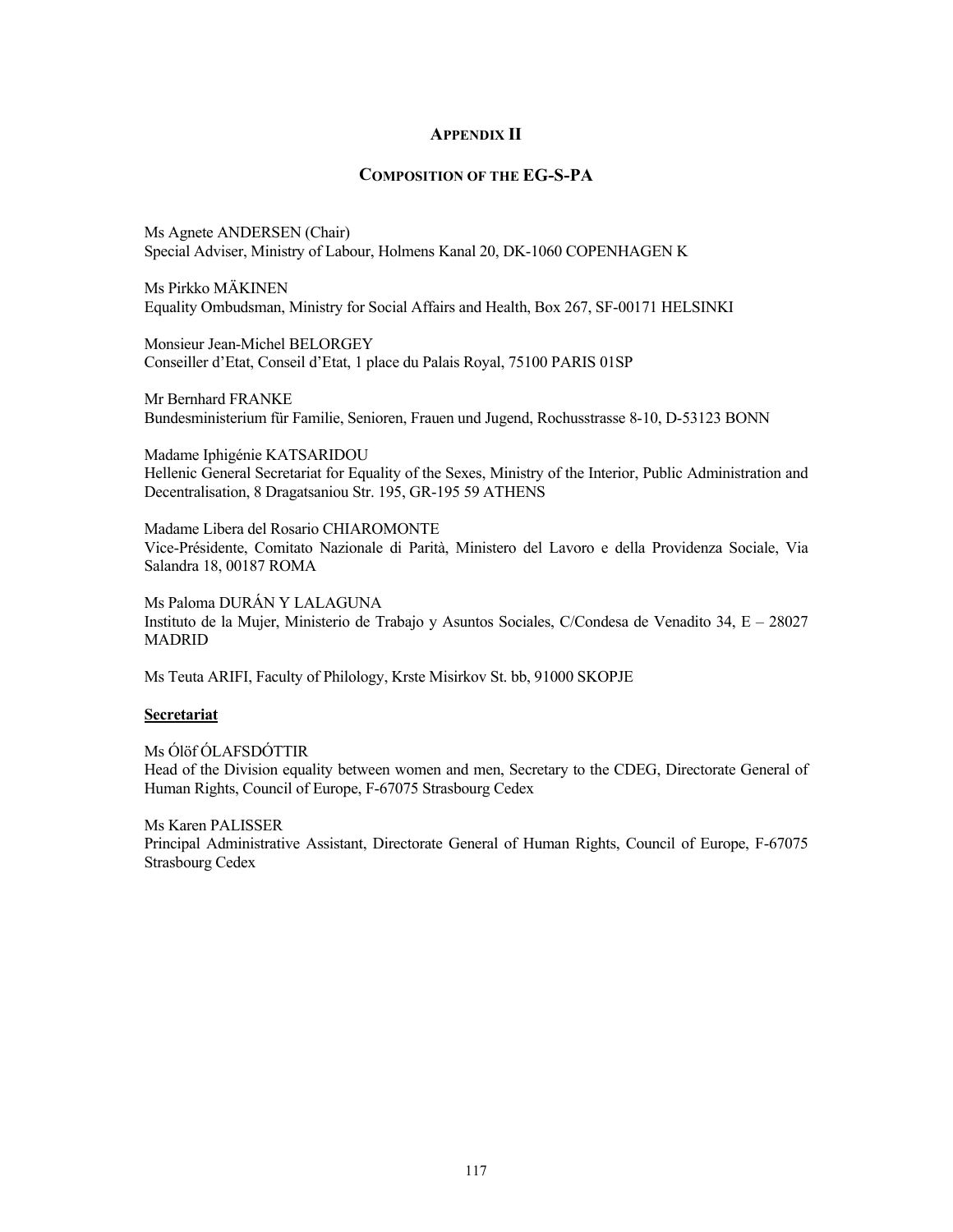## APPENDIX II

### COMPOSITION OF THE EG-S-PA

Ms Agnete ANDERSEN (Chair)
Special Adviser, Ministry of Labour, Holmens Kanal 20, DK-1060 COPENHAGEN K

Ms Pirkko MÄKINEN
Equality Ombudsman, Ministry for Social Affairs and Health, Box 267, SF-00171 HELSINKI

Monsieur Jean-Michel BELORGEY
Conseiller d'Etat, Conseil d'Etat, 1 place du Palais Royal, 75100 PARIS 01SP

Mr Bernhard FRANKE
Bundesministerium für Familie, Senioren, Frauen und Jugend, Rochusstrasse 8-10, D-53123 BONN

Madame Iphigénie KATSARIDOU
Hellenic General Secretariat for Equality of the Sexes, Ministry of the Interior, Public Administration and Decentralisation, 8 Dragatsaniou Str. 195, GR-195 59 ATHENS

Madame Libera del Rosario CHIAROMONTE
Vice-Présidente, Comitato Nazionale di Parità, Ministero del Lavoro e della Providenza Sociale, Via Salandra 18, 00187 ROMA

Ms Paloma DURÁN Y LALAGUNA
Instituto de la Mujer, Ministerio de Trabajo y Asuntos Sociales, C/Condesa de Venadito 34, E – 28027 MADRID

Ms Teuta ARIFI, Faculty of Philology, Krste Misirkov St. bb, 91000 SKOPJE

**Secretariat**

Ms Ólöf ÓLAFSDÓTTIR
Head of the Division equality between women and men, Secretary to the CDEG, Directorate General of Human Rights, Council of Europe, F-67075 Strasbourg Cedex

Ms Karen PALISSER
Principal Administrative Assistant, Directorate General of Human Rights, Council of Europe, F-67075 Strasbourg Cedex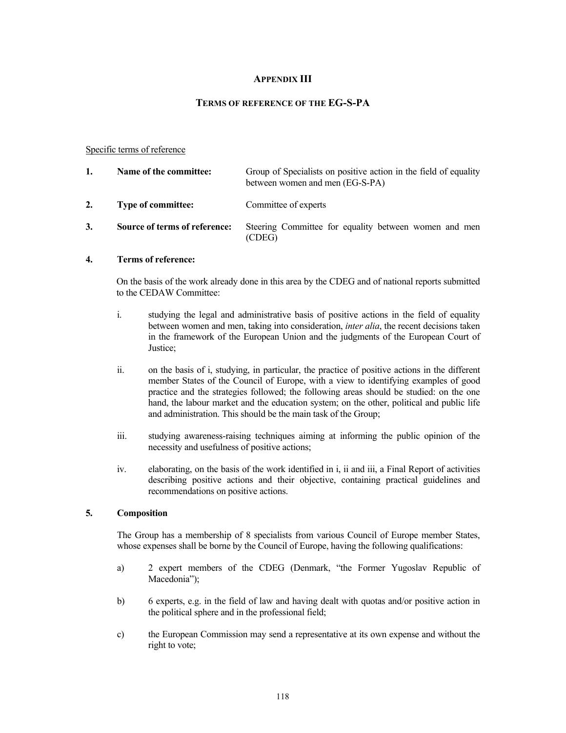# APPENDIX III

## TERMS OF REFERENCE OF THE EG-S-PA

Specific terms of reference

| | | |
|---|---|---|
| **1.** | **Name of the committee:** | Group of Specialists on positive action in the field of equality between women and men (EG-S-PA) |
| **2.** | **Type of committee:** | Committee of experts |
| **3.** | **Source of terms of reference:** | Steering Committee for equality between women and men (CDEG) |

**4. Terms of reference:**

On the basis of the work already done in this area by the CDEG and of national reports submitted to the CEDAW Committee:

i. studying the legal and administrative basis of positive actions in the field of equality between women and men, taking into consideration, *inter alia*, the recent decisions taken in the framework of the European Union and the judgments of the European Court of Justice;

ii. on the basis of i, studying, in particular, the practice of positive actions in the different member States of the Council of Europe, with a view to identifying examples of good practice and the strategies followed; the following areas should be studied: on the one hand, the labour market and the education system; on the other, political and public life and administration. This should be the main task of the Group;

iii. studying awareness-raising techniques aiming at informing the public opinion of the necessity and usefulness of positive actions;

iv. elaborating, on the basis of the work identified in i, ii and iii, a Final Report of activities describing positive actions and their objective, containing practical guidelines and recommendations on positive actions.

**5. Composition**

The Group has a membership of 8 specialists from various Council of Europe member States, whose expenses shall be borne by the Council of Europe, having the following qualifications:

a) 2 expert members of the CDEG (Denmark, "the Former Yugoslav Republic of Macedonia");

b) 6 experts, e.g. in the field of law and having dealt with quotas and/or positive action in the political sphere and in the professional field;

c) the European Commission may send a representative at its own expense and without the right to vote;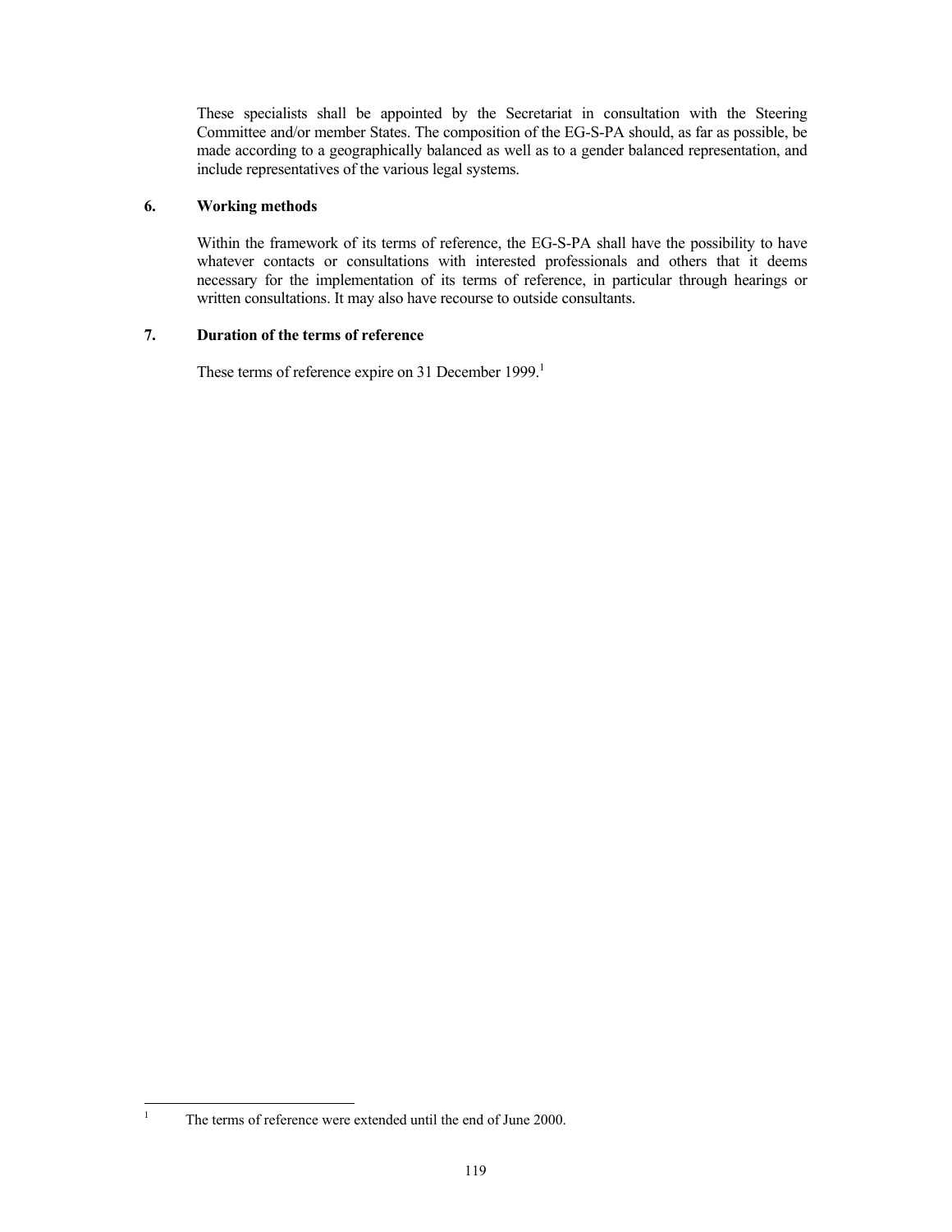These specialists shall be appointed by the Secretariat in consultation with the Steering Committee and/or member States. The composition of the EG-S-PA should, as far as possible, be made according to a geographically balanced as well as to a gender balanced representation, and include representatives of the various legal systems.

**6. Working methods**

Within the framework of its terms of reference, the EG-S-PA shall have the possibility to have whatever contacts or consultations with interested professionals and others that it deems necessary for the implementation of its terms of reference, in particular through hearings or written consultations. It may also have recourse to outside consultants.

**7. Duration of the terms of reference**

These terms of reference expire on 31 December 1999.[1]

---

[1] The terms of reference were extended until the end of June 2000.